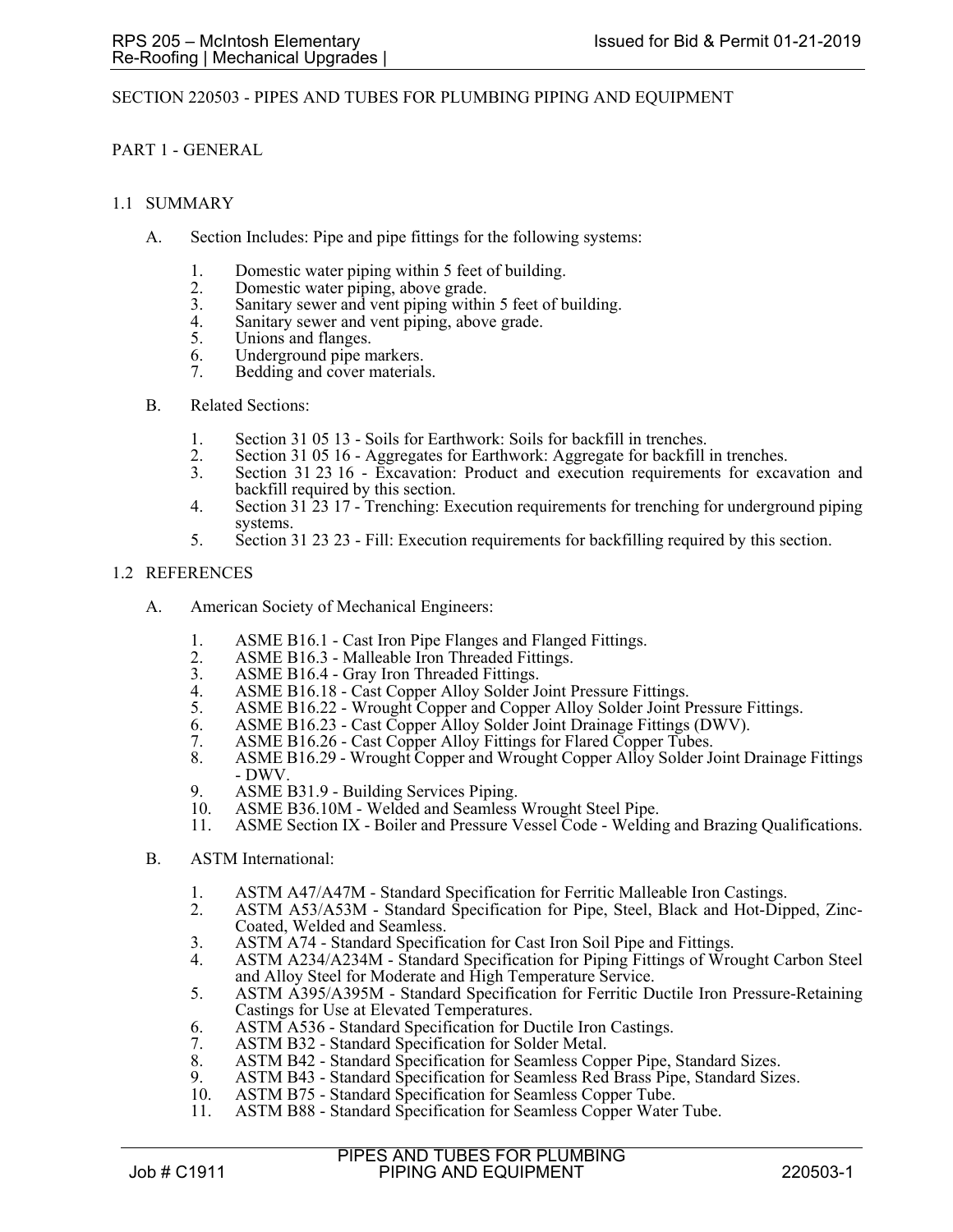# SECTION 220503 - PIPES AND TUBES FOR PLUMBING PIPING AND EQUIPMENT

## PART 1 - GENERAL

### 1.1 SUMMARY

A. Section Includes: Pipe and pipe fittings for the following systems:

1. Domestic water piping within 5 feet of building.
2. Domestic water piping, above grade.
3. Sanitary sewer and vent piping within 5 feet of building.
4. Sanitary sewer and vent piping, above grade.
5. Unions and flanges.
6. Underground pipe markers.
7. Bedding and cover materials.

B. Related Sections:

1. Section 31 05 13 - Soils for Earthwork: Soils for backfill in trenches.
2. Section 31 05 16 - Aggregates for Earthwork: Aggregate for backfill in trenches.
3. Section 31 23 16 - Excavation: Product and execution requirements for excavation and backfill required by this section.
4. Section 31 23 17 - Trenching: Execution requirements for trenching for underground piping systems.
5. Section 31 23 23 - Fill: Execution requirements for backfilling required by this section.

### 1.2 REFERENCES

A. American Society of Mechanical Engineers:

1. ASME B16.1 - Cast Iron Pipe Flanges and Flanged Fittings.
2. ASME B16.3 - Malleable Iron Threaded Fittings.
3. ASME B16.4 - Gray Iron Threaded Fittings.
4. ASME B16.18 - Cast Copper Alloy Solder Joint Pressure Fittings.
5. ASME B16.22 - Wrought Copper and Copper Alloy Solder Joint Pressure Fittings.
6. ASME B16.23 - Cast Copper Alloy Solder Joint Drainage Fittings (DWV).
7. ASME B16.26 - Cast Copper Alloy Fittings for Flared Copper Tubes.
8. ASME B16.29 - Wrought Copper and Wrought Copper Alloy Solder Joint Drainage Fittings - DWV.
9. ASME B31.9 - Building Services Piping.
10. ASME B36.10M - Welded and Seamless Wrought Steel Pipe.
11. ASME Section IX - Boiler and Pressure Vessel Code - Welding and Brazing Qualifications.

B. ASTM International:

1. ASTM A47/A47M - Standard Specification for Ferritic Malleable Iron Castings.
2. ASTM A53/A53M - Standard Specification for Pipe, Steel, Black and Hot-Dipped, Zinc-Coated, Welded and Seamless.
3. ASTM A74 - Standard Specification for Cast Iron Soil Pipe and Fittings.
4. ASTM A234/A234M - Standard Specification for Piping Fittings of Wrought Carbon Steel and Alloy Steel for Moderate and High Temperature Service.
5. ASTM A395/A395M - Standard Specification for Ferritic Ductile Iron Pressure-Retaining Castings for Use at Elevated Temperatures.
6. ASTM A536 - Standard Specification for Ductile Iron Castings.
7. ASTM B32 - Standard Specification for Solder Metal.
8. ASTM B42 - Standard Specification for Seamless Copper Pipe, Standard Sizes.
9. ASTM B43 - Standard Specification for Seamless Red Brass Pipe, Standard Sizes.
10. ASTM B75 - Standard Specification for Seamless Copper Tube.
11. ASTM B88 - Standard Specification for Seamless Copper Water Tube.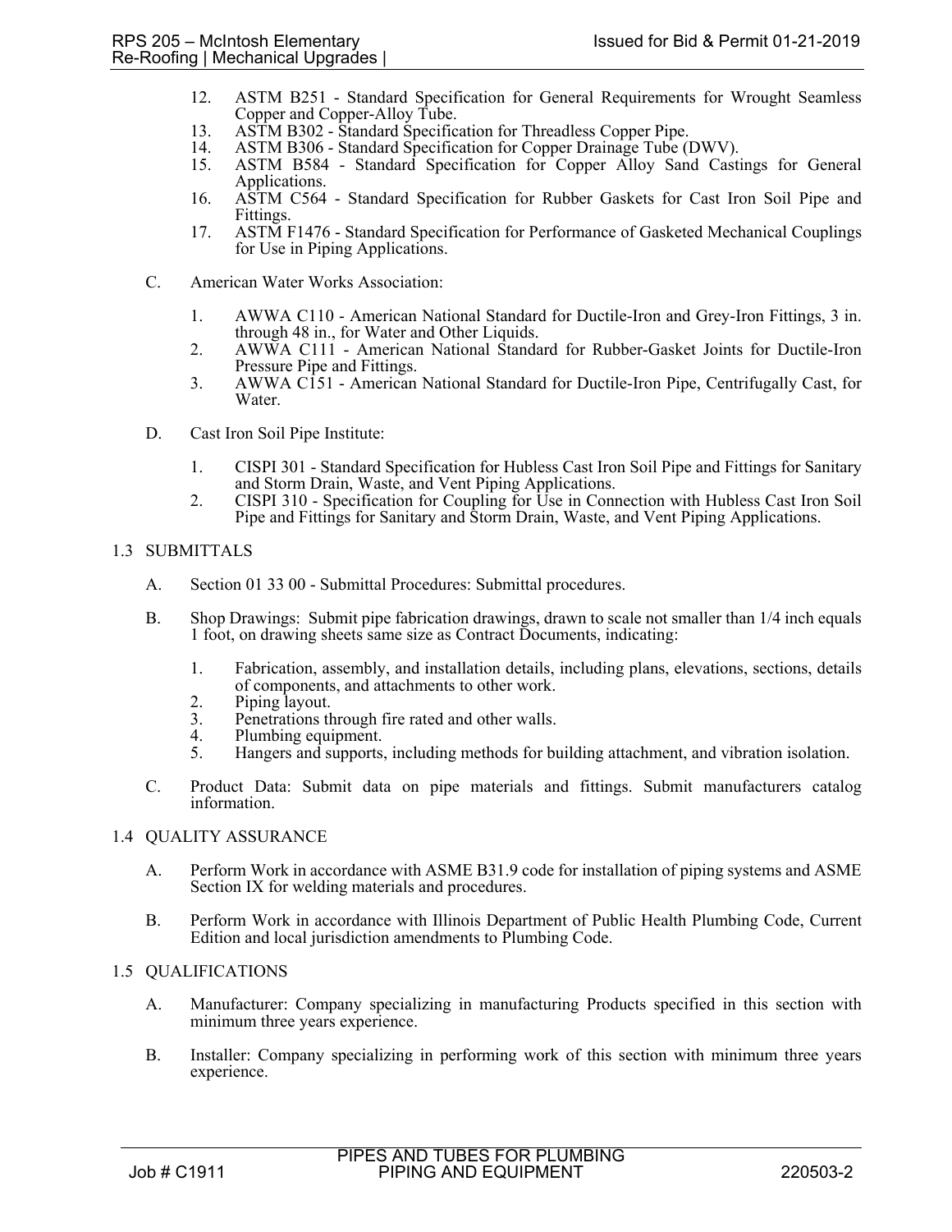12. ASTM B251 - Standard Specification for General Requirements for Wrought Seamless Copper and Copper-Alloy Tube.
13. ASTM B302 - Standard Specification for Threadless Copper Pipe.
14. ASTM B306 - Standard Specification for Copper Drainage Tube (DWV).
15. ASTM B584 - Standard Specification for Copper Alloy Sand Castings for General Applications.
16. ASTM C564 - Standard Specification for Rubber Gaskets for Cast Iron Soil Pipe and Fittings.
17. ASTM F1476 - Standard Specification for Performance of Gasketed Mechanical Couplings for Use in Piping Applications.

C. American Water Works Association:

1. AWWA C110 - American National Standard for Ductile-Iron and Grey-Iron Fittings, 3 in. through 48 in., for Water and Other Liquids.
2. AWWA C111 - American National Standard for Rubber-Gasket Joints for Ductile-Iron Pressure Pipe and Fittings.
3. AWWA C151 - American National Standard for Ductile-Iron Pipe, Centrifugally Cast, for Water.

D. Cast Iron Soil Pipe Institute:

1. CISPI 301 - Standard Specification for Hubless Cast Iron Soil Pipe and Fittings for Sanitary and Storm Drain, Waste, and Vent Piping Applications.
2. CISPI 310 - Specification for Coupling for Use in Connection with Hubless Cast Iron Soil Pipe and Fittings for Sanitary and Storm Drain, Waste, and Vent Piping Applications.

## 1.3 SUBMITTALS

A. Section 01 33 00 - Submittal Procedures: Submittal procedures.

B. Shop Drawings: Submit pipe fabrication drawings, drawn to scale not smaller than 1/4 inch equals 1 foot, on drawing sheets same size as Contract Documents, indicating:

1. Fabrication, assembly, and installation details, including plans, elevations, sections, details of components, and attachments to other work.
2. Piping layout.
3. Penetrations through fire rated and other walls.
4. Plumbing equipment.
5. Hangers and supports, including methods for building attachment, and vibration isolation.

C. Product Data: Submit data on pipe materials and fittings. Submit manufacturers catalog information.

## 1.4 QUALITY ASSURANCE

A. Perform Work in accordance with ASME B31.9 code for installation of piping systems and ASME Section IX for welding materials and procedures.

B. Perform Work in accordance with Illinois Department of Public Health Plumbing Code, Current Edition and local jurisdiction amendments to Plumbing Code.

## 1.5 QUALIFICATIONS

A. Manufacturer: Company specializing in manufacturing Products specified in this section with minimum three years experience.

B. Installer: Company specializing in performing work of this section with minimum three years experience.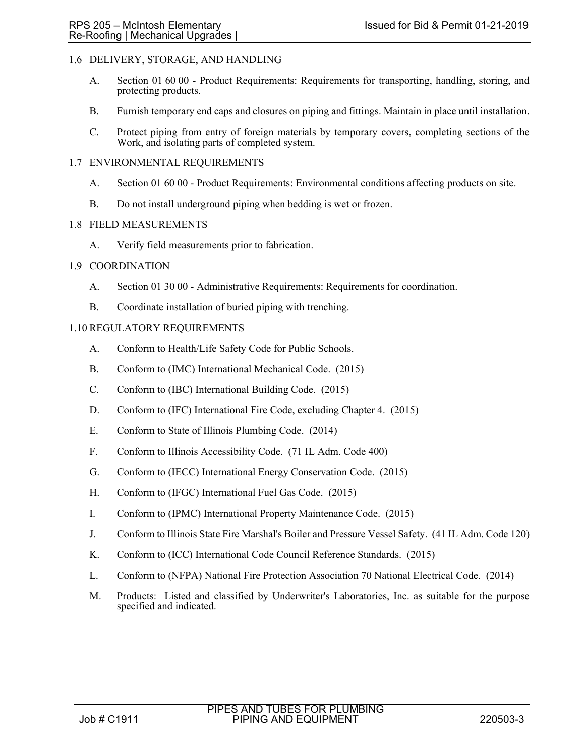## 1.6 DELIVERY, STORAGE, AND HANDLING

A. Section 01 60 00 - Product Requirements: Requirements for transporting, handling, storing, and protecting products.

B. Furnish temporary end caps and closures on piping and fittings. Maintain in place until installation.

C. Protect piping from entry of foreign materials by temporary covers, completing sections of the Work, and isolating parts of completed system.

## 1.7 ENVIRONMENTAL REQUIREMENTS

A. Section 01 60 00 - Product Requirements: Environmental conditions affecting products on site.

B. Do not install underground piping when bedding is wet or frozen.

## 1.8 FIELD MEASUREMENTS

A. Verify field measurements prior to fabrication.

## 1.9 COORDINATION

A. Section 01 30 00 - Administrative Requirements: Requirements for coordination.

B. Coordinate installation of buried piping with trenching.

## 1.10 REGULATORY REQUIREMENTS

A. Conform to Health/Life Safety Code for Public Schools.

B. Conform to (IMC) International Mechanical Code. (2015)

C. Conform to (IBC) International Building Code. (2015)

D. Conform to (IFC) International Fire Code, excluding Chapter 4. (2015)

E. Conform to State of Illinois Plumbing Code. (2014)

F. Conform to Illinois Accessibility Code. (71 IL Adm. Code 400)

G. Conform to (IECC) International Energy Conservation Code. (2015)

H. Conform to (IFGC) International Fuel Gas Code. (2015)

I. Conform to (IPMC) International Property Maintenance Code. (2015)

J. Conform to Illinois State Fire Marshal's Boiler and Pressure Vessel Safety. (41 IL Adm. Code 120)

K. Conform to (ICC) International Code Council Reference Standards. (2015)

L. Conform to (NFPA) National Fire Protection Association 70 National Electrical Code. (2014)

M. Products: Listed and classified by Underwriter's Laboratories, Inc. as suitable for the purpose specified and indicated.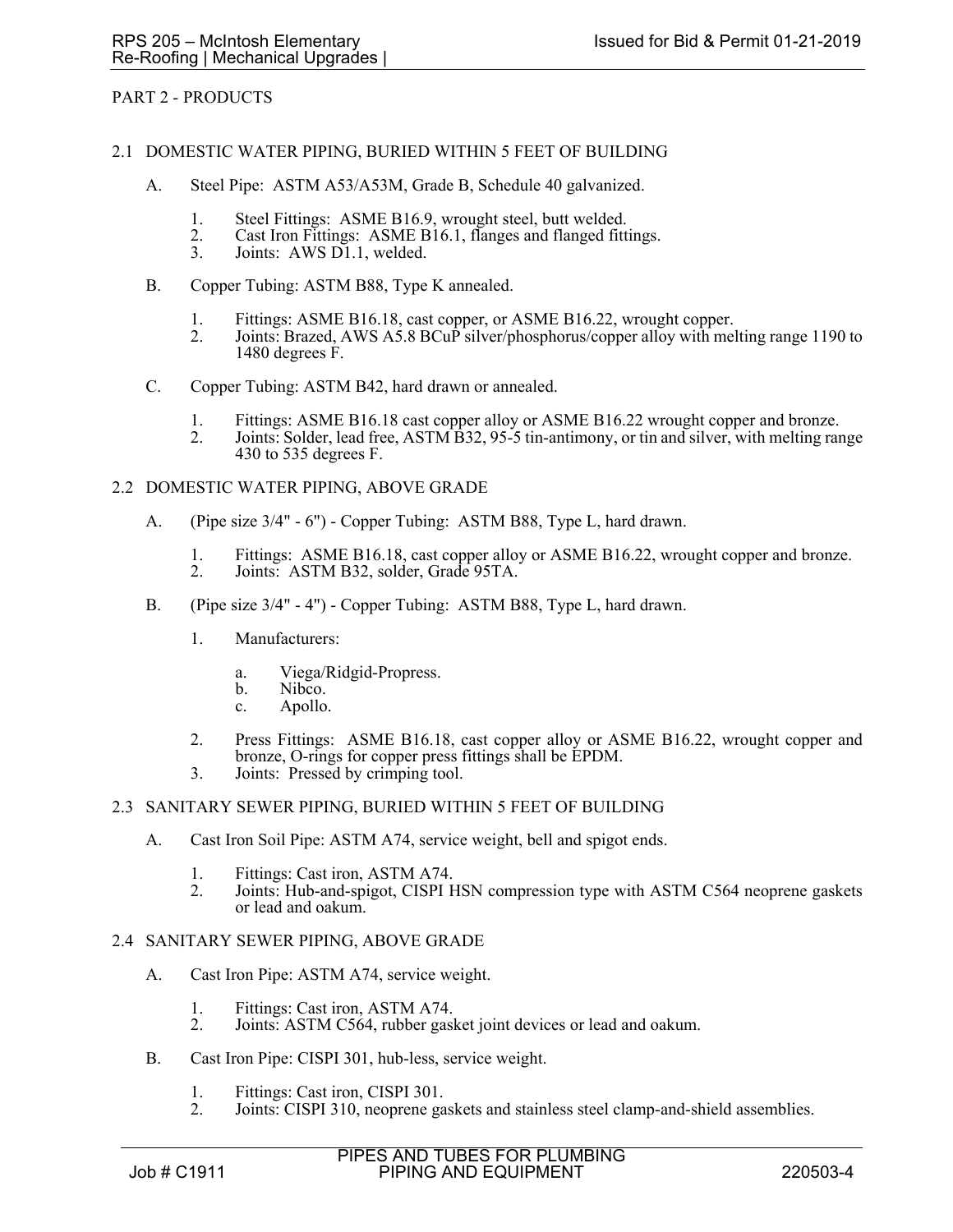## PART 2 - PRODUCTS

### 2.1 DOMESTIC WATER PIPING, BURIED WITHIN 5 FEET OF BUILDING

A. Steel Pipe: ASTM A53/A53M, Grade B, Schedule 40 galvanized.

   1. Steel Fittings: ASME B16.9, wrought steel, butt welded.
   2. Cast Iron Fittings: ASME B16.1, flanges and flanged fittings.
   3. Joints: AWS D1.1, welded.

B. Copper Tubing: ASTM B88, Type K annealed.

   1. Fittings: ASME B16.18, cast copper, or ASME B16.22, wrought copper.
   2. Joints: Brazed, AWS A5.8 BCuP silver/phosphorus/copper alloy with melting range 1190 to 1480 degrees F.

C. Copper Tubing: ASTM B42, hard drawn or annealed.

   1. Fittings: ASME B16.18 cast copper alloy or ASME B16.22 wrought copper and bronze.
   2. Joints: Solder, lead free, ASTM B32, 95-5 tin-antimony, or tin and silver, with melting range 430 to 535 degrees F.

### 2.2 DOMESTIC WATER PIPING, ABOVE GRADE

A. (Pipe size 3/4" - 6") - Copper Tubing: ASTM B88, Type L, hard drawn.

   1. Fittings: ASME B16.18, cast copper alloy or ASME B16.22, wrought copper and bronze.
   2. Joints: ASTM B32, solder, Grade 95TA.

B. (Pipe size 3/4" - 4") - Copper Tubing: ASTM B88, Type L, hard drawn.

   1. Manufacturers:

      a. Viega/Ridgid-Propress.
      b. Nibco.
      c. Apollo.

   2. Press Fittings: ASME B16.18, cast copper alloy or ASME B16.22, wrought copper and bronze, O-rings for copper press fittings shall be EPDM.
   3. Joints: Pressed by crimping tool.

### 2.3 SANITARY SEWER PIPING, BURIED WITHIN 5 FEET OF BUILDING

A. Cast Iron Soil Pipe: ASTM A74, service weight, bell and spigot ends.

   1. Fittings: Cast iron, ASTM A74.
   2. Joints: Hub-and-spigot, CISPI HSN compression type with ASTM C564 neoprene gaskets or lead and oakum.

### 2.4 SANITARY SEWER PIPING, ABOVE GRADE

A. Cast Iron Pipe: ASTM A74, service weight.

   1. Fittings: Cast iron, ASTM A74.
   2. Joints: ASTM C564, rubber gasket joint devices or lead and oakum.

B. Cast Iron Pipe: CISPI 301, hub-less, service weight.

   1. Fittings: Cast iron, CISPI 301.
   2. Joints: CISPI 310, neoprene gaskets and stainless steel clamp-and-shield assemblies.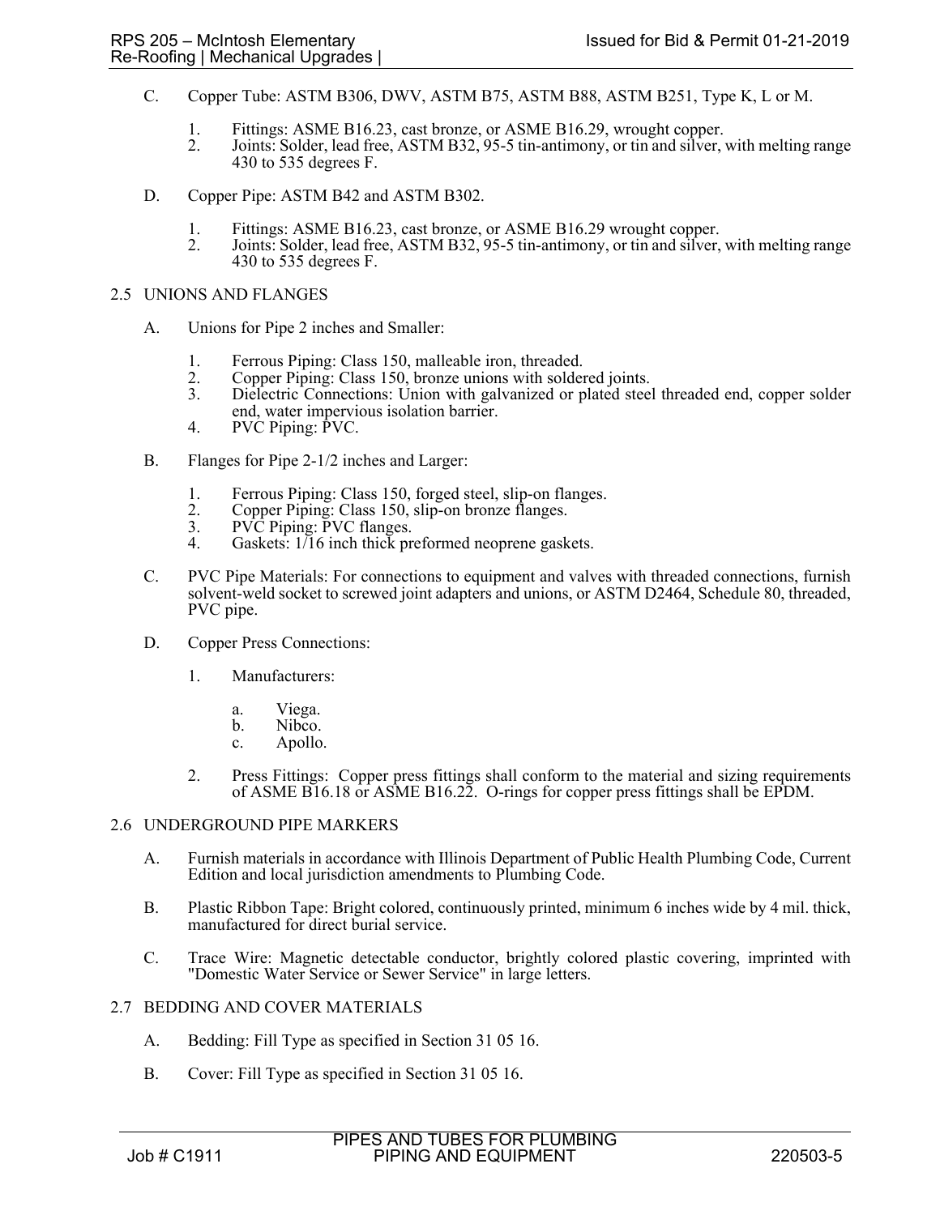C. Copper Tube: ASTM B306, DWV, ASTM B75, ASTM B88, ASTM B251, Type K, L or M.

   1. Fittings: ASME B16.23, cast bronze, or ASME B16.29, wrought copper.
   2. Joints: Solder, lead free, ASTM B32, 95-5 tin-antimony, or tin and silver, with melting range 430 to 535 degrees F.

D. Copper Pipe: ASTM B42 and ASTM B302.

   1. Fittings: ASME B16.23, cast bronze, or ASME B16.29 wrought copper.
   2. Joints: Solder, lead free, ASTM B32, 95-5 tin-antimony, or tin and silver, with melting range 430 to 535 degrees F.

## 2.5 UNIONS AND FLANGES

A. Unions for Pipe 2 inches and Smaller:

   1. Ferrous Piping: Class 150, malleable iron, threaded.
   2. Copper Piping: Class 150, bronze unions with soldered joints.
   3. Dielectric Connections: Union with galvanized or plated steel threaded end, copper solder end, water impervious isolation barrier.
   4. PVC Piping: PVC.

B. Flanges for Pipe 2-1/2 inches and Larger:

   1. Ferrous Piping: Class 150, forged steel, slip-on flanges.
   2. Copper Piping: Class 150, slip-on bronze flanges.
   3. PVC Piping: PVC flanges.
   4. Gaskets: 1/16 inch thick preformed neoprene gaskets.

C. PVC Pipe Materials: For connections to equipment and valves with threaded connections, furnish solvent-weld socket to screwed joint adapters and unions, or ASTM D2464, Schedule 80, threaded, PVC pipe.

D. Copper Press Connections:

   1. Manufacturers:

      a. Viega.
      b. Nibco.
      c. Apollo.

   2. Press Fittings: Copper press fittings shall conform to the material and sizing requirements of ASME B16.18 or ASME B16.22. O-rings for copper press fittings shall be EPDM.

## 2.6 UNDERGROUND PIPE MARKERS

A. Furnish materials in accordance with Illinois Department of Public Health Plumbing Code, Current Edition and local jurisdiction amendments to Plumbing Code.

B. Plastic Ribbon Tape: Bright colored, continuously printed, minimum 6 inches wide by 4 mil. thick, manufactured for direct burial service.

C. Trace Wire: Magnetic detectable conductor, brightly colored plastic covering, imprinted with "Domestic Water Service or Sewer Service" in large letters.

## 2.7 BEDDING AND COVER MATERIALS

A. Bedding: Fill Type as specified in Section 31 05 16.

B. Cover: Fill Type as specified in Section 31 05 16.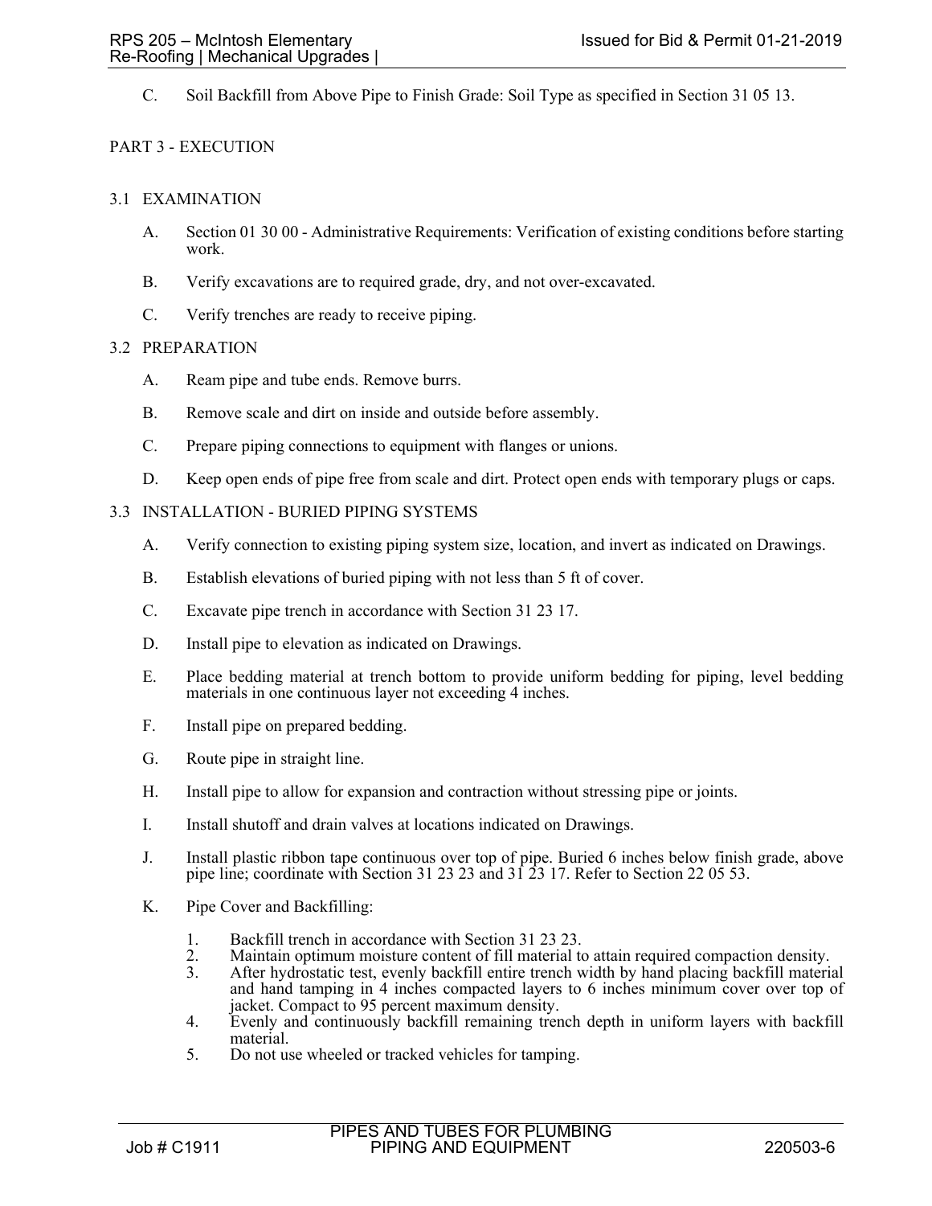C. Soil Backfill from Above Pipe to Finish Grade: Soil Type as specified in Section 31 05 13.

## PART 3 - EXECUTION

### 3.1 EXAMINATION

A. Section 01 30 00 - Administrative Requirements: Verification of existing conditions before starting work.

B. Verify excavations are to required grade, dry, and not over-excavated.

C. Verify trenches are ready to receive piping.

### 3.2 PREPARATION

A. Ream pipe and tube ends. Remove burrs.

B. Remove scale and dirt on inside and outside before assembly.

C. Prepare piping connections to equipment with flanges or unions.

D. Keep open ends of pipe free from scale and dirt. Protect open ends with temporary plugs or caps.

### 3.3 INSTALLATION - BURIED PIPING SYSTEMS

A. Verify connection to existing piping system size, location, and invert as indicated on Drawings.

B. Establish elevations of buried piping with not less than 5 ft of cover.

C. Excavate pipe trench in accordance with Section 31 23 17.

D. Install pipe to elevation as indicated on Drawings.

E. Place bedding material at trench bottom to provide uniform bedding for piping, level bedding materials in one continuous layer not exceeding 4 inches.

F. Install pipe on prepared bedding.

G. Route pipe in straight line.

H. Install pipe to allow for expansion and contraction without stressing pipe or joints.

I. Install shutoff and drain valves at locations indicated on Drawings.

J. Install plastic ribbon tape continuous over top of pipe. Buried 6 inches below finish grade, above pipe line; coordinate with Section 31 23 23 and 31 23 17. Refer to Section 22 05 53.

K. Pipe Cover and Backfilling:

1. Backfill trench in accordance with Section 31 23 23.
2. Maintain optimum moisture content of fill material to attain required compaction density.
3. After hydrostatic test, evenly backfill entire trench width by hand placing backfill material and hand tamping in 4 inches compacted layers to 6 inches minimum cover over top of jacket. Compact to 95 percent maximum density.
4. Evenly and continuously backfill remaining trench depth in uniform layers with backfill material.
5. Do not use wheeled or tracked vehicles for tamping.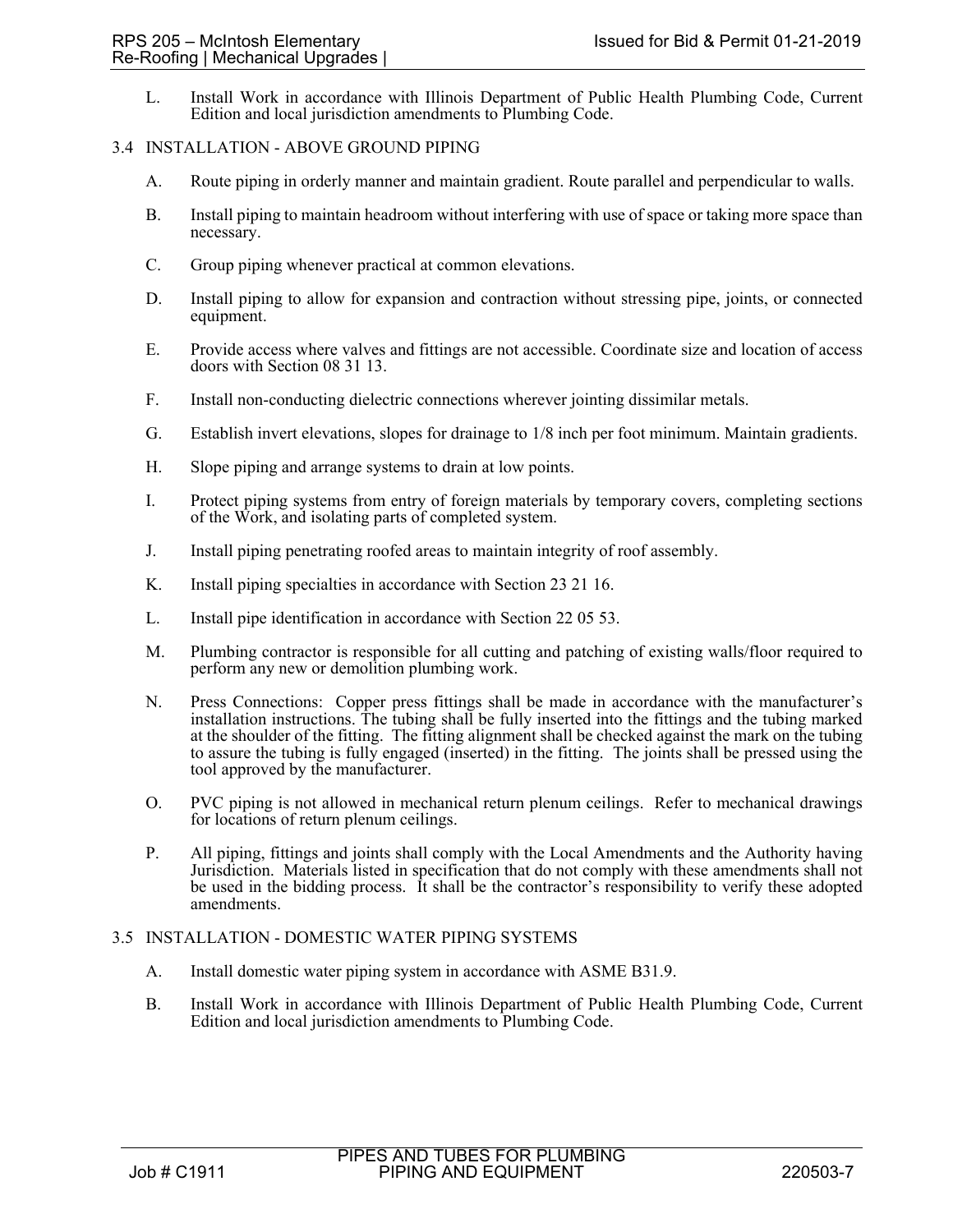L. Install Work in accordance with Illinois Department of Public Health Plumbing Code, Current Edition and local jurisdiction amendments to Plumbing Code.

## 3.4 INSTALLATION - ABOVE GROUND PIPING

A. Route piping in orderly manner and maintain gradient. Route parallel and perpendicular to walls.

B. Install piping to maintain headroom without interfering with use of space or taking more space than necessary.

C. Group piping whenever practical at common elevations.

D. Install piping to allow for expansion and contraction without stressing pipe, joints, or connected equipment.

E. Provide access where valves and fittings are not accessible. Coordinate size and location of access doors with Section 08 31 13.

F. Install non-conducting dielectric connections wherever jointing dissimilar metals.

G. Establish invert elevations, slopes for drainage to 1/8 inch per foot minimum. Maintain gradients.

H. Slope piping and arrange systems to drain at low points.

I. Protect piping systems from entry of foreign materials by temporary covers, completing sections of the Work, and isolating parts of completed system.

J. Install piping penetrating roofed areas to maintain integrity of roof assembly.

K. Install piping specialties in accordance with Section 23 21 16.

L. Install pipe identification in accordance with Section 22 05 53.

M. Plumbing contractor is responsible for all cutting and patching of existing walls/floor required to perform any new or demolition plumbing work.

N. Press Connections: Copper press fittings shall be made in accordance with the manufacturer's installation instructions. The tubing shall be fully inserted into the fittings and the tubing marked at the shoulder of the fitting. The fitting alignment shall be checked against the mark on the tubing to assure the tubing is fully engaged (inserted) in the fitting. The joints shall be pressed using the tool approved by the manufacturer.

O. PVC piping is not allowed in mechanical return plenum ceilings. Refer to mechanical drawings for locations of return plenum ceilings.

P. All piping, fittings and joints shall comply with the Local Amendments and the Authority having Jurisdiction. Materials listed in specification that do not comply with these amendments shall not be used in the bidding process. It shall be the contractor's responsibility to verify these adopted amendments.

## 3.5 INSTALLATION - DOMESTIC WATER PIPING SYSTEMS

A. Install domestic water piping system in accordance with ASME B31.9.

B. Install Work in accordance with Illinois Department of Public Health Plumbing Code, Current Edition and local jurisdiction amendments to Plumbing Code.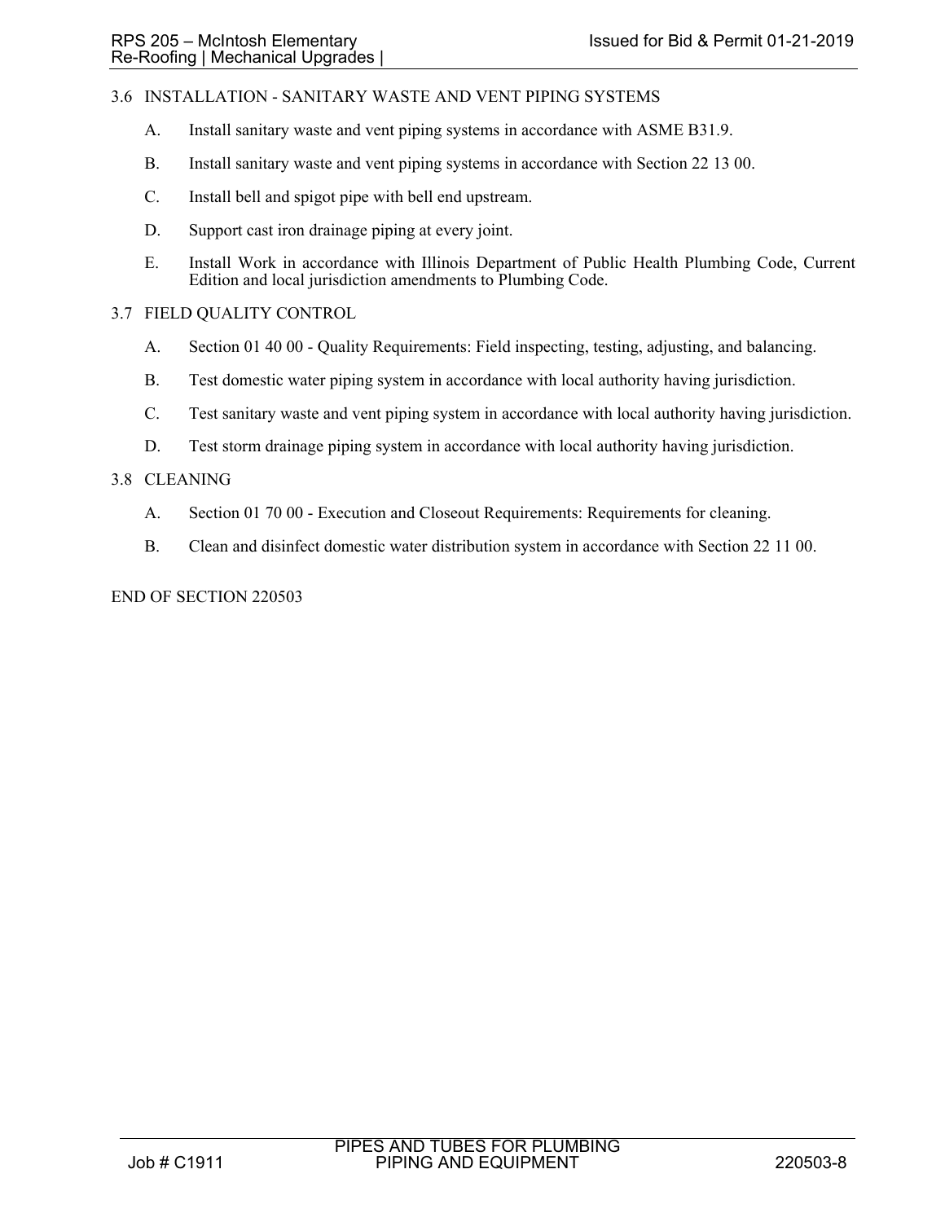## 3.6 INSTALLATION - SANITARY WASTE AND VENT PIPING SYSTEMS

A. Install sanitary waste and vent piping systems in accordance with ASME B31.9.

B. Install sanitary waste and vent piping systems in accordance with Section 22 13 00.

C. Install bell and spigot pipe with bell end upstream.

D. Support cast iron drainage piping at every joint.

E. Install Work in accordance with Illinois Department of Public Health Plumbing Code, Current Edition and local jurisdiction amendments to Plumbing Code.

## 3.7 FIELD QUALITY CONTROL

A. Section 01 40 00 - Quality Requirements: Field inspecting, testing, adjusting, and balancing.

B. Test domestic water piping system in accordance with local authority having jurisdiction.

C. Test sanitary waste and vent piping system in accordance with local authority having jurisdiction.

D. Test storm drainage piping system in accordance with local authority having jurisdiction.

## 3.8 CLEANING

A. Section 01 70 00 - Execution and Closeout Requirements: Requirements for cleaning.

B. Clean and disinfect domestic water distribution system in accordance with Section 22 11 00.

END OF SECTION 220503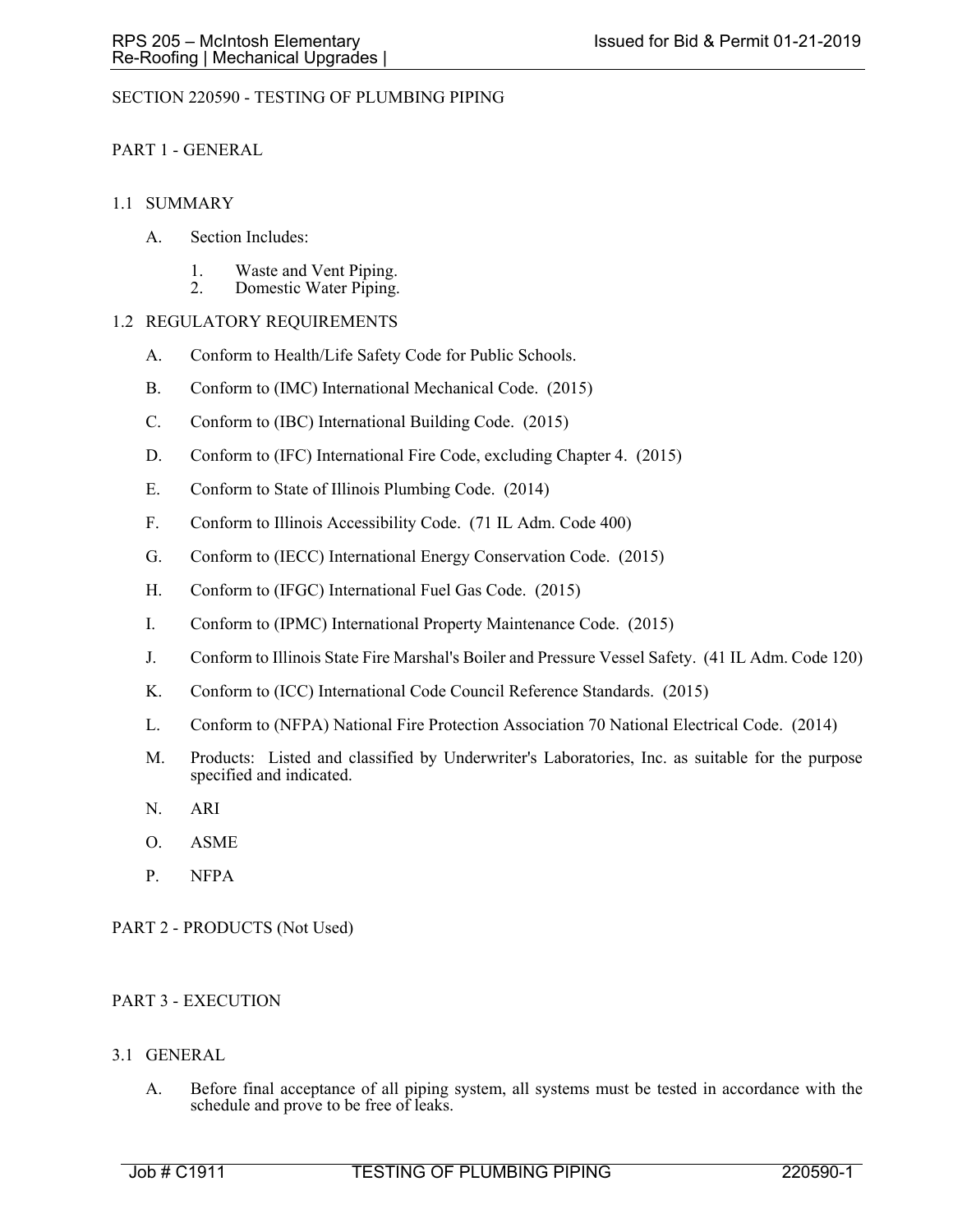# SECTION 220590 - TESTING OF PLUMBING PIPING

## PART 1 - GENERAL

### 1.1 SUMMARY

A. Section Includes:

1. Waste and Vent Piping.
2. Domestic Water Piping.

### 1.2 REGULATORY REQUIREMENTS

A. Conform to Health/Life Safety Code for Public Schools.

B. Conform to (IMC) International Mechanical Code. (2015)

C. Conform to (IBC) International Building Code. (2015)

D. Conform to (IFC) International Fire Code, excluding Chapter 4. (2015)

E. Conform to State of Illinois Plumbing Code. (2014)

F. Conform to Illinois Accessibility Code. (71 IL Adm. Code 400)

G. Conform to (IECC) International Energy Conservation Code. (2015)

H. Conform to (IFGC) International Fuel Gas Code. (2015)

I. Conform to (IPMC) International Property Maintenance Code. (2015)

J. Conform to Illinois State Fire Marshal's Boiler and Pressure Vessel Safety. (41 IL Adm. Code 120)

K. Conform to (ICC) International Code Council Reference Standards. (2015)

L. Conform to (NFPA) National Fire Protection Association 70 National Electrical Code. (2014)

M. Products: Listed and classified by Underwriter's Laboratories, Inc. as suitable for the purpose specified and indicated.

N. ARI

O. ASME

P. NFPA

## PART 2 - PRODUCTS (Not Used)

## PART 3 - EXECUTION

### 3.1 GENERAL

A. Before final acceptance of all piping system, all systems must be tested in accordance with the schedule and prove to be free of leaks.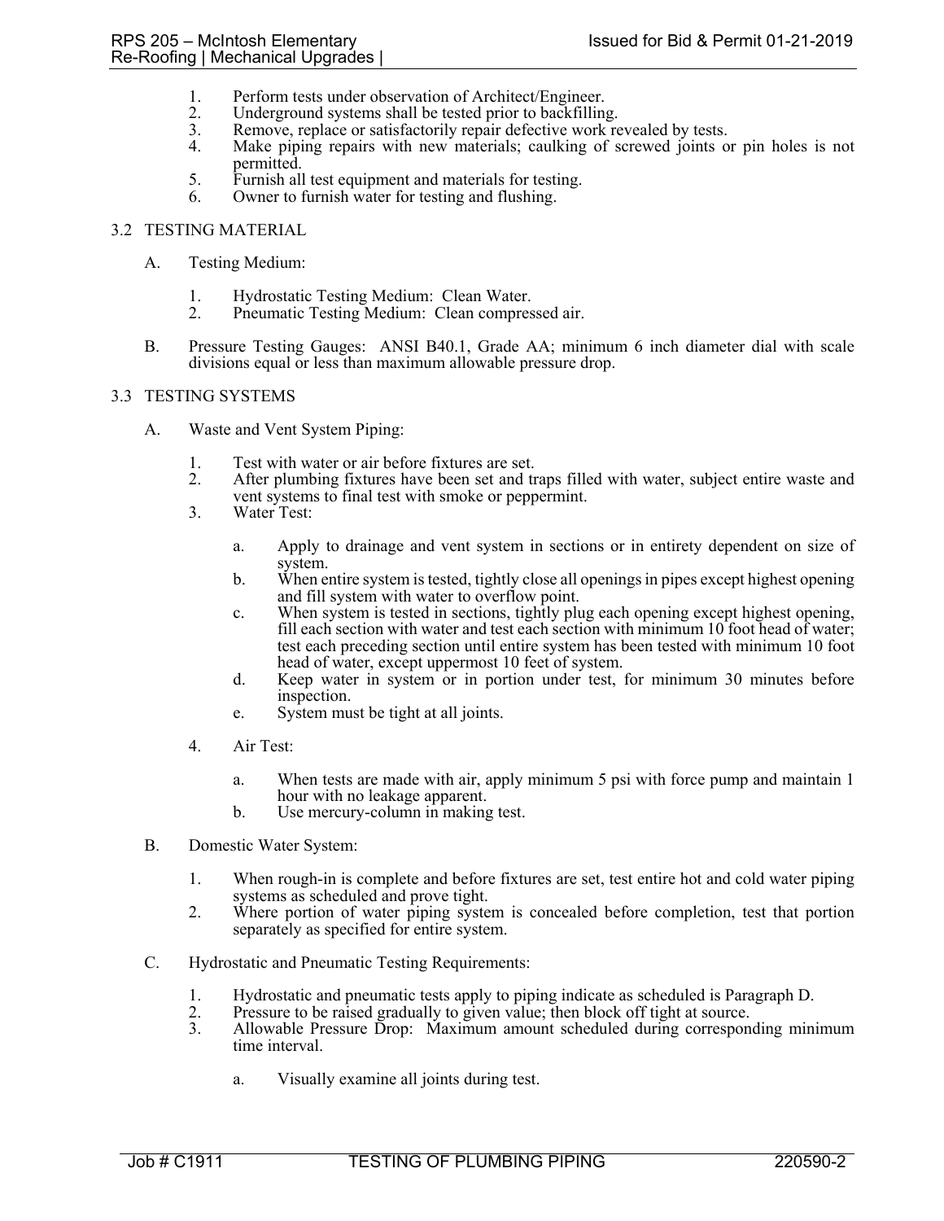1. Perform tests under observation of Architect/Engineer.
2. Underground systems shall be tested prior to backfilling.
3. Remove, replace or satisfactorily repair defective work revealed by tests.
4. Make piping repairs with new materials; caulking of screwed joints or pin holes is not permitted.
5. Furnish all test equipment and materials for testing.
6. Owner to furnish water for testing and flushing.

## 3.2 TESTING MATERIAL

A. Testing Medium:

1. Hydrostatic Testing Medium: Clean Water.
2. Pneumatic Testing Medium: Clean compressed air.

B. Pressure Testing Gauges: ANSI B40.1, Grade AA; minimum 6 inch diameter dial with scale divisions equal or less than maximum allowable pressure drop.

## 3.3 TESTING SYSTEMS

A. Waste and Vent System Piping:

1. Test with water or air before fixtures are set.
2. After plumbing fixtures have been set and traps filled with water, subject entire waste and vent systems to final test with smoke or peppermint.
3. Water Test:
   a. Apply to drainage and vent system in sections or in entirety dependent on size of system.
   b. When entire system is tested, tightly close all openings in pipes except highest opening and fill system with water to overflow point.
   c. When system is tested in sections, tightly plug each opening except highest opening, fill each section with water and test each section with minimum 10 foot head of water; test each preceding section until entire system has been tested with minimum 10 foot head of water, except uppermost 10 feet of system.
   d. Keep water in system or in portion under test, for minimum 30 minutes before inspection.
   e. System must be tight at all joints.
4. Air Test:
   a. When tests are made with air, apply minimum 5 psi with force pump and maintain 1 hour with no leakage apparent.
   b. Use mercury-column in making test.

B. Domestic Water System:

1. When rough-in is complete and before fixtures are set, test entire hot and cold water piping systems as scheduled and prove tight.
2. Where portion of water piping system is concealed before completion, test that portion separately as specified for entire system.

C. Hydrostatic and Pneumatic Testing Requirements:

1. Hydrostatic and pneumatic tests apply to piping indicate as scheduled is Paragraph D.
2. Pressure to be raised gradually to given value; then block off tight at source.
3. Allowable Pressure Drop: Maximum amount scheduled during corresponding minimum time interval.
   a. Visually examine all joints during test.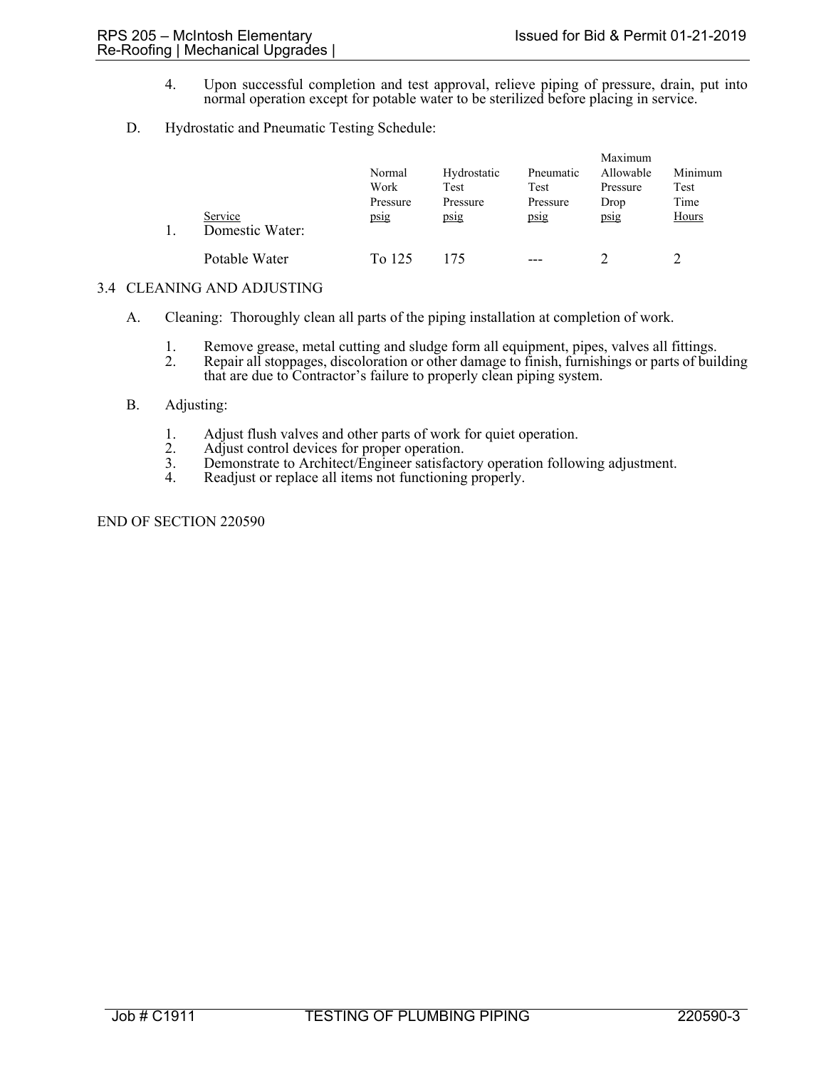4. Upon successful completion and test approval, relieve piping of pressure, drain, put into normal operation except for potable water to be sterilized before placing in service.

D. Hydrostatic and Pneumatic Testing Schedule:

| | Service | Normal Work Pressure psig | Hydrostatic Test Pressure psig | Pneumatic Test Pressure psig | Maximum Allowable Pressure Drop psig | Minimum Test Time Hours |
|---|---|---|---|---|---|---|
| 1. | Domestic Water: | | | | | |
| | Potable Water | To 125 | 175 | --- | 2 | 2 |

## 3.4 CLEANING AND ADJUSTING

A. Cleaning: Thoroughly clean all parts of the piping installation at completion of work.

1. Remove grease, metal cutting and sludge form all equipment, pipes, valves all fittings.
2. Repair all stoppages, discoloration or other damage to finish, furnishings or parts of building that are due to Contractor's failure to properly clean piping system.

B. Adjusting:

1. Adjust flush valves and other parts of work for quiet operation.
2. Adjust control devices for proper operation.
3. Demonstrate to Architect/Engineer satisfactory operation following adjustment.
4. Readjust or replace all items not functioning properly.

END OF SECTION 220590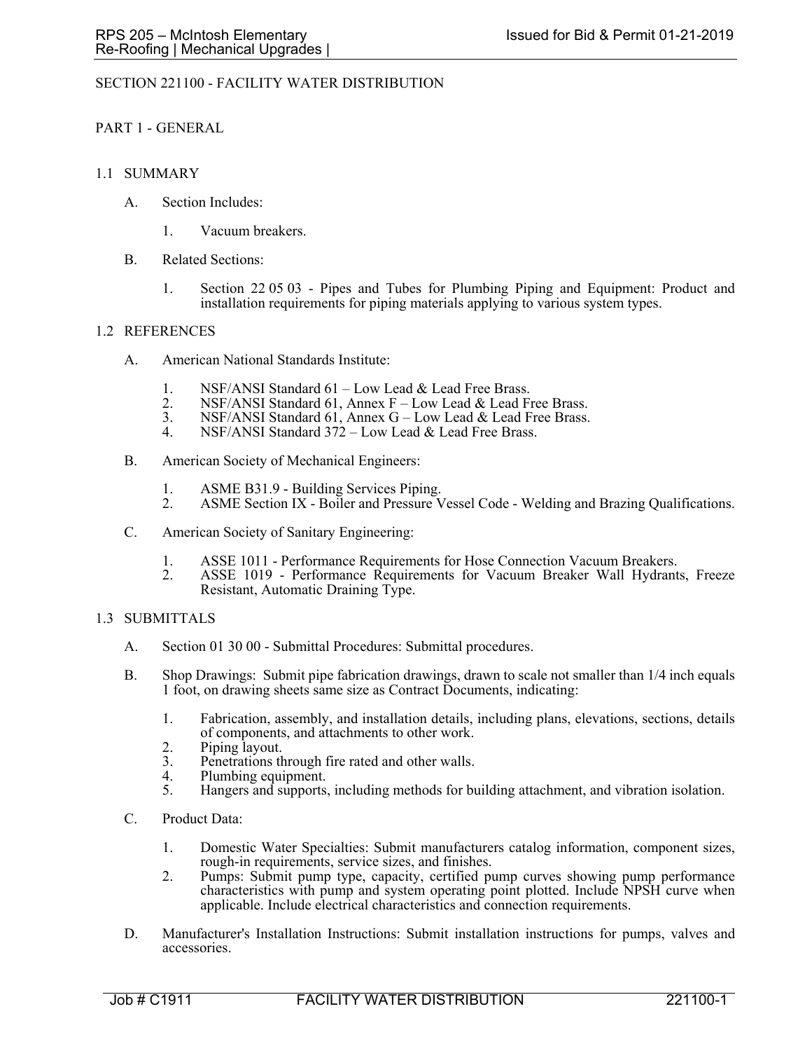# SECTION 221100 - FACILITY WATER DISTRIBUTION

## PART 1 - GENERAL

### 1.1 SUMMARY

A. Section Includes:

1. Vacuum breakers.

B. Related Sections:

1. Section 22 05 03 - Pipes and Tubes for Plumbing Piping and Equipment: Product and installation requirements for piping materials applying to various system types.

### 1.2 REFERENCES

A. American National Standards Institute:

1. NSF/ANSI Standard 61 – Low Lead & Lead Free Brass.
2. NSF/ANSI Standard 61, Annex F – Low Lead & Lead Free Brass.
3. NSF/ANSI Standard 61, Annex G – Low Lead & Lead Free Brass.
4. NSF/ANSI Standard 372 – Low Lead & Lead Free Brass.

B. American Society of Mechanical Engineers:

1. ASME B31.9 - Building Services Piping.
2. ASME Section IX - Boiler and Pressure Vessel Code - Welding and Brazing Qualifications.

C. American Society of Sanitary Engineering:

1. ASSE 1011 - Performance Requirements for Hose Connection Vacuum Breakers.
2. ASSE 1019 - Performance Requirements for Vacuum Breaker Wall Hydrants, Freeze Resistant, Automatic Draining Type.

### 1.3 SUBMITTALS

A. Section 01 30 00 - Submittal Procedures: Submittal procedures.

B. Shop Drawings: Submit pipe fabrication drawings, drawn to scale not smaller than 1/4 inch equals 1 foot, on drawing sheets same size as Contract Documents, indicating:

1. Fabrication, assembly, and installation details, including plans, elevations, sections, details of components, and attachments to other work.
2. Piping layout.
3. Penetrations through fire rated and other walls.
4. Plumbing equipment.
5. Hangers and supports, including methods for building attachment, and vibration isolation.

C. Product Data:

1. Domestic Water Specialties: Submit manufacturers catalog information, component sizes, rough-in requirements, service sizes, and finishes.
2. Pumps: Submit pump type, capacity, certified pump curves showing pump performance characteristics with pump and system operating point plotted. Include NPSH curve when applicable. Include electrical characteristics and connection requirements.

D. Manufacturer's Installation Instructions: Submit installation instructions for pumps, valves and accessories.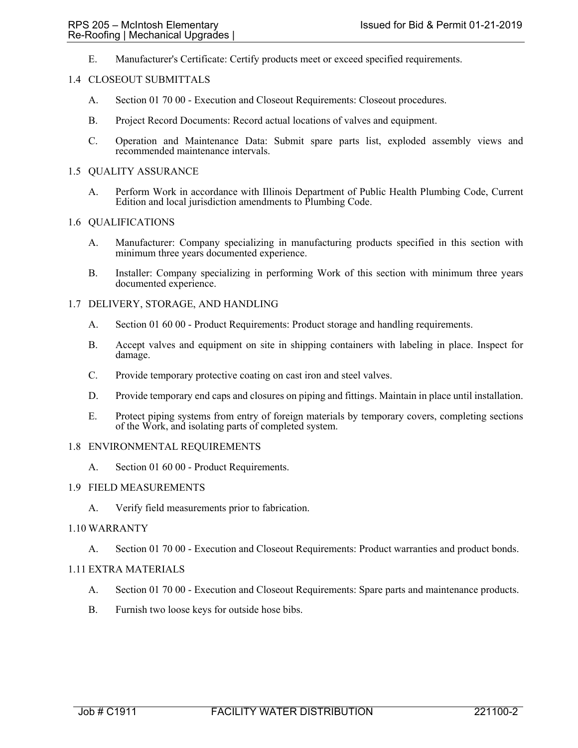E. Manufacturer's Certificate: Certify products meet or exceed specified requirements.

## 1.4 CLOSEOUT SUBMITTALS

A. Section 01 70 00 - Execution and Closeout Requirements: Closeout procedures.

B. Project Record Documents: Record actual locations of valves and equipment.

C. Operation and Maintenance Data: Submit spare parts list, exploded assembly views and recommended maintenance intervals.

## 1.5 QUALITY ASSURANCE

A. Perform Work in accordance with Illinois Department of Public Health Plumbing Code, Current Edition and local jurisdiction amendments to Plumbing Code.

## 1.6 QUALIFICATIONS

A. Manufacturer: Company specializing in manufacturing products specified in this section with minimum three years documented experience.

B. Installer: Company specializing in performing Work of this section with minimum three years documented experience.

## 1.7 DELIVERY, STORAGE, AND HANDLING

A. Section 01 60 00 - Product Requirements: Product storage and handling requirements.

B. Accept valves and equipment on site in shipping containers with labeling in place. Inspect for damage.

C. Provide temporary protective coating on cast iron and steel valves.

D. Provide temporary end caps and closures on piping and fittings. Maintain in place until installation.

E. Protect piping systems from entry of foreign materials by temporary covers, completing sections of the Work, and isolating parts of completed system.

## 1.8 ENVIRONMENTAL REQUIREMENTS

A. Section 01 60 00 - Product Requirements.

## 1.9 FIELD MEASUREMENTS

A. Verify field measurements prior to fabrication.

## 1.10 WARRANTY

A. Section 01 70 00 - Execution and Closeout Requirements: Product warranties and product bonds.

## 1.11 EXTRA MATERIALS

A. Section 01 70 00 - Execution and Closeout Requirements: Spare parts and maintenance products.

B. Furnish two loose keys for outside hose bibs.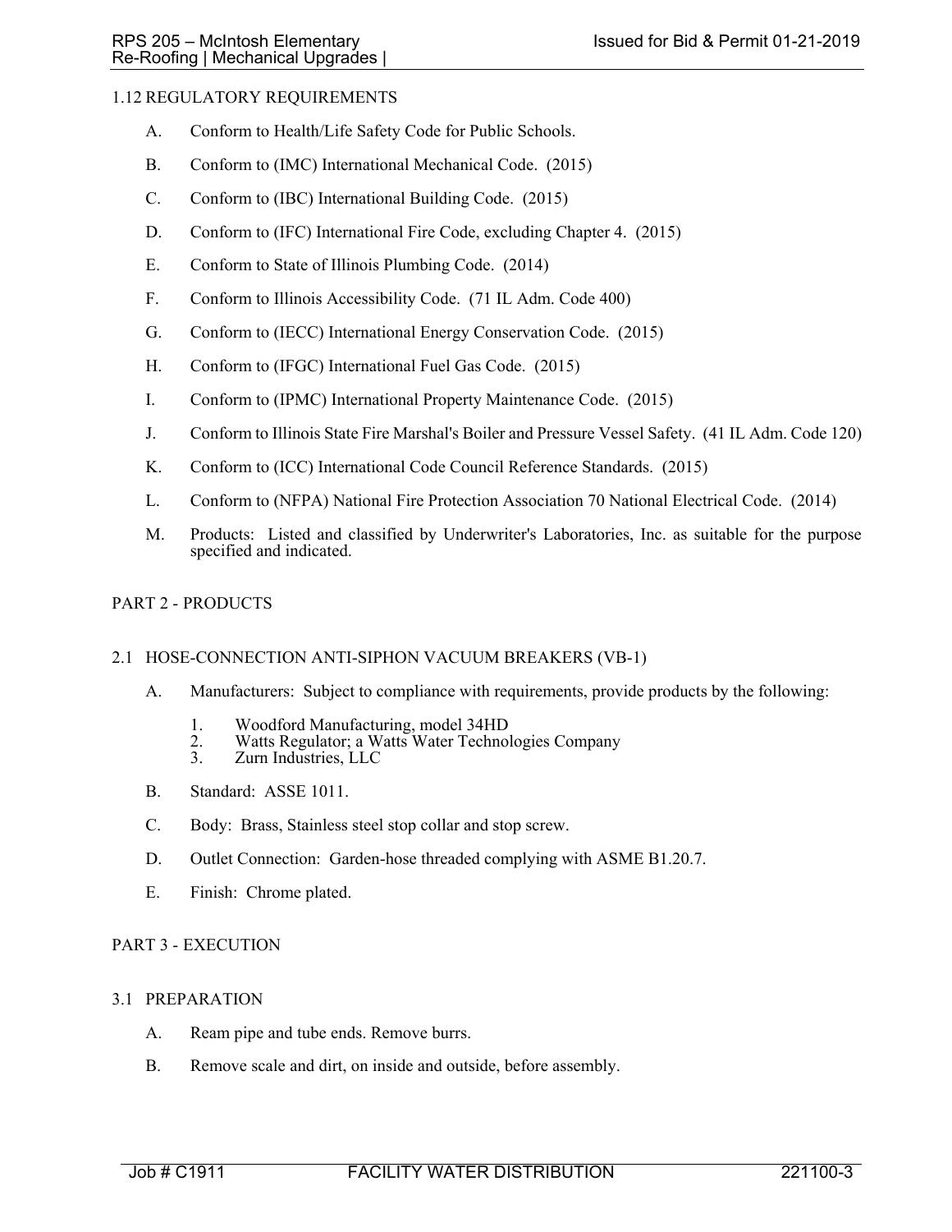### 1.12 REGULATORY REQUIREMENTS

A. Conform to Health/Life Safety Code for Public Schools.

B. Conform to (IMC) International Mechanical Code. (2015)

C. Conform to (IBC) International Building Code. (2015)

D. Conform to (IFC) International Fire Code, excluding Chapter 4. (2015)

E. Conform to State of Illinois Plumbing Code. (2014)

F. Conform to Illinois Accessibility Code. (71 IL Adm. Code 400)

G. Conform to (IECC) International Energy Conservation Code. (2015)

H. Conform to (IFGC) International Fuel Gas Code. (2015)

I. Conform to (IPMC) International Property Maintenance Code. (2015)

J. Conform to Illinois State Fire Marshal's Boiler and Pressure Vessel Safety. (41 IL Adm. Code 120)

K. Conform to (ICC) International Code Council Reference Standards. (2015)

L. Conform to (NFPA) National Fire Protection Association 70 National Electrical Code. (2014)

M. Products: Listed and classified by Underwriter's Laboratories, Inc. as suitable for the purpose specified and indicated.

## PART 2 - PRODUCTS

### 2.1 HOSE-CONNECTION ANTI-SIPHON VACUUM BREAKERS (VB-1)

A. Manufacturers: Subject to compliance with requirements, provide products by the following:

1. Woodford Manufacturing, model 34HD
2. Watts Regulator; a Watts Water Technologies Company
3. Zurn Industries, LLC

B. Standard: ASSE 1011.

C. Body: Brass, Stainless steel stop collar and stop screw.

D. Outlet Connection: Garden-hose threaded complying with ASME B1.20.7.

E. Finish: Chrome plated.

## PART 3 - EXECUTION

### 3.1 PREPARATION

A. Ream pipe and tube ends. Remove burrs.

B. Remove scale and dirt, on inside and outside, before assembly.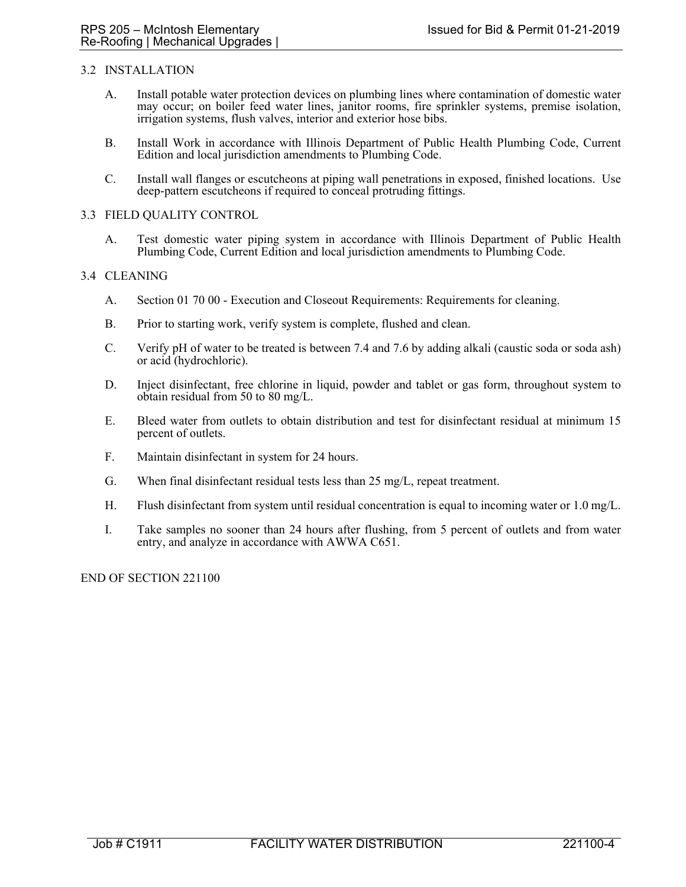## 3.2 INSTALLATION

A. Install potable water protection devices on plumbing lines where contamination of domestic water may occur; on boiler feed water lines, janitor rooms, fire sprinkler systems, premise isolation, irrigation systems, flush valves, interior and exterior hose bibs.

B. Install Work in accordance with Illinois Department of Public Health Plumbing Code, Current Edition and local jurisdiction amendments to Plumbing Code.

C. Install wall flanges or escutcheons at piping wall penetrations in exposed, finished locations. Use deep-pattern escutcheons if required to conceal protruding fittings.

## 3.3 FIELD QUALITY CONTROL

A. Test domestic water piping system in accordance with Illinois Department of Public Health Plumbing Code, Current Edition and local jurisdiction amendments to Plumbing Code.

## 3.4 CLEANING

A. Section 01 70 00 - Execution and Closeout Requirements: Requirements for cleaning.

B. Prior to starting work, verify system is complete, flushed and clean.

C. Verify pH of water to be treated is between 7.4 and 7.6 by adding alkali (caustic soda or soda ash) or acid (hydrochloric).

D. Inject disinfectant, free chlorine in liquid, powder and tablet or gas form, throughout system to obtain residual from 50 to 80 mg/L.

E. Bleed water from outlets to obtain distribution and test for disinfectant residual at minimum 15 percent of outlets.

F. Maintain disinfectant in system for 24 hours.

G. When final disinfectant residual tests less than 25 mg/L, repeat treatment.

H. Flush disinfectant from system until residual concentration is equal to incoming water or 1.0 mg/L.

I. Take samples no sooner than 24 hours after flushing, from 5 percent of outlets and from water entry, and analyze in accordance with AWWA C651.

END OF SECTION 221100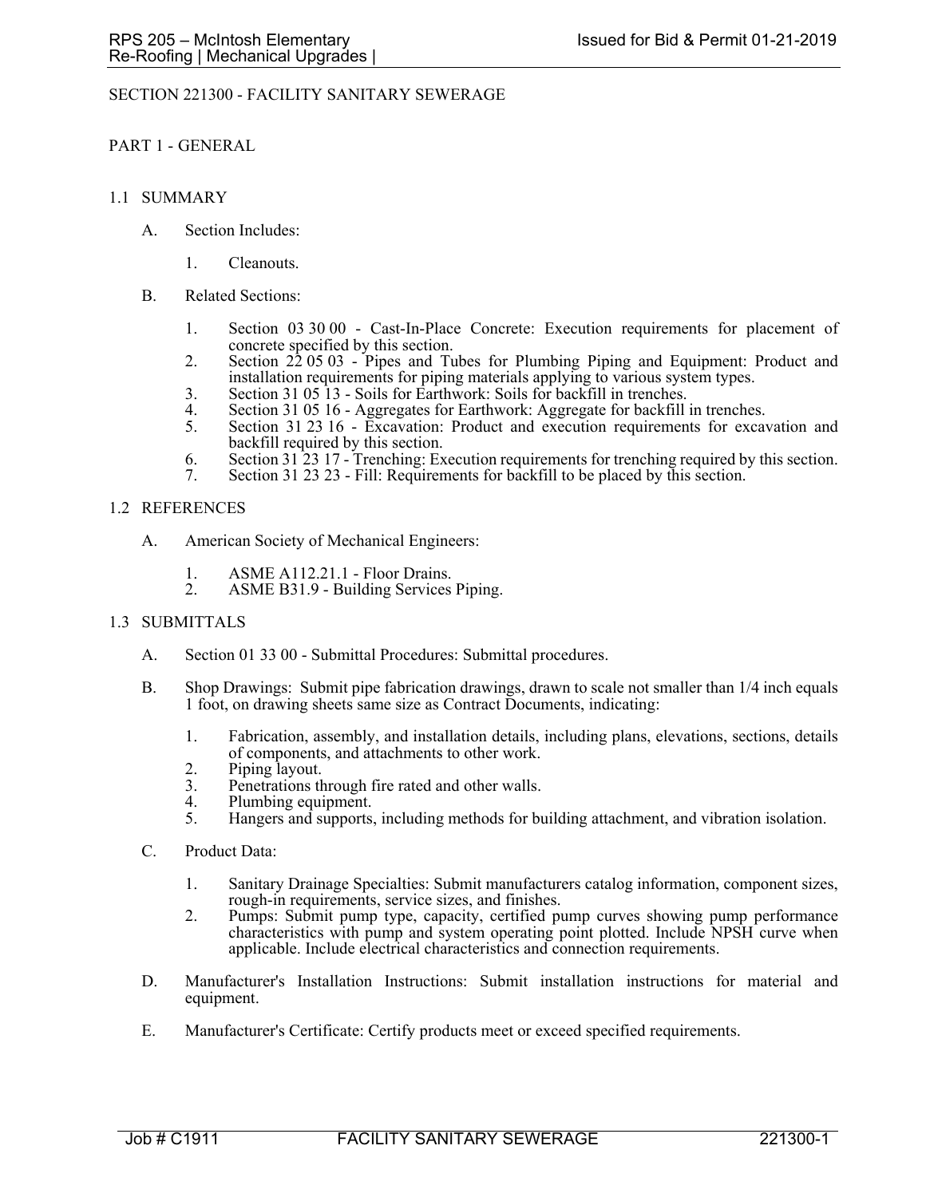# SECTION 221300 - FACILITY SANITARY SEWERAGE

## PART 1 - GENERAL

### 1.1 SUMMARY

A. Section Includes:

1. Cleanouts.

B. Related Sections:

1. Section 03 30 00 - Cast-In-Place Concrete: Execution requirements for placement of concrete specified by this section.
2. Section 22 05 03 - Pipes and Tubes for Plumbing Piping and Equipment: Product and installation requirements for piping materials applying to various system types.
3. Section 31 05 13 - Soils for Earthwork: Soils for backfill in trenches.
4. Section 31 05 16 - Aggregates for Earthwork: Aggregate for backfill in trenches.
5. Section 31 23 16 - Excavation: Product and execution requirements for excavation and backfill required by this section.
6. Section 31 23 17 - Trenching: Execution requirements for trenching required by this section.
7. Section 31 23 23 - Fill: Requirements for backfill to be placed by this section.

### 1.2 REFERENCES

A. American Society of Mechanical Engineers:

1. ASME A112.21.1 - Floor Drains.
2. ASME B31.9 - Building Services Piping.

### 1.3 SUBMITTALS

A. Section 01 33 00 - Submittal Procedures: Submittal procedures.

B. Shop Drawings: Submit pipe fabrication drawings, drawn to scale not smaller than 1/4 inch equals 1 foot, on drawing sheets same size as Contract Documents, indicating:

1. Fabrication, assembly, and installation details, including plans, elevations, sections, details of components, and attachments to other work.
2. Piping layout.
3. Penetrations through fire rated and other walls.
4. Plumbing equipment.
5. Hangers and supports, including methods for building attachment, and vibration isolation.

C. Product Data:

1. Sanitary Drainage Specialties: Submit manufacturers catalog information, component sizes, rough-in requirements, service sizes, and finishes.
2. Pumps: Submit pump type, capacity, certified pump curves showing pump performance characteristics with pump and system operating point plotted. Include NPSH curve when applicable. Include electrical characteristics and connection requirements.

D. Manufacturer's Installation Instructions: Submit installation instructions for material and equipment.

E. Manufacturer's Certificate: Certify products meet or exceed specified requirements.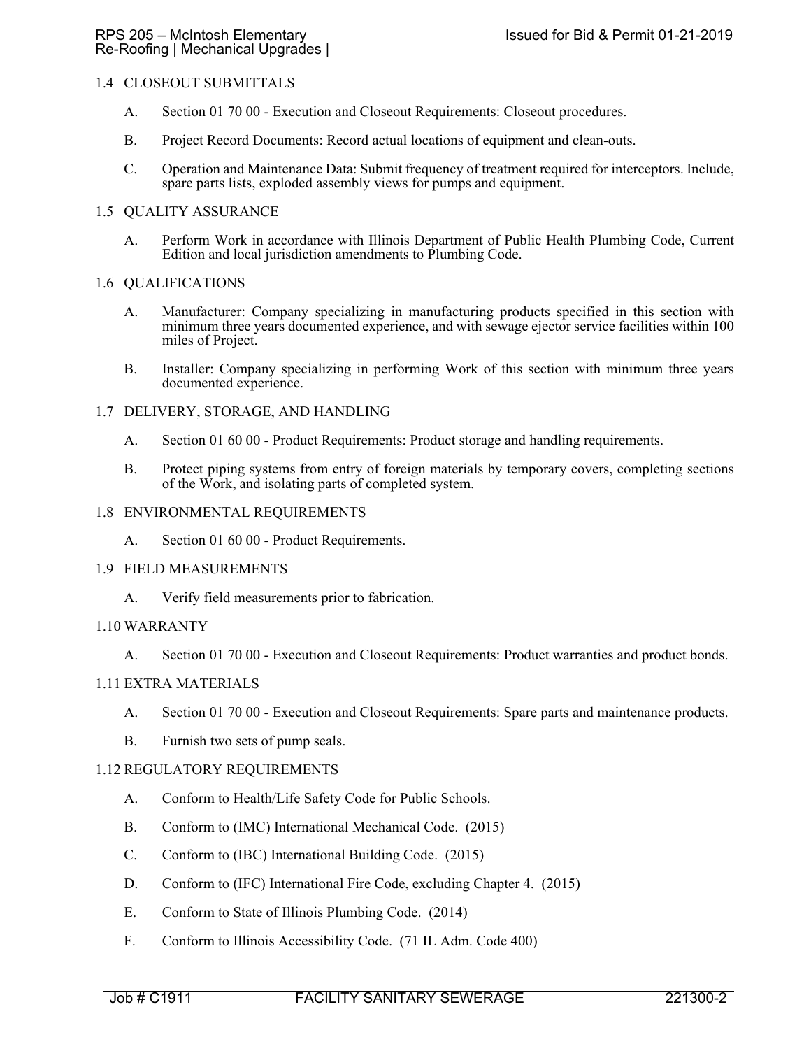## 1.4 CLOSEOUT SUBMITTALS

A. Section 01 70 00 - Execution and Closeout Requirements: Closeout procedures.

B. Project Record Documents: Record actual locations of equipment and clean-outs.

C. Operation and Maintenance Data: Submit frequency of treatment required for interceptors. Include, spare parts lists, exploded assembly views for pumps and equipment.

## 1.5 QUALITY ASSURANCE

A. Perform Work in accordance with Illinois Department of Public Health Plumbing Code, Current Edition and local jurisdiction amendments to Plumbing Code.

## 1.6 QUALIFICATIONS

A. Manufacturer: Company specializing in manufacturing products specified in this section with minimum three years documented experience, and with sewage ejector service facilities within 100 miles of Project.

B. Installer: Company specializing in performing Work of this section with minimum three years documented experience.

## 1.7 DELIVERY, STORAGE, AND HANDLING

A. Section 01 60 00 - Product Requirements: Product storage and handling requirements.

B. Protect piping systems from entry of foreign materials by temporary covers, completing sections of the Work, and isolating parts of completed system.

## 1.8 ENVIRONMENTAL REQUIREMENTS

A. Section 01 60 00 - Product Requirements.

## 1.9 FIELD MEASUREMENTS

A. Verify field measurements prior to fabrication.

## 1.10 WARRANTY

A. Section 01 70 00 - Execution and Closeout Requirements: Product warranties and product bonds.

## 1.11 EXTRA MATERIALS

A. Section 01 70 00 - Execution and Closeout Requirements: Spare parts and maintenance products.

B. Furnish two sets of pump seals.

## 1.12 REGULATORY REQUIREMENTS

A. Conform to Health/Life Safety Code for Public Schools.

B. Conform to (IMC) International Mechanical Code. (2015)

C. Conform to (IBC) International Building Code. (2015)

D. Conform to (IFC) International Fire Code, excluding Chapter 4. (2015)

E. Conform to State of Illinois Plumbing Code. (2014)

F. Conform to Illinois Accessibility Code. (71 IL Adm. Code 400)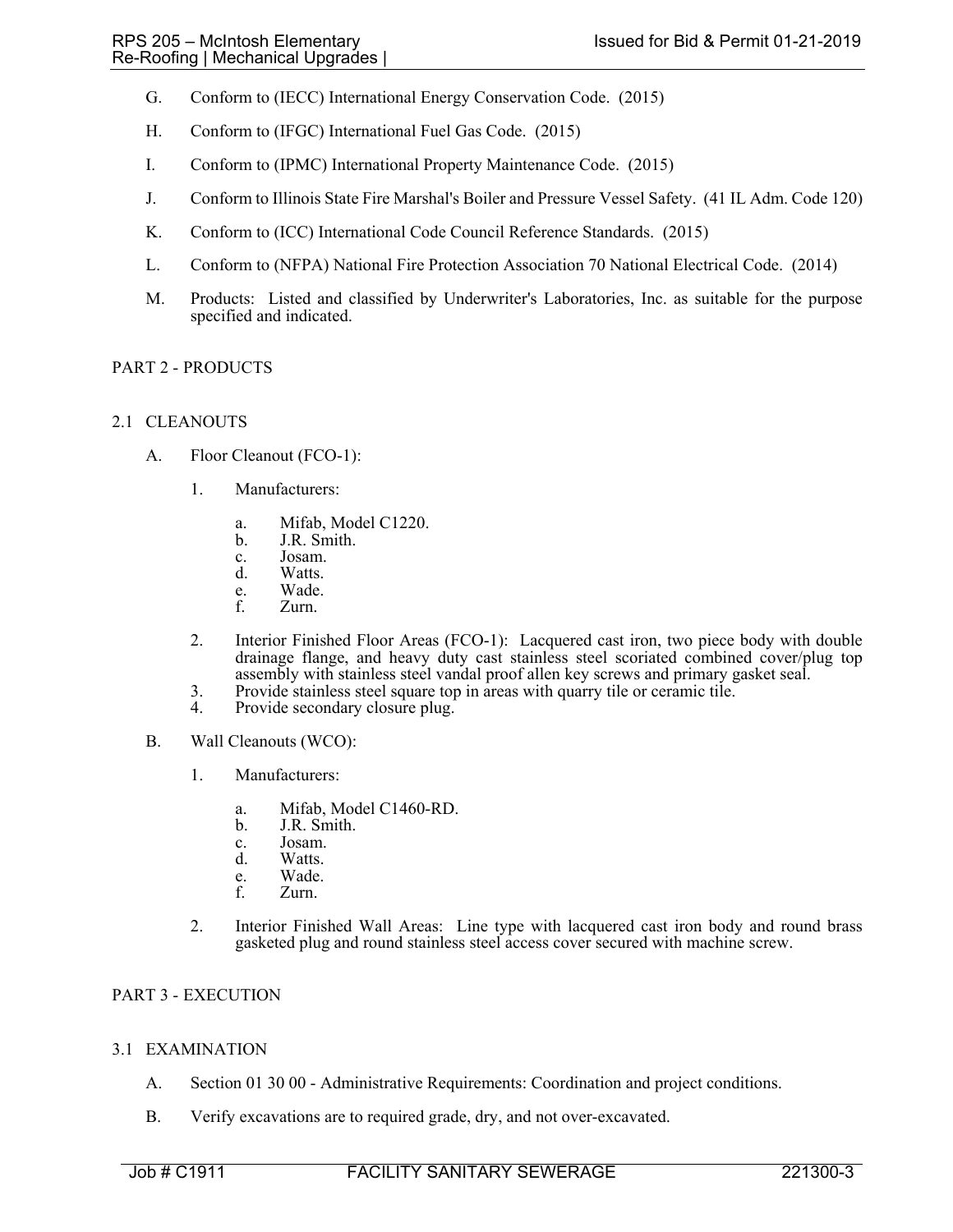G. Conform to (IECC) International Energy Conservation Code. (2015)

H. Conform to (IFGC) International Fuel Gas Code. (2015)

I. Conform to (IPMC) International Property Maintenance Code. (2015)

J. Conform to Illinois State Fire Marshal's Boiler and Pressure Vessel Safety. (41 IL Adm. Code 120)

K. Conform to (ICC) International Code Council Reference Standards. (2015)

L. Conform to (NFPA) National Fire Protection Association 70 National Electrical Code. (2014)

M. Products: Listed and classified by Underwriter's Laboratories, Inc. as suitable for the purpose specified and indicated.

## PART 2 - PRODUCTS

### 2.1 CLEANOUTS

A. Floor Cleanout (FCO-1):

1. Manufacturers:

   a. Mifab, Model C1220.
   b. J.R. Smith.
   c. Josam.
   d. Watts.
   e. Wade.
   f. Zurn.

2. Interior Finished Floor Areas (FCO-1): Lacquered cast iron, two piece body with double drainage flange, and heavy duty cast stainless steel scoriated combined cover/plug top assembly with stainless steel vandal proof allen key screws and primary gasket seal.
3. Provide stainless steel square top in areas with quarry tile or ceramic tile.
4. Provide secondary closure plug.

B. Wall Cleanouts (WCO):

1. Manufacturers:

   a. Mifab, Model C1460-RD.
   b. J.R. Smith.
   c. Josam.
   d. Watts.
   e. Wade.
   f. Zurn.

2. Interior Finished Wall Areas: Line type with lacquered cast iron body and round brass gasketed plug and round stainless steel access cover secured with machine screw.

## PART 3 - EXECUTION

### 3.1 EXAMINATION

A. Section 01 30 00 - Administrative Requirements: Coordination and project conditions.

B. Verify excavations are to required grade, dry, and not over-excavated.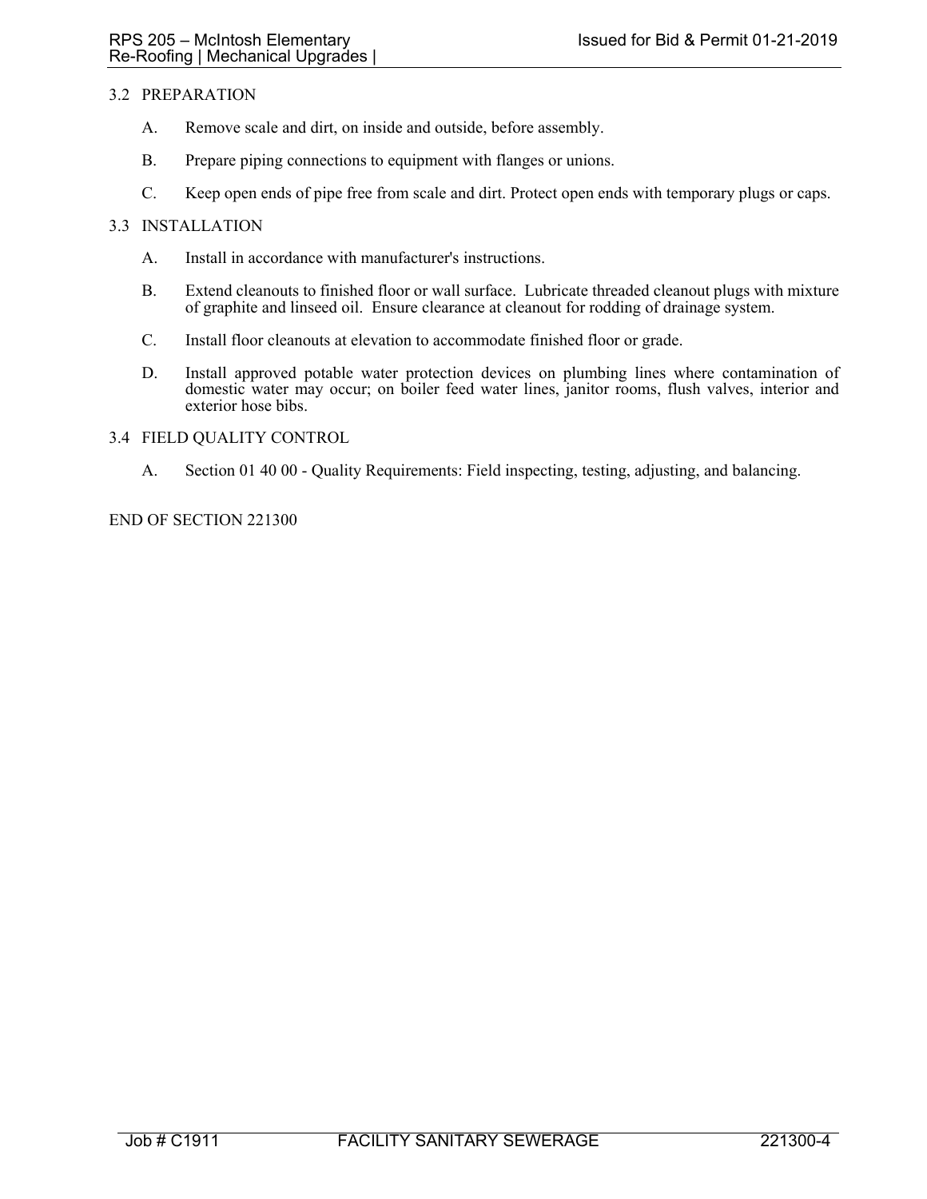## 3.2 PREPARATION

A. Remove scale and dirt, on inside and outside, before assembly.

B. Prepare piping connections to equipment with flanges or unions.

C. Keep open ends of pipe free from scale and dirt. Protect open ends with temporary plugs or caps.

## 3.3 INSTALLATION

A. Install in accordance with manufacturer's instructions.

B. Extend cleanouts to finished floor or wall surface. Lubricate threaded cleanout plugs with mixture of graphite and linseed oil. Ensure clearance at cleanout for rodding of drainage system.

C. Install floor cleanouts at elevation to accommodate finished floor or grade.

D. Install approved potable water protection devices on plumbing lines where contamination of domestic water may occur; on boiler feed water lines, janitor rooms, flush valves, interior and exterior hose bibs.

## 3.4 FIELD QUALITY CONTROL

A. Section 01 40 00 - Quality Requirements: Field inspecting, testing, adjusting, and balancing.

END OF SECTION 221300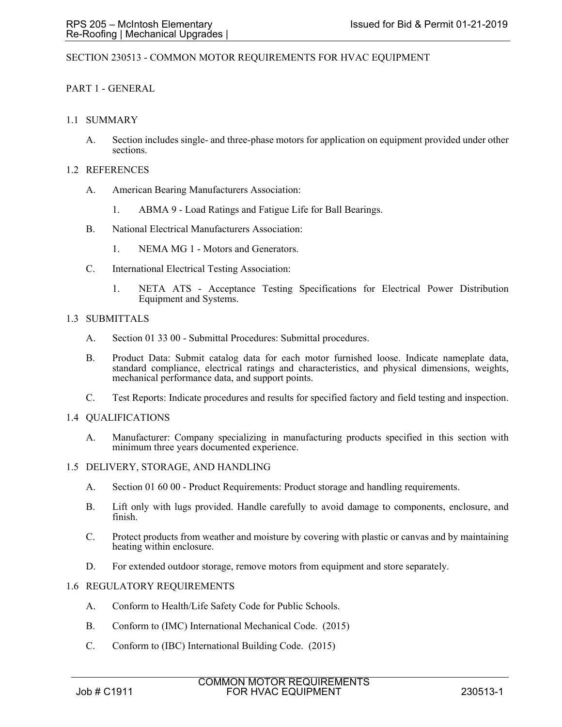# SECTION 230513 - COMMON MOTOR REQUIREMENTS FOR HVAC EQUIPMENT

## PART 1 - GENERAL

### 1.1 SUMMARY

A. Section includes single- and three-phase motors for application on equipment provided under other sections.

### 1.2 REFERENCES

A. American Bearing Manufacturers Association:

1. ABMA 9 - Load Ratings and Fatigue Life for Ball Bearings.

B. National Electrical Manufacturers Association:

1. NEMA MG 1 - Motors and Generators.

C. International Electrical Testing Association:

1. NETA ATS - Acceptance Testing Specifications for Electrical Power Distribution Equipment and Systems.

### 1.3 SUBMITTALS

A. Section 01 33 00 - Submittal Procedures: Submittal procedures.

B. Product Data: Submit catalog data for each motor furnished loose. Indicate nameplate data, standard compliance, electrical ratings and characteristics, and physical dimensions, weights, mechanical performance data, and support points.

C. Test Reports: Indicate procedures and results for specified factory and field testing and inspection.

### 1.4 QUALIFICATIONS

A. Manufacturer: Company specializing in manufacturing products specified in this section with minimum three years documented experience.

### 1.5 DELIVERY, STORAGE, AND HANDLING

A. Section 01 60 00 - Product Requirements: Product storage and handling requirements.

B. Lift only with lugs provided. Handle carefully to avoid damage to components, enclosure, and finish.

C. Protect products from weather and moisture by covering with plastic or canvas and by maintaining heating within enclosure.

D. For extended outdoor storage, remove motors from equipment and store separately.

### 1.6 REGULATORY REQUIREMENTS

A. Conform to Health/Life Safety Code for Public Schools.

B. Conform to (IMC) International Mechanical Code. (2015)

C. Conform to (IBC) International Building Code. (2015)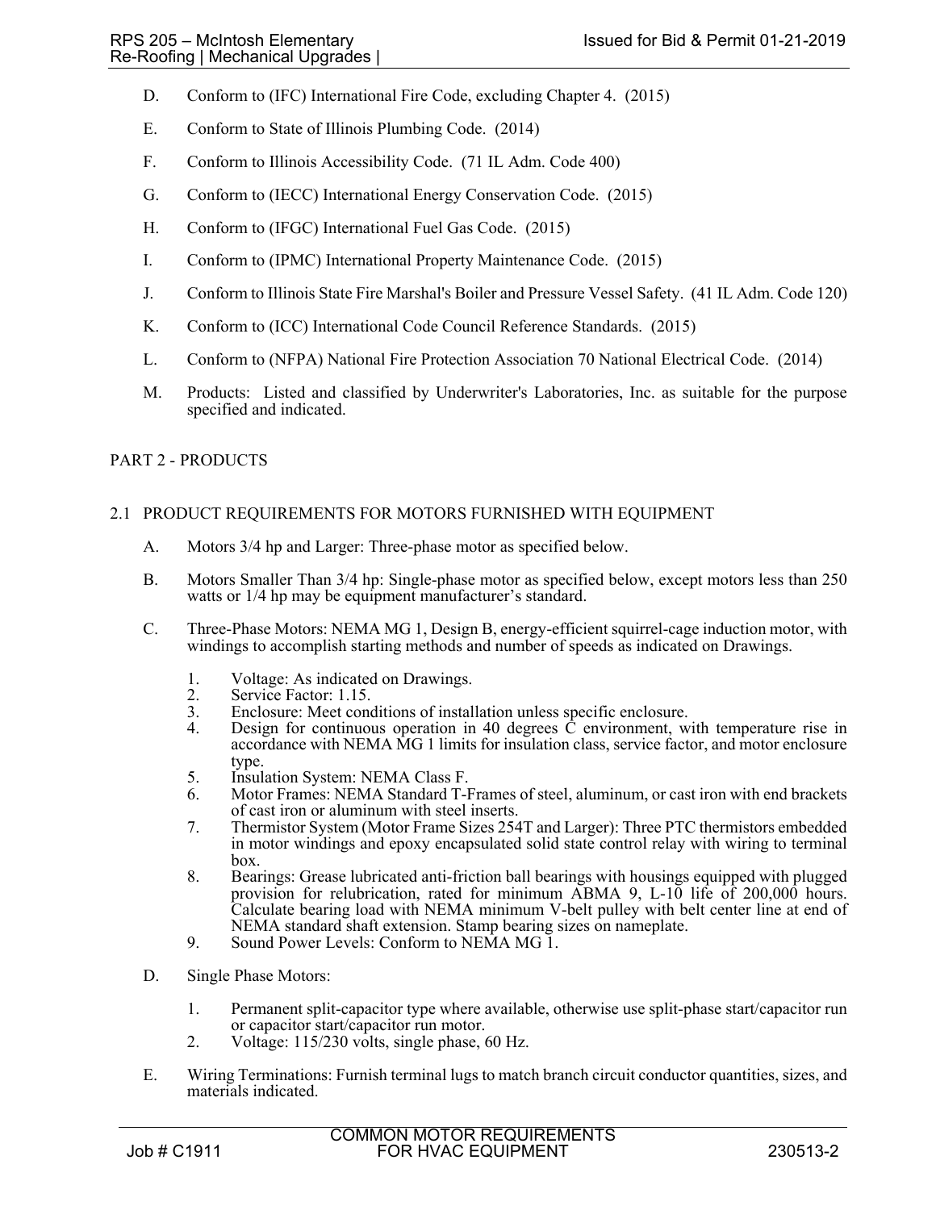D. Conform to (IFC) International Fire Code, excluding Chapter 4. (2015)

E. Conform to State of Illinois Plumbing Code. (2014)

F. Conform to Illinois Accessibility Code. (71 IL Adm. Code 400)

G. Conform to (IECC) International Energy Conservation Code. (2015)

H. Conform to (IFGC) International Fuel Gas Code. (2015)

I. Conform to (IPMC) International Property Maintenance Code. (2015)

J. Conform to Illinois State Fire Marshal's Boiler and Pressure Vessel Safety. (41 IL Adm. Code 120)

K. Conform to (ICC) International Code Council Reference Standards. (2015)

L. Conform to (NFPA) National Fire Protection Association 70 National Electrical Code. (2014)

M. Products: Listed and classified by Underwriter's Laboratories, Inc. as suitable for the purpose specified and indicated.

## PART 2 - PRODUCTS

### 2.1 PRODUCT REQUIREMENTS FOR MOTORS FURNISHED WITH EQUIPMENT

A. Motors 3/4 hp and Larger: Three-phase motor as specified below.

B. Motors Smaller Than 3/4 hp: Single-phase motor as specified below, except motors less than 250 watts or 1/4 hp may be equipment manufacturer's standard.

C. Three-Phase Motors: NEMA MG 1, Design B, energy-efficient squirrel-cage induction motor, with windings to accomplish starting methods and number of speeds as indicated on Drawings.

1. Voltage: As indicated on Drawings.
2. Service Factor: 1.15.
3. Enclosure: Meet conditions of installation unless specific enclosure.
4. Design for continuous operation in 40 degrees C environment, with temperature rise in accordance with NEMA MG 1 limits for insulation class, service factor, and motor enclosure type.
5. Insulation System: NEMA Class F.
6. Motor Frames: NEMA Standard T-Frames of steel, aluminum, or cast iron with end brackets of cast iron or aluminum with steel inserts.
7. Thermistor System (Motor Frame Sizes 254T and Larger): Three PTC thermistors embedded in motor windings and epoxy encapsulated solid state control relay with wiring to terminal box.
8. Bearings: Grease lubricated anti-friction ball bearings with housings equipped with plugged provision for relubrication, rated for minimum ABMA 9, L-10 life of 200,000 hours. Calculate bearing load with NEMA minimum V-belt pulley with belt center line at end of NEMA standard shaft extension. Stamp bearing sizes on nameplate.
9. Sound Power Levels: Conform to NEMA MG 1.

D. Single Phase Motors:

1. Permanent split-capacitor type where available, otherwise use split-phase start/capacitor run or capacitor start/capacitor run motor.
2. Voltage: 115/230 volts, single phase, 60 Hz.

E. Wiring Terminations: Furnish terminal lugs to match branch circuit conductor quantities, sizes, and materials indicated.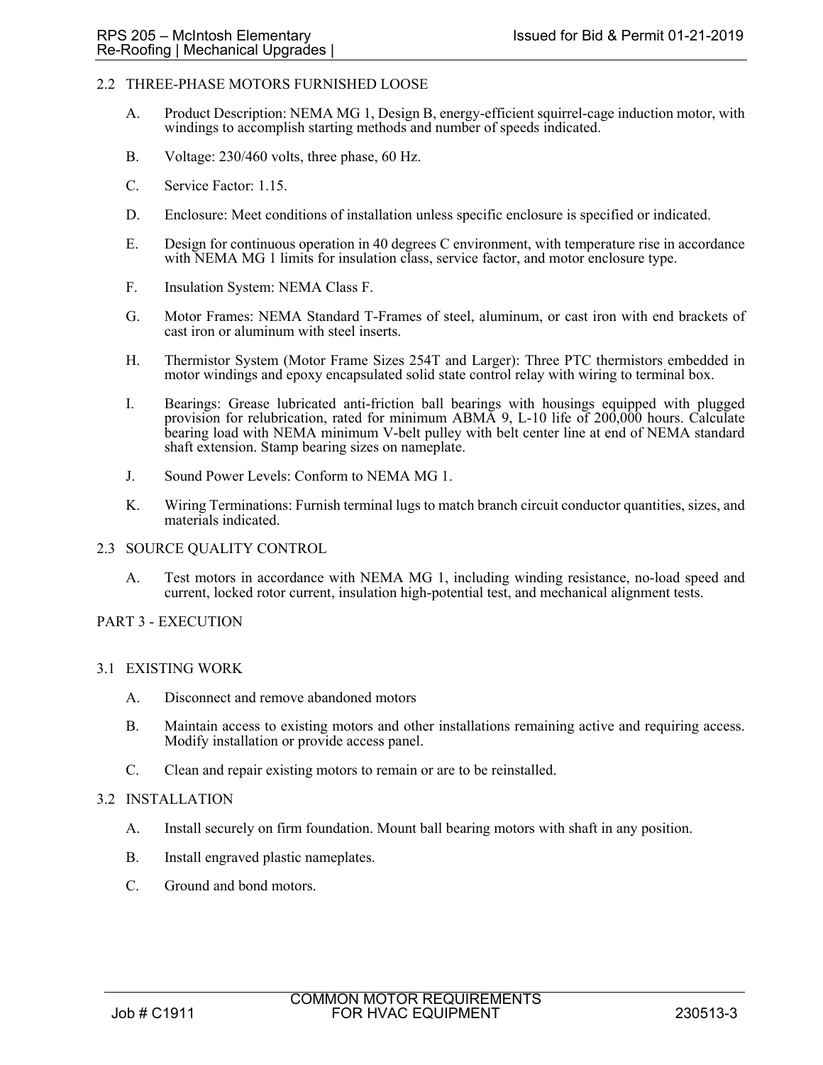## 2.2 THREE-PHASE MOTORS FURNISHED LOOSE

A. Product Description: NEMA MG 1, Design B, energy-efficient squirrel-cage induction motor, with windings to accomplish starting methods and number of speeds indicated.

B. Voltage: 230/460 volts, three phase, 60 Hz.

C. Service Factor: 1.15.

D. Enclosure: Meet conditions of installation unless specific enclosure is specified or indicated.

E. Design for continuous operation in 40 degrees C environment, with temperature rise in accordance with NEMA MG 1 limits for insulation class, service factor, and motor enclosure type.

F. Insulation System: NEMA Class F.

G. Motor Frames: NEMA Standard T-Frames of steel, aluminum, or cast iron with end brackets of cast iron or aluminum with steel inserts.

H. Thermistor System (Motor Frame Sizes 254T and Larger): Three PTC thermistors embedded in motor windings and epoxy encapsulated solid state control relay with wiring to terminal box.

I. Bearings: Grease lubricated anti-friction ball bearings with housings equipped with plugged provision for relubrication, rated for minimum ABMA 9, L-10 life of 200,000 hours. Calculate bearing load with NEMA minimum V-belt pulley with belt center line at end of NEMA standard shaft extension. Stamp bearing sizes on nameplate.

J. Sound Power Levels: Conform to NEMA MG 1.

K. Wiring Terminations: Furnish terminal lugs to match branch circuit conductor quantities, sizes, and materials indicated.

## 2.3 SOURCE QUALITY CONTROL

A. Test motors in accordance with NEMA MG 1, including winding resistance, no-load speed and current, locked rotor current, insulation high-potential test, and mechanical alignment tests.

# PART 3 - EXECUTION

## 3.1 EXISTING WORK

A. Disconnect and remove abandoned motors

B. Maintain access to existing motors and other installations remaining active and requiring access. Modify installation or provide access panel.

C. Clean and repair existing motors to remain or are to be reinstalled.

## 3.2 INSTALLATION

A. Install securely on firm foundation. Mount ball bearing motors with shaft in any position.

B. Install engraved plastic nameplates.

C. Ground and bond motors.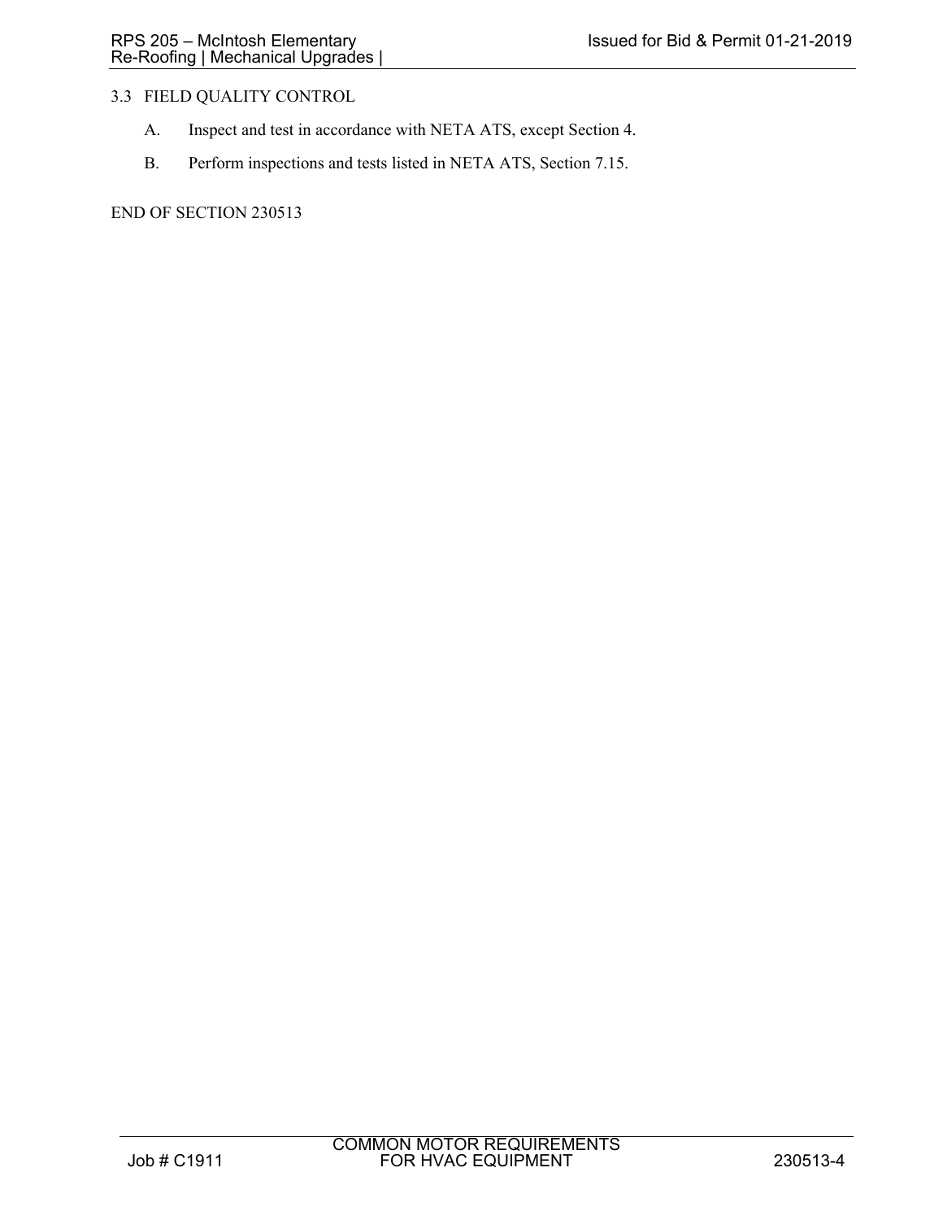## 3.3 FIELD QUALITY CONTROL

A. Inspect and test in accordance with NETA ATS, except Section 4.

B. Perform inspections and tests listed in NETA ATS, Section 7.15.

END OF SECTION 230513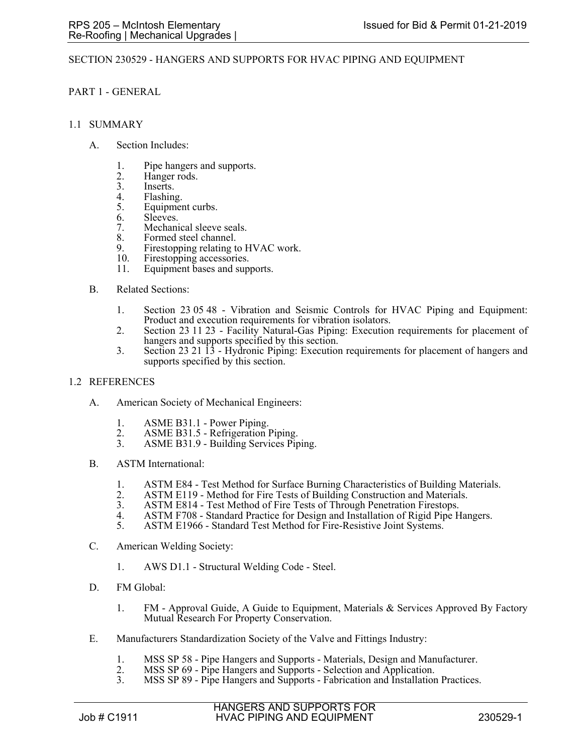# SECTION 230529 - HANGERS AND SUPPORTS FOR HVAC PIPING AND EQUIPMENT

## PART 1 - GENERAL

### 1.1 SUMMARY

A. Section Includes:

1. Pipe hangers and supports.
2. Hanger rods.
3. Inserts.
4. Flashing.
5. Equipment curbs.
6. Sleeves.
7. Mechanical sleeve seals.
8. Formed steel channel.
9. Firestopping relating to HVAC work.
10. Firestopping accessories.
11. Equipment bases and supports.

B. Related Sections:

1. Section 23 05 48 - Vibration and Seismic Controls for HVAC Piping and Equipment: Product and execution requirements for vibration isolators.
2. Section 23 11 23 - Facility Natural-Gas Piping: Execution requirements for placement of hangers and supports specified by this section.
3. Section 23 21 13 - Hydronic Piping: Execution requirements for placement of hangers and supports specified by this section.

### 1.2 REFERENCES

A. American Society of Mechanical Engineers:

1. ASME B31.1 - Power Piping.
2. ASME B31.5 - Refrigeration Piping.
3. ASME B31.9 - Building Services Piping.

B. ASTM International:

1. ASTM E84 - Test Method for Surface Burning Characteristics of Building Materials.
2. ASTM E119 - Method for Fire Tests of Building Construction and Materials.
3. ASTM E814 - Test Method of Fire Tests of Through Penetration Firestops.
4. ASTM F708 - Standard Practice for Design and Installation of Rigid Pipe Hangers.
5. ASTM E1966 - Standard Test Method for Fire-Resistive Joint Systems.

C. American Welding Society:

1. AWS D1.1 - Structural Welding Code - Steel.

D. FM Global:

1. FM - Approval Guide, A Guide to Equipment, Materials & Services Approved By Factory Mutual Research For Property Conservation.

E. Manufacturers Standardization Society of the Valve and Fittings Industry:

1. MSS SP 58 - Pipe Hangers and Supports - Materials, Design and Manufacturer.
2. MSS SP 69 - Pipe Hangers and Supports - Selection and Application.
3. MSS SP 89 - Pipe Hangers and Supports - Fabrication and Installation Practices.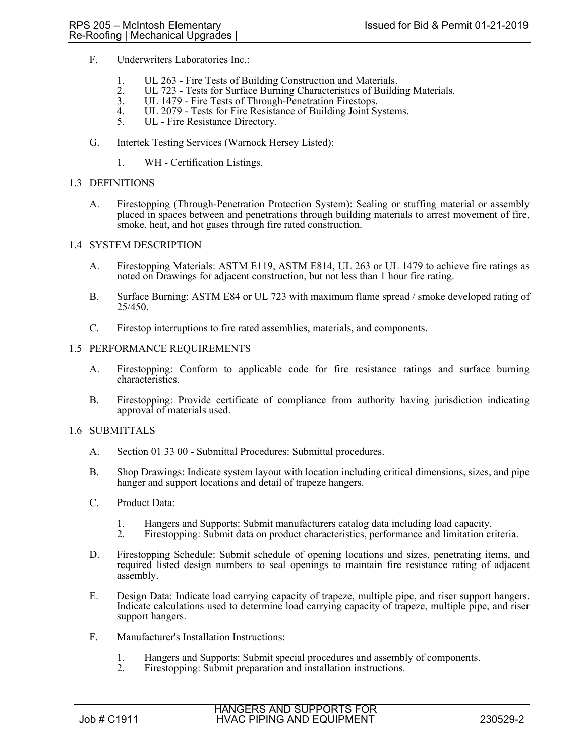F. Underwriters Laboratories Inc.:

1. UL 263 - Fire Tests of Building Construction and Materials.
2. UL 723 - Tests for Surface Burning Characteristics of Building Materials.
3. UL 1479 - Fire Tests of Through-Penetration Firestops.
4. UL 2079 - Tests for Fire Resistance of Building Joint Systems.
5. UL - Fire Resistance Directory.

G. Intertek Testing Services (Warnock Hersey Listed):

1. WH - Certification Listings.

## 1.3 DEFINITIONS

A. Firestopping (Through-Penetration Protection System): Sealing or stuffing material or assembly placed in spaces between and penetrations through building materials to arrest movement of fire, smoke, heat, and hot gases through fire rated construction.

## 1.4 SYSTEM DESCRIPTION

A. Firestopping Materials: ASTM E119, ASTM E814, UL 263 or UL 1479 to achieve fire ratings as noted on Drawings for adjacent construction, but not less than 1 hour fire rating.

B. Surface Burning: ASTM E84 or UL 723 with maximum flame spread / smoke developed rating of 25/450.

C. Firestop interruptions to fire rated assemblies, materials, and components.

## 1.5 PERFORMANCE REQUIREMENTS

A. Firestopping: Conform to applicable code for fire resistance ratings and surface burning characteristics.

B. Firestopping: Provide certificate of compliance from authority having jurisdiction indicating approval of materials used.

## 1.6 SUBMITTALS

A. Section 01 33 00 - Submittal Procedures: Submittal procedures.

B. Shop Drawings: Indicate system layout with location including critical dimensions, sizes, and pipe hanger and support locations and detail of trapeze hangers.

C. Product Data:

1. Hangers and Supports: Submit manufacturers catalog data including load capacity.
2. Firestopping: Submit data on product characteristics, performance and limitation criteria.

D. Firestopping Schedule: Submit schedule of opening locations and sizes, penetrating items, and required listed design numbers to seal openings to maintain fire resistance rating of adjacent assembly.

E. Design Data: Indicate load carrying capacity of trapeze, multiple pipe, and riser support hangers. Indicate calculations used to determine load carrying capacity of trapeze, multiple pipe, and riser support hangers.

F. Manufacturer's Installation Instructions:

1. Hangers and Supports: Submit special procedures and assembly of components.
2. Firestopping: Submit preparation and installation instructions.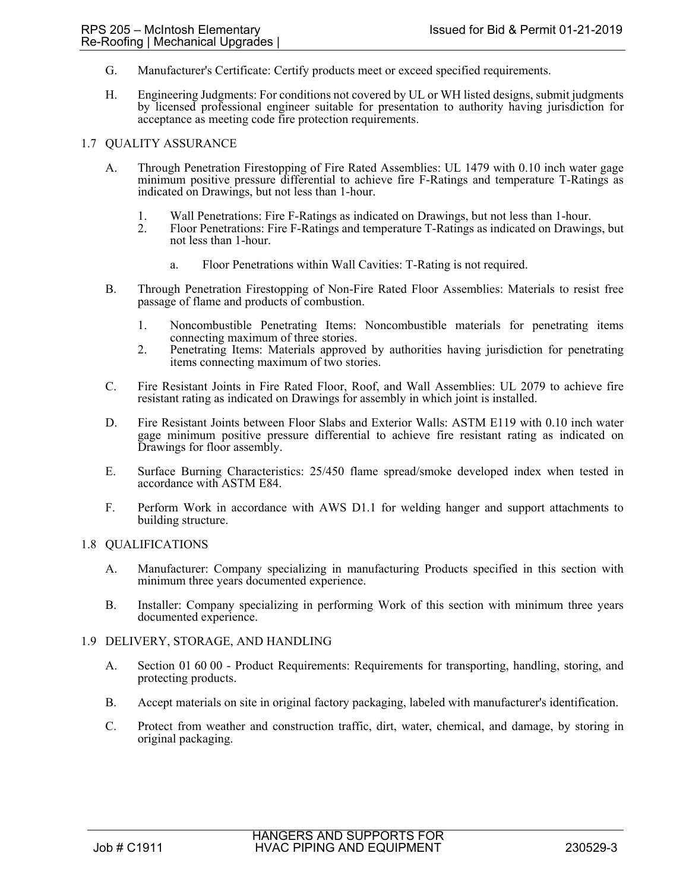G. Manufacturer's Certificate: Certify products meet or exceed specified requirements.

H. Engineering Judgments: For conditions not covered by UL or WH listed designs, submit judgments by licensed professional engineer suitable for presentation to authority having jurisdiction for acceptance as meeting code fire protection requirements.

## 1.7 QUALITY ASSURANCE

A. Through Penetration Firestopping of Fire Rated Assemblies: UL 1479 with 0.10 inch water gage minimum positive pressure differential to achieve fire F-Ratings and temperature T-Ratings as indicated on Drawings, but not less than 1-hour.

1. Wall Penetrations: Fire F-Ratings as indicated on Drawings, but not less than 1-hour.
2. Floor Penetrations: Fire F-Ratings and temperature T-Ratings as indicated on Drawings, but not less than 1-hour.

    a. Floor Penetrations within Wall Cavities: T-Rating is not required.

B. Through Penetration Firestopping of Non-Fire Rated Floor Assemblies: Materials to resist free passage of flame and products of combustion.

1. Noncombustible Penetrating Items: Noncombustible materials for penetrating items connecting maximum of three stories.
2. Penetrating Items: Materials approved by authorities having jurisdiction for penetrating items connecting maximum of two stories.

C. Fire Resistant Joints in Fire Rated Floor, Roof, and Wall Assemblies: UL 2079 to achieve fire resistant rating as indicated on Drawings for assembly in which joint is installed.

D. Fire Resistant Joints between Floor Slabs and Exterior Walls: ASTM E119 with 0.10 inch water gage minimum positive pressure differential to achieve fire resistant rating as indicated on Drawings for floor assembly.

E. Surface Burning Characteristics: 25/450 flame spread/smoke developed index when tested in accordance with ASTM E84.

F. Perform Work in accordance with AWS D1.1 for welding hanger and support attachments to building structure.

## 1.8 QUALIFICATIONS

A. Manufacturer: Company specializing in manufacturing Products specified in this section with minimum three years documented experience.

B. Installer: Company specializing in performing Work of this section with minimum three years documented experience.

## 1.9 DELIVERY, STORAGE, AND HANDLING

A. Section 01 60 00 - Product Requirements: Requirements for transporting, handling, storing, and protecting products.

B. Accept materials on site in original factory packaging, labeled with manufacturer's identification.

C. Protect from weather and construction traffic, dirt, water, chemical, and damage, by storing in original packaging.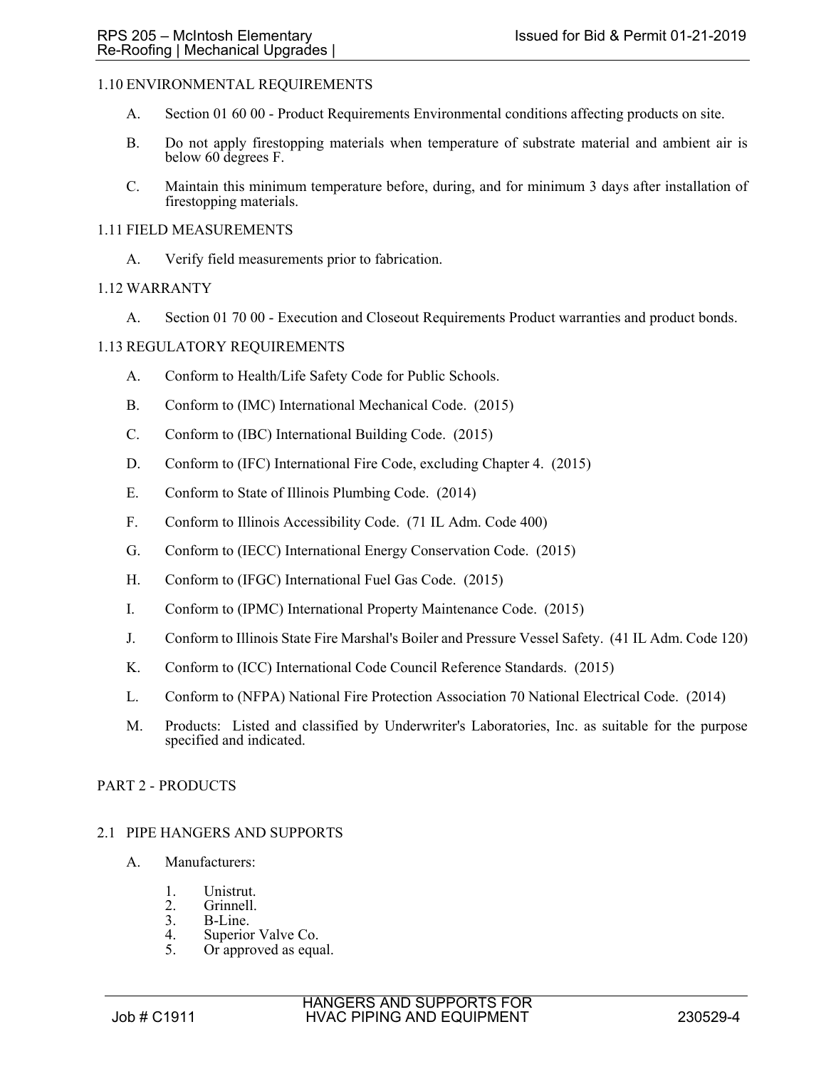## 1.10 ENVIRONMENTAL REQUIREMENTS

A. Section 01 60 00 - Product Requirements Environmental conditions affecting products on site.

B. Do not apply firestopping materials when temperature of substrate material and ambient air is below 60 degrees F.

C. Maintain this minimum temperature before, during, and for minimum 3 days after installation of firestopping materials.

## 1.11 FIELD MEASUREMENTS

A. Verify field measurements prior to fabrication.

## 1.12 WARRANTY

A. Section 01 70 00 - Execution and Closeout Requirements Product warranties and product bonds.

## 1.13 REGULATORY REQUIREMENTS

A. Conform to Health/Life Safety Code for Public Schools.

B. Conform to (IMC) International Mechanical Code. (2015)

C. Conform to (IBC) International Building Code. (2015)

D. Conform to (IFC) International Fire Code, excluding Chapter 4. (2015)

E. Conform to State of Illinois Plumbing Code. (2014)

F. Conform to Illinois Accessibility Code. (71 IL Adm. Code 400)

G. Conform to (IECC) International Energy Conservation Code. (2015)

H. Conform to (IFGC) International Fuel Gas Code. (2015)

I. Conform to (IPMC) International Property Maintenance Code. (2015)

J. Conform to Illinois State Fire Marshal's Boiler and Pressure Vessel Safety. (41 IL Adm. Code 120)

K. Conform to (ICC) International Code Council Reference Standards. (2015)

L. Conform to (NFPA) National Fire Protection Association 70 National Electrical Code. (2014)

M. Products: Listed and classified by Underwriter's Laboratories, Inc. as suitable for the purpose specified and indicated.

# PART 2 - PRODUCTS

## 2.1 PIPE HANGERS AND SUPPORTS

A. Manufacturers:

1. Unistrut.
2. Grinnell.
3. B-Line.
4. Superior Valve Co.
5. Or approved as equal.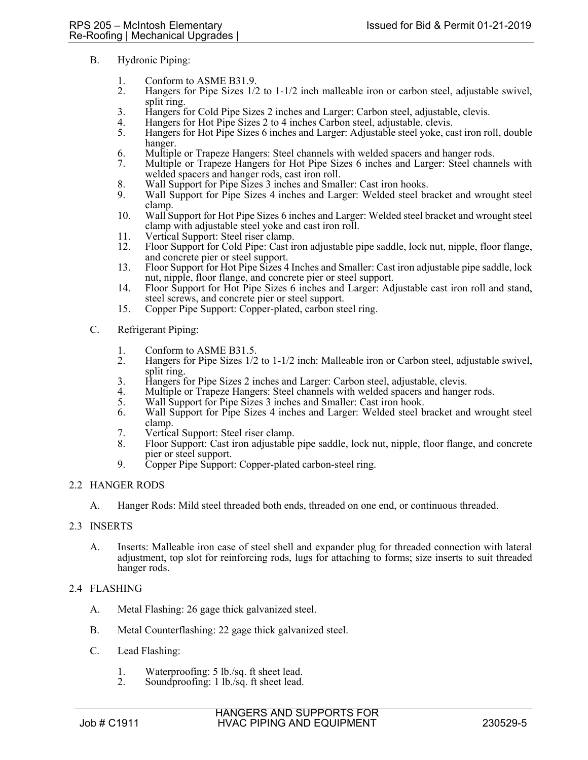B. Hydronic Piping:

1. Conform to ASME B31.9.
2. Hangers for Pipe Sizes 1/2 to 1-1/2 inch malleable iron or carbon steel, adjustable swivel, split ring.
3. Hangers for Cold Pipe Sizes 2 inches and Larger: Carbon steel, adjustable, clevis.
4. Hangers for Hot Pipe Sizes 2 to 4 inches Carbon steel, adjustable, clevis.
5. Hangers for Hot Pipe Sizes 6 inches and Larger: Adjustable steel yoke, cast iron roll, double hanger.
6. Multiple or Trapeze Hangers: Steel channels with welded spacers and hanger rods.
7. Multiple or Trapeze Hangers for Hot Pipe Sizes 6 inches and Larger: Steel channels with welded spacers and hanger rods, cast iron roll.
8. Wall Support for Pipe Sizes 3 inches and Smaller: Cast iron hooks.
9. Wall Support for Pipe Sizes 4 inches and Larger: Welded steel bracket and wrought steel clamp.
10. Wall Support for Hot Pipe Sizes 6 inches and Larger: Welded steel bracket and wrought steel clamp with adjustable steel yoke and cast iron roll.
11. Vertical Support: Steel riser clamp.
12. Floor Support for Cold Pipe: Cast iron adjustable pipe saddle, lock nut, nipple, floor flange, and concrete pier or steel support.
13. Floor Support for Hot Pipe Sizes 4 Inches and Smaller: Cast iron adjustable pipe saddle, lock nut, nipple, floor flange, and concrete pier or steel support.
14. Floor Support for Hot Pipe Sizes 6 inches and Larger: Adjustable cast iron roll and stand, steel screws, and concrete pier or steel support.
15. Copper Pipe Support: Copper-plated, carbon steel ring.

C. Refrigerant Piping:

1. Conform to ASME B31.5.
2. Hangers for Pipe Sizes 1/2 to 1-1/2 inch: Malleable iron or Carbon steel, adjustable swivel, split ring.
3. Hangers for Pipe Sizes 2 inches and Larger: Carbon steel, adjustable, clevis.
4. Multiple or Trapeze Hangers: Steel channels with welded spacers and hanger rods.
5. Wall Support for Pipe Sizes 3 inches and Smaller: Cast iron hook.
6. Wall Support for Pipe Sizes 4 inches and Larger: Welded steel bracket and wrought steel clamp.
7. Vertical Support: Steel riser clamp.
8. Floor Support: Cast iron adjustable pipe saddle, lock nut, nipple, floor flange, and concrete pier or steel support.
9. Copper Pipe Support: Copper-plated carbon-steel ring.

## 2.2 HANGER RODS

A. Hanger Rods: Mild steel threaded both ends, threaded on one end, or continuous threaded.

## 2.3 INSERTS

A. Inserts: Malleable iron case of steel shell and expander plug for threaded connection with lateral adjustment, top slot for reinforcing rods, lugs for attaching to forms; size inserts to suit threaded hanger rods.

## 2.4 FLASHING

A. Metal Flashing: 26 gage thick galvanized steel.

B. Metal Counterflashing: 22 gage thick galvanized steel.

C. Lead Flashing:

1. Waterproofing: 5 lb./sq. ft sheet lead.
2. Soundproofing: 1 lb./sq. ft sheet lead.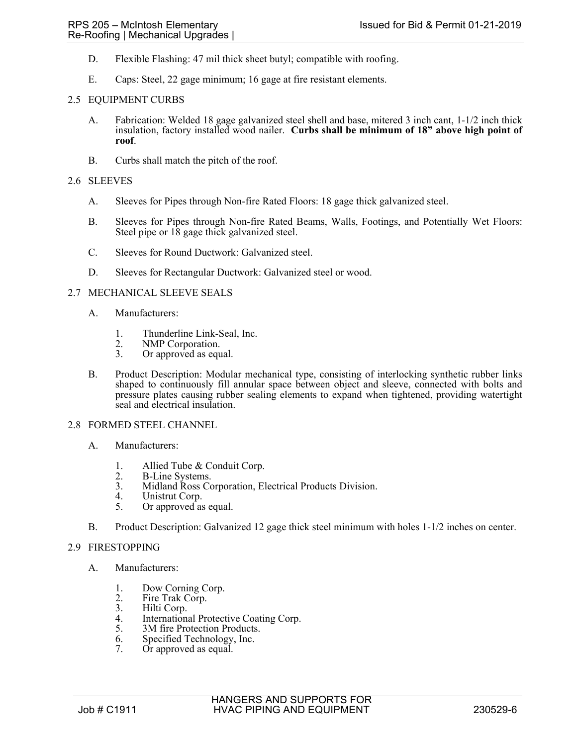D. Flexible Flashing: 47 mil thick sheet butyl; compatible with roofing.

E. Caps: Steel, 22 gage minimum; 16 gage at fire resistant elements.

## 2.5 EQUIPMENT CURBS

A. Fabrication: Welded 18 gage galvanized steel shell and base, mitered 3 inch cant, 1-1/2 inch thick insulation, factory installed wood nailer. **Curbs shall be minimum of 18" above high point of roof**.

B. Curbs shall match the pitch of the roof.

## 2.6 SLEEVES

A. Sleeves for Pipes through Non-fire Rated Floors: 18 gage thick galvanized steel.

B. Sleeves for Pipes through Non-fire Rated Beams, Walls, Footings, and Potentially Wet Floors: Steel pipe or 18 gage thick galvanized steel.

C. Sleeves for Round Ductwork: Galvanized steel.

D. Sleeves for Rectangular Ductwork: Galvanized steel or wood.

## 2.7 MECHANICAL SLEEVE SEALS

A. Manufacturers:

1. Thunderline Link-Seal, Inc.
2. NMP Corporation.
3. Or approved as equal.

B. Product Description: Modular mechanical type, consisting of interlocking synthetic rubber links shaped to continuously fill annular space between object and sleeve, connected with bolts and pressure plates causing rubber sealing elements to expand when tightened, providing watertight seal and electrical insulation.

## 2.8 FORMED STEEL CHANNEL

A. Manufacturers:

1. Allied Tube & Conduit Corp.
2. B-Line Systems.
3. Midland Ross Corporation, Electrical Products Division.
4. Unistrut Corp.
5. Or approved as equal.

B. Product Description: Galvanized 12 gage thick steel minimum with holes 1-1/2 inches on center.

## 2.9 FIRESTOPPING

A. Manufacturers:

1. Dow Corning Corp.
2. Fire Trak Corp.
3. Hilti Corp.
4. International Protective Coating Corp.
5. 3M fire Protection Products.
6. Specified Technology, Inc.
7. Or approved as equal.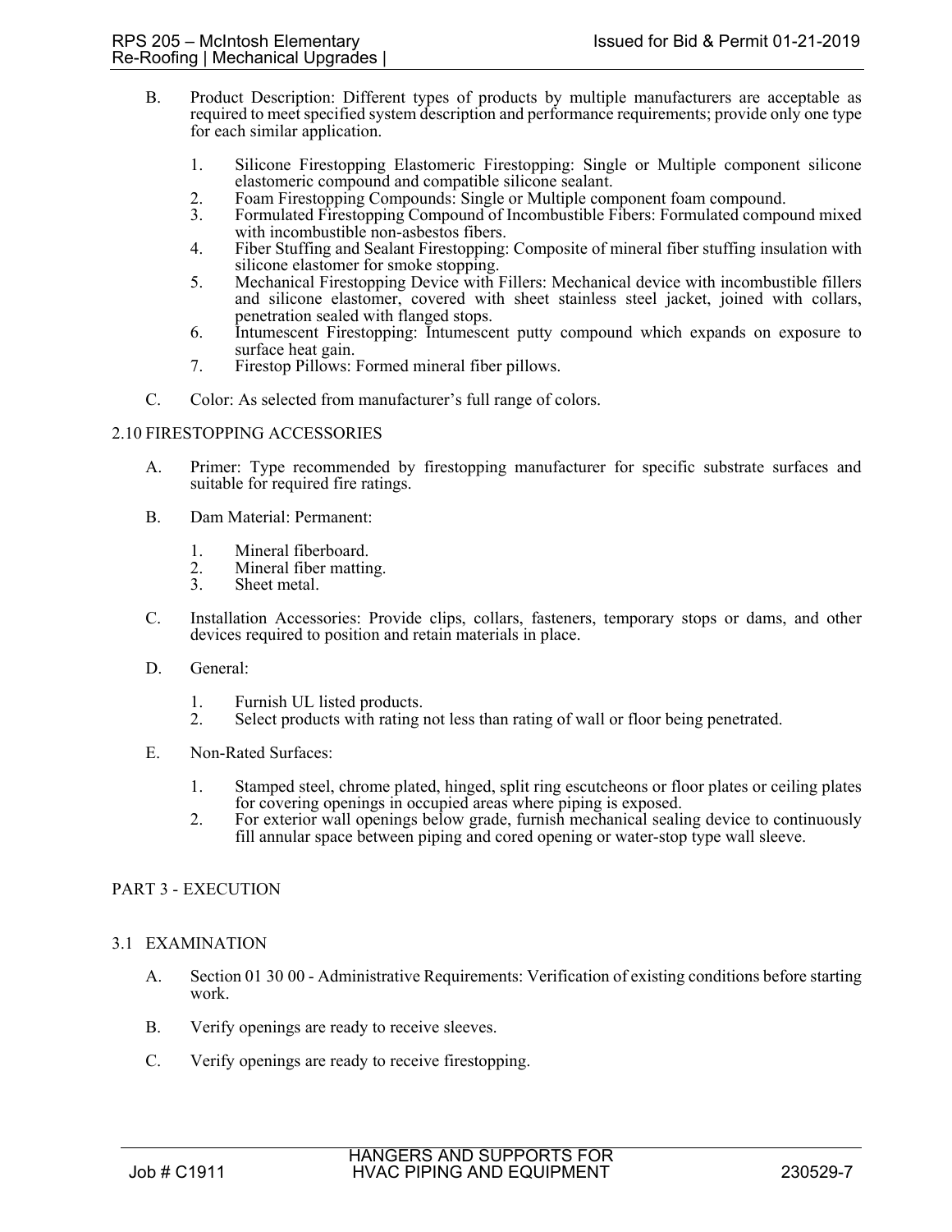B. Product Description: Different types of products by multiple manufacturers are acceptable as required to meet specified system description and performance requirements; provide only one type for each similar application.

1. Silicone Firestopping Elastomeric Firestopping: Single or Multiple component silicone elastomeric compound and compatible silicone sealant.
2. Foam Firestopping Compounds: Single or Multiple component foam compound.
3. Formulated Firestopping Compound of Incombustible Fibers: Formulated compound mixed with incombustible non-asbestos fibers.
4. Fiber Stuffing and Sealant Firestopping: Composite of mineral fiber stuffing insulation with silicone elastomer for smoke stopping.
5. Mechanical Firestopping Device with Fillers: Mechanical device with incombustible fillers and silicone elastomer, covered with sheet stainless steel jacket, joined with collars, penetration sealed with flanged stops.
6. Intumescent Firestopping: Intumescent putty compound which expands on exposure to surface heat gain.
7. Firestop Pillows: Formed mineral fiber pillows.

C. Color: As selected from manufacturer's full range of colors.

## 2.10 FIRESTOPPING ACCESSORIES

A. Primer: Type recommended by firestopping manufacturer for specific substrate surfaces and suitable for required fire ratings.

B. Dam Material: Permanent:

1. Mineral fiberboard.
2. Mineral fiber matting.
3. Sheet metal.

C. Installation Accessories: Provide clips, collars, fasteners, temporary stops or dams, and other devices required to position and retain materials in place.

D. General:

1. Furnish UL listed products.
2. Select products with rating not less than rating of wall or floor being penetrated.

E. Non-Rated Surfaces:

1. Stamped steel, chrome plated, hinged, split ring escutcheons or floor plates or ceiling plates for covering openings in occupied areas where piping is exposed.
2. For exterior wall openings below grade, furnish mechanical sealing device to continuously fill annular space between piping and cored opening or water-stop type wall sleeve.

# PART 3 - EXECUTION

## 3.1 EXAMINATION

A. Section 01 30 00 - Administrative Requirements: Verification of existing conditions before starting work.

B. Verify openings are ready to receive sleeves.

C. Verify openings are ready to receive firestopping.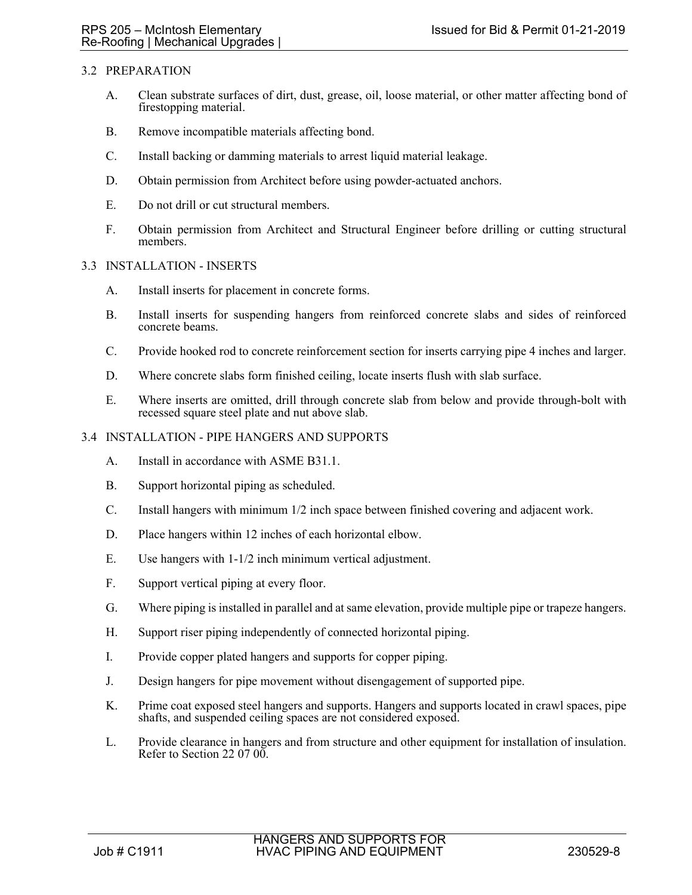## 3.2 PREPARATION

A. Clean substrate surfaces of dirt, dust, grease, oil, loose material, or other matter affecting bond of firestopping material.

B. Remove incompatible materials affecting bond.

C. Install backing or damming materials to arrest liquid material leakage.

D. Obtain permission from Architect before using powder-actuated anchors.

E. Do not drill or cut structural members.

F. Obtain permission from Architect and Structural Engineer before drilling or cutting structural members.

## 3.3 INSTALLATION - INSERTS

A. Install inserts for placement in concrete forms.

B. Install inserts for suspending hangers from reinforced concrete slabs and sides of reinforced concrete beams.

C. Provide hooked rod to concrete reinforcement section for inserts carrying pipe 4 inches and larger.

D. Where concrete slabs form finished ceiling, locate inserts flush with slab surface.

E. Where inserts are omitted, drill through concrete slab from below and provide through-bolt with recessed square steel plate and nut above slab.

## 3.4 INSTALLATION - PIPE HANGERS AND SUPPORTS

A. Install in accordance with ASME B31.1.

B. Support horizontal piping as scheduled.

C. Install hangers with minimum 1/2 inch space between finished covering and adjacent work.

D. Place hangers within 12 inches of each horizontal elbow.

E. Use hangers with 1-1/2 inch minimum vertical adjustment.

F. Support vertical piping at every floor.

G. Where piping is installed in parallel and at same elevation, provide multiple pipe or trapeze hangers.

H. Support riser piping independently of connected horizontal piping.

I. Provide copper plated hangers and supports for copper piping.

J. Design hangers for pipe movement without disengagement of supported pipe.

K. Prime coat exposed steel hangers and supports. Hangers and supports located in crawl spaces, pipe shafts, and suspended ceiling spaces are not considered exposed.

L. Provide clearance in hangers and from structure and other equipment for installation of insulation. Refer to Section 22 07 00.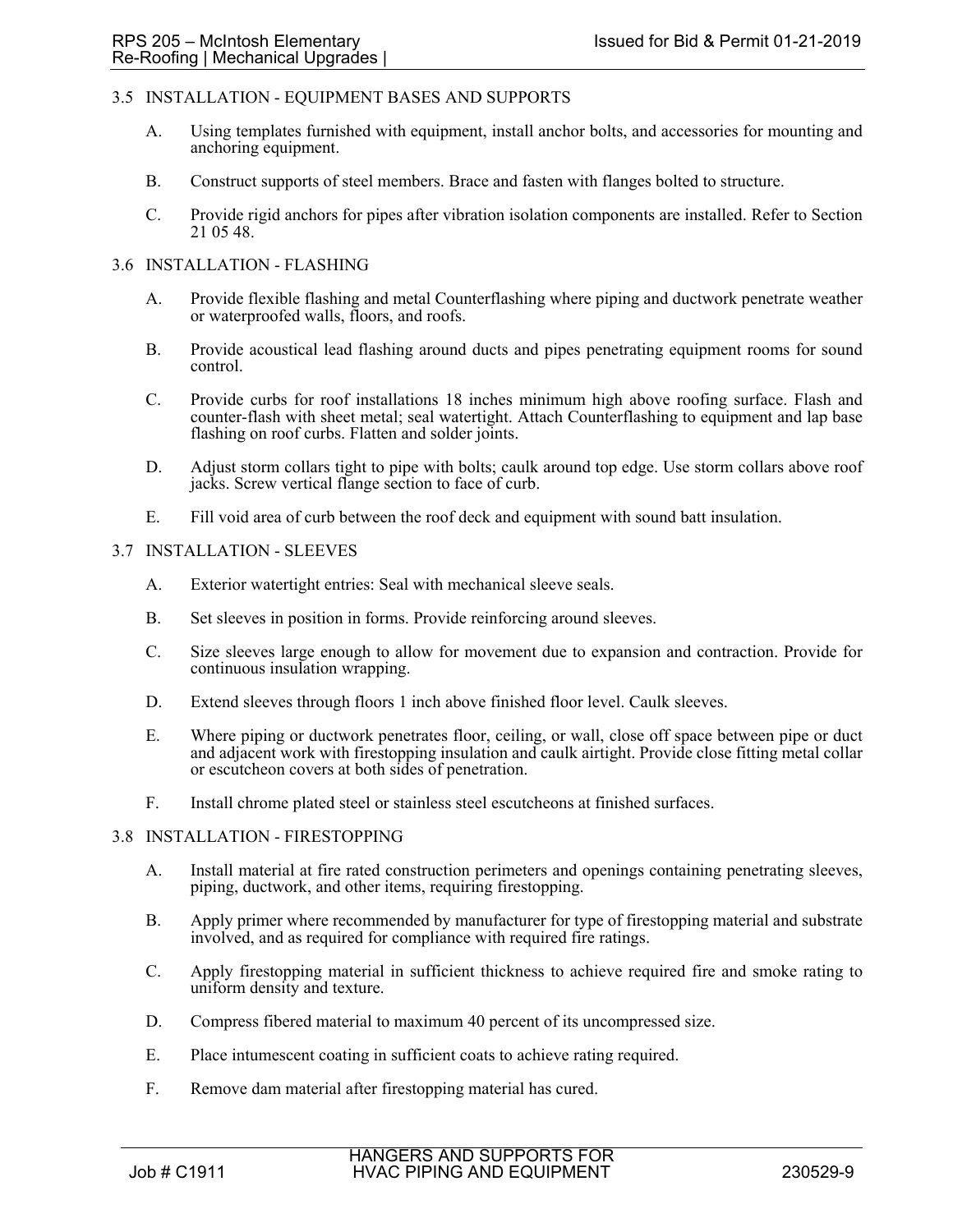## 3.5 INSTALLATION - EQUIPMENT BASES AND SUPPORTS

A. Using templates furnished with equipment, install anchor bolts, and accessories for mounting and anchoring equipment.

B. Construct supports of steel members. Brace and fasten with flanges bolted to structure.

C. Provide rigid anchors for pipes after vibration isolation components are installed. Refer to Section 21 05 48.

## 3.6 INSTALLATION - FLASHING

A. Provide flexible flashing and metal Counterflashing where piping and ductwork penetrate weather or waterproofed walls, floors, and roofs.

B. Provide acoustical lead flashing around ducts and pipes penetrating equipment rooms for sound control.

C. Provide curbs for roof installations 18 inches minimum high above roofing surface. Flash and counter-flash with sheet metal; seal watertight. Attach Counterflashing to equipment and lap base flashing on roof curbs. Flatten and solder joints.

D. Adjust storm collars tight to pipe with bolts; caulk around top edge. Use storm collars above roof jacks. Screw vertical flange section to face of curb.

E. Fill void area of curb between the roof deck and equipment with sound batt insulation.

## 3.7 INSTALLATION - SLEEVES

A. Exterior watertight entries: Seal with mechanical sleeve seals.

B. Set sleeves in position in forms. Provide reinforcing around sleeves.

C. Size sleeves large enough to allow for movement due to expansion and contraction. Provide for continuous insulation wrapping.

D. Extend sleeves through floors 1 inch above finished floor level. Caulk sleeves.

E. Where piping or ductwork penetrates floor, ceiling, or wall, close off space between pipe or duct and adjacent work with firestopping insulation and caulk airtight. Provide close fitting metal collar or escutcheon covers at both sides of penetration.

F. Install chrome plated steel or stainless steel escutcheons at finished surfaces.

## 3.8 INSTALLATION - FIRESTOPPING

A. Install material at fire rated construction perimeters and openings containing penetrating sleeves, piping, ductwork, and other items, requiring firestopping.

B. Apply primer where recommended by manufacturer for type of firestopping material and substrate involved, and as required for compliance with required fire ratings.

C. Apply firestopping material in sufficient thickness to achieve required fire and smoke rating to uniform density and texture.

D. Compress fibered material to maximum 40 percent of its uncompressed size.

E. Place intumescent coating in sufficient coats to achieve rating required.

F. Remove dam material after firestopping material has cured.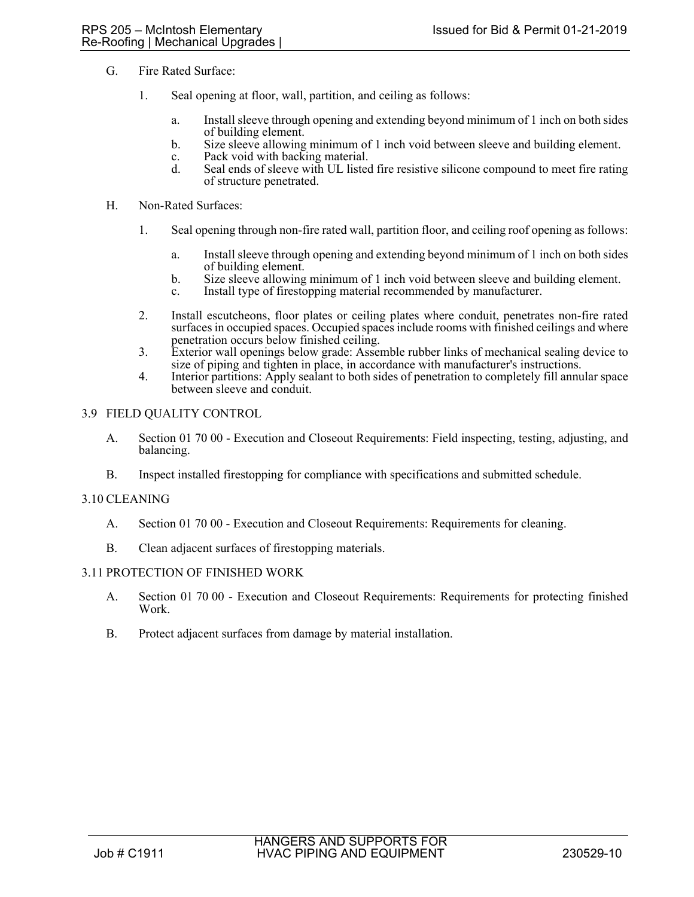G. Fire Rated Surface:

1. Seal opening at floor, wall, partition, and ceiling as follows:

   a. Install sleeve through opening and extending beyond minimum of 1 inch on both sides of building element.
   b. Size sleeve allowing minimum of 1 inch void between sleeve and building element.
   c. Pack void with backing material.
   d. Seal ends of sleeve with UL listed fire resistive silicone compound to meet fire rating of structure penetrated.

H. Non-Rated Surfaces:

1. Seal opening through non-fire rated wall, partition floor, and ceiling roof opening as follows:

   a. Install sleeve through opening and extending beyond minimum of 1 inch on both sides of building element.
   b. Size sleeve allowing minimum of 1 inch void between sleeve and building element.
   c. Install type of firestopping material recommended by manufacturer.

2. Install escutcheons, floor plates or ceiling plates where conduit, penetrates non-fire rated surfaces in occupied spaces. Occupied spaces include rooms with finished ceilings and where penetration occurs below finished ceiling.
3. Exterior wall openings below grade: Assemble rubber links of mechanical sealing device to size of piping and tighten in place, in accordance with manufacturer's instructions.
4. Interior partitions: Apply sealant to both sides of penetration to completely fill annular space between sleeve and conduit.

## 3.9 FIELD QUALITY CONTROL

A. Section 01 70 00 - Execution and Closeout Requirements: Field inspecting, testing, adjusting, and balancing.

B. Inspect installed firestopping for compliance with specifications and submitted schedule.

## 3.10 CLEANING

A. Section 01 70 00 - Execution and Closeout Requirements: Requirements for cleaning.

B. Clean adjacent surfaces of firestopping materials.

## 3.11 PROTECTION OF FINISHED WORK

A. Section 01 70 00 - Execution and Closeout Requirements: Requirements for protecting finished Work.

B. Protect adjacent surfaces from damage by material installation.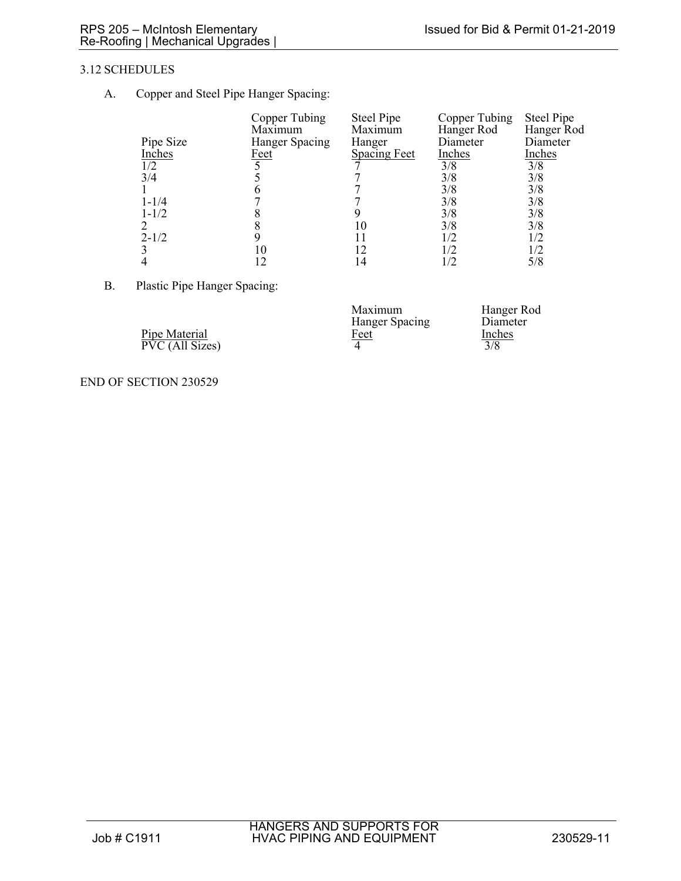### 3.12 SCHEDULES

A. Copper and Steel Pipe Hanger Spacing:

| Pipe Size Inches | Copper Tubing Maximum Hanger Spacing Feet | Steel Pipe Maximum Hanger Spacing Feet | Copper Tubing Hanger Rod Diameter Inches | Steel Pipe Hanger Rod Diameter Inches |
|---|---|---|---|---|
| 1/2 | 5 | 7 | 3/8 | 3/8 |
| 3/4 | 5 | 7 | 3/8 | 3/8 |
| 1 | 6 | 7 | 3/8 | 3/8 |
| 1-1/4 | 7 | 7 | 3/8 | 3/8 |
| 1-1/2 | 8 | 9 | 3/8 | 3/8 |
| 2 | 8 | 10 | 3/8 | 3/8 |
| 2-1/2 | 9 | 11 | 1/2 | 1/2 |
| 3 | 10 | 12 | 1/2 | 1/2 |
| 4 | 12 | 14 | 1/2 | 5/8 |

B. Plastic Pipe Hanger Spacing:

| Pipe Material | Maximum Hanger Spacing Feet | Hanger Rod Diameter Inches |
|---|---|---|
| PVC (All Sizes) | 4 | 3/8 |

END OF SECTION 230529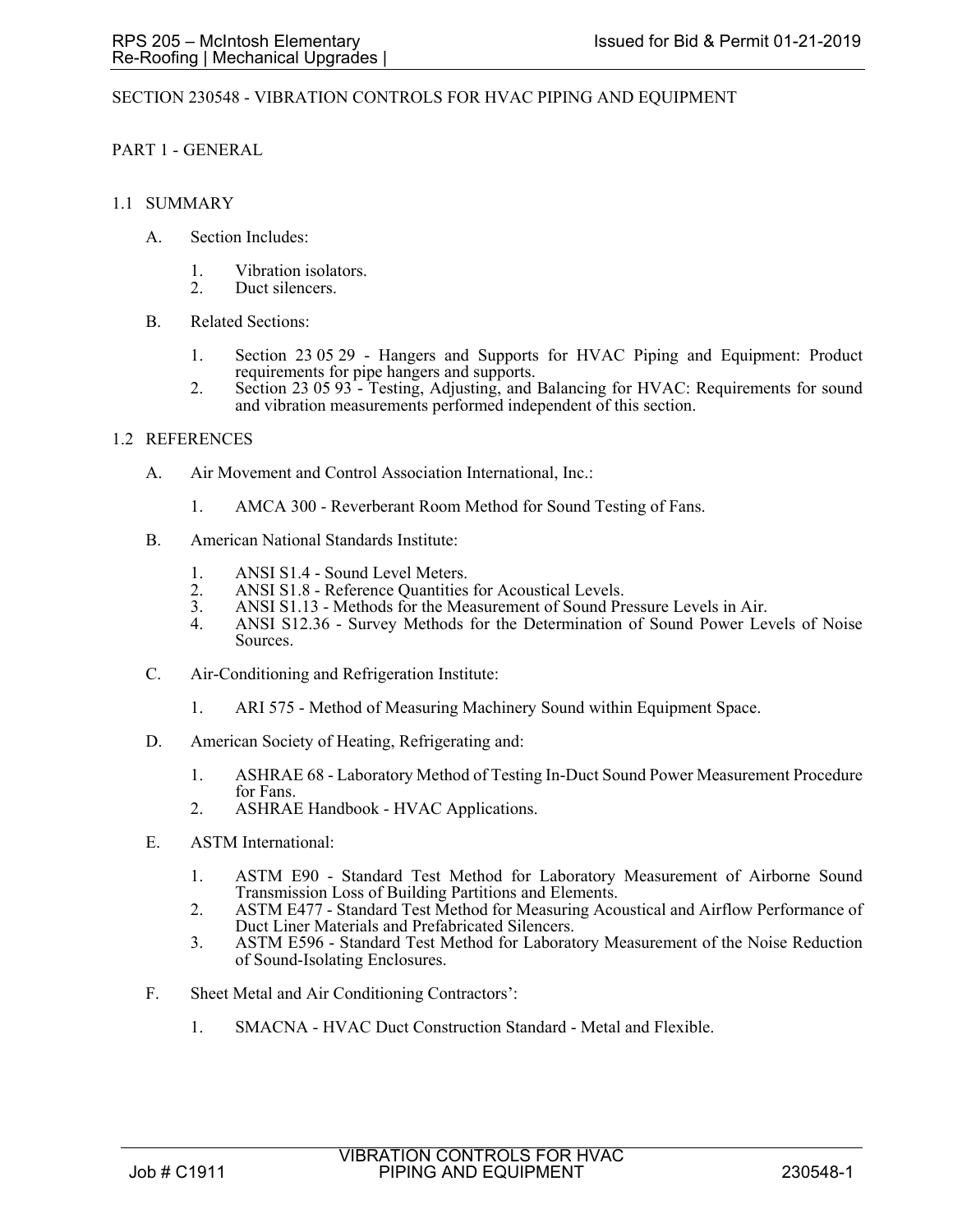# SECTION 230548 - VIBRATION CONTROLS FOR HVAC PIPING AND EQUIPMENT

## PART 1 - GENERAL

### 1.1 SUMMARY

A. Section Includes:

1. Vibration isolators.
2. Duct silencers.

B. Related Sections:

1. Section 23 05 29 - Hangers and Supports for HVAC Piping and Equipment: Product requirements for pipe hangers and supports.
2. Section 23 05 93 - Testing, Adjusting, and Balancing for HVAC: Requirements for sound and vibration measurements performed independent of this section.

### 1.2 REFERENCES

A. Air Movement and Control Association International, Inc.:

1. AMCA 300 - Reverberant Room Method for Sound Testing of Fans.

B. American National Standards Institute:

1. ANSI S1.4 - Sound Level Meters.
2. ANSI S1.8 - Reference Quantities for Acoustical Levels.
3. ANSI S1.13 - Methods for the Measurement of Sound Pressure Levels in Air.
4. ANSI S12.36 - Survey Methods for the Determination of Sound Power Levels of Noise Sources.

C. Air-Conditioning and Refrigeration Institute:

1. ARI 575 - Method of Measuring Machinery Sound within Equipment Space.

D. American Society of Heating, Refrigerating and:

1. ASHRAE 68 - Laboratory Method of Testing In-Duct Sound Power Measurement Procedure for Fans.
2. ASHRAE Handbook - HVAC Applications.

E. ASTM International:

1. ASTM E90 - Standard Test Method for Laboratory Measurement of Airborne Sound Transmission Loss of Building Partitions and Elements.
2. ASTM E477 - Standard Test Method for Measuring Acoustical and Airflow Performance of Duct Liner Materials and Prefabricated Silencers.
3. ASTM E596 - Standard Test Method for Laboratory Measurement of the Noise Reduction of Sound-Isolating Enclosures.

F. Sheet Metal and Air Conditioning Contractors':

1. SMACNA - HVAC Duct Construction Standard - Metal and Flexible.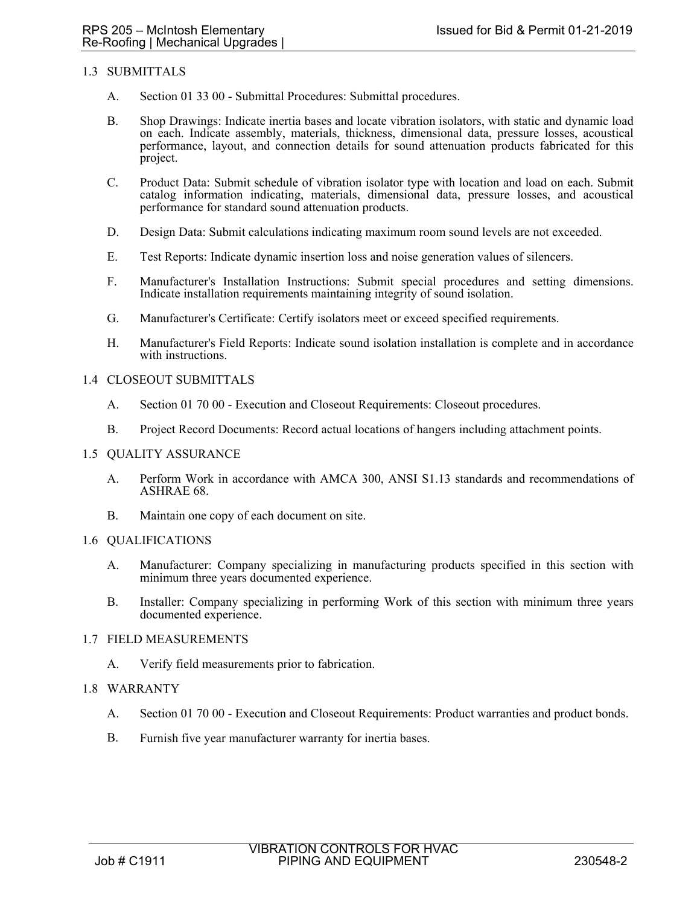## 1.3 SUBMITTALS

A. Section 01 33 00 - Submittal Procedures: Submittal procedures.

B. Shop Drawings: Indicate inertia bases and locate vibration isolators, with static and dynamic load on each. Indicate assembly, materials, thickness, dimensional data, pressure losses, acoustical performance, layout, and connection details for sound attenuation products fabricated for this project.

C. Product Data: Submit schedule of vibration isolator type with location and load on each. Submit catalog information indicating, materials, dimensional data, pressure losses, and acoustical performance for standard sound attenuation products.

D. Design Data: Submit calculations indicating maximum room sound levels are not exceeded.

E. Test Reports: Indicate dynamic insertion loss and noise generation values of silencers.

F. Manufacturer's Installation Instructions: Submit special procedures and setting dimensions. Indicate installation requirements maintaining integrity of sound isolation.

G. Manufacturer's Certificate: Certify isolators meet or exceed specified requirements.

H. Manufacturer's Field Reports: Indicate sound isolation installation is complete and in accordance with instructions.

## 1.4 CLOSEOUT SUBMITTALS

A. Section 01 70 00 - Execution and Closeout Requirements: Closeout procedures.

B. Project Record Documents: Record actual locations of hangers including attachment points.

## 1.5 QUALITY ASSURANCE

A. Perform Work in accordance with AMCA 300, ANSI S1.13 standards and recommendations of ASHRAE 68.

B. Maintain one copy of each document on site.

## 1.6 QUALIFICATIONS

A. Manufacturer: Company specializing in manufacturing products specified in this section with minimum three years documented experience.

B. Installer: Company specializing in performing Work of this section with minimum three years documented experience.

## 1.7 FIELD MEASUREMENTS

A. Verify field measurements prior to fabrication.

## 1.8 WARRANTY

A. Section 01 70 00 - Execution and Closeout Requirements: Product warranties and product bonds.

B. Furnish five year manufacturer warranty for inertia bases.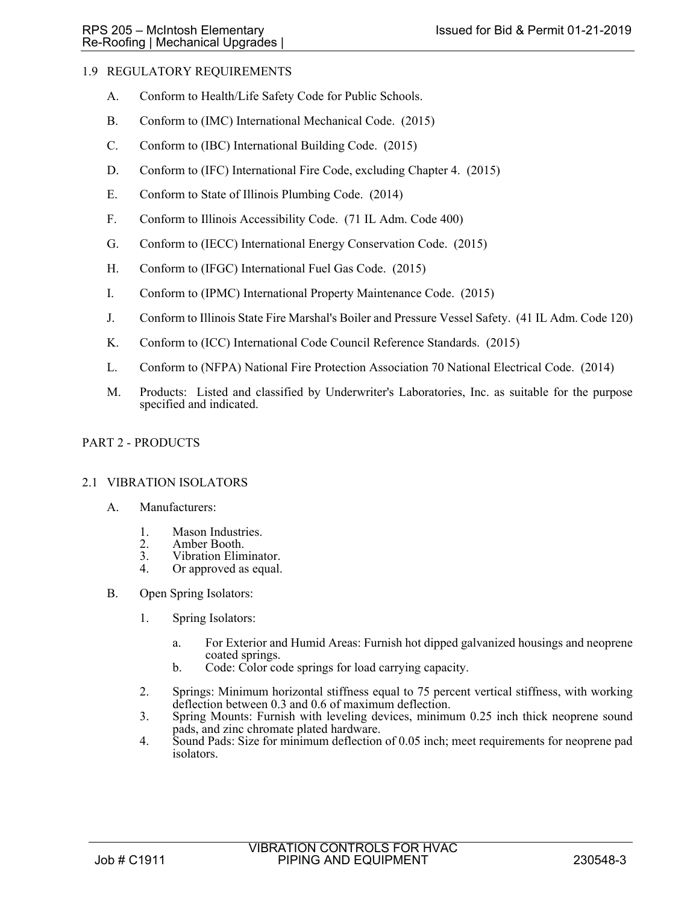## 1.9 REGULATORY REQUIREMENTS

A. Conform to Health/Life Safety Code for Public Schools.

B. Conform to (IMC) International Mechanical Code. (2015)

C. Conform to (IBC) International Building Code. (2015)

D. Conform to (IFC) International Fire Code, excluding Chapter 4. (2015)

E. Conform to State of Illinois Plumbing Code. (2014)

F. Conform to Illinois Accessibility Code. (71 IL Adm. Code 400)

G. Conform to (IECC) International Energy Conservation Code. (2015)

H. Conform to (IFGC) International Fuel Gas Code. (2015)

I. Conform to (IPMC) International Property Maintenance Code. (2015)

J. Conform to Illinois State Fire Marshal's Boiler and Pressure Vessel Safety. (41 IL Adm. Code 120)

K. Conform to (ICC) International Code Council Reference Standards. (2015)

L. Conform to (NFPA) National Fire Protection Association 70 National Electrical Code. (2014)

M. Products: Listed and classified by Underwriter's Laboratories, Inc. as suitable for the purpose specified and indicated.

# PART 2 - PRODUCTS

## 2.1 VIBRATION ISOLATORS

A. Manufacturers:

1. Mason Industries.
2. Amber Booth.
3. Vibration Eliminator.
4. Or approved as equal.

B. Open Spring Isolators:

1. Spring Isolators:

   a. For Exterior and Humid Areas: Furnish hot dipped galvanized housings and neoprene coated springs.
   b. Code: Color code springs for load carrying capacity.

2. Springs: Minimum horizontal stiffness equal to 75 percent vertical stiffness, with working deflection between 0.3 and 0.6 of maximum deflection.
3. Spring Mounts: Furnish with leveling devices, minimum 0.25 inch thick neoprene sound pads, and zinc chromate plated hardware.
4. Sound Pads: Size for minimum deflection of 0.05 inch; meet requirements for neoprene pad isolators.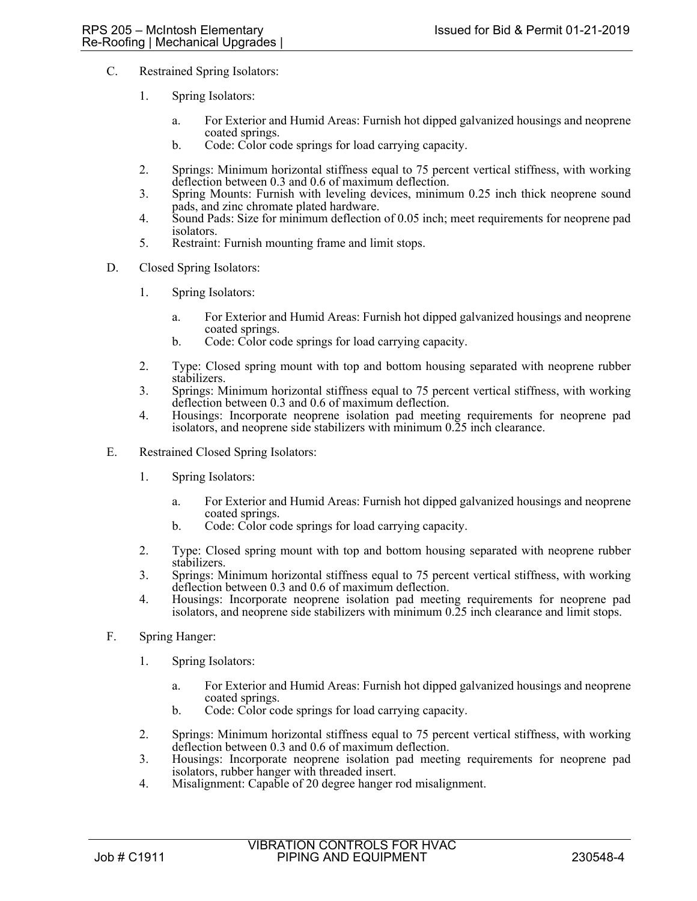C. Restrained Spring Isolators:

1. Spring Isolators:

   a. For Exterior and Humid Areas: Furnish hot dipped galvanized housings and neoprene coated springs.
   b. Code: Color code springs for load carrying capacity.

2. Springs: Minimum horizontal stiffness equal to 75 percent vertical stiffness, with working deflection between 0.3 and 0.6 of maximum deflection.
3. Spring Mounts: Furnish with leveling devices, minimum 0.25 inch thick neoprene sound pads, and zinc chromate plated hardware.
4. Sound Pads: Size for minimum deflection of 0.05 inch; meet requirements for neoprene pad isolators.
5. Restraint: Furnish mounting frame and limit stops.

D. Closed Spring Isolators:

1. Spring Isolators:

   a. For Exterior and Humid Areas: Furnish hot dipped galvanized housings and neoprene coated springs.
   b. Code: Color code springs for load carrying capacity.

2. Type: Closed spring mount with top and bottom housing separated with neoprene rubber stabilizers.
3. Springs: Minimum horizontal stiffness equal to 75 percent vertical stiffness, with working deflection between 0.3 and 0.6 of maximum deflection.
4. Housings: Incorporate neoprene isolation pad meeting requirements for neoprene pad isolators, and neoprene side stabilizers with minimum 0.25 inch clearance.

E. Restrained Closed Spring Isolators:

1. Spring Isolators:

   a. For Exterior and Humid Areas: Furnish hot dipped galvanized housings and neoprene coated springs.
   b. Code: Color code springs for load carrying capacity.

2. Type: Closed spring mount with top and bottom housing separated with neoprene rubber stabilizers.
3. Springs: Minimum horizontal stiffness equal to 75 percent vertical stiffness, with working deflection between 0.3 and 0.6 of maximum deflection.
4. Housings: Incorporate neoprene isolation pad meeting requirements for neoprene pad isolators, and neoprene side stabilizers with minimum 0.25 inch clearance and limit stops.

F. Spring Hanger:

1. Spring Isolators:

   a. For Exterior and Humid Areas: Furnish hot dipped galvanized housings and neoprene coated springs.
   b. Code: Color code springs for load carrying capacity.

2. Springs: Minimum horizontal stiffness equal to 75 percent vertical stiffness, with working deflection between 0.3 and 0.6 of maximum deflection.
3. Housings: Incorporate neoprene isolation pad meeting requirements for neoprene pad isolators, rubber hanger with threaded insert.
4. Misalignment: Capable of 20 degree hanger rod misalignment.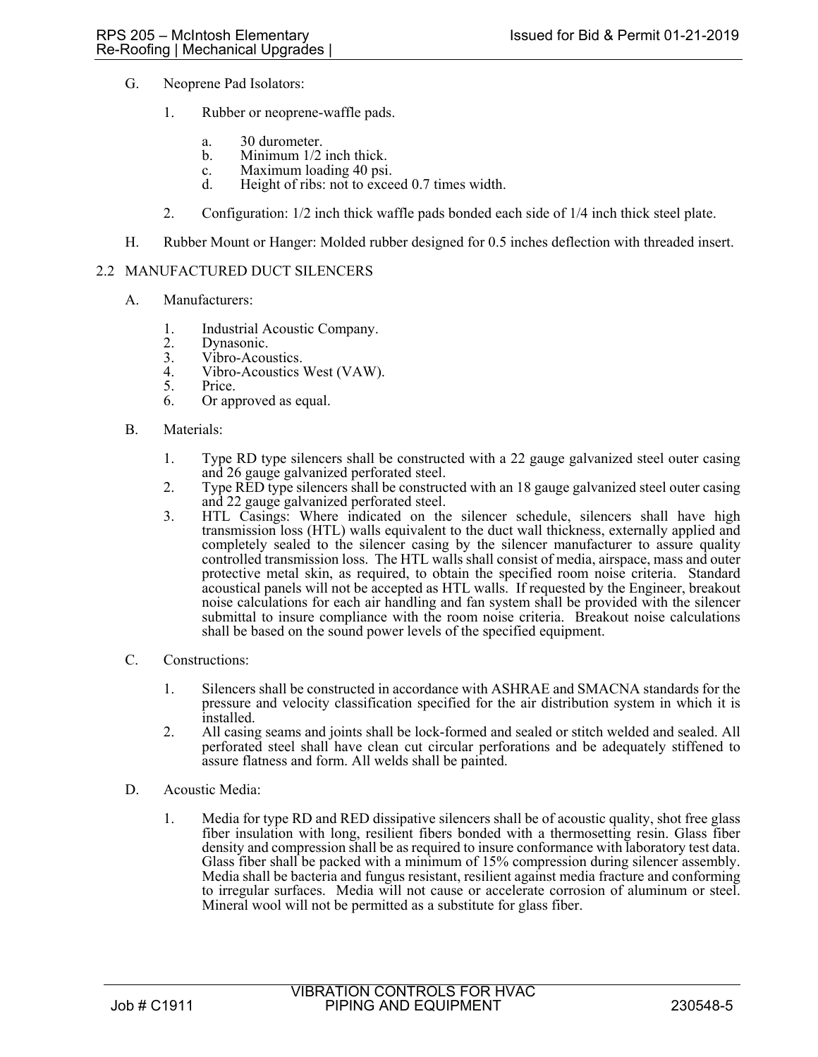G. Neoprene Pad Isolators:

1. Rubber or neoprene-waffle pads.

   a. 30 durometer.
   b. Minimum 1/2 inch thick.
   c. Maximum loading 40 psi.
   d. Height of ribs: not to exceed 0.7 times width.

2. Configuration: 1/2 inch thick waffle pads bonded each side of 1/4 inch thick steel plate.

H. Rubber Mount or Hanger: Molded rubber designed for 0.5 inches deflection with threaded insert.

## 2.2 MANUFACTURED DUCT SILENCERS

A. Manufacturers:

1. Industrial Acoustic Company.
2. Dynasonic.
3. Vibro-Acoustics.
4. Vibro-Acoustics West (VAW).
5. Price.
6. Or approved as equal.

B. Materials:

1. Type RD type silencers shall be constructed with a 22 gauge galvanized steel outer casing and 26 gauge galvanized perforated steel.
2. Type RED type silencers shall be constructed with an 18 gauge galvanized steel outer casing and 22 gauge galvanized perforated steel.
3. HTL Casings: Where indicated on the silencer schedule, silencers shall have high transmission loss (HTL) walls equivalent to the duct wall thickness, externally applied and completely sealed to the silencer casing by the silencer manufacturer to assure quality controlled transmission loss. The HTL walls shall consist of media, airspace, mass and outer protective metal skin, as required, to obtain the specified room noise criteria. Standard acoustical panels will not be accepted as HTL walls. If requested by the Engineer, breakout noise calculations for each air handling and fan system shall be provided with the silencer submittal to insure compliance with the room noise criteria. Breakout noise calculations shall be based on the sound power levels of the specified equipment.

C. Constructions:

1. Silencers shall be constructed in accordance with ASHRAE and SMACNA standards for the pressure and velocity classification specified for the air distribution system in which it is installed.
2. All casing seams and joints shall be lock-formed and sealed or stitch welded and sealed. All perforated steel shall have clean cut circular perforations and be adequately stiffened to assure flatness and form. All welds shall be painted.

D. Acoustic Media:

1. Media for type RD and RED dissipative silencers shall be of acoustic quality, shot free glass fiber insulation with long, resilient fibers bonded with a thermosetting resin. Glass fiber density and compression shall be as required to insure conformance with laboratory test data. Glass fiber shall be packed with a minimum of 15% compression during silencer assembly. Media shall be bacteria and fungus resistant, resilient against media fracture and conforming to irregular surfaces. Media will not cause or accelerate corrosion of aluminum or steel. Mineral wool will not be permitted as a substitute for glass fiber.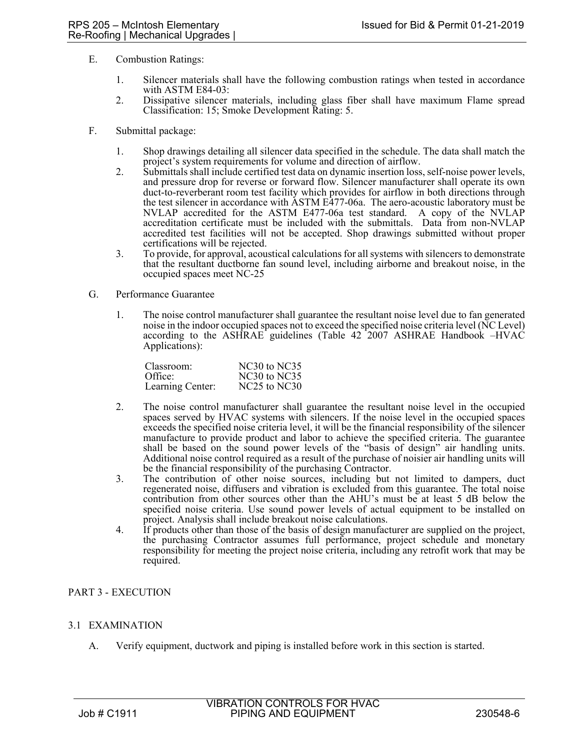E. Combustion Ratings:

1. Silencer materials shall have the following combustion ratings when tested in accordance with ASTM E84-03:
2. Dissipative silencer materials, including glass fiber shall have maximum Flame spread Classification: 15; Smoke Development Rating: 5.

F. Submittal package:

1. Shop drawings detailing all silencer data specified in the schedule. The data shall match the project's system requirements for volume and direction of airflow.
2. Submittals shall include certified test data on dynamic insertion loss, self-noise power levels, and pressure drop for reverse or forward flow. Silencer manufacturer shall operate its own duct-to-reverberant room test facility which provides for airflow in both directions through the test silencer in accordance with ASTM E477-06a. The aero-acoustic laboratory must be NVLAP accredited for the ASTM E477-06a test standard. A copy of the NVLAP accreditation certificate must be included with the submittals. Data from non-NVLAP accredited test facilities will not be accepted. Shop drawings submitted without proper certifications will be rejected.
3. To provide, for approval, acoustical calculations for all systems with silencers to demonstrate that the resultant ductborne fan sound level, including airborne and breakout noise, in the occupied spaces meet NC-25

G. Performance Guarantee

1. The noise control manufacturer shall guarantee the resultant noise level due to fan generated noise in the indoor occupied spaces not to exceed the specified noise criteria level (NC Level) according to the ASHRAE guidelines (Table 42 2007 ASHRAE Handbook –HVAC Applications):

| | |
|---|---|
| Classroom: | NC30 to NC35 |
| Office: | NC30 to NC35 |
| Learning Center: | NC25 to NC30 |

2. The noise control manufacturer shall guarantee the resultant noise level in the occupied spaces served by HVAC systems with silencers. If the noise level in the occupied spaces exceeds the specified noise criteria level, it will be the financial responsibility of the silencer manufacture to provide product and labor to achieve the specified criteria. The guarantee shall be based on the sound power levels of the "basis of design" air handling units. Additional noise control required as a result of the purchase of noisier air handling units will be the financial responsibility of the purchasing Contractor.
3. The contribution of other noise sources, including but not limited to dampers, duct regenerated noise, diffusers and vibration is excluded from this guarantee. The total noise contribution from other sources other than the AHU's must be at least 5 dB below the specified noise criteria. Use sound power levels of actual equipment to be installed on project. Analysis shall include breakout noise calculations.
4. If products other than those of the basis of design manufacturer are supplied on the project, the purchasing Contractor assumes full performance, project schedule and monetary responsibility for meeting the project noise criteria, including any retrofit work that may be required.

## PART 3 - EXECUTION

### 3.1 EXAMINATION

A. Verify equipment, ductwork and piping is installed before work in this section is started.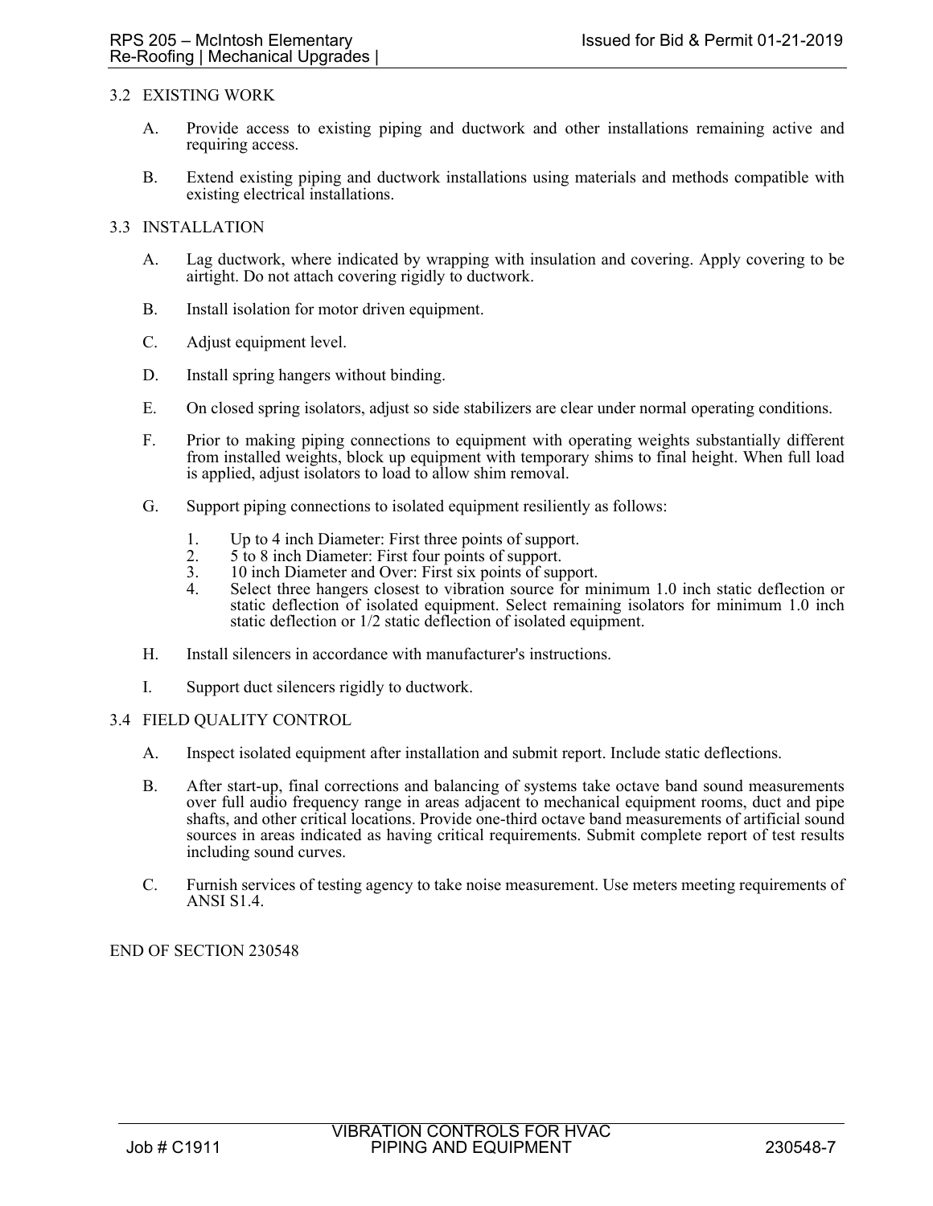## 3.2 EXISTING WORK

A. Provide access to existing piping and ductwork and other installations remaining active and requiring access.

B. Extend existing piping and ductwork installations using materials and methods compatible with existing electrical installations.

## 3.3 INSTALLATION

A. Lag ductwork, where indicated by wrapping with insulation and covering. Apply covering to be airtight. Do not attach covering rigidly to ductwork.

B. Install isolation for motor driven equipment.

C. Adjust equipment level.

D. Install spring hangers without binding.

E. On closed spring isolators, adjust so side stabilizers are clear under normal operating conditions.

F. Prior to making piping connections to equipment with operating weights substantially different from installed weights, block up equipment with temporary shims to final height. When full load is applied, adjust isolators to load to allow shim removal.

G. Support piping connections to isolated equipment resiliently as follows:

1. Up to 4 inch Diameter: First three points of support.
2. 5 to 8 inch Diameter: First four points of support.
3. 10 inch Diameter and Over: First six points of support.
4. Select three hangers closest to vibration source for minimum 1.0 inch static deflection or static deflection of isolated equipment. Select remaining isolators for minimum 1.0 inch static deflection or 1/2 static deflection of isolated equipment.

H. Install silencers in accordance with manufacturer's instructions.

I. Support duct silencers rigidly to ductwork.

## 3.4 FIELD QUALITY CONTROL

A. Inspect isolated equipment after installation and submit report. Include static deflections.

B. After start-up, final corrections and balancing of systems take octave band sound measurements over full audio frequency range in areas adjacent to mechanical equipment rooms, duct and pipe shafts, and other critical locations. Provide one-third octave band measurements of artificial sound sources in areas indicated as having critical requirements. Submit complete report of test results including sound curves.

C. Furnish services of testing agency to take noise measurement. Use meters meeting requirements of ANSI S1.4.

END OF SECTION 230548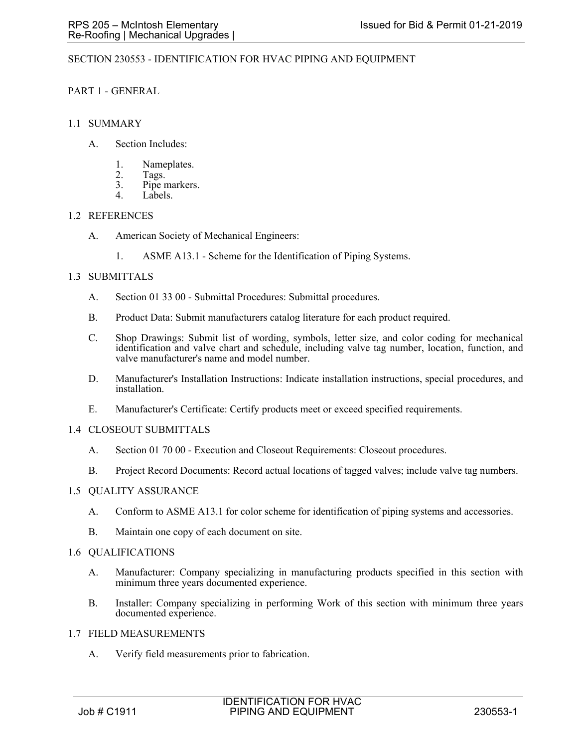# SECTION 230553 - IDENTIFICATION FOR HVAC PIPING AND EQUIPMENT

## PART 1 - GENERAL

### 1.1 SUMMARY

A. Section Includes:

1. Nameplates.
2. Tags.
3. Pipe markers.
4. Labels.

### 1.2 REFERENCES

A. American Society of Mechanical Engineers:

1. ASME A13.1 - Scheme for the Identification of Piping Systems.

### 1.3 SUBMITTALS

A. Section 01 33 00 - Submittal Procedures: Submittal procedures.

B. Product Data: Submit manufacturers catalog literature for each product required.

C. Shop Drawings: Submit list of wording, symbols, letter size, and color coding for mechanical identification and valve chart and schedule, including valve tag number, location, function, and valve manufacturer's name and model number.

D. Manufacturer's Installation Instructions: Indicate installation instructions, special procedures, and installation.

E. Manufacturer's Certificate: Certify products meet or exceed specified requirements.

### 1.4 CLOSEOUT SUBMITTALS

A. Section 01 70 00 - Execution and Closeout Requirements: Closeout procedures.

B. Project Record Documents: Record actual locations of tagged valves; include valve tag numbers.

### 1.5 QUALITY ASSURANCE

A. Conform to ASME A13.1 for color scheme for identification of piping systems and accessories.

B. Maintain one copy of each document on site.

### 1.6 QUALIFICATIONS

A. Manufacturer: Company specializing in manufacturing products specified in this section with minimum three years documented experience.

B. Installer: Company specializing in performing Work of this section with minimum three years documented experience.

### 1.7 FIELD MEASUREMENTS

A. Verify field measurements prior to fabrication.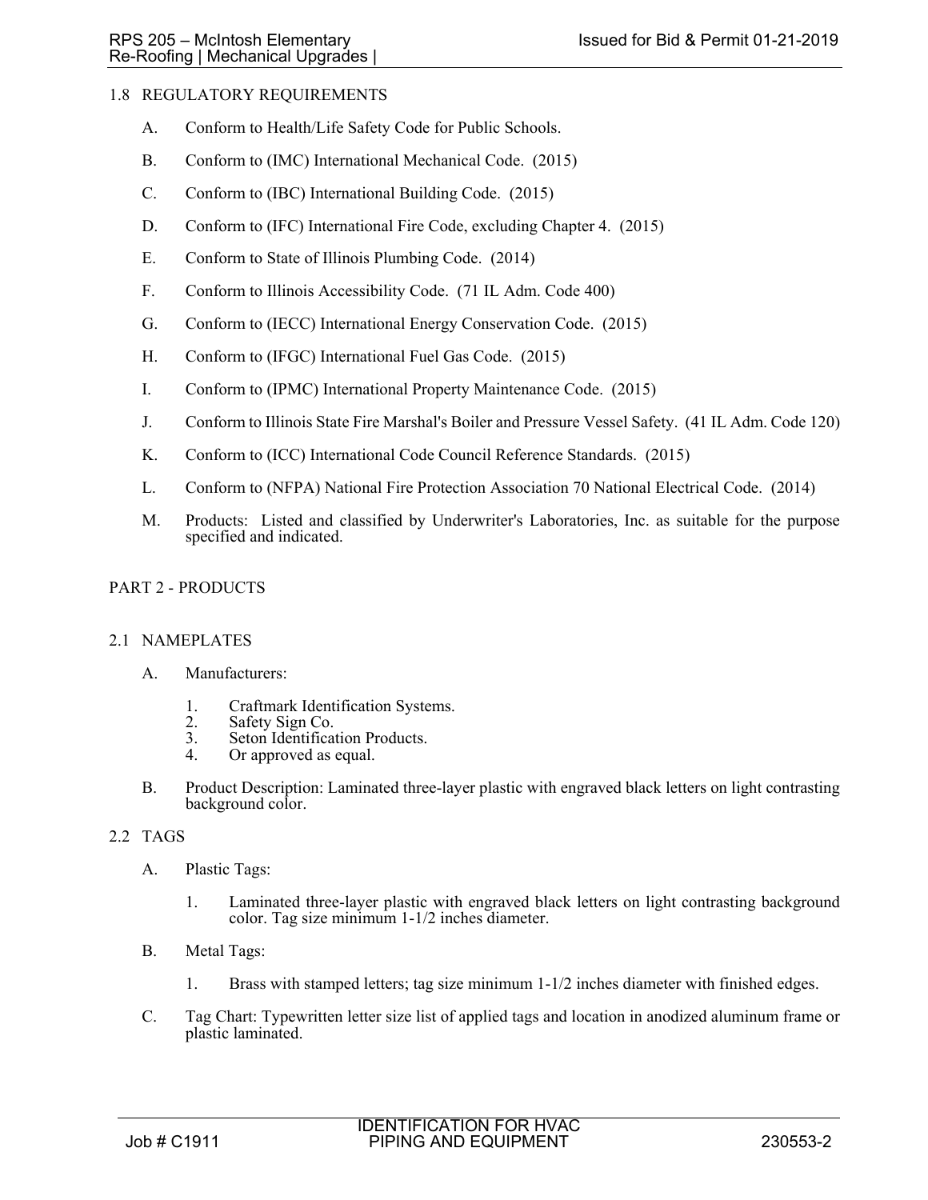## 1.8 REGULATORY REQUIREMENTS

A. Conform to Health/Life Safety Code for Public Schools.

B. Conform to (IMC) International Mechanical Code. (2015)

C. Conform to (IBC) International Building Code. (2015)

D. Conform to (IFC) International Fire Code, excluding Chapter 4. (2015)

E. Conform to State of Illinois Plumbing Code. (2014)

F. Conform to Illinois Accessibility Code. (71 IL Adm. Code 400)

G. Conform to (IECC) International Energy Conservation Code. (2015)

H. Conform to (IFGC) International Fuel Gas Code. (2015)

I. Conform to (IPMC) International Property Maintenance Code. (2015)

J. Conform to Illinois State Fire Marshal's Boiler and Pressure Vessel Safety. (41 IL Adm. Code 120)

K. Conform to (ICC) International Code Council Reference Standards. (2015)

L. Conform to (NFPA) National Fire Protection Association 70 National Electrical Code. (2014)

M. Products: Listed and classified by Underwriter's Laboratories, Inc. as suitable for the purpose specified and indicated.

# PART 2 - PRODUCTS

## 2.1 NAMEPLATES

A. Manufacturers:

1. Craftmark Identification Systems.
2. Safety Sign Co.
3. Seton Identification Products.
4. Or approved as equal.

B. Product Description: Laminated three-layer plastic with engraved black letters on light contrasting background color.

## 2.2 TAGS

A. Plastic Tags:

1. Laminated three-layer plastic with engraved black letters on light contrasting background color. Tag size minimum 1-1/2 inches diameter.

B. Metal Tags:

1. Brass with stamped letters; tag size minimum 1-1/2 inches diameter with finished edges.

C. Tag Chart: Typewritten letter size list of applied tags and location in anodized aluminum frame or plastic laminated.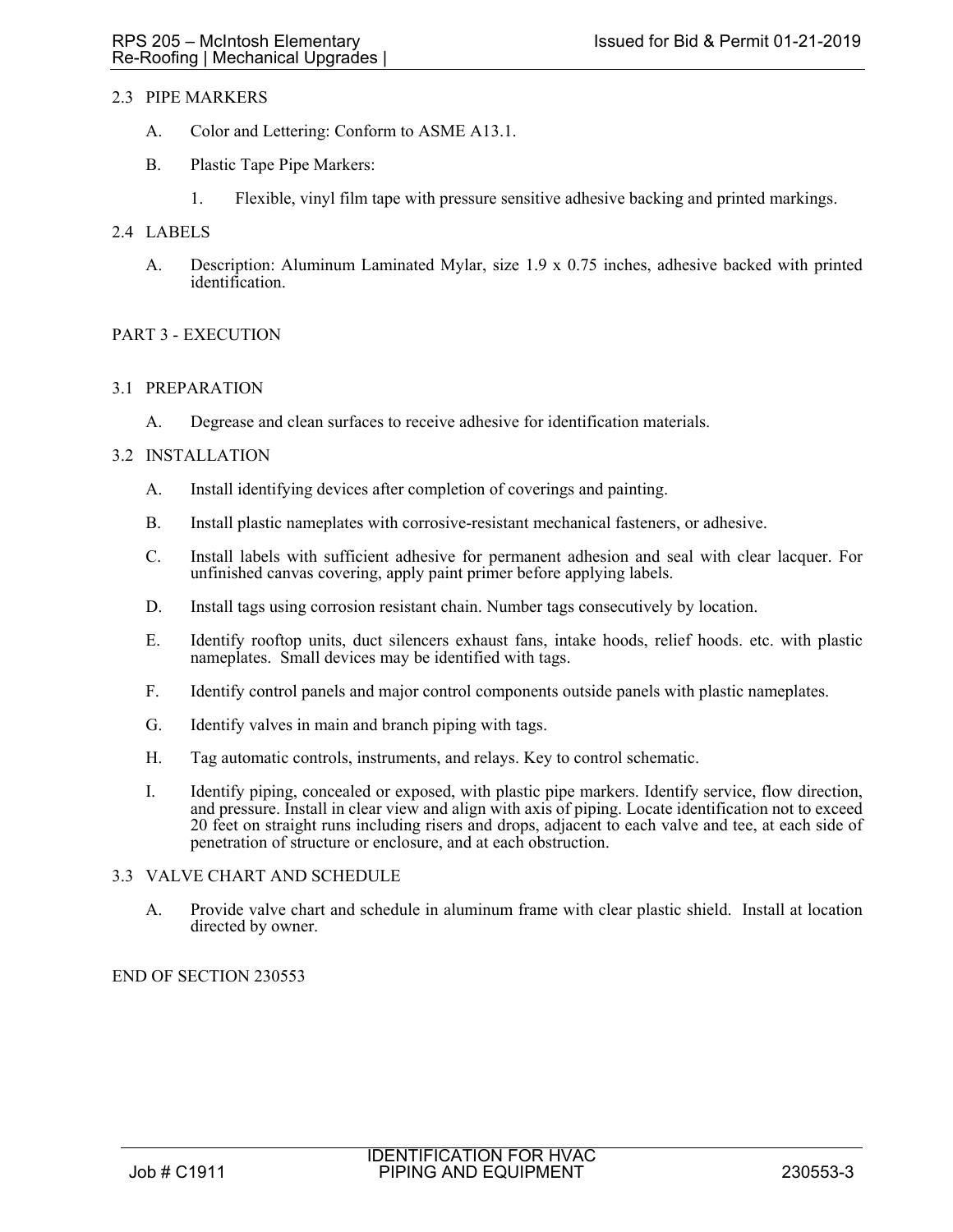### 2.3 PIPE MARKERS

A. Color and Lettering: Conform to ASME A13.1.

B. Plastic Tape Pipe Markers:

1. Flexible, vinyl film tape with pressure sensitive adhesive backing and printed markings.

### 2.4 LABELS

A. Description: Aluminum Laminated Mylar, size 1.9 x 0.75 inches, adhesive backed with printed identification.

## PART 3 - EXECUTION

### 3.1 PREPARATION

A. Degrease and clean surfaces to receive adhesive for identification materials.

### 3.2 INSTALLATION

A. Install identifying devices after completion of coverings and painting.

B. Install plastic nameplates with corrosive-resistant mechanical fasteners, or adhesive.

C. Install labels with sufficient adhesive for permanent adhesion and seal with clear lacquer. For unfinished canvas covering, apply paint primer before applying labels.

D. Install tags using corrosion resistant chain. Number tags consecutively by location.

E. Identify rooftop units, duct silencers exhaust fans, intake hoods, relief hoods. etc. with plastic nameplates. Small devices may be identified with tags.

F. Identify control panels and major control components outside panels with plastic nameplates.

G. Identify valves in main and branch piping with tags.

H. Tag automatic controls, instruments, and relays. Key to control schematic.

I. Identify piping, concealed or exposed, with plastic pipe markers. Identify service, flow direction, and pressure. Install in clear view and align with axis of piping. Locate identification not to exceed 20 feet on straight runs including risers and drops, adjacent to each valve and tee, at each side of penetration of structure or enclosure, and at each obstruction.

### 3.3 VALVE CHART AND SCHEDULE

A. Provide valve chart and schedule in aluminum frame with clear plastic shield. Install at location directed by owner.

END OF SECTION 230553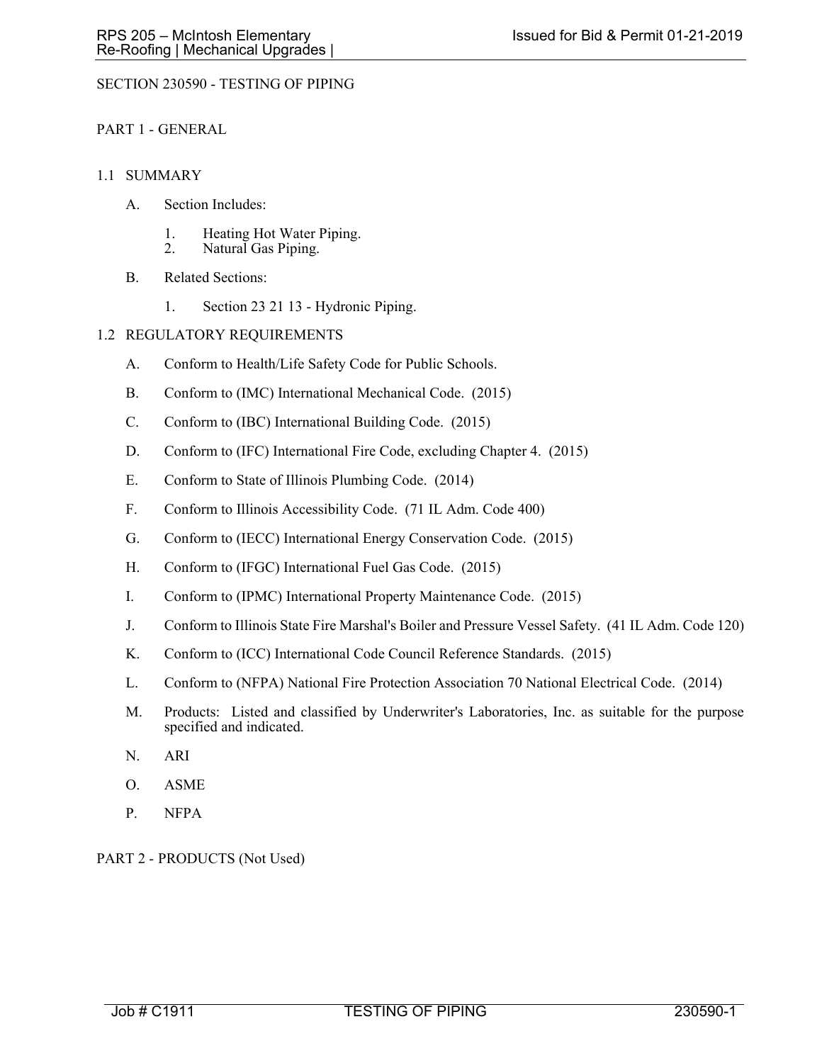# SECTION 230590 - TESTING OF PIPING

## PART 1 - GENERAL

### 1.1 SUMMARY

A. Section Includes:

1. Heating Hot Water Piping.
2. Natural Gas Piping.

B. Related Sections:

1. Section 23 21 13 - Hydronic Piping.

### 1.2 REGULATORY REQUIREMENTS

A. Conform to Health/Life Safety Code for Public Schools.

B. Conform to (IMC) International Mechanical Code. (2015)

C. Conform to (IBC) International Building Code. (2015)

D. Conform to (IFC) International Fire Code, excluding Chapter 4. (2015)

E. Conform to State of Illinois Plumbing Code. (2014)

F. Conform to Illinois Accessibility Code. (71 IL Adm. Code 400)

G. Conform to (IECC) International Energy Conservation Code. (2015)

H. Conform to (IFGC) International Fuel Gas Code. (2015)

I. Conform to (IPMC) International Property Maintenance Code. (2015)

J. Conform to Illinois State Fire Marshal's Boiler and Pressure Vessel Safety. (41 IL Adm. Code 120)

K. Conform to (ICC) International Code Council Reference Standards. (2015)

L. Conform to (NFPA) National Fire Protection Association 70 National Electrical Code. (2014)

M. Products: Listed and classified by Underwriter's Laboratories, Inc. as suitable for the purpose specified and indicated.

N. ARI

O. ASME

P. NFPA

## PART 2 - PRODUCTS (Not Used)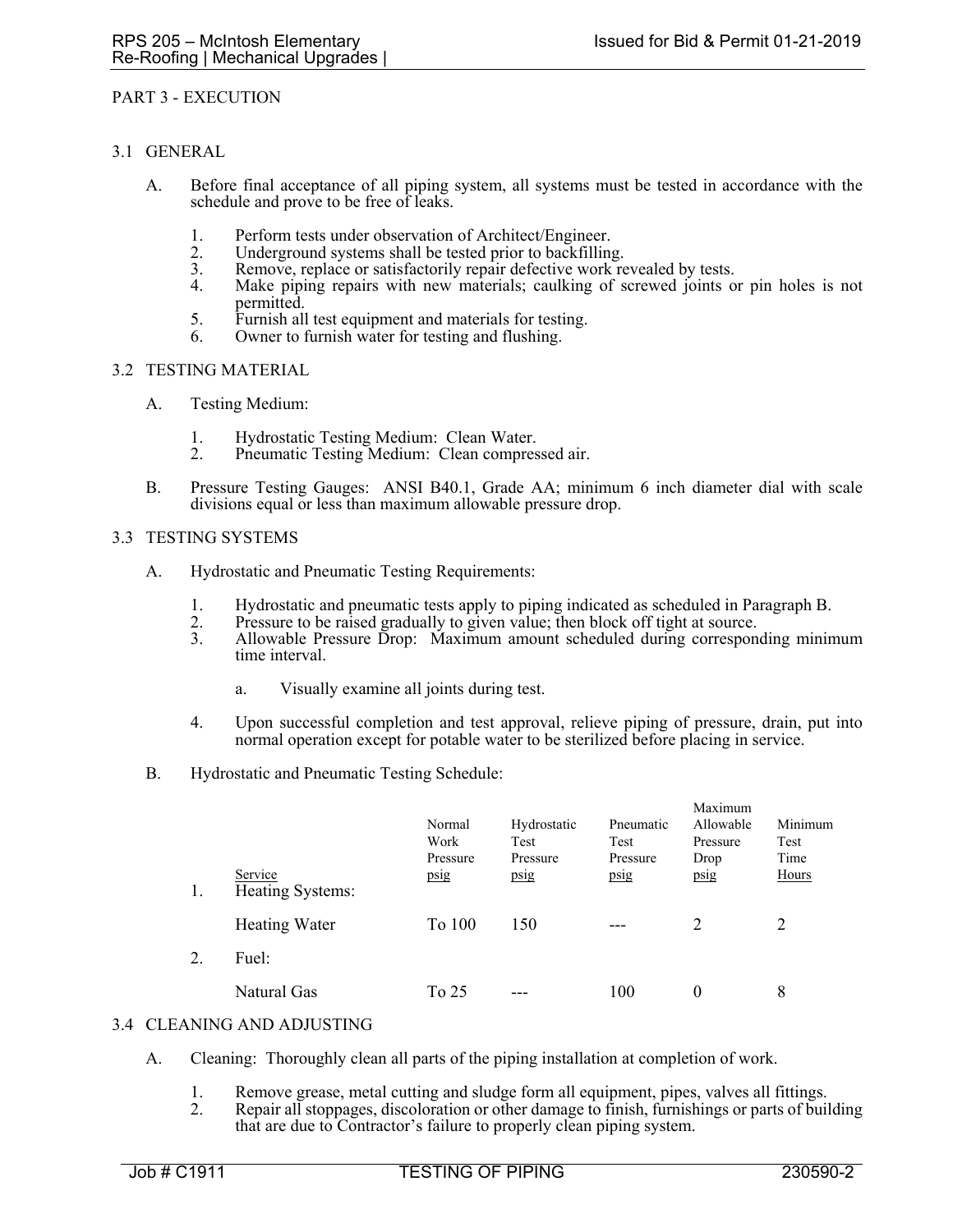## PART 3 - EXECUTION

### 3.1 GENERAL

A. Before final acceptance of all piping system, all systems must be tested in accordance with the schedule and prove to be free of leaks.

1. Perform tests under observation of Architect/Engineer.
2. Underground systems shall be tested prior to backfilling.
3. Remove, replace or satisfactorily repair defective work revealed by tests.
4. Make piping repairs with new materials; caulking of screwed joints or pin holes is not permitted.
5. Furnish all test equipment and materials for testing.
6. Owner to furnish water for testing and flushing.

### 3.2 TESTING MATERIAL

A. Testing Medium:

1. Hydrostatic Testing Medium: Clean Water.
2. Pneumatic Testing Medium: Clean compressed air.

B. Pressure Testing Gauges: ANSI B40.1, Grade AA; minimum 6 inch diameter dial with scale divisions equal or less than maximum allowable pressure drop.

### 3.3 TESTING SYSTEMS

A. Hydrostatic and Pneumatic Testing Requirements:

1. Hydrostatic and pneumatic tests apply to piping indicated as scheduled in Paragraph B.
2. Pressure to be raised gradually to given value; then block off tight at source.
3. Allowable Pressure Drop: Maximum amount scheduled during corresponding minimum time interval.
   a. Visually examine all joints during test.
4. Upon successful completion and test approval, relieve piping of pressure, drain, put into normal operation except for potable water to be sterilized before placing in service.

B. Hydrostatic and Pneumatic Testing Schedule:

| | Service | Normal Work Pressure psig | Hydrostatic Test Pressure psig | Pneumatic Test Pressure psig | Maximum Allowable Pressure Drop psig | Minimum Test Time Hours |
|---|---|---|---|---|---|---|
| 1. | Heating Systems: | | | | | |
| | Heating Water | To 100 | 150 | --- | 2 | 2 |
| 2. | Fuel: | | | | | |
| | Natural Gas | To 25 | --- | 100 | 0 | 8 |

### 3.4 CLEANING AND ADJUSTING

A. Cleaning: Thoroughly clean all parts of the piping installation at completion of work.

1. Remove grease, metal cutting and sludge form all equipment, pipes, valves all fittings.
2. Repair all stoppages, discoloration or other damage to finish, furnishings or parts of building that are due to Contractor's failure to properly clean piping system.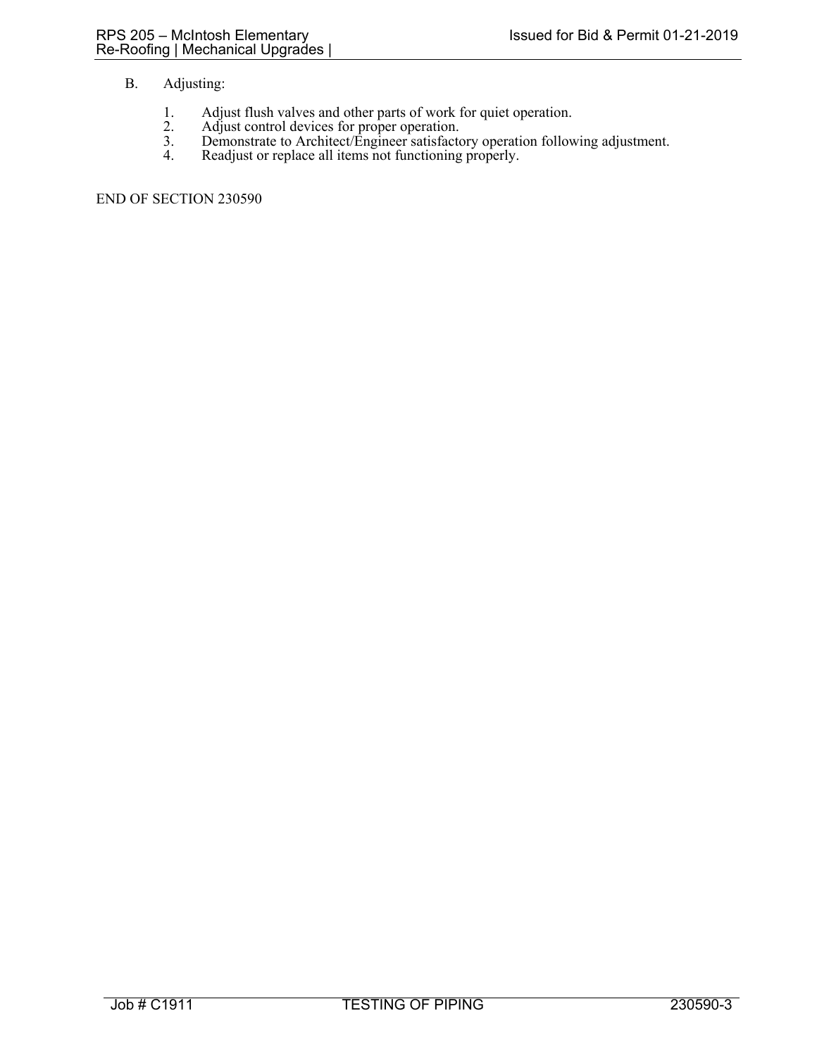B. Adjusting:

1. Adjust flush valves and other parts of work for quiet operation.
2. Adjust control devices for proper operation.
3. Demonstrate to Architect/Engineer satisfactory operation following adjustment.
4. Readjust or replace all items not functioning properly.

END OF SECTION 230590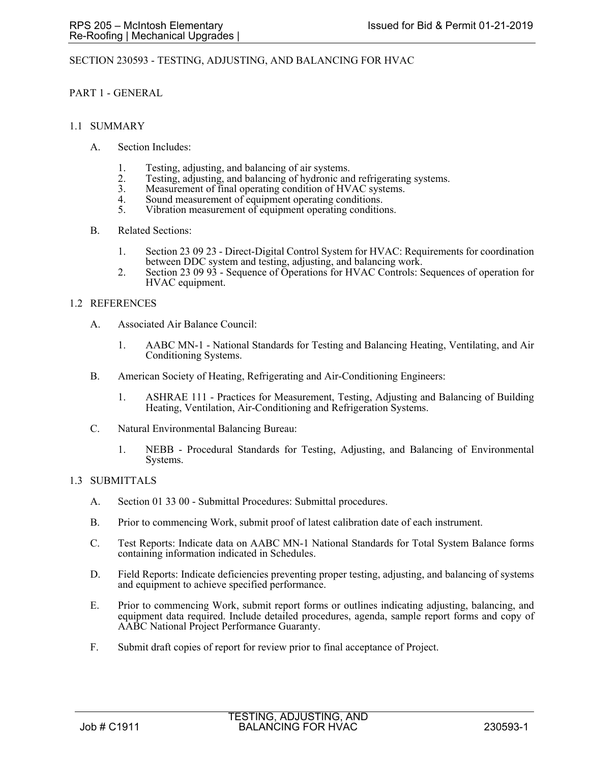# SECTION 230593 - TESTING, ADJUSTING, AND BALANCING FOR HVAC

## PART 1 - GENERAL

### 1.1 SUMMARY

A. Section Includes:

1. Testing, adjusting, and balancing of air systems.
2. Testing, adjusting, and balancing of hydronic and refrigerating systems.
3. Measurement of final operating condition of HVAC systems.
4. Sound measurement of equipment operating conditions.
5. Vibration measurement of equipment operating conditions.

B. Related Sections:

1. Section 23 09 23 - Direct-Digital Control System for HVAC: Requirements for coordination between DDC system and testing, adjusting, and balancing work.
2. Section 23 09 93 - Sequence of Operations for HVAC Controls: Sequences of operation for HVAC equipment.

### 1.2 REFERENCES

A. Associated Air Balance Council:

1. AABC MN-1 - National Standards for Testing and Balancing Heating, Ventilating, and Air Conditioning Systems.

B. American Society of Heating, Refrigerating and Air-Conditioning Engineers:

1. ASHRAE 111 - Practices for Measurement, Testing, Adjusting and Balancing of Building Heating, Ventilation, Air-Conditioning and Refrigeration Systems.

C. Natural Environmental Balancing Bureau:

1. NEBB - Procedural Standards for Testing, Adjusting, and Balancing of Environmental Systems.

### 1.3 SUBMITTALS

A. Section 01 33 00 - Submittal Procedures: Submittal procedures.

B. Prior to commencing Work, submit proof of latest calibration date of each instrument.

C. Test Reports: Indicate data on AABC MN-1 National Standards for Total System Balance forms containing information indicated in Schedules.

D. Field Reports: Indicate deficiencies preventing proper testing, adjusting, and balancing of systems and equipment to achieve specified performance.

E. Prior to commencing Work, submit report forms or outlines indicating adjusting, balancing, and equipment data required. Include detailed procedures, agenda, sample report forms and copy of AABC National Project Performance Guaranty.

F. Submit draft copies of report for review prior to final acceptance of Project.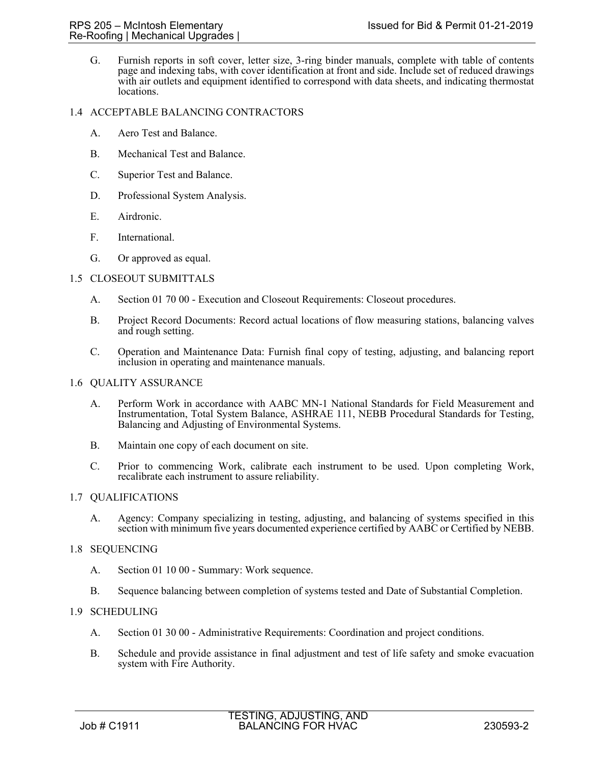G. Furnish reports in soft cover, letter size, 3-ring binder manuals, complete with table of contents page and indexing tabs, with cover identification at front and side. Include set of reduced drawings with air outlets and equipment identified to correspond with data sheets, and indicating thermostat locations.

## 1.4 ACCEPTABLE BALANCING CONTRACTORS

A. Aero Test and Balance.

B. Mechanical Test and Balance.

C. Superior Test and Balance.

D. Professional System Analysis.

E. Airdronic.

F. International.

G. Or approved as equal.

## 1.5 CLOSEOUT SUBMITTALS

A. Section 01 70 00 - Execution and Closeout Requirements: Closeout procedures.

B. Project Record Documents: Record actual locations of flow measuring stations, balancing valves and rough setting.

C. Operation and Maintenance Data: Furnish final copy of testing, adjusting, and balancing report inclusion in operating and maintenance manuals.

## 1.6 QUALITY ASSURANCE

A. Perform Work in accordance with AABC MN-1 National Standards for Field Measurement and Instrumentation, Total System Balance, ASHRAE 111, NEBB Procedural Standards for Testing, Balancing and Adjusting of Environmental Systems.

B. Maintain one copy of each document on site.

C. Prior to commencing Work, calibrate each instrument to be used. Upon completing Work, recalibrate each instrument to assure reliability.

## 1.7 QUALIFICATIONS

A. Agency: Company specializing in testing, adjusting, and balancing of systems specified in this section with minimum five years documented experience certified by AABC or Certified by NEBB.

## 1.8 SEQUENCING

A. Section 01 10 00 - Summary: Work sequence.

B. Sequence balancing between completion of systems tested and Date of Substantial Completion.

## 1.9 SCHEDULING

A. Section 01 30 00 - Administrative Requirements: Coordination and project conditions.

B. Schedule and provide assistance in final adjustment and test of life safety and smoke evacuation system with Fire Authority.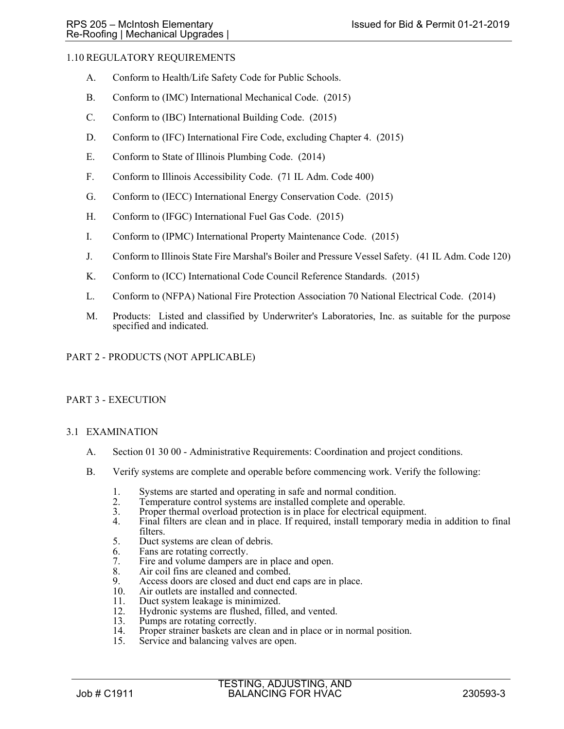## 1.10 REGULATORY REQUIREMENTS

A. Conform to Health/Life Safety Code for Public Schools.

B. Conform to (IMC) International Mechanical Code. (2015)

C. Conform to (IBC) International Building Code. (2015)

D. Conform to (IFC) International Fire Code, excluding Chapter 4. (2015)

E. Conform to State of Illinois Plumbing Code. (2014)

F. Conform to Illinois Accessibility Code. (71 IL Adm. Code 400)

G. Conform to (IECC) International Energy Conservation Code. (2015)

H. Conform to (IFGC) International Fuel Gas Code. (2015)

I. Conform to (IPMC) International Property Maintenance Code. (2015)

J. Conform to Illinois State Fire Marshal's Boiler and Pressure Vessel Safety. (41 IL Adm. Code 120)

K. Conform to (ICC) International Code Council Reference Standards. (2015)

L. Conform to (NFPA) National Fire Protection Association 70 National Electrical Code. (2014)

M. Products: Listed and classified by Underwriter's Laboratories, Inc. as suitable for the purpose specified and indicated.

# PART 2 - PRODUCTS (NOT APPLICABLE)

# PART 3 - EXECUTION

## 3.1 EXAMINATION

A. Section 01 30 00 - Administrative Requirements: Coordination and project conditions.

B. Verify systems are complete and operable before commencing work. Verify the following:

1. Systems are started and operating in safe and normal condition.
2. Temperature control systems are installed complete and operable.
3. Proper thermal overload protection is in place for electrical equipment.
4. Final filters are clean and in place. If required, install temporary media in addition to final filters.
5. Duct systems are clean of debris.
6. Fans are rotating correctly.
7. Fire and volume dampers are in place and open.
8. Air coil fins are cleaned and combed.
9. Access doors are closed and duct end caps are in place.
10. Air outlets are installed and connected.
11. Duct system leakage is minimized.
12. Hydronic systems are flushed, filled, and vented.
13. Pumps are rotating correctly.
14. Proper strainer baskets are clean and in place or in normal position.
15. Service and balancing valves are open.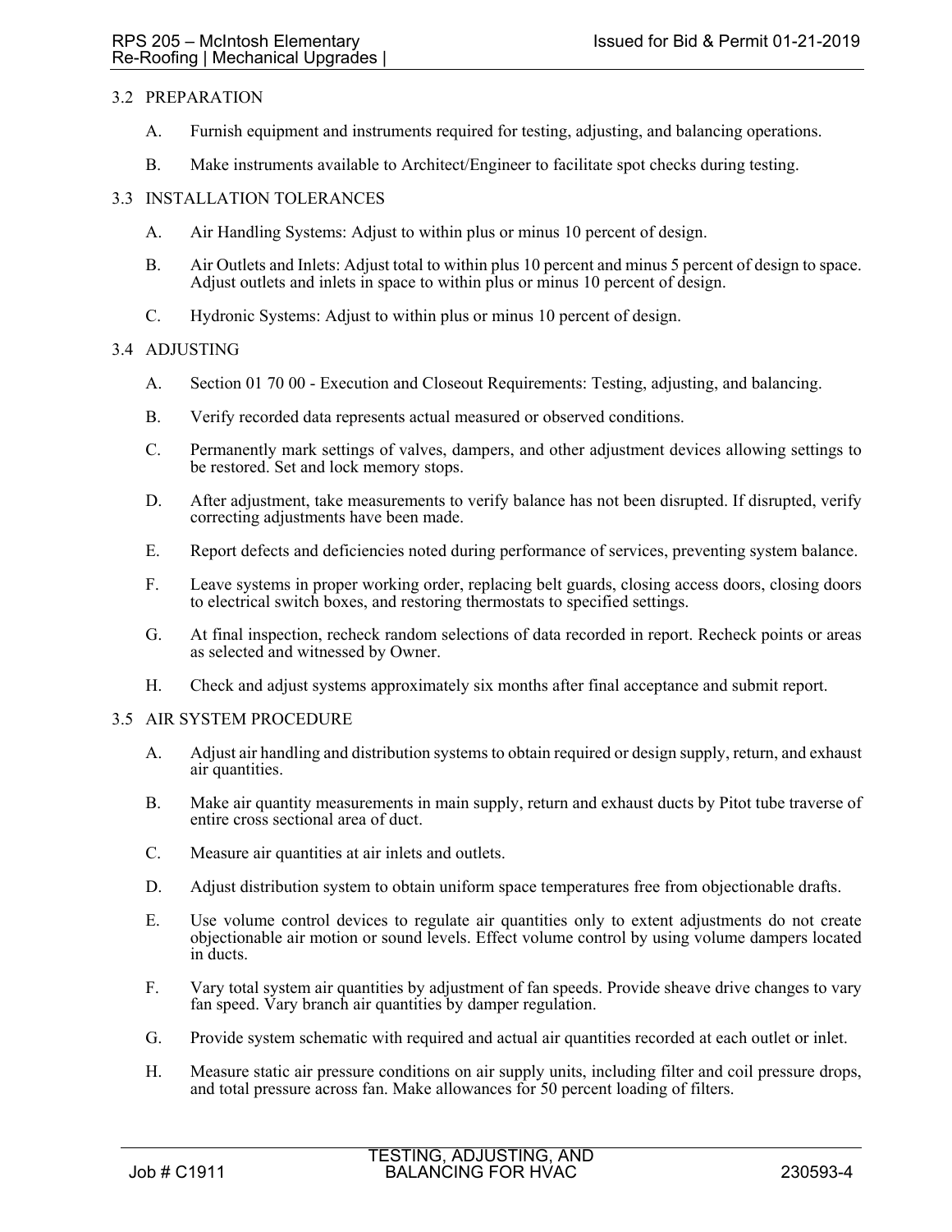## 3.2 PREPARATION

A. Furnish equipment and instruments required for testing, adjusting, and balancing operations.

B. Make instruments available to Architect/Engineer to facilitate spot checks during testing.

## 3.3 INSTALLATION TOLERANCES

A. Air Handling Systems: Adjust to within plus or minus 10 percent of design.

B. Air Outlets and Inlets: Adjust total to within plus 10 percent and minus 5 percent of design to space. Adjust outlets and inlets in space to within plus or minus 10 percent of design.

C. Hydronic Systems: Adjust to within plus or minus 10 percent of design.

## 3.4 ADJUSTING

A. Section 01 70 00 - Execution and Closeout Requirements: Testing, adjusting, and balancing.

B. Verify recorded data represents actual measured or observed conditions.

C. Permanently mark settings of valves, dampers, and other adjustment devices allowing settings to be restored. Set and lock memory stops.

D. After adjustment, take measurements to verify balance has not been disrupted. If disrupted, verify correcting adjustments have been made.

E. Report defects and deficiencies noted during performance of services, preventing system balance.

F. Leave systems in proper working order, replacing belt guards, closing access doors, closing doors to electrical switch boxes, and restoring thermostats to specified settings.

G. At final inspection, recheck random selections of data recorded in report. Recheck points or areas as selected and witnessed by Owner.

H. Check and adjust systems approximately six months after final acceptance and submit report.

## 3.5 AIR SYSTEM PROCEDURE

A. Adjust air handling and distribution systems to obtain required or design supply, return, and exhaust air quantities.

B. Make air quantity measurements in main supply, return and exhaust ducts by Pitot tube traverse of entire cross sectional area of duct.

C. Measure air quantities at air inlets and outlets.

D. Adjust distribution system to obtain uniform space temperatures free from objectionable drafts.

E. Use volume control devices to regulate air quantities only to extent adjustments do not create objectionable air motion or sound levels. Effect volume control by using volume dampers located in ducts.

F. Vary total system air quantities by adjustment of fan speeds. Provide sheave drive changes to vary fan speed. Vary branch air quantities by damper regulation.

G. Provide system schematic with required and actual air quantities recorded at each outlet or inlet.

H. Measure static air pressure conditions on air supply units, including filter and coil pressure drops, and total pressure across fan. Make allowances for 50 percent loading of filters.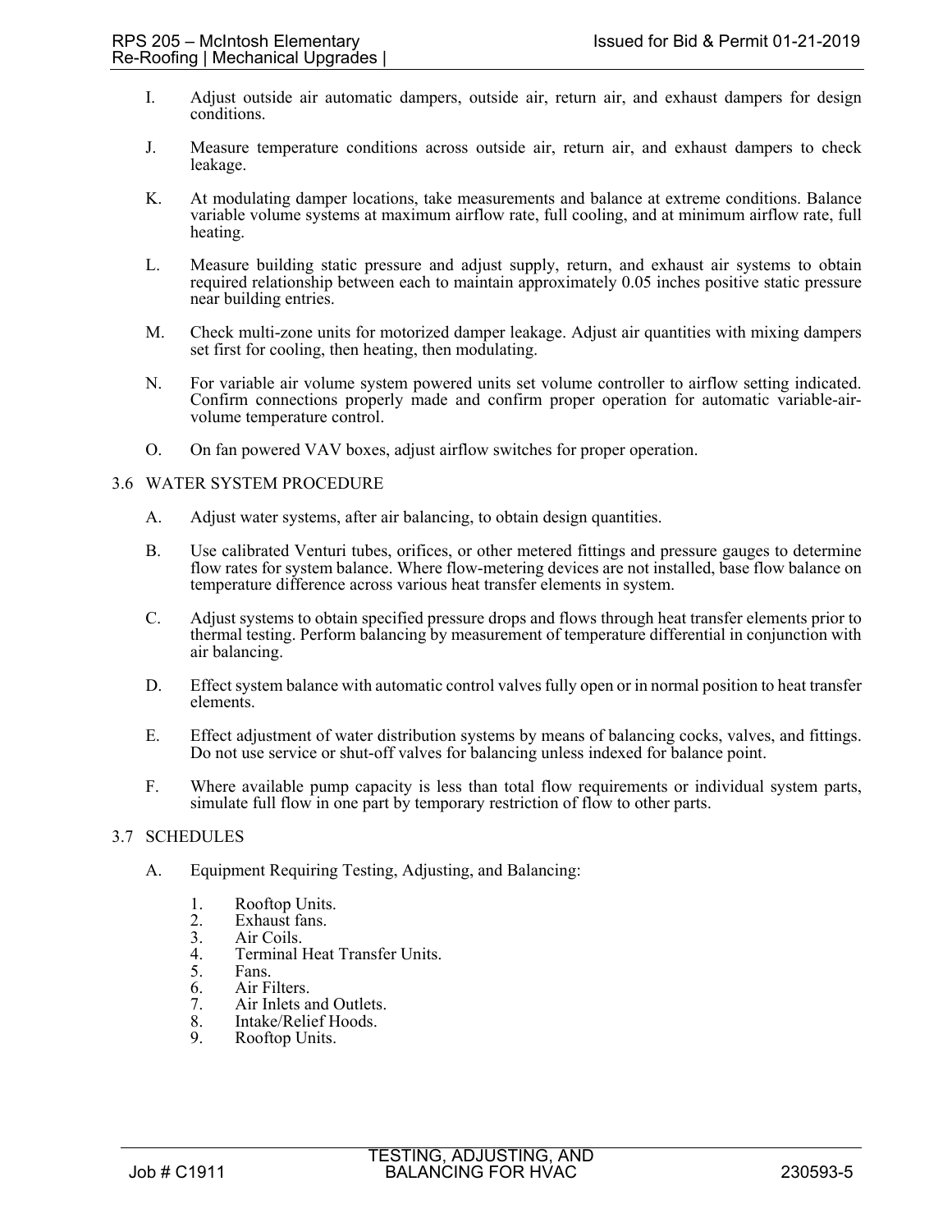I. Adjust outside air automatic dampers, outside air, return air, and exhaust dampers for design conditions.

J. Measure temperature conditions across outside air, return air, and exhaust dampers to check leakage.

K. At modulating damper locations, take measurements and balance at extreme conditions. Balance variable volume systems at maximum airflow rate, full cooling, and at minimum airflow rate, full heating.

L. Measure building static pressure and adjust supply, return, and exhaust air systems to obtain required relationship between each to maintain approximately 0.05 inches positive static pressure near building entries.

M. Check multi-zone units for motorized damper leakage. Adjust air quantities with mixing dampers set first for cooling, then heating, then modulating.

N. For variable air volume system powered units set volume controller to airflow setting indicated. Confirm connections properly made and confirm proper operation for automatic variable-air-volume temperature control.

O. On fan powered VAV boxes, adjust airflow switches for proper operation.

## 3.6 WATER SYSTEM PROCEDURE

A. Adjust water systems, after air balancing, to obtain design quantities.

B. Use calibrated Venturi tubes, orifices, or other metered fittings and pressure gauges to determine flow rates for system balance. Where flow-metering devices are not installed, base flow balance on temperature difference across various heat transfer elements in system.

C. Adjust systems to obtain specified pressure drops and flows through heat transfer elements prior to thermal testing. Perform balancing by measurement of temperature differential in conjunction with air balancing.

D. Effect system balance with automatic control valves fully open or in normal position to heat transfer elements.

E. Effect adjustment of water distribution systems by means of balancing cocks, valves, and fittings. Do not use service or shut-off valves for balancing unless indexed for balance point.

F. Where available pump capacity is less than total flow requirements or individual system parts, simulate full flow in one part by temporary restriction of flow to other parts.

## 3.7 SCHEDULES

A. Equipment Requiring Testing, Adjusting, and Balancing:

1. Rooftop Units.
2. Exhaust fans.
3. Air Coils.
4. Terminal Heat Transfer Units.
5. Fans.
6. Air Filters.
7. Air Inlets and Outlets.
8. Intake/Relief Hoods.
9. Rooftop Units.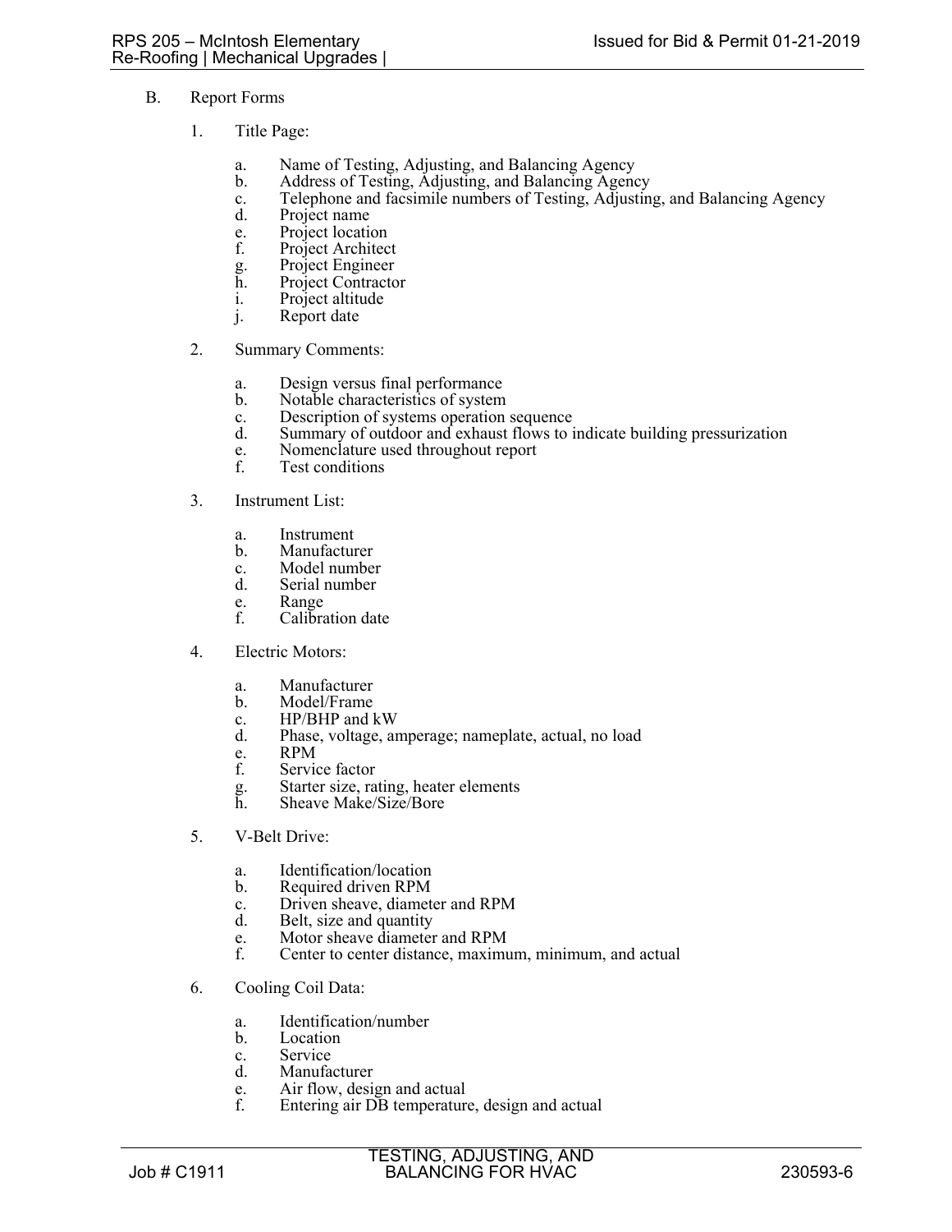B. Report Forms

1. Title Page:

    a. Name of Testing, Adjusting, and Balancing Agency
    b. Address of Testing, Adjusting, and Balancing Agency
    c. Telephone and facsimile numbers of Testing, Adjusting, and Balancing Agency
    d. Project name
    e. Project location
    f. Project Architect
    g. Project Engineer
    h. Project Contractor
    i. Project altitude
    j. Report date

2. Summary Comments:

    a. Design versus final performance
    b. Notable characteristics of system
    c. Description of systems operation sequence
    d. Summary of outdoor and exhaust flows to indicate building pressurization
    e. Nomenclature used throughout report
    f. Test conditions

3. Instrument List:

    a. Instrument
    b. Manufacturer
    c. Model number
    d. Serial number
    e. Range
    f. Calibration date

4. Electric Motors:

    a. Manufacturer
    b. Model/Frame
    c. HP/BHP and kW
    d. Phase, voltage, amperage; nameplate, actual, no load
    e. RPM
    f. Service factor
    g. Starter size, rating, heater elements
    h. Sheave Make/Size/Bore

5. V-Belt Drive:

    a. Identification/location
    b. Required driven RPM
    c. Driven sheave, diameter and RPM
    d. Belt, size and quantity
    e. Motor sheave diameter and RPM
    f. Center to center distance, maximum, minimum, and actual

6. Cooling Coil Data:

    a. Identification/number
    b. Location
    c. Service
    d. Manufacturer
    e. Air flow, design and actual
    f. Entering air DB temperature, design and actual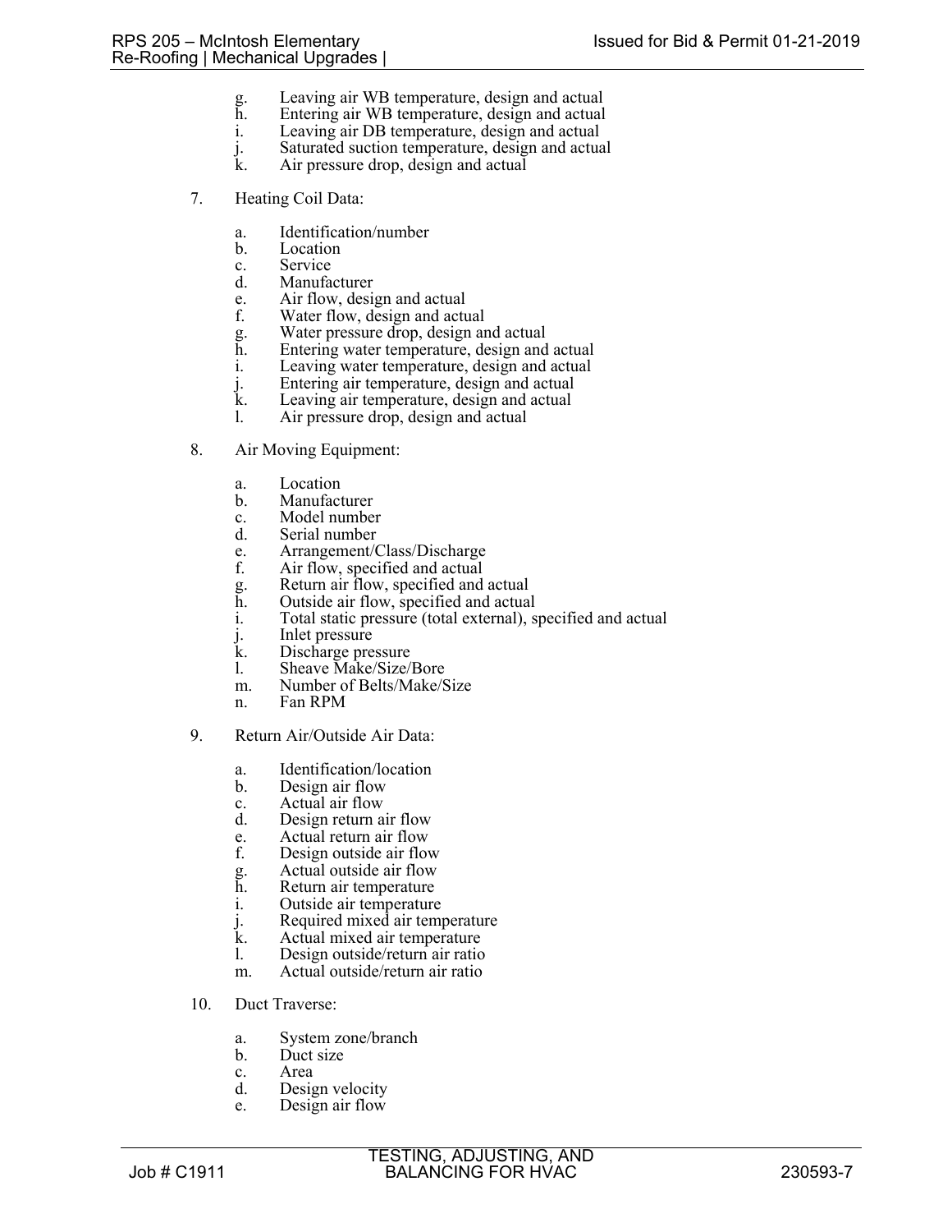g. Leaving air WB temperature, design and actual
h. Entering air WB temperature, design and actual
i. Leaving air DB temperature, design and actual
j. Saturated suction temperature, design and actual
k. Air pressure drop, design and actual

7. Heating Coil Data:

   a. Identification/number
   b. Location
   c. Service
   d. Manufacturer
   e. Air flow, design and actual
   f. Water flow, design and actual
   g. Water pressure drop, design and actual
   h. Entering water temperature, design and actual
   i. Leaving water temperature, design and actual
   j. Entering air temperature, design and actual
   k. Leaving air temperature, design and actual
   l. Air pressure drop, design and actual

8. Air Moving Equipment:

   a. Location
   b. Manufacturer
   c. Model number
   d. Serial number
   e. Arrangement/Class/Discharge
   f. Air flow, specified and actual
   g. Return air flow, specified and actual
   h. Outside air flow, specified and actual
   i. Total static pressure (total external), specified and actual
   j. Inlet pressure
   k. Discharge pressure
   l. Sheave Make/Size/Bore
   m. Number of Belts/Make/Size
   n. Fan RPM

9. Return Air/Outside Air Data:

   a. Identification/location
   b. Design air flow
   c. Actual air flow
   d. Design return air flow
   e. Actual return air flow
   f. Design outside air flow
   g. Actual outside air flow
   h. Return air temperature
   i. Outside air temperature
   j. Required mixed air temperature
   k. Actual mixed air temperature
   l. Design outside/return air ratio
   m. Actual outside/return air ratio

10. Duct Traverse:

   a. System zone/branch
   b. Duct size
   c. Area
   d. Design velocity
   e. Design air flow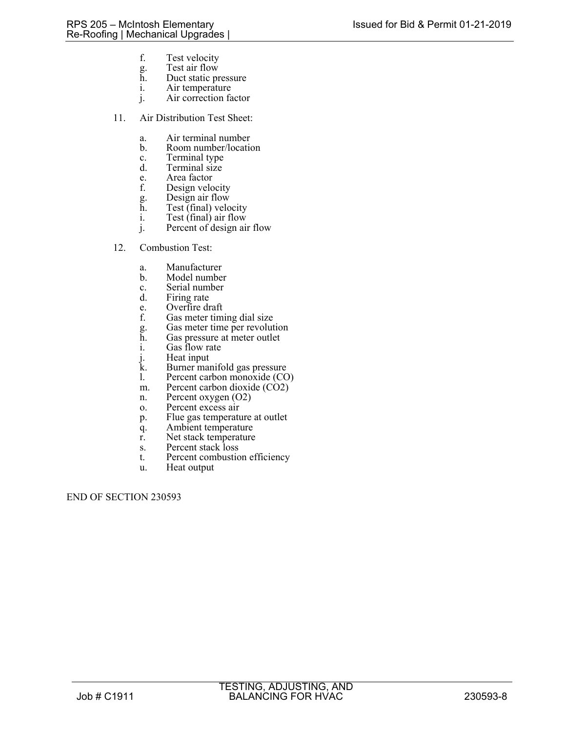f. Test velocity
g. Test air flow
h. Duct static pressure
i. Air temperature
j. Air correction factor

11. Air Distribution Test Sheet:

    a. Air terminal number
    b. Room number/location
    c. Terminal type
    d. Terminal size
    e. Area factor
    f. Design velocity
    g. Design air flow
    h. Test (final) velocity
    i. Test (final) air flow
    j. Percent of design air flow

12. Combustion Test:

    a. Manufacturer
    b. Model number
    c. Serial number
    d. Firing rate
    e. Overfire draft
    f. Gas meter timing dial size
    g. Gas meter time per revolution
    h. Gas pressure at meter outlet
    i. Gas flow rate
    j. Heat input
    k. Burner manifold gas pressure
    l. Percent carbon monoxide (CO)
    m. Percent carbon dioxide ($CO_2$)
    n. Percent oxygen ($O_2$)
    o. Percent excess air
    p. Flue gas temperature at outlet
    q. Ambient temperature
    r. Net stack temperature
    s. Percent stack loss
    t. Percent combustion efficiency
    u. Heat output

END OF SECTION 230593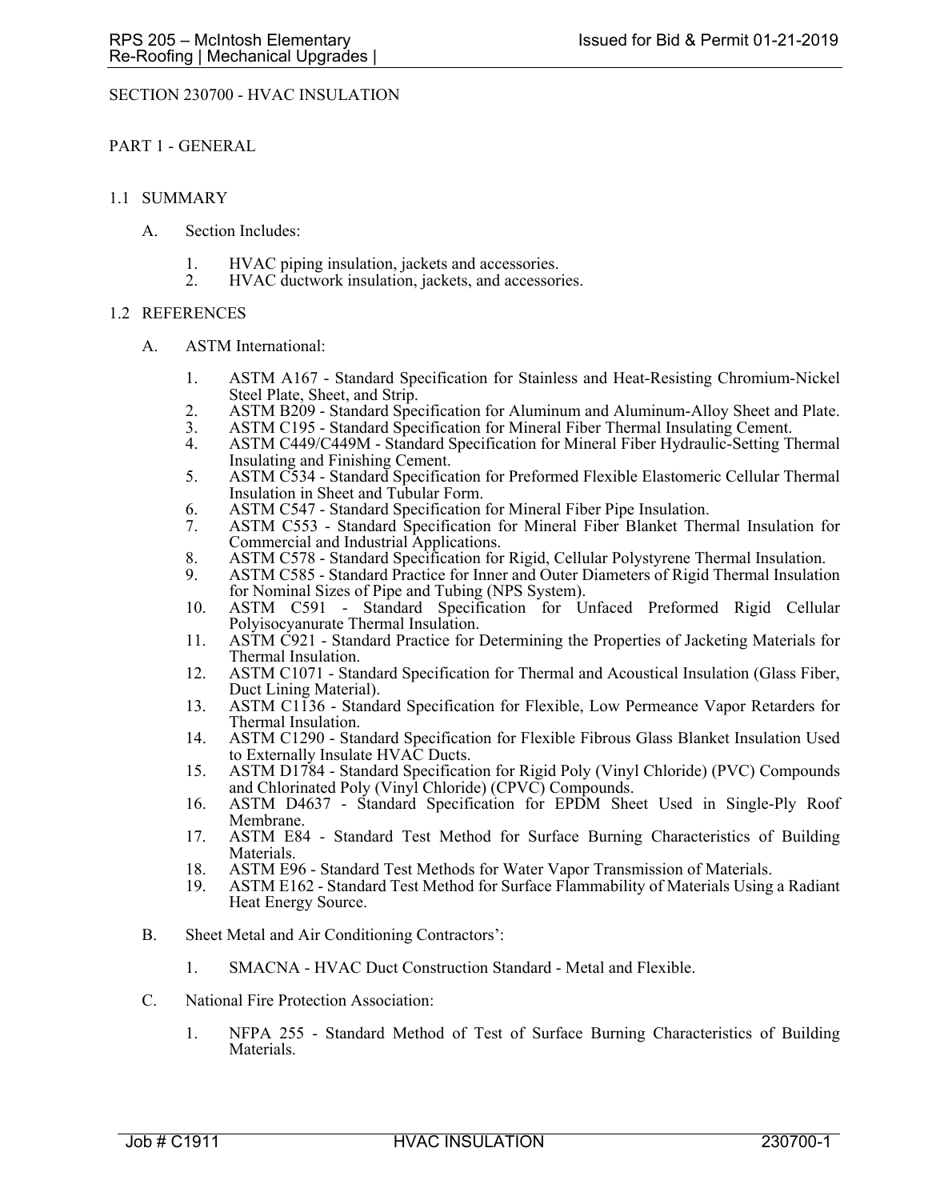SECTION 230700 - HVAC INSULATION

PART 1 - GENERAL

1.1 SUMMARY

A. Section Includes:

1. HVAC piping insulation, jackets and accessories.
2. HVAC ductwork insulation, jackets, and accessories.

1.2 REFERENCES

A. ASTM International:

1. ASTM A167 - Standard Specification for Stainless and Heat-Resisting Chromium-Nickel Steel Plate, Sheet, and Strip.
2. ASTM B209 - Standard Specification for Aluminum and Aluminum-Alloy Sheet and Plate.
3. ASTM C195 - Standard Specification for Mineral Fiber Thermal Insulating Cement.
4. ASTM C449/C449M - Standard Specification for Mineral Fiber Hydraulic-Setting Thermal Insulating and Finishing Cement.
5. ASTM C534 - Standard Specification for Preformed Flexible Elastomeric Cellular Thermal Insulation in Sheet and Tubular Form.
6. ASTM C547 - Standard Specification for Mineral Fiber Pipe Insulation.
7. ASTM C553 - Standard Specification for Mineral Fiber Blanket Thermal Insulation for Commercial and Industrial Applications.
8. ASTM C578 - Standard Specification for Rigid, Cellular Polystyrene Thermal Insulation.
9. ASTM C585 - Standard Practice for Inner and Outer Diameters of Rigid Thermal Insulation for Nominal Sizes of Pipe and Tubing (NPS System).
10. ASTM C591 - Standard Specification for Unfaced Preformed Rigid Cellular Polyisocyanurate Thermal Insulation.
11. ASTM C921 - Standard Practice for Determining the Properties of Jacketing Materials for Thermal Insulation.
12. ASTM C1071 - Standard Specification for Thermal and Acoustical Insulation (Glass Fiber, Duct Lining Material).
13. ASTM C1136 - Standard Specification for Flexible, Low Permeance Vapor Retarders for Thermal Insulation.
14. ASTM C1290 - Standard Specification for Flexible Fibrous Glass Blanket Insulation Used to Externally Insulate HVAC Ducts.
15. ASTM D1784 - Standard Specification for Rigid Poly (Vinyl Chloride) (PVC) Compounds and Chlorinated Poly (Vinyl Chloride) (CPVC) Compounds.
16. ASTM D4637 - Standard Specification for EPDM Sheet Used in Single-Ply Roof Membrane.
17. ASTM E84 - Standard Test Method for Surface Burning Characteristics of Building Materials.
18. ASTM E96 - Standard Test Methods for Water Vapor Transmission of Materials.
19. ASTM E162 - Standard Test Method for Surface Flammability of Materials Using a Radiant Heat Energy Source.

B. Sheet Metal and Air Conditioning Contractors':

1. SMACNA - HVAC Duct Construction Standard - Metal and Flexible.

C. National Fire Protection Association:

1. NFPA 255 - Standard Method of Test of Surface Burning Characteristics of Building Materials.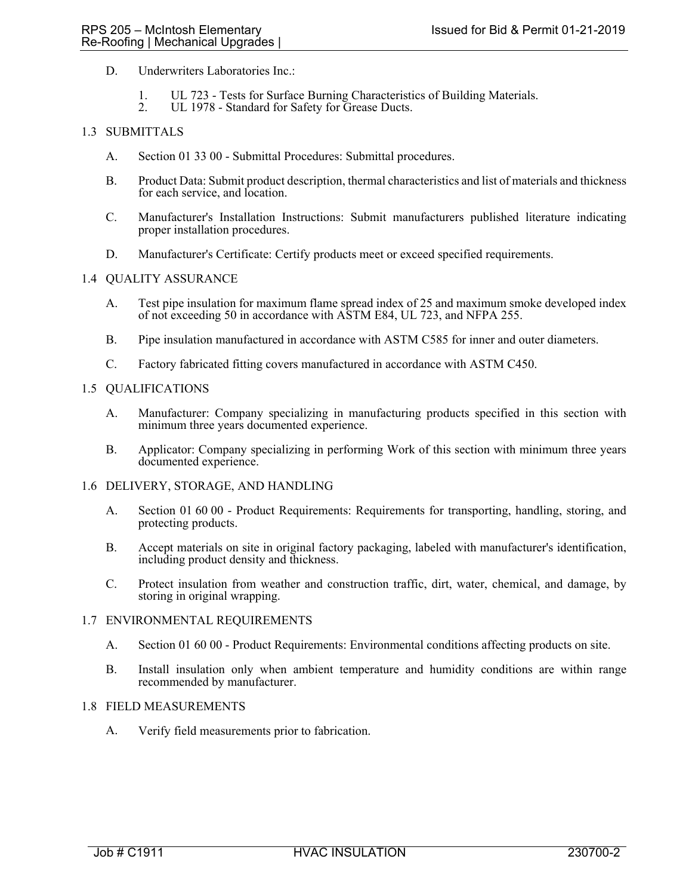D. Underwriters Laboratories Inc.:

1. UL 723 - Tests for Surface Burning Characteristics of Building Materials.
2. UL 1978 - Standard for Safety for Grease Ducts.

## 1.3 SUBMITTALS

A. Section 01 33 00 - Submittal Procedures: Submittal procedures.

B. Product Data: Submit product description, thermal characteristics and list of materials and thickness for each service, and location.

C. Manufacturer's Installation Instructions: Submit manufacturers published literature indicating proper installation procedures.

D. Manufacturer's Certificate: Certify products meet or exceed specified requirements.

## 1.4 QUALITY ASSURANCE

A. Test pipe insulation for maximum flame spread index of 25 and maximum smoke developed index of not exceeding 50 in accordance with ASTM E84, UL 723, and NFPA 255.

B. Pipe insulation manufactured in accordance with ASTM C585 for inner and outer diameters.

C. Factory fabricated fitting covers manufactured in accordance with ASTM C450.

## 1.5 QUALIFICATIONS

A. Manufacturer: Company specializing in manufacturing products specified in this section with minimum three years documented experience.

B. Applicator: Company specializing in performing Work of this section with minimum three years documented experience.

## 1.6 DELIVERY, STORAGE, AND HANDLING

A. Section 01 60 00 - Product Requirements: Requirements for transporting, handling, storing, and protecting products.

B. Accept materials on site in original factory packaging, labeled with manufacturer's identification, including product density and thickness.

C. Protect insulation from weather and construction traffic, dirt, water, chemical, and damage, by storing in original wrapping.

## 1.7 ENVIRONMENTAL REQUIREMENTS

A. Section 01 60 00 - Product Requirements: Environmental conditions affecting products on site.

B. Install insulation only when ambient temperature and humidity conditions are within range recommended by manufacturer.

## 1.8 FIELD MEASUREMENTS

A. Verify field measurements prior to fabrication.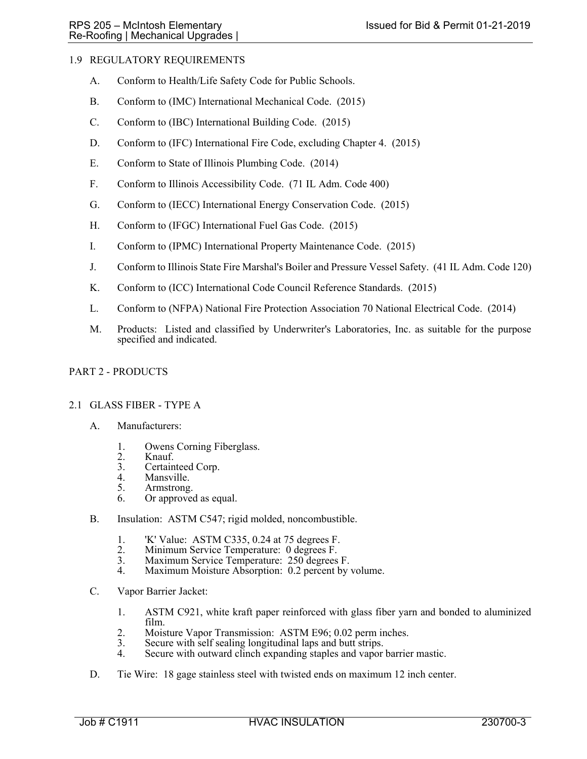## 1.9 REGULATORY REQUIREMENTS

A. Conform to Health/Life Safety Code for Public Schools.

B. Conform to (IMC) International Mechanical Code. (2015)

C. Conform to (IBC) International Building Code. (2015)

D. Conform to (IFC) International Fire Code, excluding Chapter 4. (2015)

E. Conform to State of Illinois Plumbing Code. (2014)

F. Conform to Illinois Accessibility Code. (71 IL Adm. Code 400)

G. Conform to (IECC) International Energy Conservation Code. (2015)

H. Conform to (IFGC) International Fuel Gas Code. (2015)

I. Conform to (IPMC) International Property Maintenance Code. (2015)

J. Conform to Illinois State Fire Marshal's Boiler and Pressure Vessel Safety. (41 IL Adm. Code 120)

K. Conform to (ICC) International Code Council Reference Standards. (2015)

L. Conform to (NFPA) National Fire Protection Association 70 National Electrical Code. (2014)

M. Products: Listed and classified by Underwriter's Laboratories, Inc. as suitable for the purpose specified and indicated.

# PART 2 - PRODUCTS

## 2.1 GLASS FIBER - TYPE A

A. Manufacturers:

1. Owens Corning Fiberglass.
2. Knauf.
3. Certainteed Corp.
4. Mansville.
5. Armstrong.
6. Or approved as equal.

B. Insulation: ASTM C547; rigid molded, noncombustible.

1. 'K' Value: ASTM C335, 0.24 at 75 degrees F.
2. Minimum Service Temperature: 0 degrees F.
3. Maximum Service Temperature: 250 degrees F.
4. Maximum Moisture Absorption: 0.2 percent by volume.

C. Vapor Barrier Jacket:

1. ASTM C921, white kraft paper reinforced with glass fiber yarn and bonded to aluminized film.
2. Moisture Vapor Transmission: ASTM E96; 0.02 perm inches.
3. Secure with self sealing longitudinal laps and butt strips.
4. Secure with outward clinch expanding staples and vapor barrier mastic.

D. Tie Wire: 18 gage stainless steel with twisted ends on maximum 12 inch center.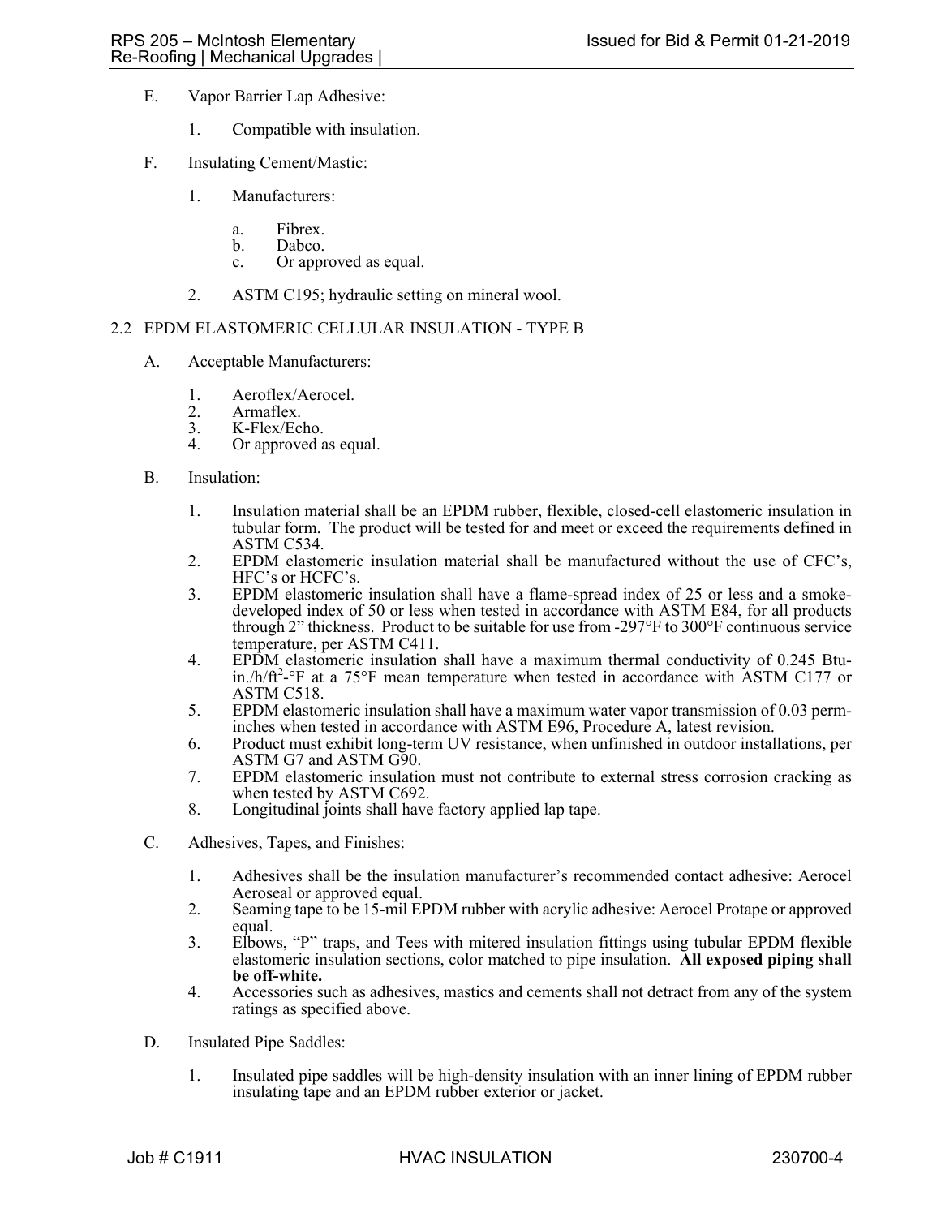E. Vapor Barrier Lap Adhesive:

1. Compatible with insulation.

F. Insulating Cement/Mastic:

1. Manufacturers:

   a. Fibrex.
   b. Dabco.
   c. Or approved as equal.

2. ASTM C195; hydraulic setting on mineral wool.

## 2.2 EPDM ELASTOMERIC CELLULAR INSULATION - TYPE B

A. Acceptable Manufacturers:

1. Aeroflex/Aerocel.
2. Armaflex.
3. K-Flex/Echo.
4. Or approved as equal.

B. Insulation:

1. Insulation material shall be an EPDM rubber, flexible, closed-cell elastomeric insulation in tubular form. The product will be tested for and meet or exceed the requirements defined in ASTM C534.
2. EPDM elastomeric insulation material shall be manufactured without the use of CFC's, HFC's or HCFC's.
3. EPDM elastomeric insulation shall have a flame-spread index of 25 or less and a smoke-developed index of 50 or less when tested in accordance with ASTM E84, for all products through 2" thickness. Product to be suitable for use from -297°F to 300°F continuous service temperature, per ASTM C411.
4. EPDM elastomeric insulation shall have a maximum thermal conductivity of 0.245 Btu-in./h/ft$^2$-°F at a 75°F mean temperature when tested in accordance with ASTM C177 or ASTM C518.
5. EPDM elastomeric insulation shall have a maximum water vapor transmission of 0.03 perm-inches when tested in accordance with ASTM E96, Procedure A, latest revision.
6. Product must exhibit long-term UV resistance, when unfinished in outdoor installations, per ASTM G7 and ASTM G90.
7. EPDM elastomeric insulation must not contribute to external stress corrosion cracking as when tested by ASTM C692.
8. Longitudinal joints shall have factory applied lap tape.

C. Adhesives, Tapes, and Finishes:

1. Adhesives shall be the insulation manufacturer's recommended contact adhesive: Aerocel Aeroseal or approved equal.
2. Seaming tape to be 15-mil EPDM rubber with acrylic adhesive: Aerocel Protape or approved equal.
3. Elbows, "P" traps, and Tees with mitered insulation fittings using tubular EPDM flexible elastomeric insulation sections, color matched to pipe insulation. **All exposed piping shall be off-white.**
4. Accessories such as adhesives, mastics and cements shall not detract from any of the system ratings as specified above.

D. Insulated Pipe Saddles:

1. Insulated pipe saddles will be high-density insulation with an inner lining of EPDM rubber insulating tape and an EPDM rubber exterior or jacket.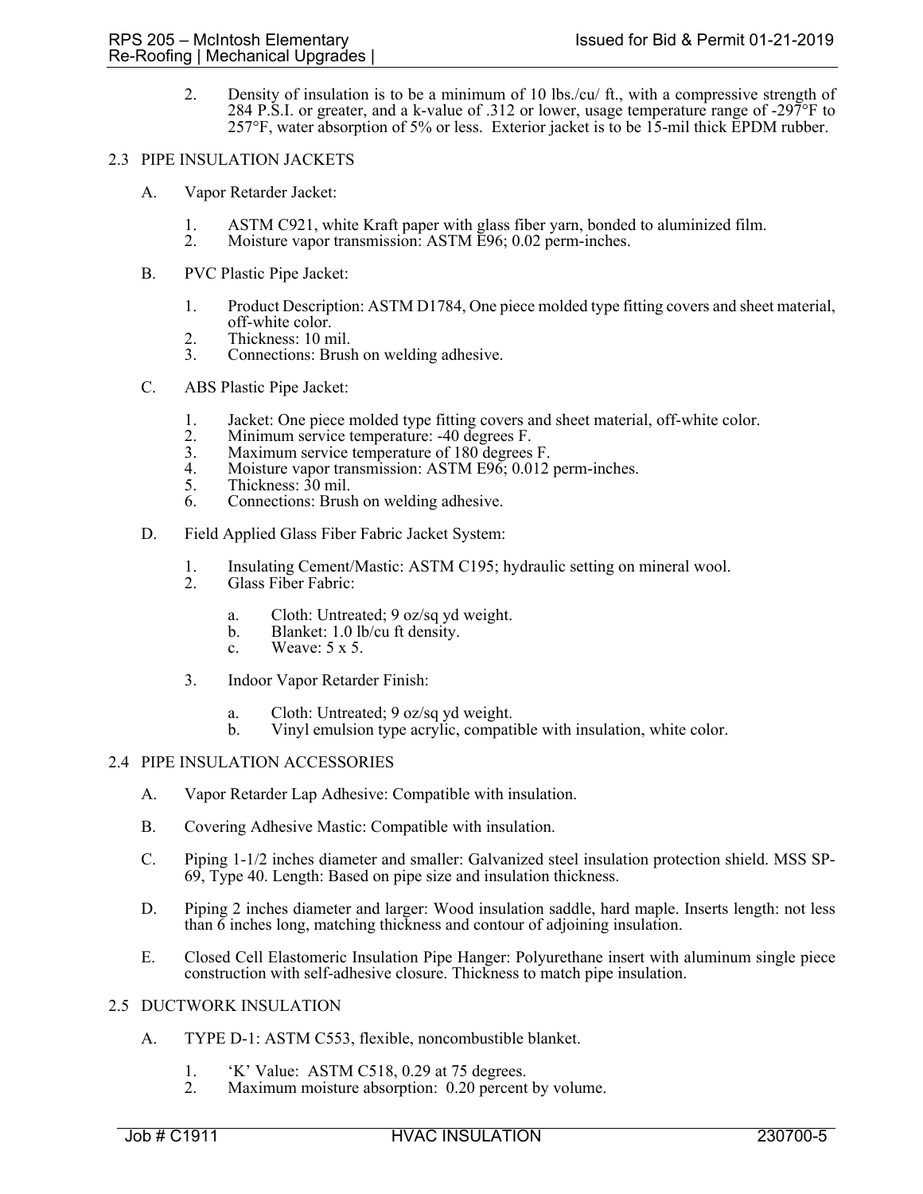2. Density of insulation is to be a minimum of 10 lbs./cu/ ft., with a compressive strength of 284 P.S.I. or greater, and a k-value of .312 or lower, usage temperature range of -297°F to 257°F, water absorption of 5% or less. Exterior jacket is to be 15-mil thick EPDM rubber.

## 2.3 PIPE INSULATION JACKETS

A. Vapor Retarder Jacket:

1. ASTM C921, white Kraft paper with glass fiber yarn, bonded to aluminized film.
2. Moisture vapor transmission: ASTM E96; 0.02 perm-inches.

B. PVC Plastic Pipe Jacket:

1. Product Description: ASTM D1784, One piece molded type fitting covers and sheet material, off-white color.
2. Thickness: 10 mil.
3. Connections: Brush on welding adhesive.

C. ABS Plastic Pipe Jacket:

1. Jacket: One piece molded type fitting covers and sheet material, off-white color.
2. Minimum service temperature: -40 degrees F.
3. Maximum service temperature of 180 degrees F.
4. Moisture vapor transmission: ASTM E96; 0.012 perm-inches.
5. Thickness: 30 mil.
6. Connections: Brush on welding adhesive.

D. Field Applied Glass Fiber Fabric Jacket System:

1. Insulating Cement/Mastic: ASTM C195; hydraulic setting on mineral wool.
2. Glass Fiber Fabric:

   a. Cloth: Untreated; 9 oz/sq yd weight.
   b. Blanket: 1.0 lb/cu ft density.
   c. Weave: 5 x 5.

3. Indoor Vapor Retarder Finish:

   a. Cloth: Untreated; 9 oz/sq yd weight.
   b. Vinyl emulsion type acrylic, compatible with insulation, white color.

## 2.4 PIPE INSULATION ACCESSORIES

A. Vapor Retarder Lap Adhesive: Compatible with insulation.

B. Covering Adhesive Mastic: Compatible with insulation.

C. Piping 1-1/2 inches diameter and smaller: Galvanized steel insulation protection shield. MSS SP-69, Type 40. Length: Based on pipe size and insulation thickness.

D. Piping 2 inches diameter and larger: Wood insulation saddle, hard maple. Inserts length: not less than 6 inches long, matching thickness and contour of adjoining insulation.

E. Closed Cell Elastomeric Insulation Pipe Hanger: Polyurethane insert with aluminum single piece construction with self-adhesive closure. Thickness to match pipe insulation.

## 2.5 DUCTWORK INSULATION

A. TYPE D-1: ASTM C553, flexible, noncombustible blanket.

1. 'K' Value: ASTM C518, 0.29 at 75 degrees.
2. Maximum moisture absorption: 0.20 percent by volume.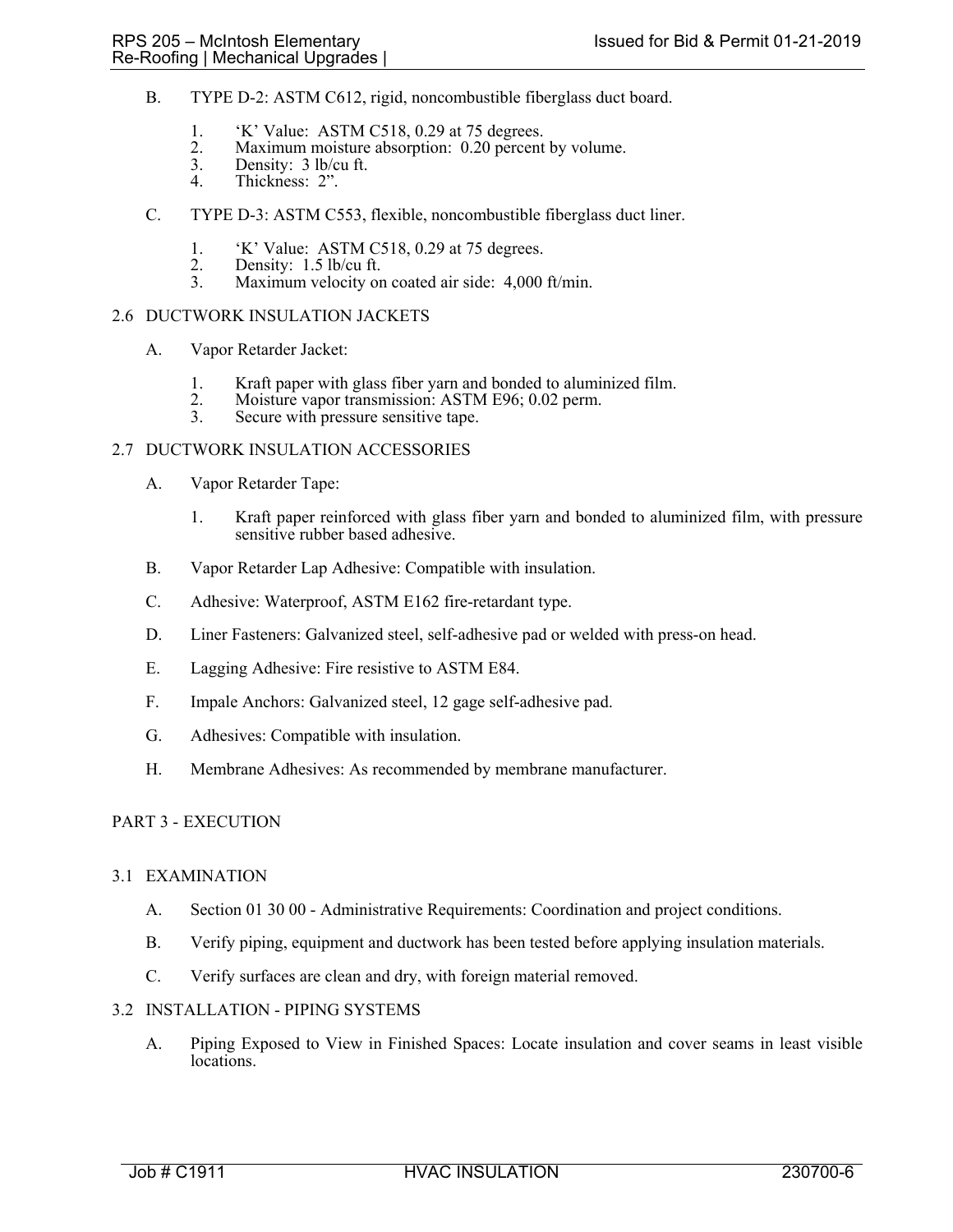B. TYPE D-2: ASTM C612, rigid, noncombustible fiberglass duct board.

1. 'K' Value: ASTM C518, 0.29 at 75 degrees.
2. Maximum moisture absorption: 0.20 percent by volume.
3. Density: 3 lb/cu ft.
4. Thickness: 2".

C. TYPE D-3: ASTM C553, flexible, noncombustible fiberglass duct liner.

1. 'K' Value: ASTM C518, 0.29 at 75 degrees.
2. Density: 1.5 lb/cu ft.
3. Maximum velocity on coated air side: 4,000 ft/min.

## 2.6 DUCTWORK INSULATION JACKETS

A. Vapor Retarder Jacket:

1. Kraft paper with glass fiber yarn and bonded to aluminized film.
2. Moisture vapor transmission: ASTM E96; 0.02 perm.
3. Secure with pressure sensitive tape.

## 2.7 DUCTWORK INSULATION ACCESSORIES

A. Vapor Retarder Tape:

1. Kraft paper reinforced with glass fiber yarn and bonded to aluminized film, with pressure sensitive rubber based adhesive.

B. Vapor Retarder Lap Adhesive: Compatible with insulation.

C. Adhesive: Waterproof, ASTM E162 fire-retardant type.

D. Liner Fasteners: Galvanized steel, self-adhesive pad or welded with press-on head.

E. Lagging Adhesive: Fire resistive to ASTM E84.

F. Impale Anchors: Galvanized steel, 12 gage self-adhesive pad.

G. Adhesives: Compatible with insulation.

H. Membrane Adhesives: As recommended by membrane manufacturer.

# PART 3 - EXECUTION

## 3.1 EXAMINATION

A. Section 01 30 00 - Administrative Requirements: Coordination and project conditions.

B. Verify piping, equipment and ductwork has been tested before applying insulation materials.

C. Verify surfaces are clean and dry, with foreign material removed.

## 3.2 INSTALLATION - PIPING SYSTEMS

A. Piping Exposed to View in Finished Spaces: Locate insulation and cover seams in least visible locations.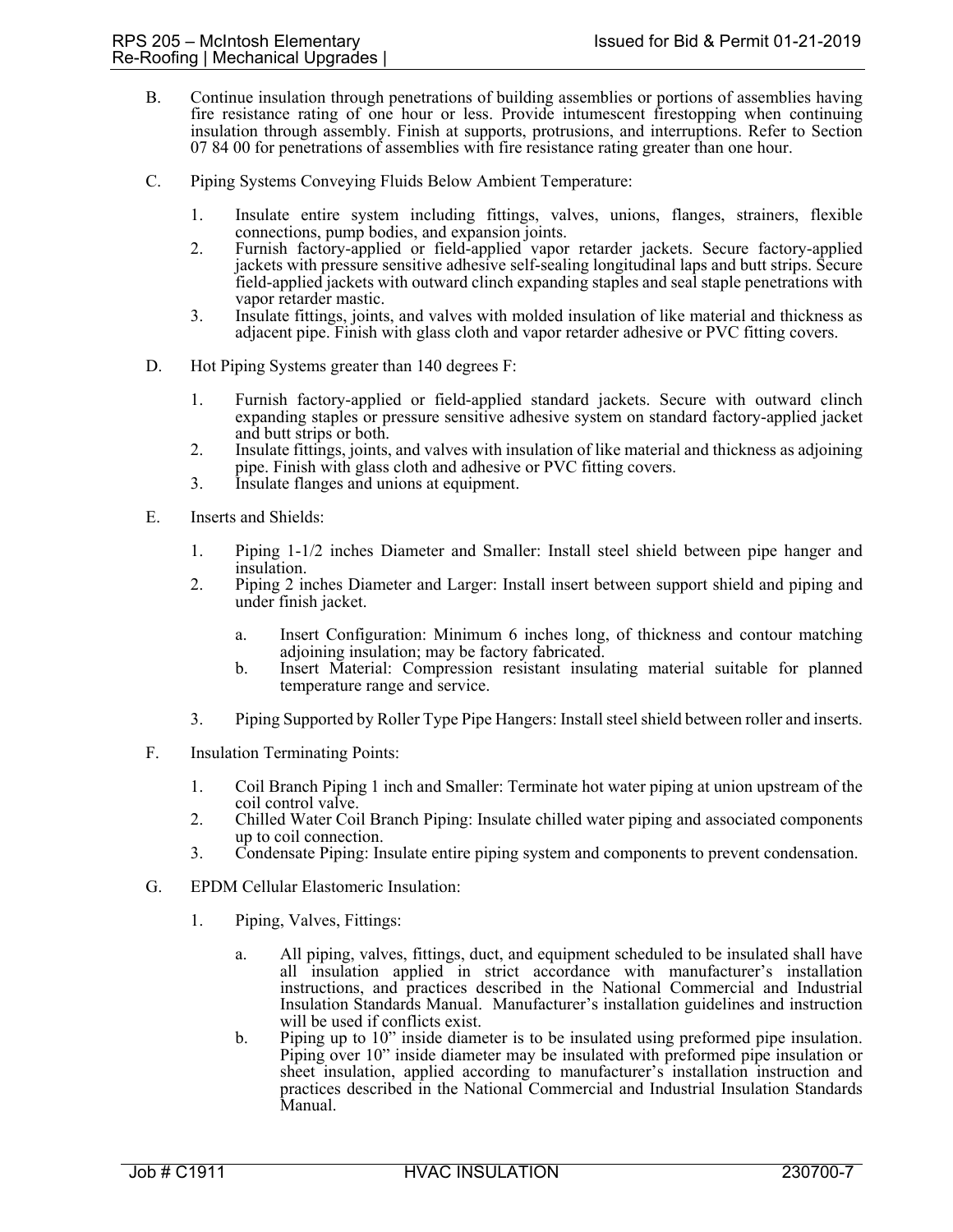B. Continue insulation through penetrations of building assemblies or portions of assemblies having fire resistance rating of one hour or less. Provide intumescent firestopping when continuing insulation through assembly. Finish at supports, protrusions, and interruptions. Refer to Section 07 84 00 for penetrations of assemblies with fire resistance rating greater than one hour.

C. Piping Systems Conveying Fluids Below Ambient Temperature:

1. Insulate entire system including fittings, valves, unions, flanges, strainers, flexible connections, pump bodies, and expansion joints.
2. Furnish factory-applied or field-applied vapor retarder jackets. Secure factory-applied jackets with pressure sensitive adhesive self-sealing longitudinal laps and butt strips. Secure field-applied jackets with outward clinch expanding staples and seal staple penetrations with vapor retarder mastic.
3. Insulate fittings, joints, and valves with molded insulation of like material and thickness as adjacent pipe. Finish with glass cloth and vapor retarder adhesive or PVC fitting covers.

D. Hot Piping Systems greater than 140 degrees F:

1. Furnish factory-applied or field-applied standard jackets. Secure with outward clinch expanding staples or pressure sensitive adhesive system on standard factory-applied jacket and butt strips or both.
2. Insulate fittings, joints, and valves with insulation of like material and thickness as adjoining pipe. Finish with glass cloth and adhesive or PVC fitting covers.
3. Insulate flanges and unions at equipment.

E. Inserts and Shields:

1. Piping 1-1/2 inches Diameter and Smaller: Install steel shield between pipe hanger and insulation.
2. Piping 2 inches Diameter and Larger: Install insert between support shield and piping and under finish jacket.

   a. Insert Configuration: Minimum 6 inches long, of thickness and contour matching adjoining insulation; may be factory fabricated.
   b. Insert Material: Compression resistant insulating material suitable for planned temperature range and service.

3. Piping Supported by Roller Type Pipe Hangers: Install steel shield between roller and inserts.

F. Insulation Terminating Points:

1. Coil Branch Piping 1 inch and Smaller: Terminate hot water piping at union upstream of the coil control valve.
2. Chilled Water Coil Branch Piping: Insulate chilled water piping and associated components up to coil connection.
3. Condensate Piping: Insulate entire piping system and components to prevent condensation.

G. EPDM Cellular Elastomeric Insulation:

1. Piping, Valves, Fittings:

   a. All piping, valves, fittings, duct, and equipment scheduled to be insulated shall have all insulation applied in strict accordance with manufacturer's installation instructions, and practices described in the National Commercial and Industrial Insulation Standards Manual. Manufacturer's installation guidelines and instruction will be used if conflicts exist.
   b. Piping up to 10" inside diameter is to be insulated using preformed pipe insulation. Piping over 10" inside diameter may be insulated with preformed pipe insulation or sheet insulation, applied according to manufacturer's installation instruction and practices described in the National Commercial and Industrial Insulation Standards Manual.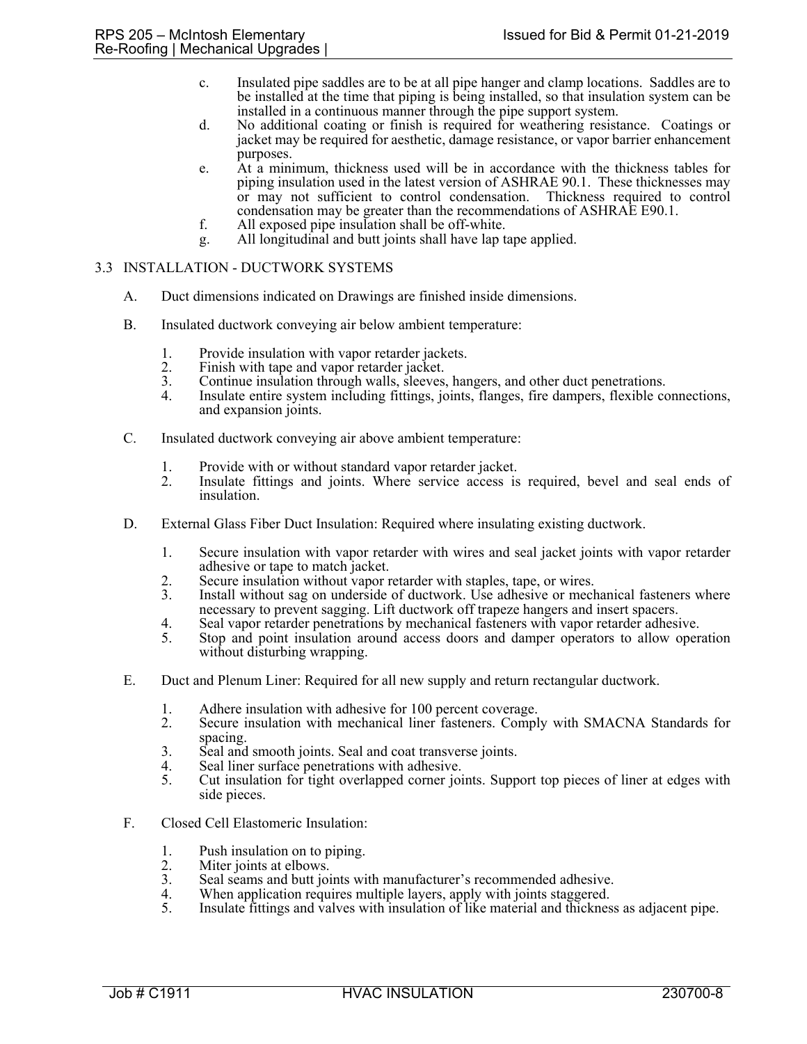c. Insulated pipe saddles are to be at all pipe hanger and clamp locations. Saddles are to be installed at the time that piping is being installed, so that insulation system can be installed in a continuous manner through the pipe support system.
d. No additional coating or finish is required for weathering resistance. Coatings or jacket may be required for aesthetic, damage resistance, or vapor barrier enhancement purposes.
e. At a minimum, thickness used will be in accordance with the thickness tables for piping insulation used in the latest version of ASHRAE 90.1. These thicknesses may or may not sufficient to control condensation. Thickness required to control condensation may be greater than the recommendations of ASHRAE E90.1.
f. All exposed pipe insulation shall be off-white.
g. All longitudinal and butt joints shall have lap tape applied.

## 3.3 INSTALLATION - DUCTWORK SYSTEMS

A. Duct dimensions indicated on Drawings are finished inside dimensions.

B. Insulated ductwork conveying air below ambient temperature:

1. Provide insulation with vapor retarder jackets.
2. Finish with tape and vapor retarder jacket.
3. Continue insulation through walls, sleeves, hangers, and other duct penetrations.
4. Insulate entire system including fittings, joints, flanges, fire dampers, flexible connections, and expansion joints.

C. Insulated ductwork conveying air above ambient temperature:

1. Provide with or without standard vapor retarder jacket.
2. Insulate fittings and joints. Where service access is required, bevel and seal ends of insulation.

D. External Glass Fiber Duct Insulation: Required where insulating existing ductwork.

1. Secure insulation with vapor retarder with wires and seal jacket joints with vapor retarder adhesive or tape to match jacket.
2. Secure insulation without vapor retarder with staples, tape, or wires.
3. Install without sag on underside of ductwork. Use adhesive or mechanical fasteners where necessary to prevent sagging. Lift ductwork off trapeze hangers and insert spacers.
4. Seal vapor retarder penetrations by mechanical fasteners with vapor retarder adhesive.
5. Stop and point insulation around access doors and damper operators to allow operation without disturbing wrapping.

E. Duct and Plenum Liner: Required for all new supply and return rectangular ductwork.

1. Adhere insulation with adhesive for 100 percent coverage.
2. Secure insulation with mechanical liner fasteners. Comply with SMACNA Standards for spacing.
3. Seal and smooth joints. Seal and coat transverse joints.
4. Seal liner surface penetrations with adhesive.
5. Cut insulation for tight overlapped corner joints. Support top pieces of liner at edges with side pieces.

F. Closed Cell Elastomeric Insulation:

1. Push insulation on to piping.
2. Miter joints at elbows.
3. Seal seams and butt joints with manufacturer's recommended adhesive.
4. When application requires multiple layers, apply with joints staggered.
5. Insulate fittings and valves with insulation of like material and thickness as adjacent pipe.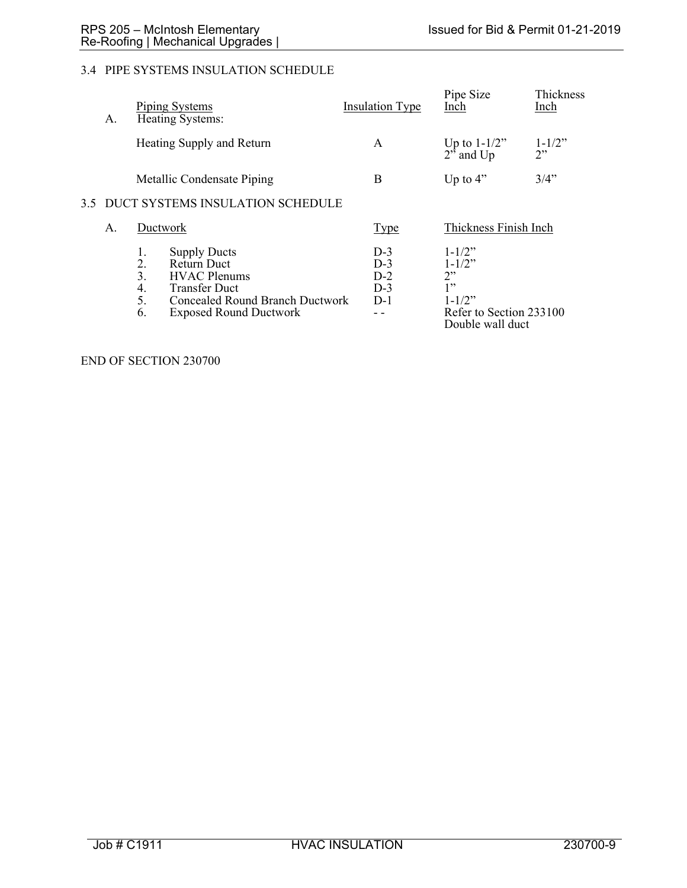## 3.4 PIPE SYSTEMS INSULATION SCHEDULE

A.

| Piping Systems | Insulation Type | Pipe Size Inch | Thickness Inch |
|---|---|---|---|
| Heating Systems: | | | |
| Heating Supply and Return | A | Up to 1-1/2" | 1-1/2" |
| | | 2" and Up | 2" |
| Metallic Condensate Piping | B | Up to 4" | 3/4" |

## 3.5 DUCT SYSTEMS INSULATION SCHEDULE

A.

| Ductwork | Type | Thickness Finish Inch |
|---|---|---|
| 1. Supply Ducts | D-3 | 1-1/2" |
| 2. Return Duct | D-3 | 1-1/2" |
| 3. HVAC Plenums | D-2 | 2" |
| 4. Transfer Duct | D-3 | 1" |
| 5. Concealed Round Branch Ductwork | D-1 | 1-1/2" |
| 6. Exposed Round Ductwork | - - | Refer to Section 233100 Double wall duct |

END OF SECTION 230700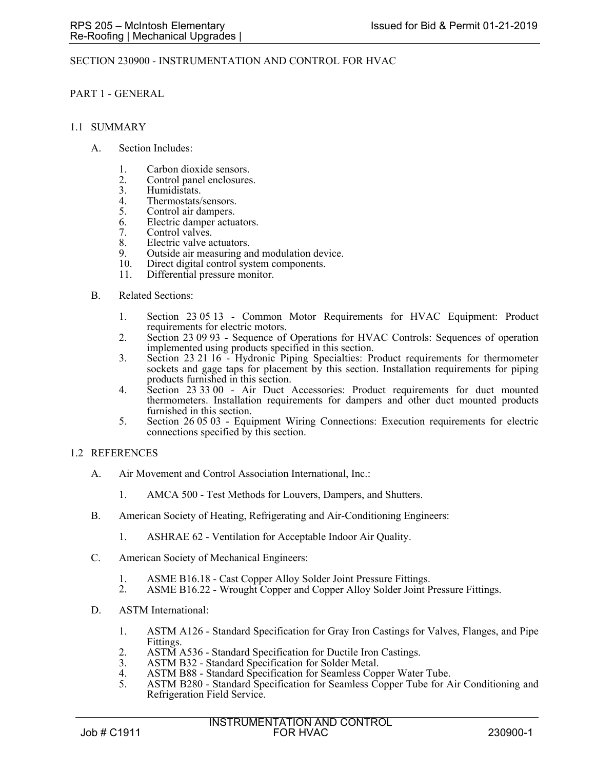# SECTION 230900 - INSTRUMENTATION AND CONTROL FOR HVAC

## PART 1 - GENERAL

### 1.1 SUMMARY

A. Section Includes:

1. Carbon dioxide sensors.
2. Control panel enclosures.
3. Humidistats.
4. Thermostats/sensors.
5. Control air dampers.
6. Electric damper actuators.
7. Control valves.
8. Electric valve actuators.
9. Outside air measuring and modulation device.
10. Direct digital control system components.
11. Differential pressure monitor.

B. Related Sections:

1. Section 23 05 13 - Common Motor Requirements for HVAC Equipment: Product requirements for electric motors.
2. Section 23 09 93 - Sequence of Operations for HVAC Controls: Sequences of operation implemented using products specified in this section.
3. Section 23 21 16 - Hydronic Piping Specialties: Product requirements for thermometer sockets and gage taps for placement by this section. Installation requirements for piping products furnished in this section.
4. Section 23 33 00 - Air Duct Accessories: Product requirements for duct mounted thermometers. Installation requirements for dampers and other duct mounted products furnished in this section.
5. Section 26 05 03 - Equipment Wiring Connections: Execution requirements for electric connections specified by this section.

### 1.2 REFERENCES

A. Air Movement and Control Association International, Inc.:

1. AMCA 500 - Test Methods for Louvers, Dampers, and Shutters.

B. American Society of Heating, Refrigerating and Air-Conditioning Engineers:

1. ASHRAE 62 - Ventilation for Acceptable Indoor Air Quality.

C. American Society of Mechanical Engineers:

1. ASME B16.18 - Cast Copper Alloy Solder Joint Pressure Fittings.
2. ASME B16.22 - Wrought Copper and Copper Alloy Solder Joint Pressure Fittings.

D. ASTM International:

1. ASTM A126 - Standard Specification for Gray Iron Castings for Valves, Flanges, and Pipe Fittings.
2. ASTM A536 - Standard Specification for Ductile Iron Castings.
3. ASTM B32 - Standard Specification for Solder Metal.
4. ASTM B88 - Standard Specification for Seamless Copper Water Tube.
5. ASTM B280 - Standard Specification for Seamless Copper Tube for Air Conditioning and Refrigeration Field Service.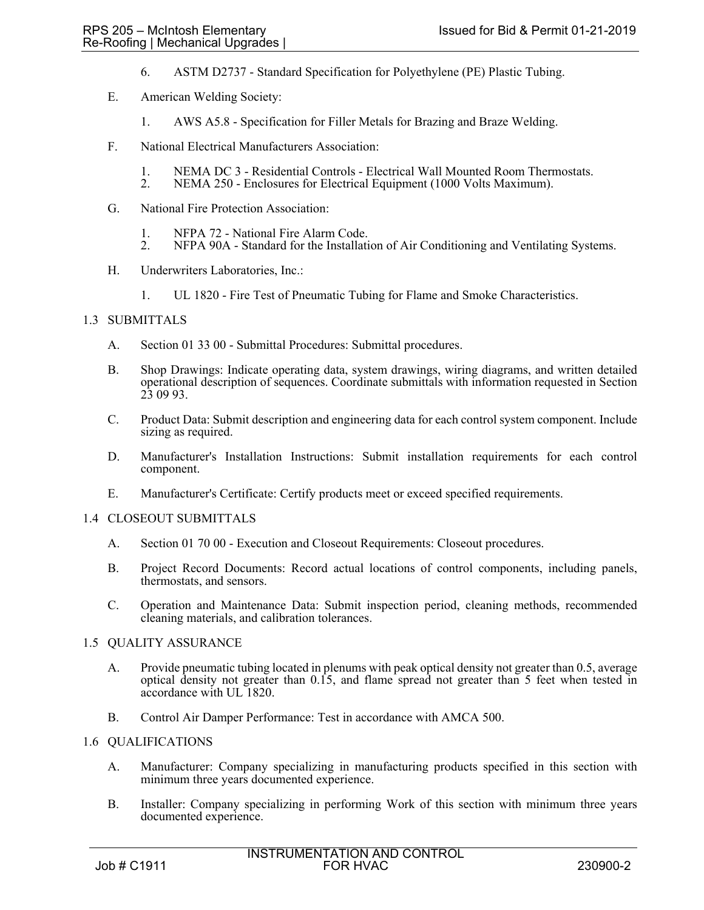6. ASTM D2737 - Standard Specification for Polyethylene (PE) Plastic Tubing.

E. American Welding Society:

1. AWS A5.8 - Specification for Filler Metals for Brazing and Braze Welding.

F. National Electrical Manufacturers Association:

1. NEMA DC 3 - Residential Controls - Electrical Wall Mounted Room Thermostats.
2. NEMA 250 - Enclosures for Electrical Equipment (1000 Volts Maximum).

G. National Fire Protection Association:

1. NFPA 72 - National Fire Alarm Code.
2. NFPA 90A - Standard for the Installation of Air Conditioning and Ventilating Systems.

H. Underwriters Laboratories, Inc.:

1. UL 1820 - Fire Test of Pneumatic Tubing for Flame and Smoke Characteristics.

1.3 SUBMITTALS

A. Section 01 33 00 - Submittal Procedures: Submittal procedures.

B. Shop Drawings: Indicate operating data, system drawings, wiring diagrams, and written detailed operational description of sequences. Coordinate submittals with information requested in Section 23 09 93.

C. Product Data: Submit description and engineering data for each control system component. Include sizing as required.

D. Manufacturer's Installation Instructions: Submit installation requirements for each control component.

E. Manufacturer's Certificate: Certify products meet or exceed specified requirements.

1.4 CLOSEOUT SUBMITTALS

A. Section 01 70 00 - Execution and Closeout Requirements: Closeout procedures.

B. Project Record Documents: Record actual locations of control components, including panels, thermostats, and sensors.

C. Operation and Maintenance Data: Submit inspection period, cleaning methods, recommended cleaning materials, and calibration tolerances.

1.5 QUALITY ASSURANCE

A. Provide pneumatic tubing located in plenums with peak optical density not greater than 0.5, average optical density not greater than 0.15, and flame spread not greater than 5 feet when tested in accordance with UL 1820.

B. Control Air Damper Performance: Test in accordance with AMCA 500.

1.6 QUALIFICATIONS

A. Manufacturer: Company specializing in manufacturing products specified in this section with minimum three years documented experience.

B. Installer: Company specializing in performing Work of this section with minimum three years documented experience.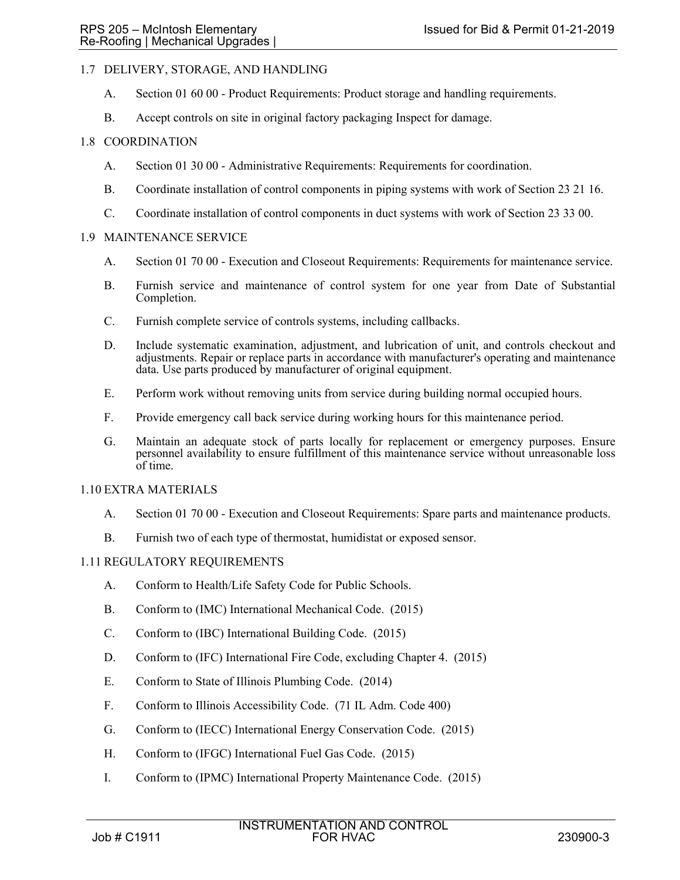## 1.7 DELIVERY, STORAGE, AND HANDLING

A. Section 01 60 00 - Product Requirements: Product storage and handling requirements.

B. Accept controls on site in original factory packaging Inspect for damage.

## 1.8 COORDINATION

A. Section 01 30 00 - Administrative Requirements: Requirements for coordination.

B. Coordinate installation of control components in piping systems with work of Section 23 21 16.

C. Coordinate installation of control components in duct systems with work of Section 23 33 00.

## 1.9 MAINTENANCE SERVICE

A. Section 01 70 00 - Execution and Closeout Requirements: Requirements for maintenance service.

B. Furnish service and maintenance of control system for one year from Date of Substantial Completion.

C. Furnish complete service of controls systems, including callbacks.

D. Include systematic examination, adjustment, and lubrication of unit, and controls checkout and adjustments. Repair or replace parts in accordance with manufacturer's operating and maintenance data. Use parts produced by manufacturer of original equipment.

E. Perform work without removing units from service during building normal occupied hours.

F. Provide emergency call back service during working hours for this maintenance period.

G. Maintain an adequate stock of parts locally for replacement or emergency purposes. Ensure personnel availability to ensure fulfillment of this maintenance service without unreasonable loss of time.

## 1.10 EXTRA MATERIALS

A. Section 01 70 00 - Execution and Closeout Requirements: Spare parts and maintenance products.

B. Furnish two of each type of thermostat, humidistat or exposed sensor.

## 1.11 REGULATORY REQUIREMENTS

A. Conform to Health/Life Safety Code for Public Schools.

B. Conform to (IMC) International Mechanical Code. (2015)

C. Conform to (IBC) International Building Code. (2015)

D. Conform to (IFC) International Fire Code, excluding Chapter 4. (2015)

E. Conform to State of Illinois Plumbing Code. (2014)

F. Conform to Illinois Accessibility Code. (71 IL Adm. Code 400)

G. Conform to (IECC) International Energy Conservation Code. (2015)

H. Conform to (IFGC) International Fuel Gas Code. (2015)

I. Conform to (IPMC) International Property Maintenance Code. (2015)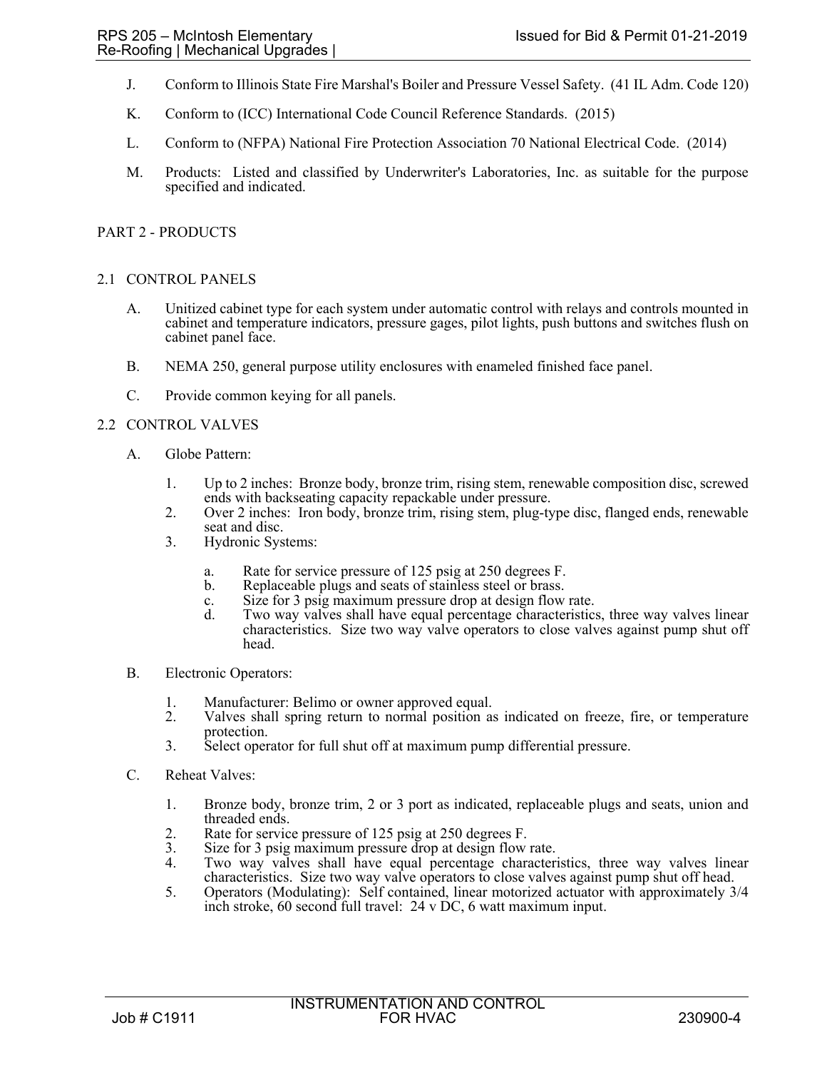J. Conform to Illinois State Fire Marshal's Boiler and Pressure Vessel Safety. (41 IL Adm. Code 120)

K. Conform to (ICC) International Code Council Reference Standards. (2015)

L. Conform to (NFPA) National Fire Protection Association 70 National Electrical Code. (2014)

M. Products: Listed and classified by Underwriter's Laboratories, Inc. as suitable for the purpose specified and indicated.

## PART 2 - PRODUCTS

### 2.1 CONTROL PANELS

A. Unitized cabinet type for each system under automatic control with relays and controls mounted in cabinet and temperature indicators, pressure gages, pilot lights, push buttons and switches flush on cabinet panel face.

B. NEMA 250, general purpose utility enclosures with enameled finished face panel.

C. Provide common keying for all panels.

### 2.2 CONTROL VALVES

A. Globe Pattern:

1. Up to 2 inches: Bronze body, bronze trim, rising stem, renewable composition disc, screwed ends with backseating capacity repackable under pressure.
2. Over 2 inches: Iron body, bronze trim, rising stem, plug-type disc, flanged ends, renewable seat and disc.
3. Hydronic Systems:
   a. Rate for service pressure of 125 psig at 250 degrees F.
   b. Replaceable plugs and seats of stainless steel or brass.
   c. Size for 3 psig maximum pressure drop at design flow rate.
   d. Two way valves shall have equal percentage characteristics, three way valves linear characteristics. Size two way valve operators to close valves against pump shut off head.

B. Electronic Operators:

1. Manufacturer: Belimo or owner approved equal.
2. Valves shall spring return to normal position as indicated on freeze, fire, or temperature protection.
3. Select operator for full shut off at maximum pump differential pressure.

C. Reheat Valves:

1. Bronze body, bronze trim, 2 or 3 port as indicated, replaceable plugs and seats, union and threaded ends.
2. Rate for service pressure of 125 psig at 250 degrees F.
3. Size for 3 psig maximum pressure drop at design flow rate.
4. Two way valves shall have equal percentage characteristics, three way valves linear characteristics. Size two way valve operators to close valves against pump shut off head.
5. Operators (Modulating): Self contained, linear motorized actuator with approximately 3/4 inch stroke, 60 second full travel: 24 v DC, 6 watt maximum input.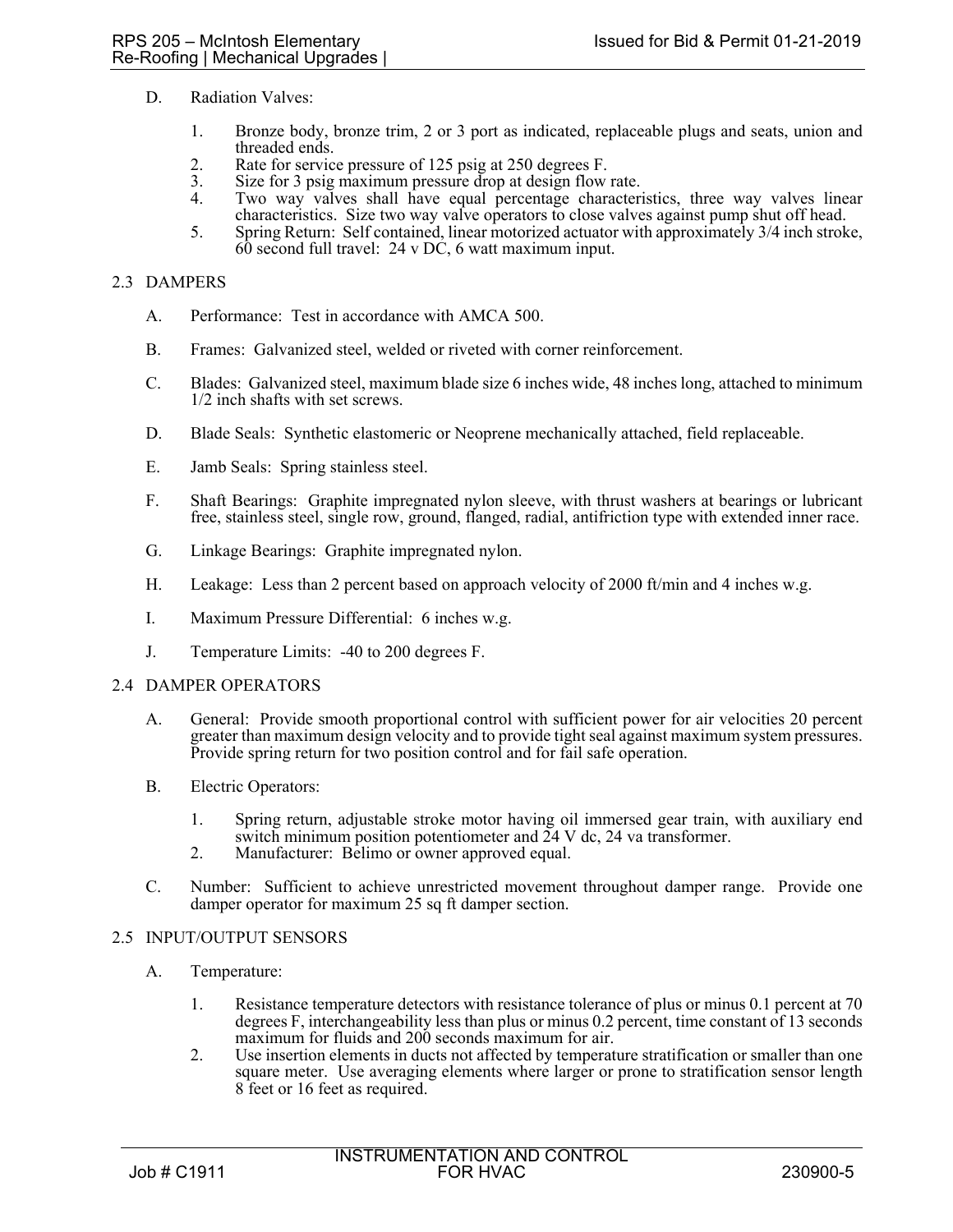D. Radiation Valves:

1. Bronze body, bronze trim, 2 or 3 port as indicated, replaceable plugs and seats, union and threaded ends.
2. Rate for service pressure of 125 psig at 250 degrees F.
3. Size for 3 psig maximum pressure drop at design flow rate.
4. Two way valves shall have equal percentage characteristics, three way valves linear characteristics. Size two way valve operators to close valves against pump shut off head.
5. Spring Return: Self contained, linear motorized actuator with approximately 3/4 inch stroke, 60 second full travel: 24 v DC, 6 watt maximum input.

## 2.3 DAMPERS

A. Performance: Test in accordance with AMCA 500.

B. Frames: Galvanized steel, welded or riveted with corner reinforcement.

C. Blades: Galvanized steel, maximum blade size 6 inches wide, 48 inches long, attached to minimum 1/2 inch shafts with set screws.

D. Blade Seals: Synthetic elastomeric or Neoprene mechanically attached, field replaceable.

E. Jamb Seals: Spring stainless steel.

F. Shaft Bearings: Graphite impregnated nylon sleeve, with thrust washers at bearings or lubricant free, stainless steel, single row, ground, flanged, radial, antifriction type with extended inner race.

G. Linkage Bearings: Graphite impregnated nylon.

H. Leakage: Less than 2 percent based on approach velocity of 2000 ft/min and 4 inches w.g.

I. Maximum Pressure Differential: 6 inches w.g.

J. Temperature Limits: -40 to 200 degrees F.

## 2.4 DAMPER OPERATORS

A. General: Provide smooth proportional control with sufficient power for air velocities 20 percent greater than maximum design velocity and to provide tight seal against maximum system pressures. Provide spring return for two position control and for fail safe operation.

B. Electric Operators:

1. Spring return, adjustable stroke motor having oil immersed gear train, with auxiliary end switch minimum position potentiometer and 24 V dc, 24 va transformer.
2. Manufacturer: Belimo or owner approved equal.

C. Number: Sufficient to achieve unrestricted movement throughout damper range. Provide one damper operator for maximum 25 sq ft damper section.

## 2.5 INPUT/OUTPUT SENSORS

A. Temperature:

1. Resistance temperature detectors with resistance tolerance of plus or minus 0.1 percent at 70 degrees F, interchangeability less than plus or minus 0.2 percent, time constant of 13 seconds maximum for fluids and 200 seconds maximum for air.
2. Use insertion elements in ducts not affected by temperature stratification or smaller than one square meter. Use averaging elements where larger or prone to stratification sensor length 8 feet or 16 feet as required.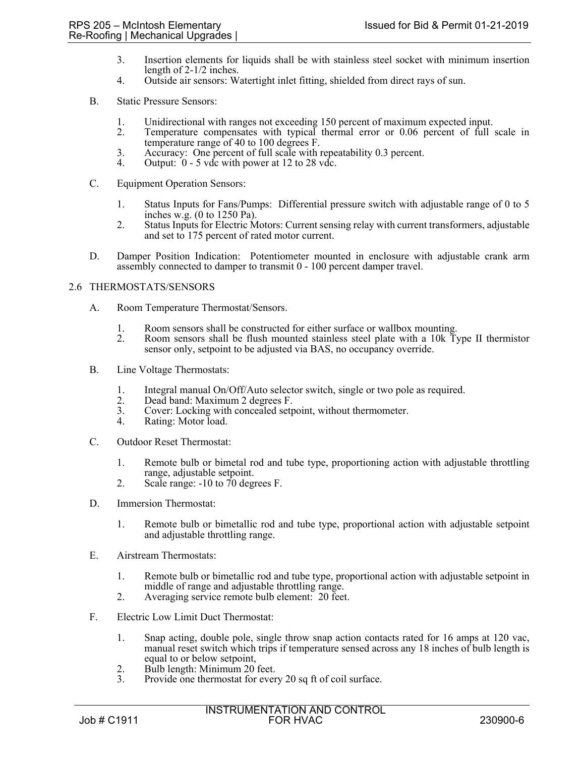3. Insertion elements for liquids shall be with stainless steel socket with minimum insertion length of 2-1/2 inches.
4. Outside air sensors: Watertight inlet fitting, shielded from direct rays of sun.

B. Static Pressure Sensors:

1. Unidirectional with ranges not exceeding 150 percent of maximum expected input.
2. Temperature compensates with typical thermal error or 0.06 percent of full scale in temperature range of 40 to 100 degrees F.
3. Accuracy: One percent of full scale with repeatability 0.3 percent.
4. Output: 0 - 5 vdc with power at 12 to 28 vdc.

C. Equipment Operation Sensors:

1. Status Inputs for Fans/Pumps: Differential pressure switch with adjustable range of 0 to 5 inches w.g. (0 to 1250 Pa).
2. Status Inputs for Electric Motors: Current sensing relay with current transformers, adjustable and set to 175 percent of rated motor current.

D. Damper Position Indication: Potentiometer mounted in enclosure with adjustable crank arm assembly connected to damper to transmit 0 - 100 percent damper travel.

## 2.6 THERMOSTATS/SENSORS

A. Room Temperature Thermostat/Sensors.

1. Room sensors shall be constructed for either surface or wallbox mounting.
2. Room sensors shall be flush mounted stainless steel plate with a 10k Type II thermistor sensor only, setpoint to be adjusted via BAS, no occupancy override.

B. Line Voltage Thermostats:

1. Integral manual On/Off/Auto selector switch, single or two pole as required.
2. Dead band: Maximum 2 degrees F.
3. Cover: Locking with concealed setpoint, without thermometer.
4. Rating: Motor load.

C. Outdoor Reset Thermostat:

1. Remote bulb or bimetal rod and tube type, proportioning action with adjustable throttling range, adjustable setpoint.
2. Scale range: -10 to 70 degrees F.

D. Immersion Thermostat:

1. Remote bulb or bimetallic rod and tube type, proportional action with adjustable setpoint and adjustable throttling range.

E. Airstream Thermostats:

1. Remote bulb or bimetallic rod and tube type, proportional action with adjustable setpoint in middle of range and adjustable throttling range.
2. Averaging service remote bulb element: 20 feet.

F. Electric Low Limit Duct Thermostat:

1. Snap acting, double pole, single throw snap action contacts rated for 16 amps at 120 vac, manual reset switch which trips if temperature sensed across any 18 inches of bulb length is equal to or below setpoint,
2. Bulb length: Minimum 20 feet.
3. Provide one thermostat for every 20 sq ft of coil surface.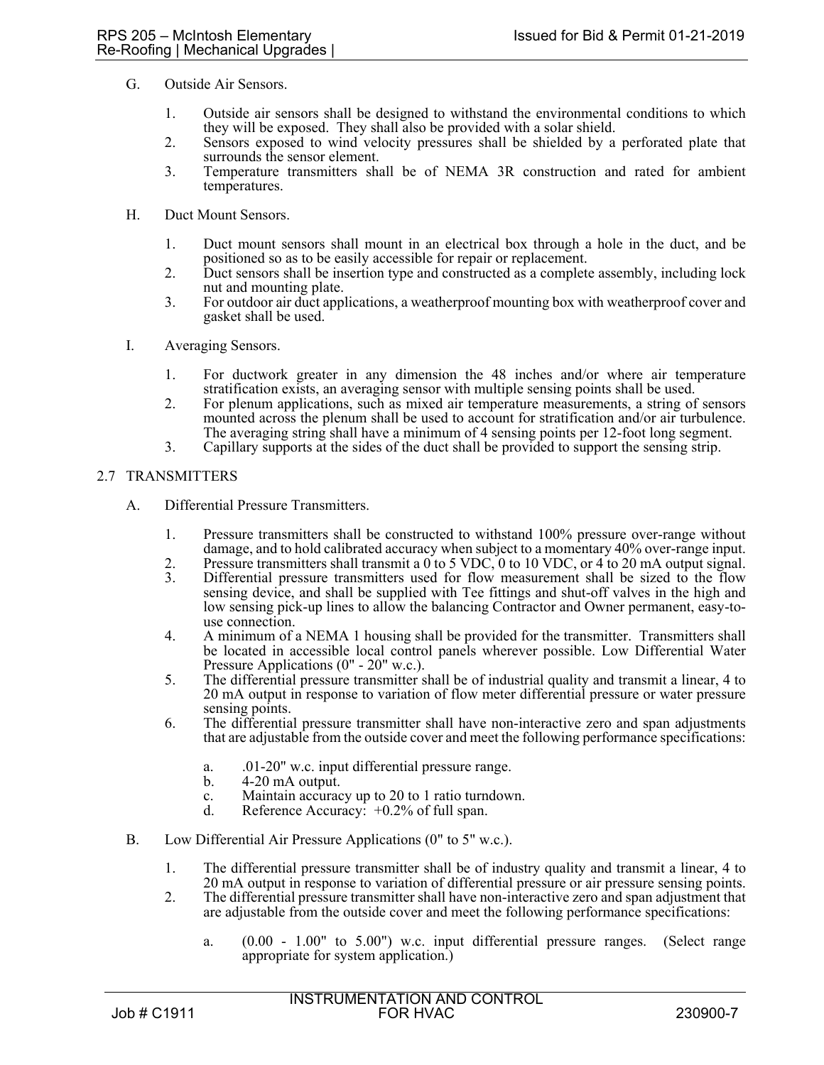G. Outside Air Sensors.

1. Outside air sensors shall be designed to withstand the environmental conditions to which they will be exposed. They shall also be provided with a solar shield.
2. Sensors exposed to wind velocity pressures shall be shielded by a perforated plate that surrounds the sensor element.
3. Temperature transmitters shall be of NEMA 3R construction and rated for ambient temperatures.

H. Duct Mount Sensors.

1. Duct mount sensors shall mount in an electrical box through a hole in the duct, and be positioned so as to be easily accessible for repair or replacement.
2. Duct sensors shall be insertion type and constructed as a complete assembly, including lock nut and mounting plate.
3. For outdoor air duct applications, a weatherproof mounting box with weatherproof cover and gasket shall be used.

I. Averaging Sensors.

1. For ductwork greater in any dimension the 48 inches and/or where air temperature stratification exists, an averaging sensor with multiple sensing points shall be used.
2. For plenum applications, such as mixed air temperature measurements, a string of sensors mounted across the plenum shall be used to account for stratification and/or air turbulence. The averaging string shall have a minimum of 4 sensing points per 12-foot long segment.
3. Capillary supports at the sides of the duct shall be provided to support the sensing strip.

## 2.7 TRANSMITTERS

A. Differential Pressure Transmitters.

1. Pressure transmitters shall be constructed to withstand 100% pressure over-range without damage, and to hold calibrated accuracy when subject to a momentary 40% over-range input.
2. Pressure transmitters shall transmit a 0 to 5 VDC, 0 to 10 VDC, or 4 to 20 mA output signal.
3. Differential pressure transmitters used for flow measurement shall be sized to the flow sensing device, and shall be supplied with Tee fittings and shut-off valves in the high and low sensing pick-up lines to allow the balancing Contractor and Owner permanent, easy-to-use connection.
4. A minimum of a NEMA 1 housing shall be provided for the transmitter. Transmitters shall be located in accessible local control panels wherever possible. Low Differential Water Pressure Applications (0" - 20" w.c.).
5. The differential pressure transmitter shall be of industrial quality and transmit a linear, 4 to 20 mA output in response to variation of flow meter differential pressure or water pressure sensing points.
6. The differential pressure transmitter shall have non-interactive zero and span adjustments that are adjustable from the outside cover and meet the following performance specifications:

   a. .01-20" w.c. input differential pressure range.
   b. 4-20 mA output.
   c. Maintain accuracy up to 20 to 1 ratio turndown.
   d. Reference Accuracy: +0.2% of full span.

B. Low Differential Air Pressure Applications (0" to 5" w.c.).

1. The differential pressure transmitter shall be of industry quality and transmit a linear, 4 to 20 mA output in response to variation of differential pressure or air pressure sensing points.
2. The differential pressure transmitter shall have non-interactive zero and span adjustment that are adjustable from the outside cover and meet the following performance specifications:

   a. (0.00 - 1.00" to 5.00") w.c. input differential pressure ranges. (Select range appropriate for system application.)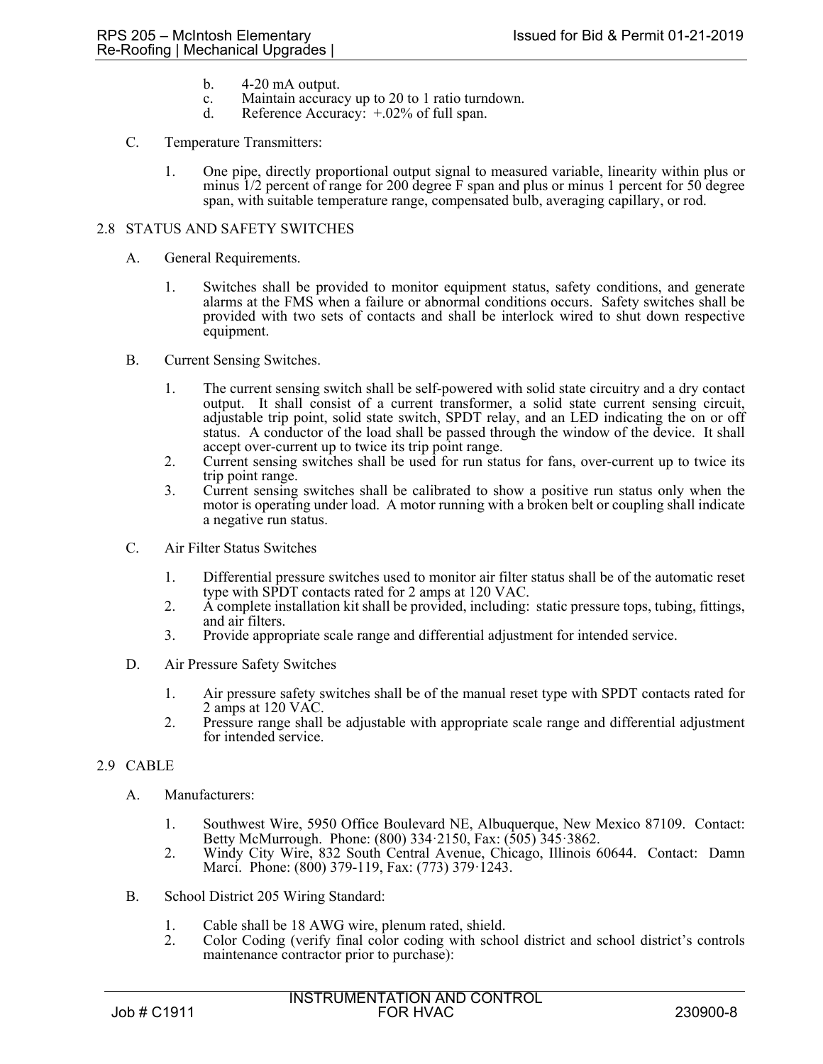b. 4-20 mA output.
c. Maintain accuracy up to 20 to 1 ratio turndown.
d. Reference Accuracy: +.02% of full span.

C. Temperature Transmitters:

1. One pipe, directly proportional output signal to measured variable, linearity within plus or minus 1/2 percent of range for 200 degree F span and plus or minus 1 percent for 50 degree span, with suitable temperature range, compensated bulb, averaging capillary, or rod.

## 2.8 STATUS AND SAFETY SWITCHES

A. General Requirements.

1. Switches shall be provided to monitor equipment status, safety conditions, and generate alarms at the FMS when a failure or abnormal conditions occurs. Safety switches shall be provided with two sets of contacts and shall be interlock wired to shut down respective equipment.

B. Current Sensing Switches.

1. The current sensing switch shall be self-powered with solid state circuitry and a dry contact output. It shall consist of a current transformer, a solid state current sensing circuit, adjustable trip point, solid state switch, SPDT relay, and an LED indicating the on or off status. A conductor of the load shall be passed through the window of the device. It shall accept over-current up to twice its trip point range.
2. Current sensing switches shall be used for run status for fans, over-current up to twice its trip point range.
3. Current sensing switches shall be calibrated to show a positive run status only when the motor is operating under load. A motor running with a broken belt or coupling shall indicate a negative run status.

C. Air Filter Status Switches

1. Differential pressure switches used to monitor air filter status shall be of the automatic reset type with SPDT contacts rated for 2 amps at 120 VAC.
2. A complete installation kit shall be provided, including: static pressure tops, tubing, fittings, and air filters.
3. Provide appropriate scale range and differential adjustment for intended service.

D. Air Pressure Safety Switches

1. Air pressure safety switches shall be of the manual reset type with SPDT contacts rated for 2 amps at 120 VAC.
2. Pressure range shall be adjustable with appropriate scale range and differential adjustment for intended service.

## 2.9 CABLE

A. Manufacturers:

1. Southwest Wire, 5950 Office Boulevard NE, Albuquerque, New Mexico 87109. Contact: Betty McMurrough. Phone: (800) 334·2150, Fax: (505) 345·3862.
2. Windy City Wire, 832 South Central Avenue, Chicago, Illinois 60644. Contact: Damn Marci. Phone: (800) 379-119, Fax: (773) 379·1243.

B. School District 205 Wiring Standard:

1. Cable shall be 18 AWG wire, plenum rated, shield.
2. Color Coding (verify final color coding with school district and school district's controls maintenance contractor prior to purchase):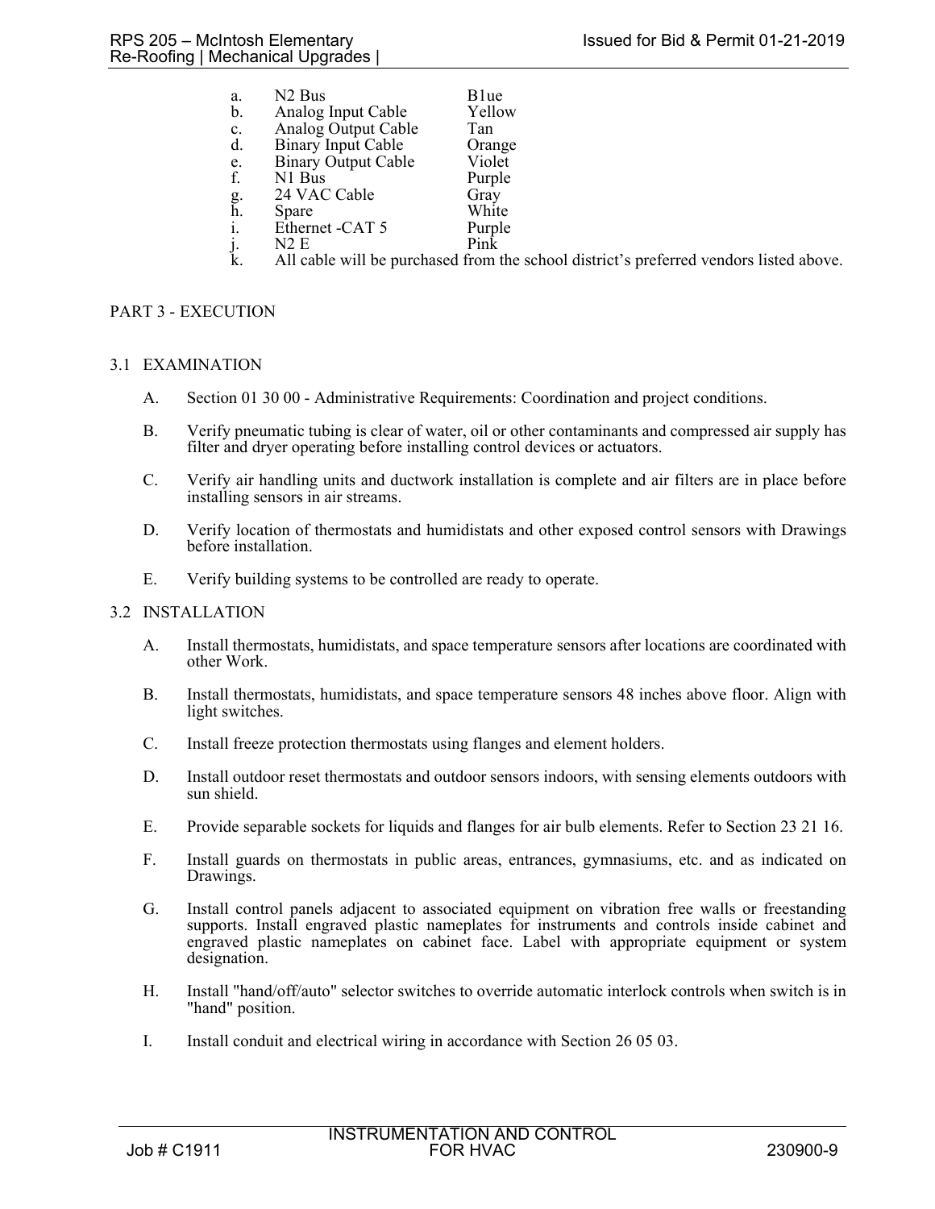a. N2 Bus B1ue
b. Analog Input Cable Yellow
c. Analog Output Cable Tan
d. Binary Input Cable Orange
e. Binary Output Cable Violet
f. N1 Bus Purple
g. 24 VAC Cable Gray
h. Spare White
i. Ethernet -CAT 5 Purple
j. N2 E Pink
k. All cable will be purchased from the school district's preferred vendors listed above.

## PART 3 - EXECUTION

### 3.1 EXAMINATION

A. Section 01 30 00 - Administrative Requirements: Coordination and project conditions.

B. Verify pneumatic tubing is clear of water, oil or other contaminants and compressed air supply has filter and dryer operating before installing control devices or actuators.

C. Verify air handling units and ductwork installation is complete and air filters are in place before installing sensors in air streams.

D. Verify location of thermostats and humidistats and other exposed control sensors with Drawings before installation.

E. Verify building systems to be controlled are ready to operate.

### 3.2 INSTALLATION

A. Install thermostats, humidistats, and space temperature sensors after locations are coordinated with other Work.

B. Install thermostats, humidistats, and space temperature sensors 48 inches above floor. Align with light switches.

C. Install freeze protection thermostats using flanges and element holders.

D. Install outdoor reset thermostats and outdoor sensors indoors, with sensing elements outdoors with sun shield.

E. Provide separable sockets for liquids and flanges for air bulb elements. Refer to Section 23 21 16.

F. Install guards on thermostats in public areas, entrances, gymnasiums, etc. and as indicated on Drawings.

G. Install control panels adjacent to associated equipment on vibration free walls or freestanding supports. Install engraved plastic nameplates for instruments and controls inside cabinet and engraved plastic nameplates on cabinet face. Label with appropriate equipment or system designation.

H. Install "hand/off/auto" selector switches to override automatic interlock controls when switch is in "hand" position.

I. Install conduit and electrical wiring in accordance with Section 26 05 03.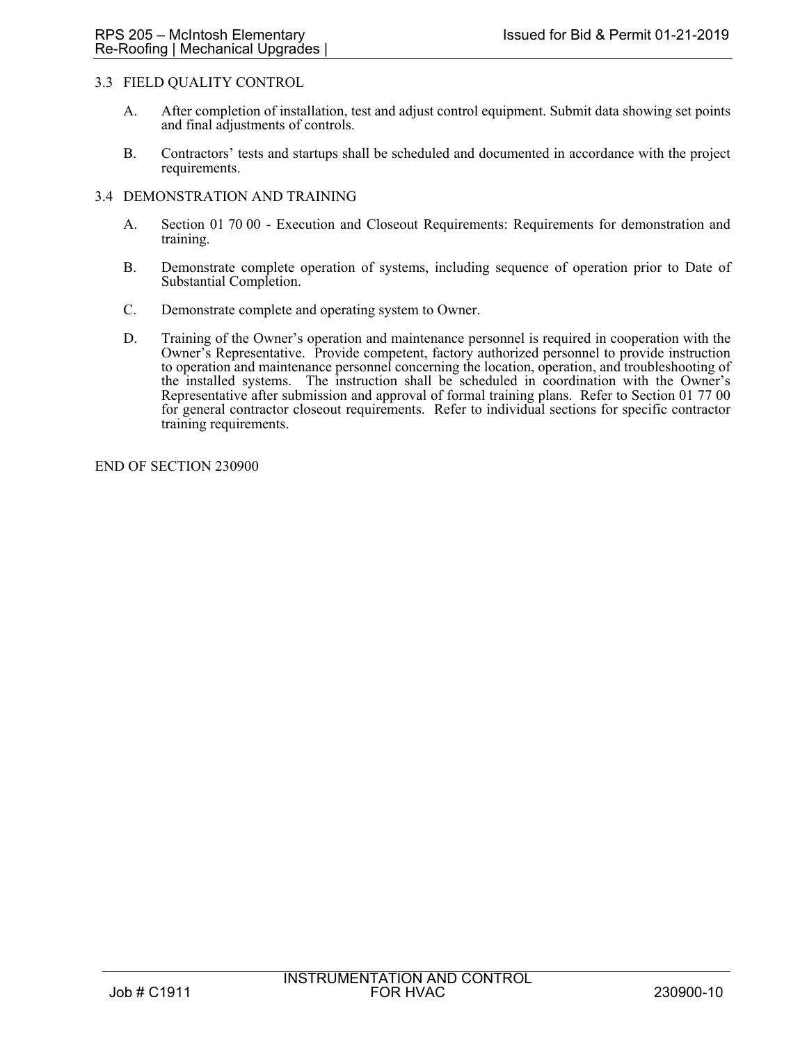## 3.3 FIELD QUALITY CONTROL

A. After completion of installation, test and adjust control equipment. Submit data showing set points and final adjustments of controls.

B. Contractors' tests and startups shall be scheduled and documented in accordance with the project requirements.

## 3.4 DEMONSTRATION AND TRAINING

A. Section 01 70 00 - Execution and Closeout Requirements: Requirements for demonstration and training.

B. Demonstrate complete operation of systems, including sequence of operation prior to Date of Substantial Completion.

C. Demonstrate complete and operating system to Owner.

D. Training of the Owner's operation and maintenance personnel is required in cooperation with the Owner's Representative. Provide competent, factory authorized personnel to provide instruction to operation and maintenance personnel concerning the location, operation, and troubleshooting of the installed systems. The instruction shall be scheduled in coordination with the Owner's Representative after submission and approval of formal training plans. Refer to Section 01 77 00 for general contractor closeout requirements. Refer to individual sections for specific contractor training requirements.

END OF SECTION 230900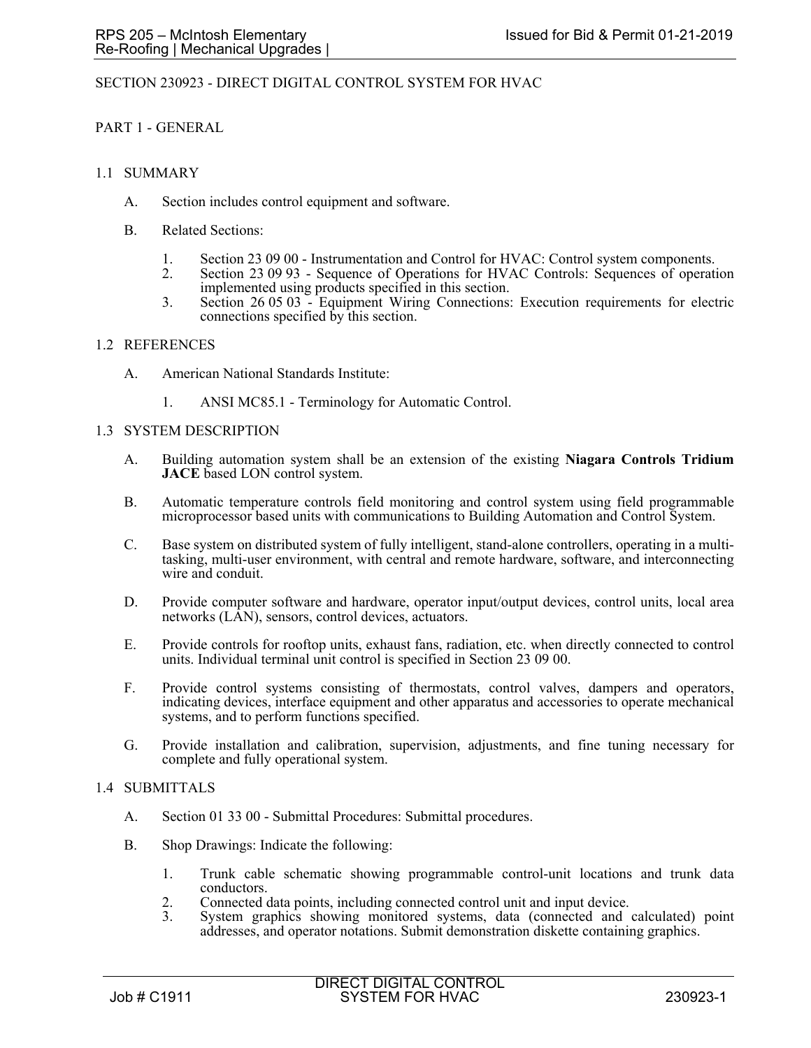# SECTION 230923 - DIRECT DIGITAL CONTROL SYSTEM FOR HVAC

## PART 1 - GENERAL

### 1.1 SUMMARY

A. Section includes control equipment and software.

B. Related Sections:

1. Section 23 09 00 - Instrumentation and Control for HVAC: Control system components.
2. Section 23 09 93 - Sequence of Operations for HVAC Controls: Sequences of operation implemented using products specified in this section.
3. Section 26 05 03 - Equipment Wiring Connections: Execution requirements for electric connections specified by this section.

### 1.2 REFERENCES

A. American National Standards Institute:

1. ANSI MC85.1 - Terminology for Automatic Control.

### 1.3 SYSTEM DESCRIPTION

A. Building automation system shall be an extension of the existing **Niagara Controls Tridium JACE** based LON control system.

B. Automatic temperature controls field monitoring and control system using field programmable microprocessor based units with communications to Building Automation and Control System.

C. Base system on distributed system of fully intelligent, stand-alone controllers, operating in a multi-tasking, multi-user environment, with central and remote hardware, software, and interconnecting wire and conduit.

D. Provide computer software and hardware, operator input/output devices, control units, local area networks (LAN), sensors, control devices, actuators.

E. Provide controls for rooftop units, exhaust fans, radiation, etc. when directly connected to control units. Individual terminal unit control is specified in Section 23 09 00.

F. Provide control systems consisting of thermostats, control valves, dampers and operators, indicating devices, interface equipment and other apparatus and accessories to operate mechanical systems, and to perform functions specified.

G. Provide installation and calibration, supervision, adjustments, and fine tuning necessary for complete and fully operational system.

### 1.4 SUBMITTALS

A. Section 01 33 00 - Submittal Procedures: Submittal procedures.

B. Shop Drawings: Indicate the following:

1. Trunk cable schematic showing programmable control-unit locations and trunk data conductors.
2. Connected data points, including connected control unit and input device.
3. System graphics showing monitored systems, data (connected and calculated) point addresses, and operator notations. Submit demonstration diskette containing graphics.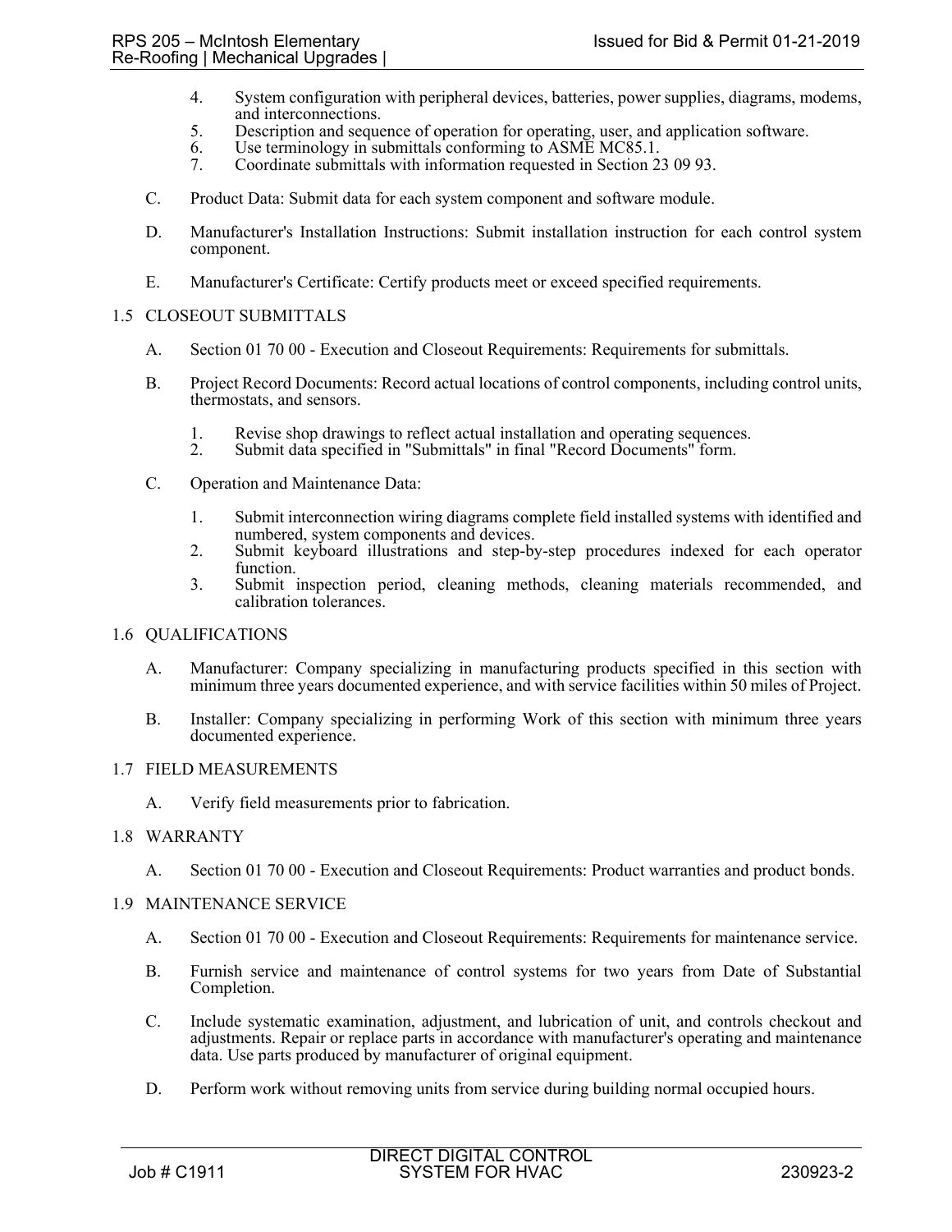4. System configuration with peripheral devices, batteries, power supplies, diagrams, modems, and interconnections.
5. Description and sequence of operation for operating, user, and application software.
6. Use terminology in submittals conforming to ASME MC85.1.
7. Coordinate submittals with information requested in Section 23 09 93.

C. Product Data: Submit data for each system component and software module.

D. Manufacturer's Installation Instructions: Submit installation instruction for each control system component.

E. Manufacturer's Certificate: Certify products meet or exceed specified requirements.

## 1.5 CLOSEOUT SUBMITTALS

A. Section 01 70 00 - Execution and Closeout Requirements: Requirements for submittals.

B. Project Record Documents: Record actual locations of control components, including control units, thermostats, and sensors.

1. Revise shop drawings to reflect actual installation and operating sequences.
2. Submit data specified in "Submittals" in final "Record Documents" form.

C. Operation and Maintenance Data:

1. Submit interconnection wiring diagrams complete field installed systems with identified and numbered, system components and devices.
2. Submit keyboard illustrations and step-by-step procedures indexed for each operator function.
3. Submit inspection period, cleaning methods, cleaning materials recommended, and calibration tolerances.

## 1.6 QUALIFICATIONS

A. Manufacturer: Company specializing in manufacturing products specified in this section with minimum three years documented experience, and with service facilities within 50 miles of Project.

B. Installer: Company specializing in performing Work of this section with minimum three years documented experience.

## 1.7 FIELD MEASUREMENTS

A. Verify field measurements prior to fabrication.

## 1.8 WARRANTY

A. Section 01 70 00 - Execution and Closeout Requirements: Product warranties and product bonds.

## 1.9 MAINTENANCE SERVICE

A. Section 01 70 00 - Execution and Closeout Requirements: Requirements for maintenance service.

B. Furnish service and maintenance of control systems for two years from Date of Substantial Completion.

C. Include systematic examination, adjustment, and lubrication of unit, and controls checkout and adjustments. Repair or replace parts in accordance with manufacturer's operating and maintenance data. Use parts produced by manufacturer of original equipment.

D. Perform work without removing units from service during building normal occupied hours.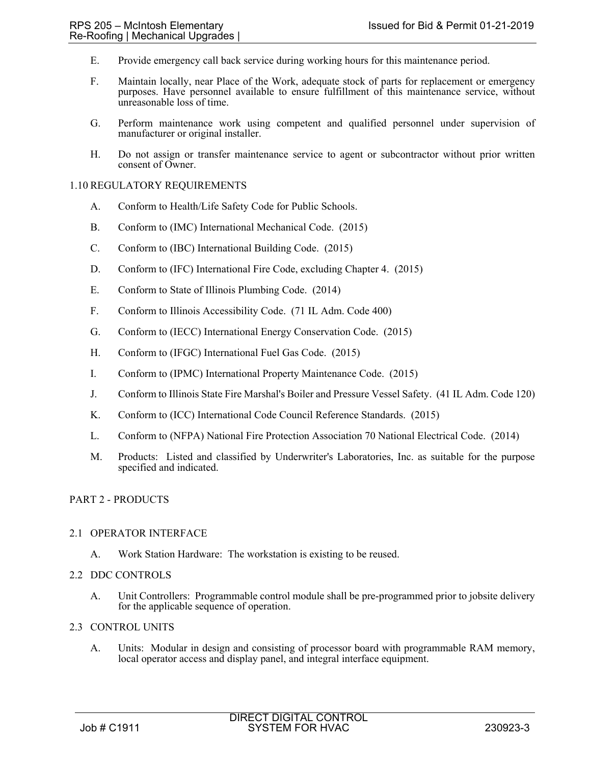E. Provide emergency call back service during working hours for this maintenance period.

F. Maintain locally, near Place of the Work, adequate stock of parts for replacement or emergency purposes. Have personnel available to ensure fulfillment of this maintenance service, without unreasonable loss of time.

G. Perform maintenance work using competent and qualified personnel under supervision of manufacturer or original installer.

H. Do not assign or transfer maintenance service to agent or subcontractor without prior written consent of Owner.

## 1.10 REGULATORY REQUIREMENTS

A. Conform to Health/Life Safety Code for Public Schools.

B. Conform to (IMC) International Mechanical Code. (2015)

C. Conform to (IBC) International Building Code. (2015)

D. Conform to (IFC) International Fire Code, excluding Chapter 4. (2015)

E. Conform to State of Illinois Plumbing Code. (2014)

F. Conform to Illinois Accessibility Code. (71 IL Adm. Code 400)

G. Conform to (IECC) International Energy Conservation Code. (2015)

H. Conform to (IFGC) International Fuel Gas Code. (2015)

I. Conform to (IPMC) International Property Maintenance Code. (2015)

J. Conform to Illinois State Fire Marshal's Boiler and Pressure Vessel Safety. (41 IL Adm. Code 120)

K. Conform to (ICC) International Code Council Reference Standards. (2015)

L. Conform to (NFPA) National Fire Protection Association 70 National Electrical Code. (2014)

M. Products: Listed and classified by Underwriter's Laboratories, Inc. as suitable for the purpose specified and indicated.

# PART 2 - PRODUCTS

## 2.1 OPERATOR INTERFACE

A. Work Station Hardware: The workstation is existing to be reused.

## 2.2 DDC CONTROLS

A. Unit Controllers: Programmable control module shall be pre-programmed prior to jobsite delivery for the applicable sequence of operation.

## 2.3 CONTROL UNITS

A. Units: Modular in design and consisting of processor board with programmable RAM memory, local operator access and display panel, and integral interface equipment.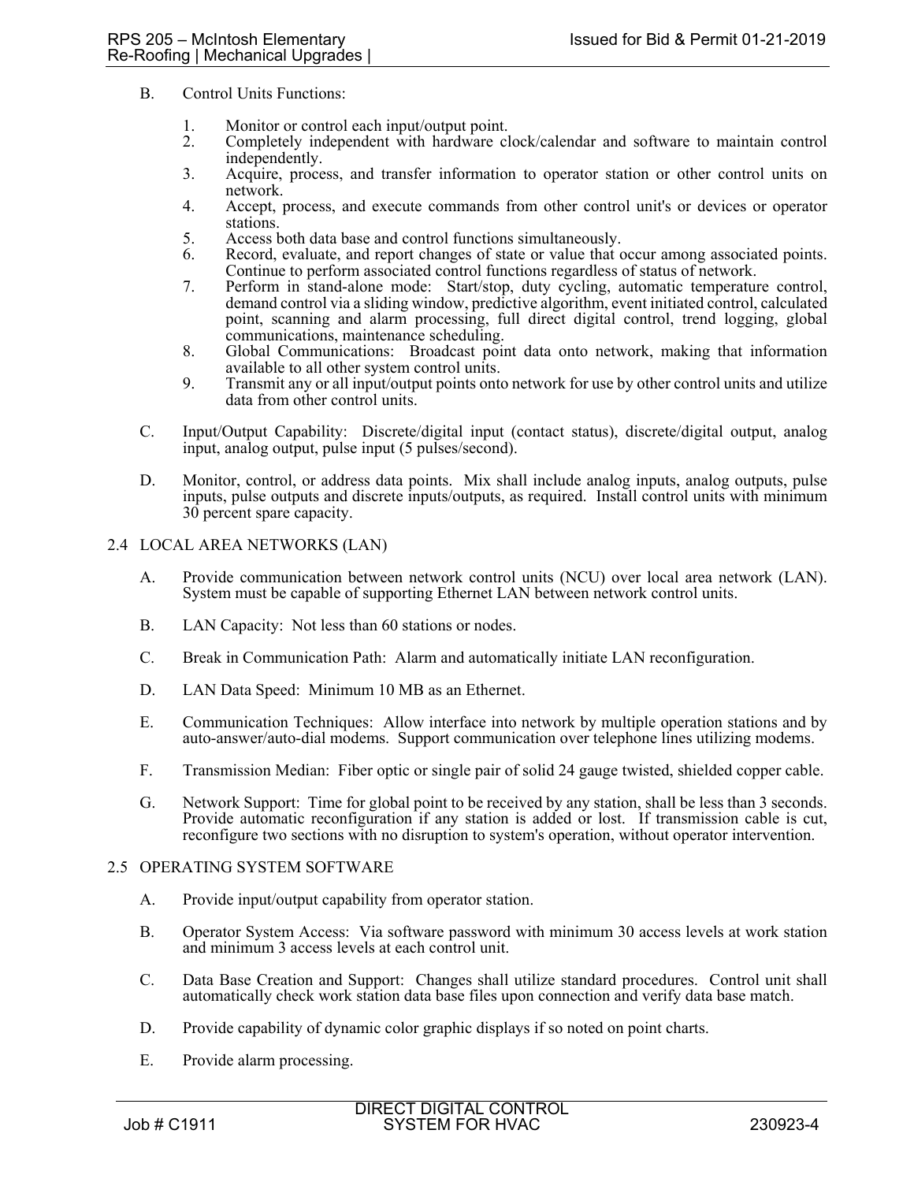B. Control Units Functions:

1. Monitor or control each input/output point.
2. Completely independent with hardware clock/calendar and software to maintain control independently.
3. Acquire, process, and transfer information to operator station or other control units on network.
4. Accept, process, and execute commands from other control unit's or devices or operator stations.
5. Access both data base and control functions simultaneously.
6. Record, evaluate, and report changes of state or value that occur among associated points. Continue to perform associated control functions regardless of status of network.
7. Perform in stand-alone mode: Start/stop, duty cycling, automatic temperature control, demand control via a sliding window, predictive algorithm, event initiated control, calculated point, scanning and alarm processing, full direct digital control, trend logging, global communications, maintenance scheduling.
8. Global Communications: Broadcast point data onto network, making that information available to all other system control units.
9. Transmit any or all input/output points onto network for use by other control units and utilize data from other control units.

C. Input/Output Capability: Discrete/digital input (contact status), discrete/digital output, analog input, analog output, pulse input (5 pulses/second).

D. Monitor, control, or address data points. Mix shall include analog inputs, analog outputs, pulse inputs, pulse outputs and discrete inputs/outputs, as required. Install control units with minimum 30 percent spare capacity.

## 2.4 LOCAL AREA NETWORKS (LAN)

A. Provide communication between network control units (NCU) over local area network (LAN). System must be capable of supporting Ethernet LAN between network control units.

B. LAN Capacity: Not less than 60 stations or nodes.

C. Break in Communication Path: Alarm and automatically initiate LAN reconfiguration.

D. LAN Data Speed: Minimum 10 MB as an Ethernet.

E. Communication Techniques: Allow interface into network by multiple operation stations and by auto-answer/auto-dial modems. Support communication over telephone lines utilizing modems.

F. Transmission Median: Fiber optic or single pair of solid 24 gauge twisted, shielded copper cable.

G. Network Support: Time for global point to be received by any station, shall be less than 3 seconds. Provide automatic reconfiguration if any station is added or lost. If transmission cable is cut, reconfigure two sections with no disruption to system's operation, without operator intervention.

## 2.5 OPERATING SYSTEM SOFTWARE

A. Provide input/output capability from operator station.

B. Operator System Access: Via software password with minimum 30 access levels at work station and minimum 3 access levels at each control unit.

C. Data Base Creation and Support: Changes shall utilize standard procedures. Control unit shall automatically check work station data base files upon connection and verify data base match.

D. Provide capability of dynamic color graphic displays if so noted on point charts.

E. Provide alarm processing.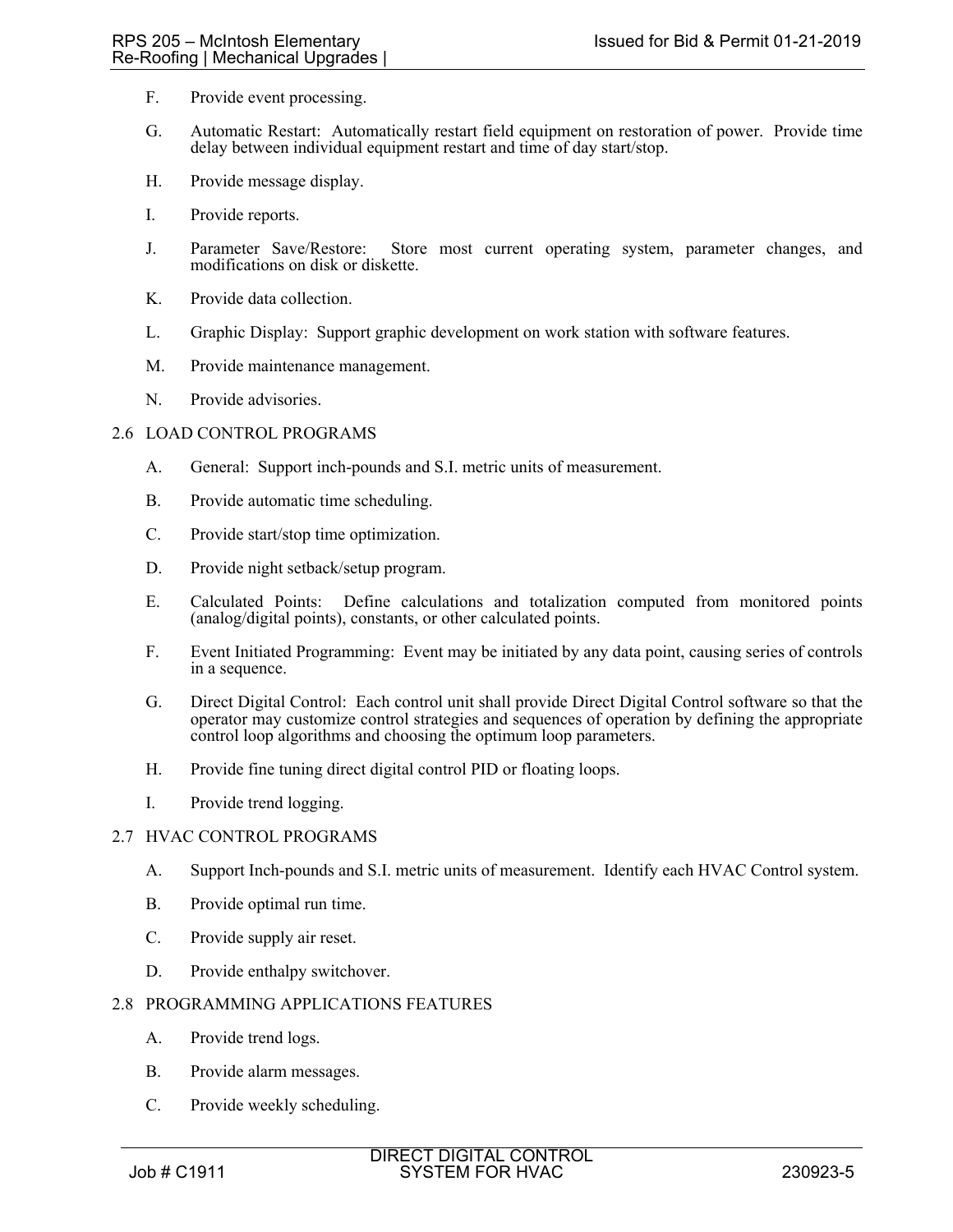F. Provide event processing.

G. Automatic Restart: Automatically restart field equipment on restoration of power. Provide time delay between individual equipment restart and time of day start/stop.

H. Provide message display.

I. Provide reports.

J. Parameter Save/Restore: Store most current operating system, parameter changes, and modifications on disk or diskette.

K. Provide data collection.

L. Graphic Display: Support graphic development on work station with software features.

M. Provide maintenance management.

N. Provide advisories.

## 2.6 LOAD CONTROL PROGRAMS

A. General: Support inch-pounds and S.I. metric units of measurement.

B. Provide automatic time scheduling.

C. Provide start/stop time optimization.

D. Provide night setback/setup program.

E. Calculated Points: Define calculations and totalization computed from monitored points (analog/digital points), constants, or other calculated points.

F. Event Initiated Programming: Event may be initiated by any data point, causing series of controls in a sequence.

G. Direct Digital Control: Each control unit shall provide Direct Digital Control software so that the operator may customize control strategies and sequences of operation by defining the appropriate control loop algorithms and choosing the optimum loop parameters.

H. Provide fine tuning direct digital control PID or floating loops.

I. Provide trend logging.

## 2.7 HVAC CONTROL PROGRAMS

A. Support Inch-pounds and S.I. metric units of measurement. Identify each HVAC Control system.

B. Provide optimal run time.

C. Provide supply air reset.

D. Provide enthalpy switchover.

## 2.8 PROGRAMMING APPLICATIONS FEATURES

A. Provide trend logs.

B. Provide alarm messages.

C. Provide weekly scheduling.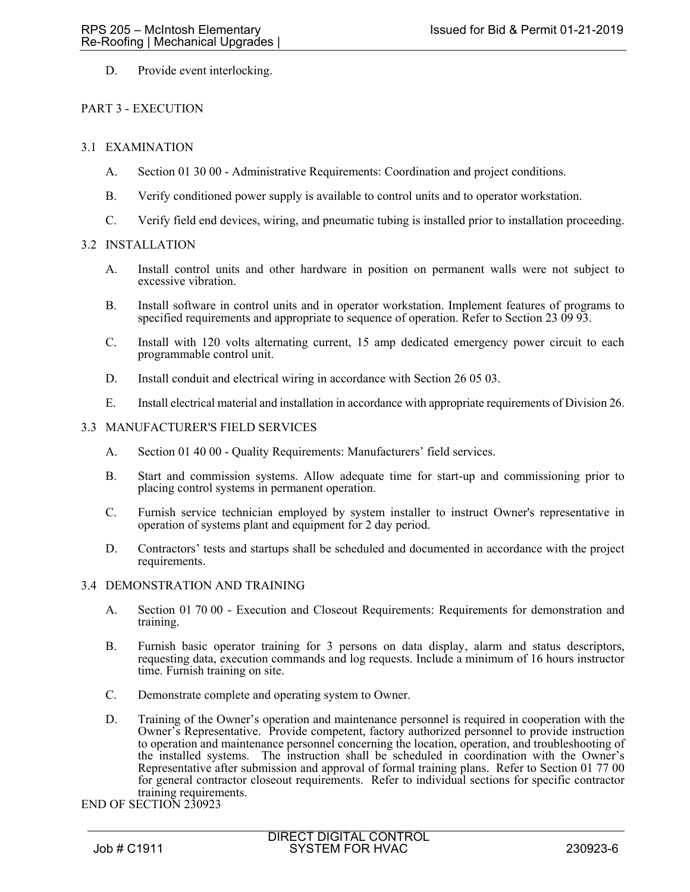D. Provide event interlocking.

## PART 3 - EXECUTION

### 3.1 EXAMINATION

A. Section 01 30 00 - Administrative Requirements: Coordination and project conditions.

B. Verify conditioned power supply is available to control units and to operator workstation.

C. Verify field end devices, wiring, and pneumatic tubing is installed prior to installation proceeding.

### 3.2 INSTALLATION

A. Install control units and other hardware in position on permanent walls were not subject to excessive vibration.

B. Install software in control units and in operator workstation. Implement features of programs to specified requirements and appropriate to sequence of operation. Refer to Section 23 09 93.

C. Install with 120 volts alternating current, 15 amp dedicated emergency power circuit to each programmable control unit.

D. Install conduit and electrical wiring in accordance with Section 26 05 03.

E. Install electrical material and installation in accordance with appropriate requirements of Division 26.

### 3.3 MANUFACTURER'S FIELD SERVICES

A. Section 01 40 00 - Quality Requirements: Manufacturers' field services.

B. Start and commission systems. Allow adequate time for start-up and commissioning prior to placing control systems in permanent operation.

C. Furnish service technician employed by system installer to instruct Owner's representative in operation of systems plant and equipment for 2 day period.

D. Contractors' tests and startups shall be scheduled and documented in accordance with the project requirements.

### 3.4 DEMONSTRATION AND TRAINING

A. Section 01 70 00 - Execution and Closeout Requirements: Requirements for demonstration and training.

B. Furnish basic operator training for 3 persons on data display, alarm and status descriptors, requesting data, execution commands and log requests. Include a minimum of 16 hours instructor time. Furnish training on site.

C. Demonstrate complete and operating system to Owner.

D. Training of the Owner's operation and maintenance personnel is required in cooperation with the Owner's Representative. Provide competent, factory authorized personnel to provide instruction to operation and maintenance personnel concerning the location, operation, and troubleshooting of the installed systems. The instruction shall be scheduled in coordination with the Owner's Representative after submission and approval of formal training plans. Refer to Section 01 77 00 for general contractor closeout requirements. Refer to individual sections for specific contractor training requirements.

END OF SECTION 230923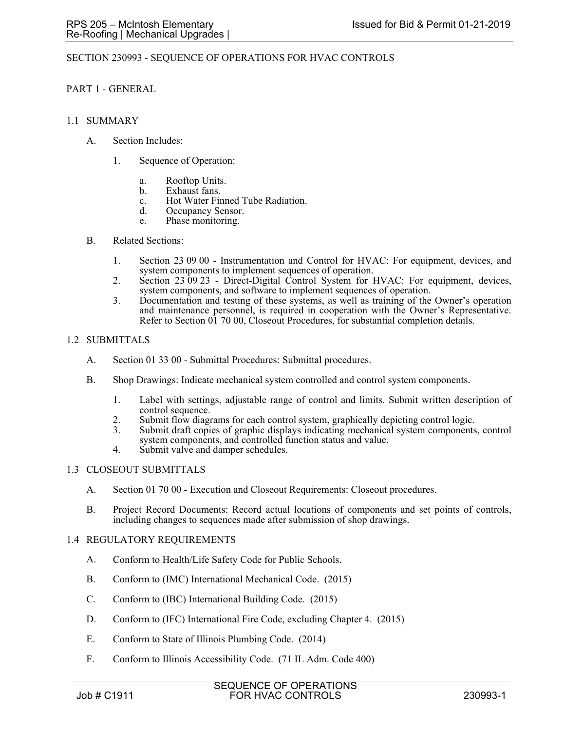# SECTION 230993 - SEQUENCE OF OPERATIONS FOR HVAC CONTROLS

## PART 1 - GENERAL

### 1.1 SUMMARY

A. Section Includes:

1. Sequence of Operation:

    a. Rooftop Units.
    b. Exhaust fans.
    c. Hot Water Finned Tube Radiation.
    d. Occupancy Sensor.
    e. Phase monitoring.

B. Related Sections:

1. Section 23 09 00 - Instrumentation and Control for HVAC: For equipment, devices, and system components to implement sequences of operation.
2. Section 23 09 23 - Direct-Digital Control System for HVAC: For equipment, devices, system components, and software to implement sequences of operation.
3. Documentation and testing of these systems, as well as training of the Owner's operation and maintenance personnel, is required in cooperation with the Owner's Representative. Refer to Section 01 70 00, Closeout Procedures, for substantial completion details.

### 1.2 SUBMITTALS

A. Section 01 33 00 - Submittal Procedures: Submittal procedures.

B. Shop Drawings: Indicate mechanical system controlled and control system components.

1. Label with settings, adjustable range of control and limits. Submit written description of control sequence.
2. Submit flow diagrams for each control system, graphically depicting control logic.
3. Submit draft copies of graphic displays indicating mechanical system components, control system components, and controlled function status and value.
4. Submit valve and damper schedules.

### 1.3 CLOSEOUT SUBMITTALS

A. Section 01 70 00 - Execution and Closeout Requirements: Closeout procedures.

B. Project Record Documents: Record actual locations of components and set points of controls, including changes to sequences made after submission of shop drawings.

### 1.4 REGULATORY REQUIREMENTS

A. Conform to Health/Life Safety Code for Public Schools.

B. Conform to (IMC) International Mechanical Code. (2015)

C. Conform to (IBC) International Building Code. (2015)

D. Conform to (IFC) International Fire Code, excluding Chapter 4. (2015)

E. Conform to State of Illinois Plumbing Code. (2014)

F. Conform to Illinois Accessibility Code. (71 IL Adm. Code 400)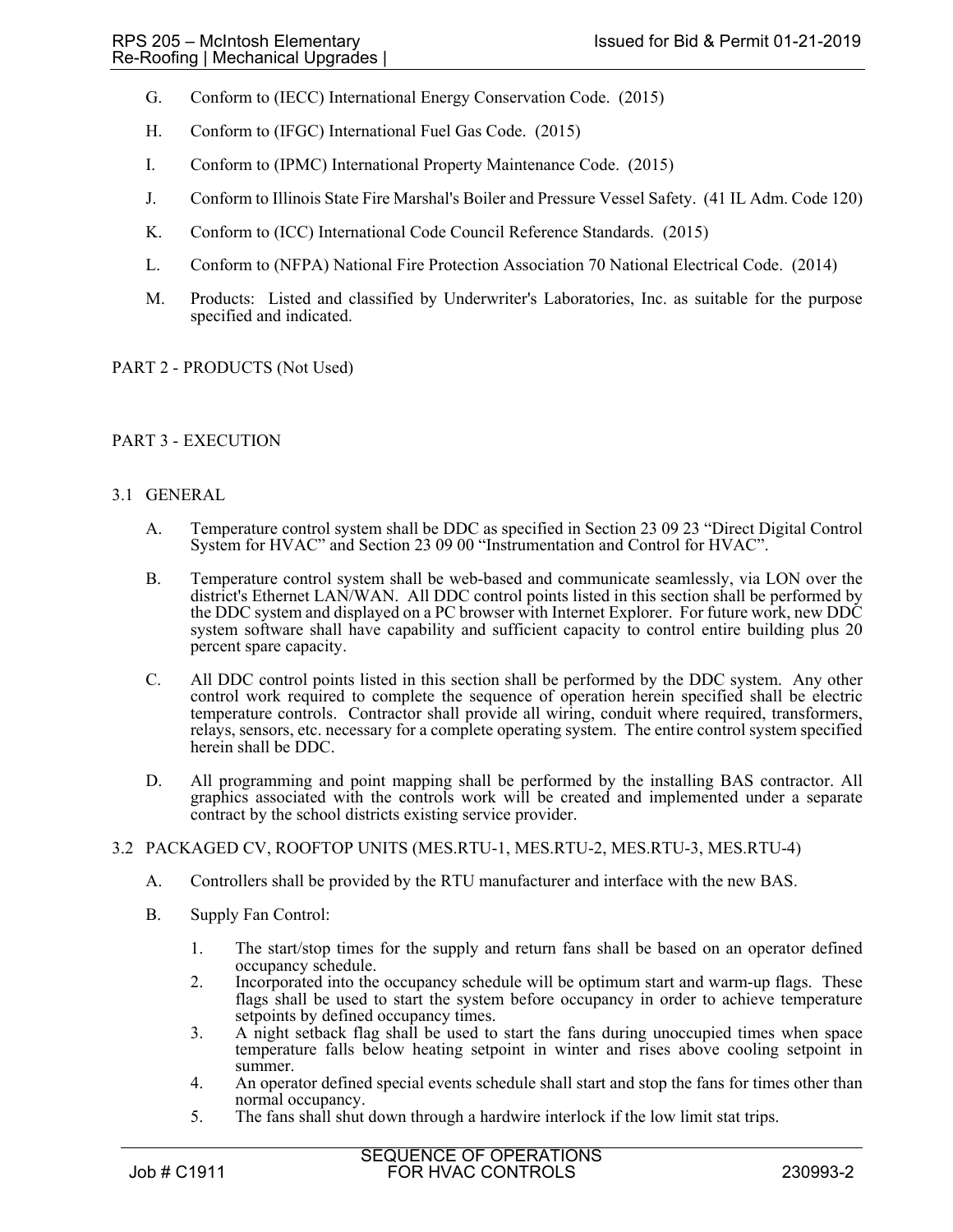G. Conform to (IECC) International Energy Conservation Code. (2015)

H. Conform to (IFGC) International Fuel Gas Code. (2015)

I. Conform to (IPMC) International Property Maintenance Code. (2015)

J. Conform to Illinois State Fire Marshal's Boiler and Pressure Vessel Safety. (41 IL Adm. Code 120)

K. Conform to (ICC) International Code Council Reference Standards. (2015)

L. Conform to (NFPA) National Fire Protection Association 70 National Electrical Code. (2014)

M. Products: Listed and classified by Underwriter's Laboratories, Inc. as suitable for the purpose specified and indicated.

## PART 2 - PRODUCTS (Not Used)

## PART 3 - EXECUTION

### 3.1 GENERAL

A. Temperature control system shall be DDC as specified in Section 23 09 23 "Direct Digital Control System for HVAC" and Section 23 09 00 "Instrumentation and Control for HVAC".

B. Temperature control system shall be web-based and communicate seamlessly, via LON over the district's Ethernet LAN/WAN. All DDC control points listed in this section shall be performed by the DDC system and displayed on a PC browser with Internet Explorer. For future work, new DDC system software shall have capability and sufficient capacity to control entire building plus 20 percent spare capacity.

C. All DDC control points listed in this section shall be performed by the DDC system. Any other control work required to complete the sequence of operation herein specified shall be electric temperature controls. Contractor shall provide all wiring, conduit where required, transformers, relays, sensors, etc. necessary for a complete operating system. The entire control system specified herein shall be DDC.

D. All programming and point mapping shall be performed by the installing BAS contractor. All graphics associated with the controls work will be created and implemented under a separate contract by the school districts existing service provider.

### 3.2 PACKAGED CV, ROOFTOP UNITS (MES.RTU-1, MES.RTU-2, MES.RTU-3, MES.RTU-4)

A. Controllers shall be provided by the RTU manufacturer and interface with the new BAS.

B. Supply Fan Control:

1. The start/stop times for the supply and return fans shall be based on an operator defined occupancy schedule.
2. Incorporated into the occupancy schedule will be optimum start and warm-up flags. These flags shall be used to start the system before occupancy in order to achieve temperature setpoints by defined occupancy times.
3. A night setback flag shall be used to start the fans during unoccupied times when space temperature falls below heating setpoint in winter and rises above cooling setpoint in summer.
4. An operator defined special events schedule shall start and stop the fans for times other than normal occupancy.
5. The fans shall shut down through a hardwire interlock if the low limit stat trips.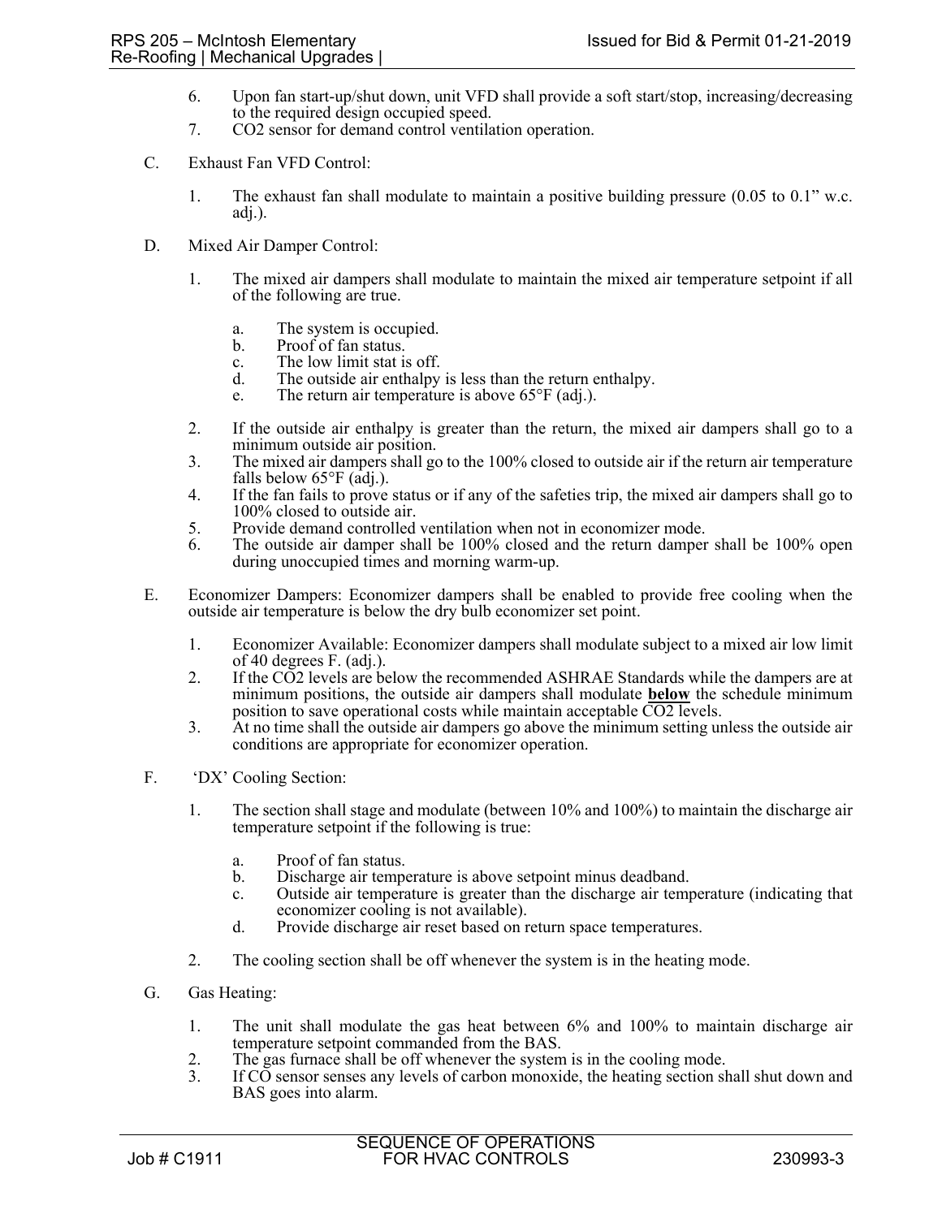6. Upon fan start-up/shut down, unit VFD shall provide a soft start/stop, increasing/decreasing to the required design occupied speed.
7. $CO_2$ sensor for demand control ventilation operation.

C. Exhaust Fan VFD Control:

1. The exhaust fan shall modulate to maintain a positive building pressure (0.05 to 0.1" w.c. adj.).

D. Mixed Air Damper Control:

1. The mixed air dampers shall modulate to maintain the mixed air temperature setpoint if all of the following are true.

   a. The system is occupied.
   b. Proof of fan status.
   c. The low limit stat is off.
   d. The outside air enthalpy is less than the return enthalpy.
   e. The return air temperature is above 65°F (adj.).

2. If the outside air enthalpy is greater than the return, the mixed air dampers shall go to a minimum outside air position.
3. The mixed air dampers shall go to the 100% closed to outside air if the return air temperature falls below 65°F (adj.).
4. If the fan fails to prove status or if any of the safeties trip, the mixed air dampers shall go to 100% closed to outside air.
5. Provide demand controlled ventilation when not in economizer mode.
6. The outside air damper shall be 100% closed and the return damper shall be 100% open during unoccupied times and morning warm-up.

E. Economizer Dampers: Economizer dampers shall be enabled to provide free cooling when the outside air temperature is below the dry bulb economizer set point.

1. Economizer Available: Economizer dampers shall modulate subject to a mixed air low limit of 40 degrees F. (adj.).
2. If the $CO_2$ levels are below the recommended ASHRAE Standards while the dampers are at minimum positions, the outside air dampers shall modulate **below** the schedule minimum position to save operational costs while maintain acceptable $CO_2$ levels.
3. At no time shall the outside air dampers go above the minimum setting unless the outside air conditions are appropriate for economizer operation.

F. 'DX' Cooling Section:

1. The section shall stage and modulate (between 10% and 100%) to maintain the discharge air temperature setpoint if the following is true:

   a. Proof of fan status.
   b. Discharge air temperature is above setpoint minus deadband.
   c. Outside air temperature is greater than the discharge air temperature (indicating that economizer cooling is not available).
   d. Provide discharge air reset based on return space temperatures.

2. The cooling section shall be off whenever the system is in the heating mode.

G. Gas Heating:

1. The unit shall modulate the gas heat between 6% and 100% to maintain discharge air temperature setpoint commanded from the BAS.
2. The gas furnace shall be off whenever the system is in the cooling mode.
3. If CO sensor senses any levels of carbon monoxide, the heating section shall shut down and BAS goes into alarm.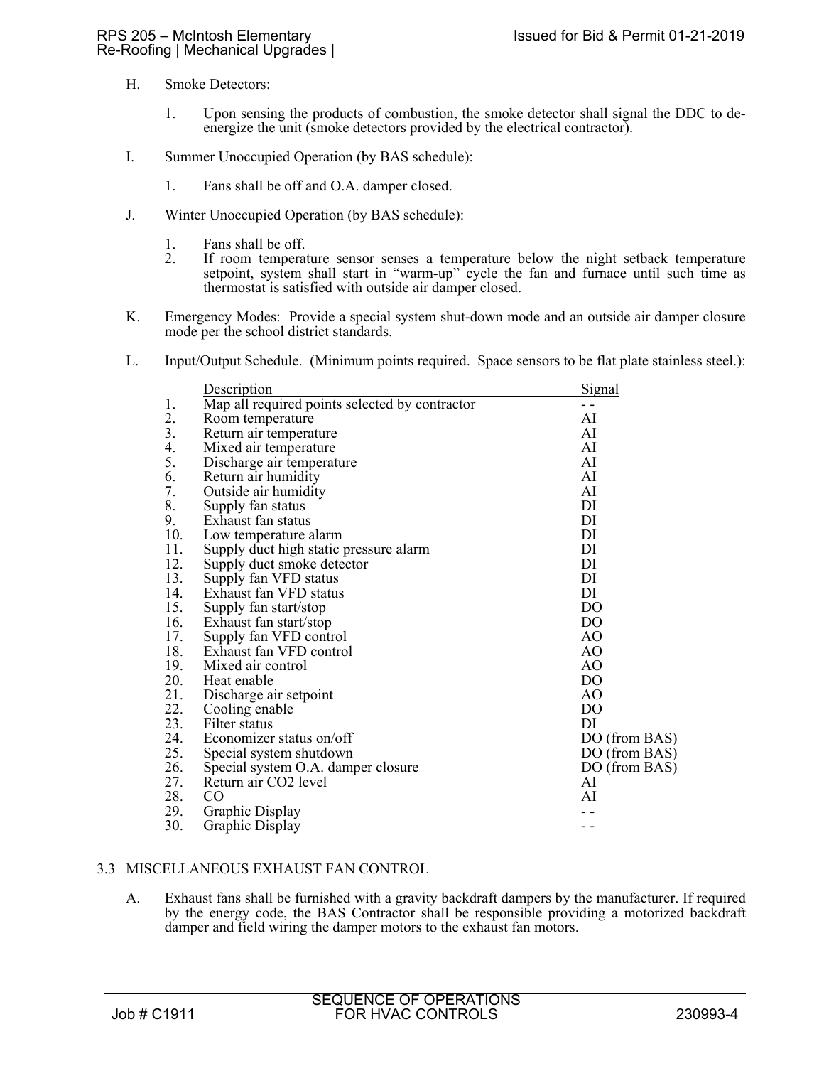H. Smoke Detectors:

1. Upon sensing the products of combustion, the smoke detector shall signal the DDC to de-energize the unit (smoke detectors provided by the electrical contractor).

I. Summer Unoccupied Operation (by BAS schedule):

1. Fans shall be off and O.A. damper closed.

J. Winter Unoccupied Operation (by BAS schedule):

1. Fans shall be off.
2. If room temperature sensor senses a temperature below the night setback temperature setpoint, system shall start in "warm-up" cycle the fan and furnace until such time as thermostat is satisfied with outside air damper closed.

K. Emergency Modes: Provide a special system shut-down mode and an outside air damper closure mode per the school district standards.

L. Input/Output Schedule. (Minimum points required. Space sensors to be flat plate stainless steel.):

| | Description | Signal |
|---|---|---|
| 1. | Map all required points selected by contractor | - - |
| 2. | Room temperature | AI |
| 3. | Return air temperature | AI |
| 4. | Mixed air temperature | AI |
| 5. | Discharge air temperature | AI |
| 6. | Return air humidity | AI |
| 7. | Outside air humidity | AI |
| 8. | Supply fan status | DI |
| 9. | Exhaust fan status | DI |
| 10. | Low temperature alarm | DI |
| 11. | Supply duct high static pressure alarm | DI |
| 12. | Supply duct smoke detector | DI |
| 13. | Supply fan VFD status | DI |
| 14. | Exhaust fan VFD status | DI |
| 15. | Supply fan start/stop | DO |
| 16. | Exhaust fan start/stop | DO |
| 17. | Supply fan VFD control | AO |
| 18. | Exhaust fan VFD control | AO |
| 19. | Mixed air control | AO |
| 20. | Heat enable | DO |
| 21. | Discharge air setpoint | AO |
| 22. | Cooling enable | DO |
| 23. | Filter status | DI |
| 24. | Economizer status on/off | DO (from BAS) |
| 25. | Special system shutdown | DO (from BAS) |
| 26. | Special system O.A. damper closure | DO (from BAS) |
| 27. | Return air CO2 level | AI |
| 28. | CO | AI |
| 29. | Graphic Display | - - |
| 30. | Graphic Display | - - |

## 3.3 MISCELLANEOUS EXHAUST FAN CONTROL

A. Exhaust fans shall be furnished with a gravity backdraft dampers by the manufacturer. If required by the energy code, the BAS Contractor shall be responsible providing a motorized backdraft damper and field wiring the damper motors to the exhaust fan motors.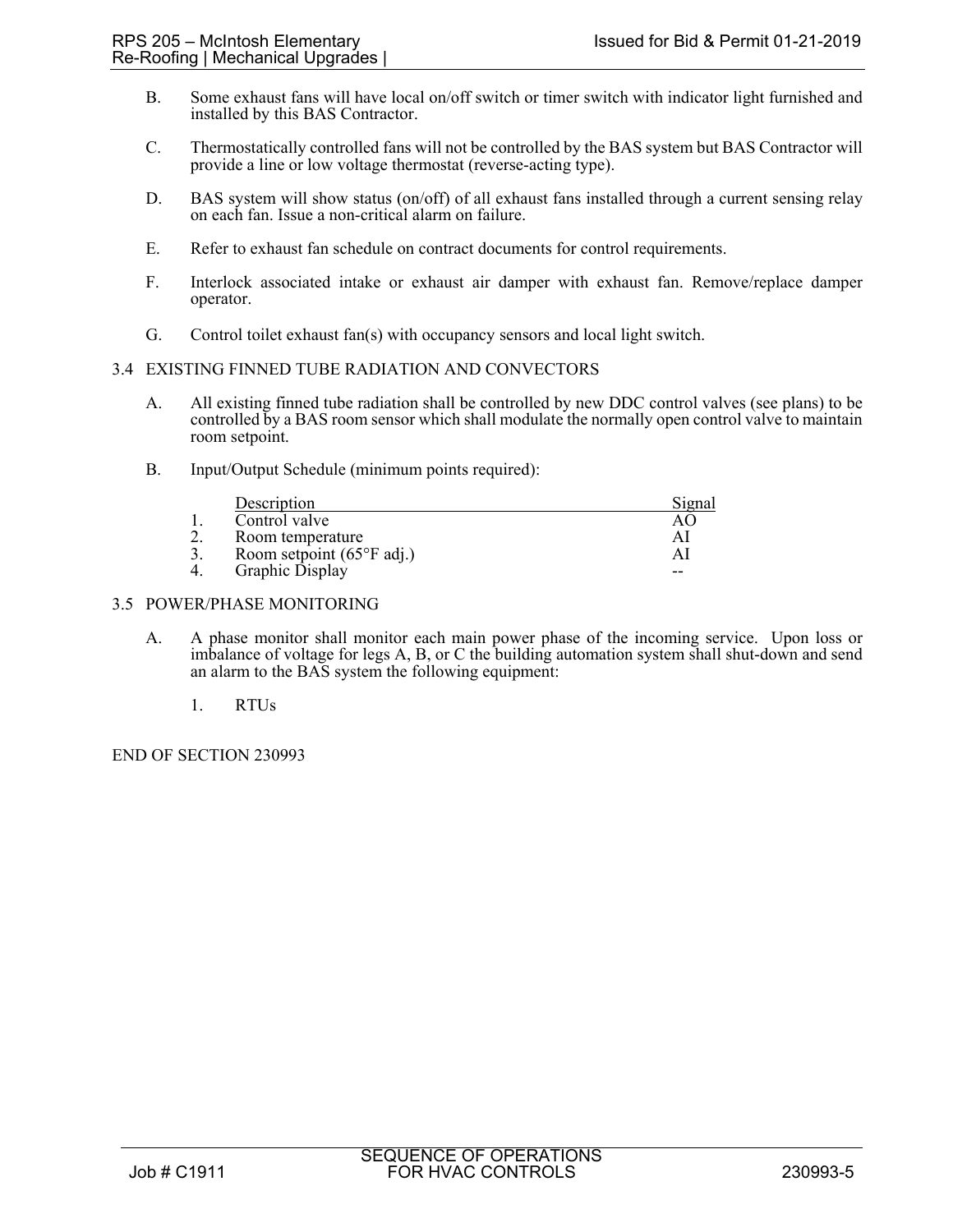B. Some exhaust fans will have local on/off switch or timer switch with indicator light furnished and installed by this BAS Contractor.

C. Thermostatically controlled fans will not be controlled by the BAS system but BAS Contractor will provide a line or low voltage thermostat (reverse-acting type).

D. BAS system will show status (on/off) of all exhaust fans installed through a current sensing relay on each fan. Issue a non-critical alarm on failure.

E. Refer to exhaust fan schedule on contract documents for control requirements.

F. Interlock associated intake or exhaust air damper with exhaust fan. Remove/replace damper operator.

G. Control toilet exhaust fan(s) with occupancy sensors and local light switch.

## 3.4 EXISTING FINNED TUBE RADIATION AND CONVECTORS

A. All existing finned tube radiation shall be controlled by new DDC control valves (see plans) to be controlled by a BAS room sensor which shall modulate the normally open control valve to maintain room setpoint.

B. Input/Output Schedule (minimum points required):

| | Description | Signal |
|---|---|---|
| 1. | Control valve | AO |
| 2. | Room temperature | AI |
| 3. | Room setpoint (65°F adj.) | AI |
| 4. | Graphic Display | -- |

## 3.5 POWER/PHASE MONITORING

A. A phase monitor shall monitor each main power phase of the incoming service. Upon loss or imbalance of voltage for legs A, B, or C the building automation system shall shut-down and send an alarm to the BAS system the following equipment:

1. RTUs

END OF SECTION 230993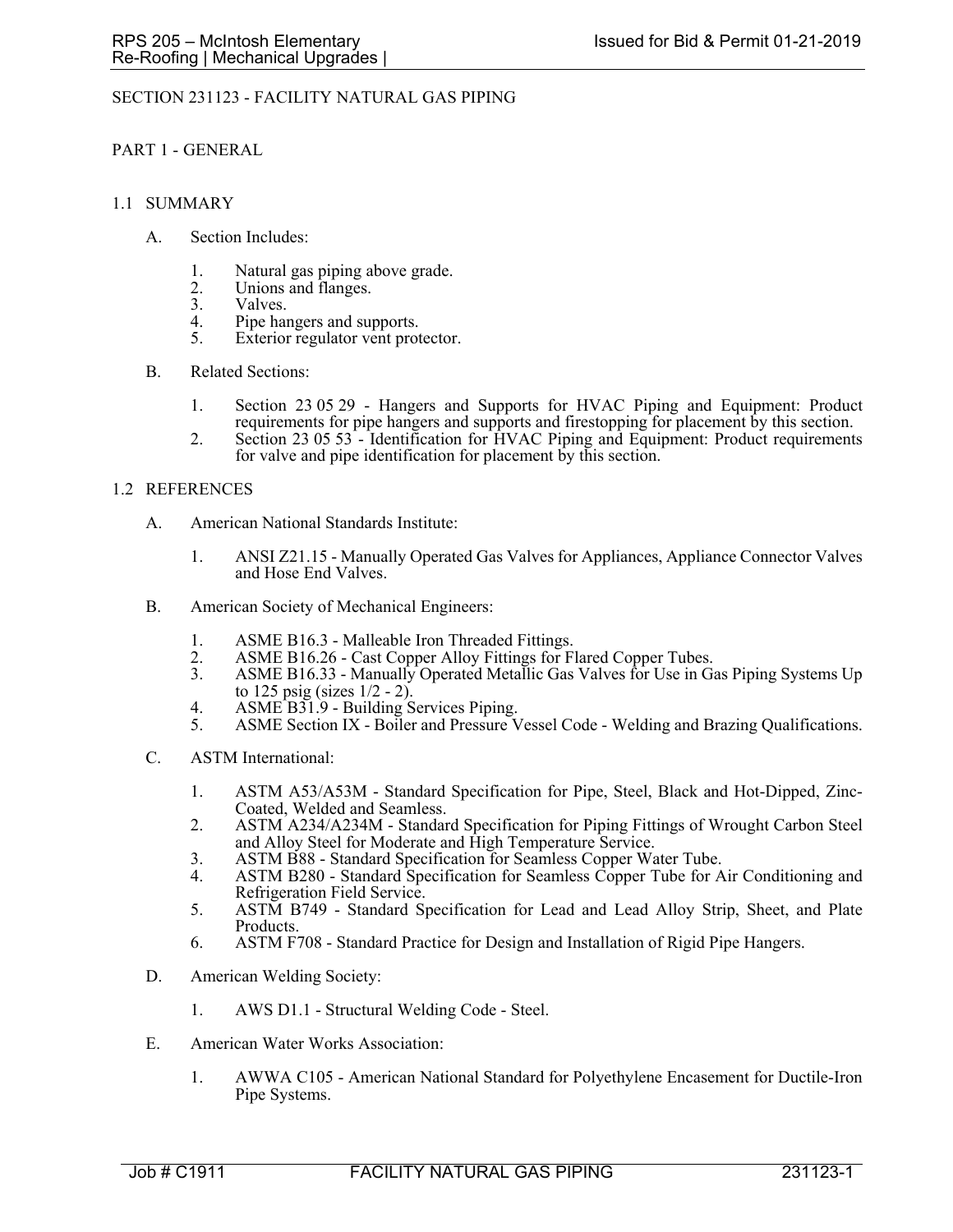## SECTION 231123 - FACILITY NATURAL GAS PIPING

### PART 1 - GENERAL

### 1.1 SUMMARY

A. Section Includes:

1. Natural gas piping above grade.
2. Unions and flanges.
3. Valves.
4. Pipe hangers and supports.
5. Exterior regulator vent protector.

B. Related Sections:

1. Section 23 05 29 - Hangers and Supports for HVAC Piping and Equipment: Product requirements for pipe hangers and supports and firestopping for placement by this section.
2. Section 23 05 53 - Identification for HVAC Piping and Equipment: Product requirements for valve and pipe identification for placement by this section.

### 1.2 REFERENCES

A. American National Standards Institute:

1. ANSI Z21.15 - Manually Operated Gas Valves for Appliances, Appliance Connector Valves and Hose End Valves.

B. American Society of Mechanical Engineers:

1. ASME B16.3 - Malleable Iron Threaded Fittings.
2. ASME B16.26 - Cast Copper Alloy Fittings for Flared Copper Tubes.
3. ASME B16.33 - Manually Operated Metallic Gas Valves for Use in Gas Piping Systems Up to 125 psig (sizes 1/2 - 2).
4. ASME B31.9 - Building Services Piping.
5. ASME Section IX - Boiler and Pressure Vessel Code - Welding and Brazing Qualifications.

C. ASTM International:

1. ASTM A53/A53M - Standard Specification for Pipe, Steel, Black and Hot-Dipped, Zinc-Coated, Welded and Seamless.
2. ASTM A234/A234M - Standard Specification for Piping Fittings of Wrought Carbon Steel and Alloy Steel for Moderate and High Temperature Service.
3. ASTM B88 - Standard Specification for Seamless Copper Water Tube.
4. ASTM B280 - Standard Specification for Seamless Copper Tube for Air Conditioning and Refrigeration Field Service.
5. ASTM B749 - Standard Specification for Lead and Lead Alloy Strip, Sheet, and Plate Products.
6. ASTM F708 - Standard Practice for Design and Installation of Rigid Pipe Hangers.

D. American Welding Society:

1. AWS D1.1 - Structural Welding Code - Steel.

E. American Water Works Association:

1. AWWA C105 - American National Standard for Polyethylene Encasement for Ductile-Iron Pipe Systems.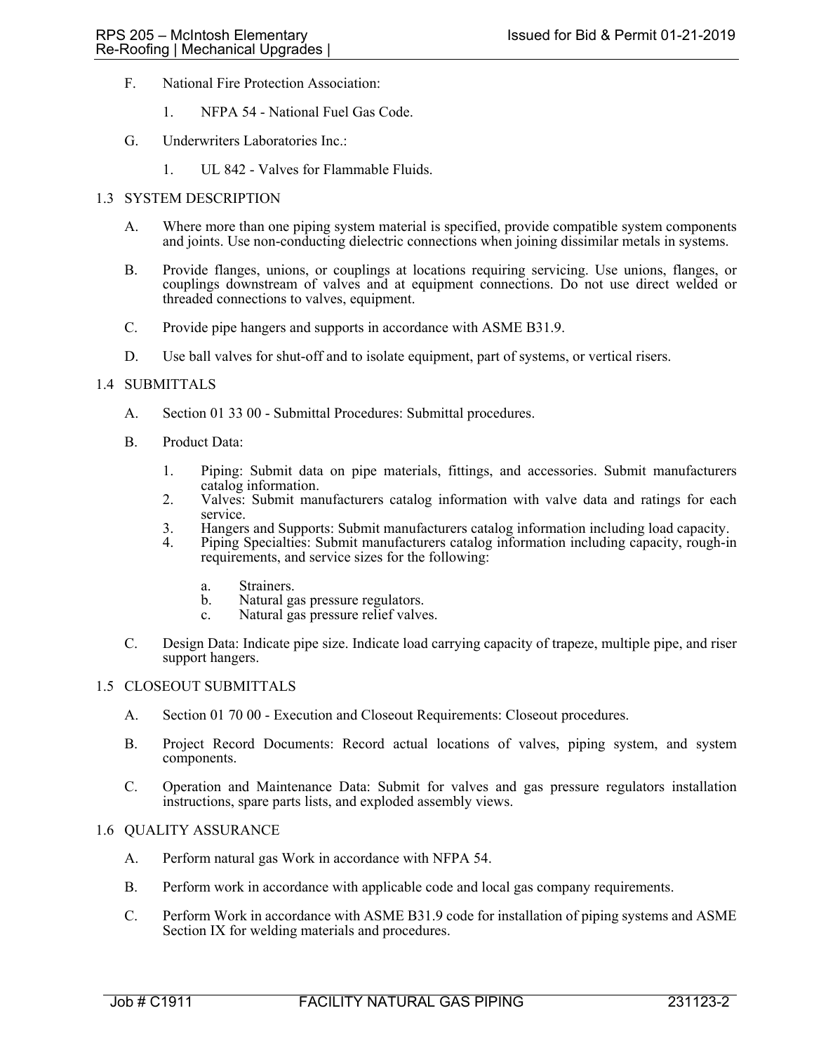F. National Fire Protection Association:

1. NFPA 54 - National Fuel Gas Code.

G. Underwriters Laboratories Inc.:

1. UL 842 - Valves for Flammable Fluids.

## 1.3 SYSTEM DESCRIPTION

A. Where more than one piping system material is specified, provide compatible system components and joints. Use non-conducting dielectric connections when joining dissimilar metals in systems.

B. Provide flanges, unions, or couplings at locations requiring servicing. Use unions, flanges, or couplings downstream of valves and at equipment connections. Do not use direct welded or threaded connections to valves, equipment.

C. Provide pipe hangers and supports in accordance with ASME B31.9.

D. Use ball valves for shut-off and to isolate equipment, part of systems, or vertical risers.

## 1.4 SUBMITTALS

A. Section 01 33 00 - Submittal Procedures: Submittal procedures.

B. Product Data:

1. Piping: Submit data on pipe materials, fittings, and accessories. Submit manufacturers catalog information.
2. Valves: Submit manufacturers catalog information with valve data and ratings for each service.
3. Hangers and Supports: Submit manufacturers catalog information including load capacity.
4. Piping Specialties: Submit manufacturers catalog information including capacity, rough-in requirements, and service sizes for the following:
   a. Strainers.
   b. Natural gas pressure regulators.
   c. Natural gas pressure relief valves.

C. Design Data: Indicate pipe size. Indicate load carrying capacity of trapeze, multiple pipe, and riser support hangers.

## 1.5 CLOSEOUT SUBMITTALS

A. Section 01 70 00 - Execution and Closeout Requirements: Closeout procedures.

B. Project Record Documents: Record actual locations of valves, piping system, and system components.

C. Operation and Maintenance Data: Submit for valves and gas pressure regulators installation instructions, spare parts lists, and exploded assembly views.

## 1.6 QUALITY ASSURANCE

A. Perform natural gas Work in accordance with NFPA 54.

B. Perform work in accordance with applicable code and local gas company requirements.

C. Perform Work in accordance with ASME B31.9 code for installation of piping systems and ASME Section IX for welding materials and procedures.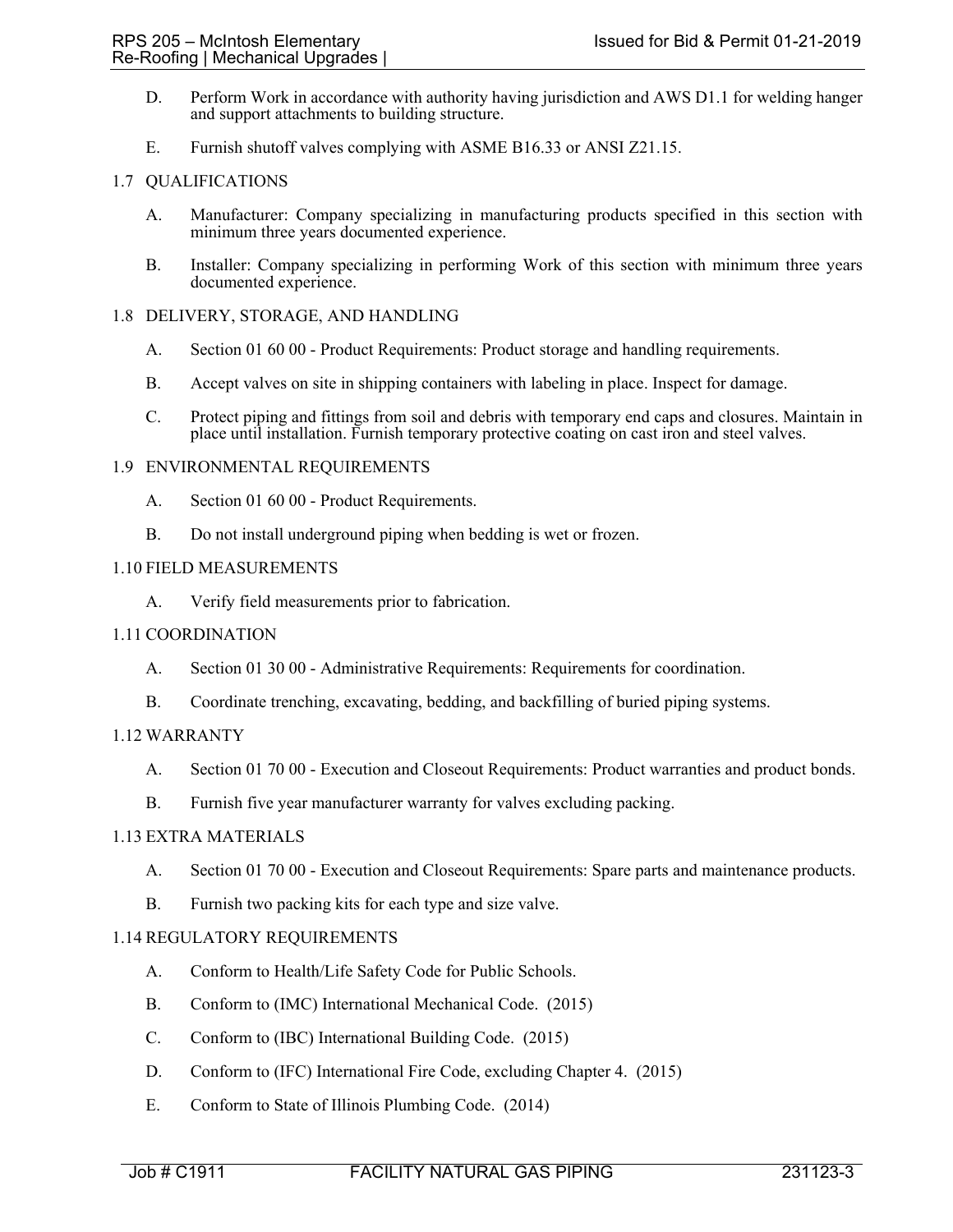D. Perform Work in accordance with authority having jurisdiction and AWS D1.1 for welding hanger and support attachments to building structure.

E. Furnish shutoff valves complying with ASME B16.33 or ANSI Z21.15.

## 1.7 QUALIFICATIONS

A. Manufacturer: Company specializing in manufacturing products specified in this section with minimum three years documented experience.

B. Installer: Company specializing in performing Work of this section with minimum three years documented experience.

## 1.8 DELIVERY, STORAGE, AND HANDLING

A. Section 01 60 00 - Product Requirements: Product storage and handling requirements.

B. Accept valves on site in shipping containers with labeling in place. Inspect for damage.

C. Protect piping and fittings from soil and debris with temporary end caps and closures. Maintain in place until installation. Furnish temporary protective coating on cast iron and steel valves.

## 1.9 ENVIRONMENTAL REQUIREMENTS

A. Section 01 60 00 - Product Requirements.

B. Do not install underground piping when bedding is wet or frozen.

## 1.10 FIELD MEASUREMENTS

A. Verify field measurements prior to fabrication.

## 1.11 COORDINATION

A. Section 01 30 00 - Administrative Requirements: Requirements for coordination.

B. Coordinate trenching, excavating, bedding, and backfilling of buried piping systems.

## 1.12 WARRANTY

A. Section 01 70 00 - Execution and Closeout Requirements: Product warranties and product bonds.

B. Furnish five year manufacturer warranty for valves excluding packing.

## 1.13 EXTRA MATERIALS

A. Section 01 70 00 - Execution and Closeout Requirements: Spare parts and maintenance products.

B. Furnish two packing kits for each type and size valve.

## 1.14 REGULATORY REQUIREMENTS

A. Conform to Health/Life Safety Code for Public Schools.

B. Conform to (IMC) International Mechanical Code. (2015)

C. Conform to (IBC) International Building Code. (2015)

D. Conform to (IFC) International Fire Code, excluding Chapter 4. (2015)

E. Conform to State of Illinois Plumbing Code. (2014)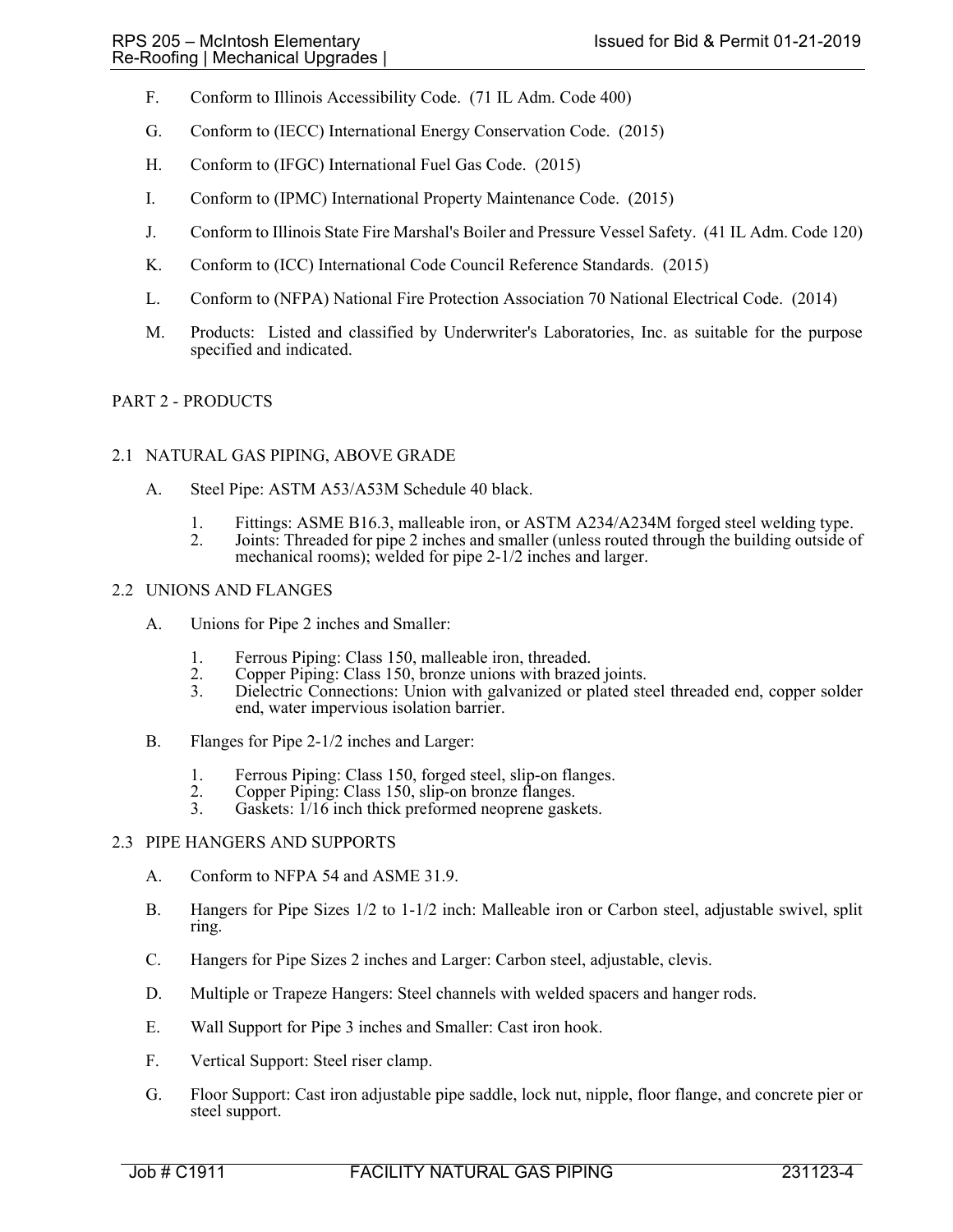F. Conform to Illinois Accessibility Code. (71 IL Adm. Code 400)

G. Conform to (IECC) International Energy Conservation Code. (2015)

H. Conform to (IFGC) International Fuel Gas Code. (2015)

I. Conform to (IPMC) International Property Maintenance Code. (2015)

J. Conform to Illinois State Fire Marshal's Boiler and Pressure Vessel Safety. (41 IL Adm. Code 120)

K. Conform to (ICC) International Code Council Reference Standards. (2015)

L. Conform to (NFPA) National Fire Protection Association 70 National Electrical Code. (2014)

M. Products: Listed and classified by Underwriter's Laboratories, Inc. as suitable for the purpose specified and indicated.

## PART 2 - PRODUCTS

### 2.1 NATURAL GAS PIPING, ABOVE GRADE

A. Steel Pipe: ASTM A53/A53M Schedule 40 black.

1. Fittings: ASME B16.3, malleable iron, or ASTM A234/A234M forged steel welding type.
2. Joints: Threaded for pipe 2 inches and smaller (unless routed through the building outside of mechanical rooms); welded for pipe 2-1/2 inches and larger.

### 2.2 UNIONS AND FLANGES

A. Unions for Pipe 2 inches and Smaller:

1. Ferrous Piping: Class 150, malleable iron, threaded.
2. Copper Piping: Class 150, bronze unions with brazed joints.
3. Dielectric Connections: Union with galvanized or plated steel threaded end, copper solder end, water impervious isolation barrier.

B. Flanges for Pipe 2-1/2 inches and Larger:

1. Ferrous Piping: Class 150, forged steel, slip-on flanges.
2. Copper Piping: Class 150, slip-on bronze flanges.
3. Gaskets: 1/16 inch thick preformed neoprene gaskets.

### 2.3 PIPE HANGERS AND SUPPORTS

A. Conform to NFPA 54 and ASME 31.9.

B. Hangers for Pipe Sizes 1/2 to 1-1/2 inch: Malleable iron or Carbon steel, adjustable swivel, split ring.

C. Hangers for Pipe Sizes 2 inches and Larger: Carbon steel, adjustable, clevis.

D. Multiple or Trapeze Hangers: Steel channels with welded spacers and hanger rods.

E. Wall Support for Pipe 3 inches and Smaller: Cast iron hook.

F. Vertical Support: Steel riser clamp.

G. Floor Support: Cast iron adjustable pipe saddle, lock nut, nipple, floor flange, and concrete pier or steel support.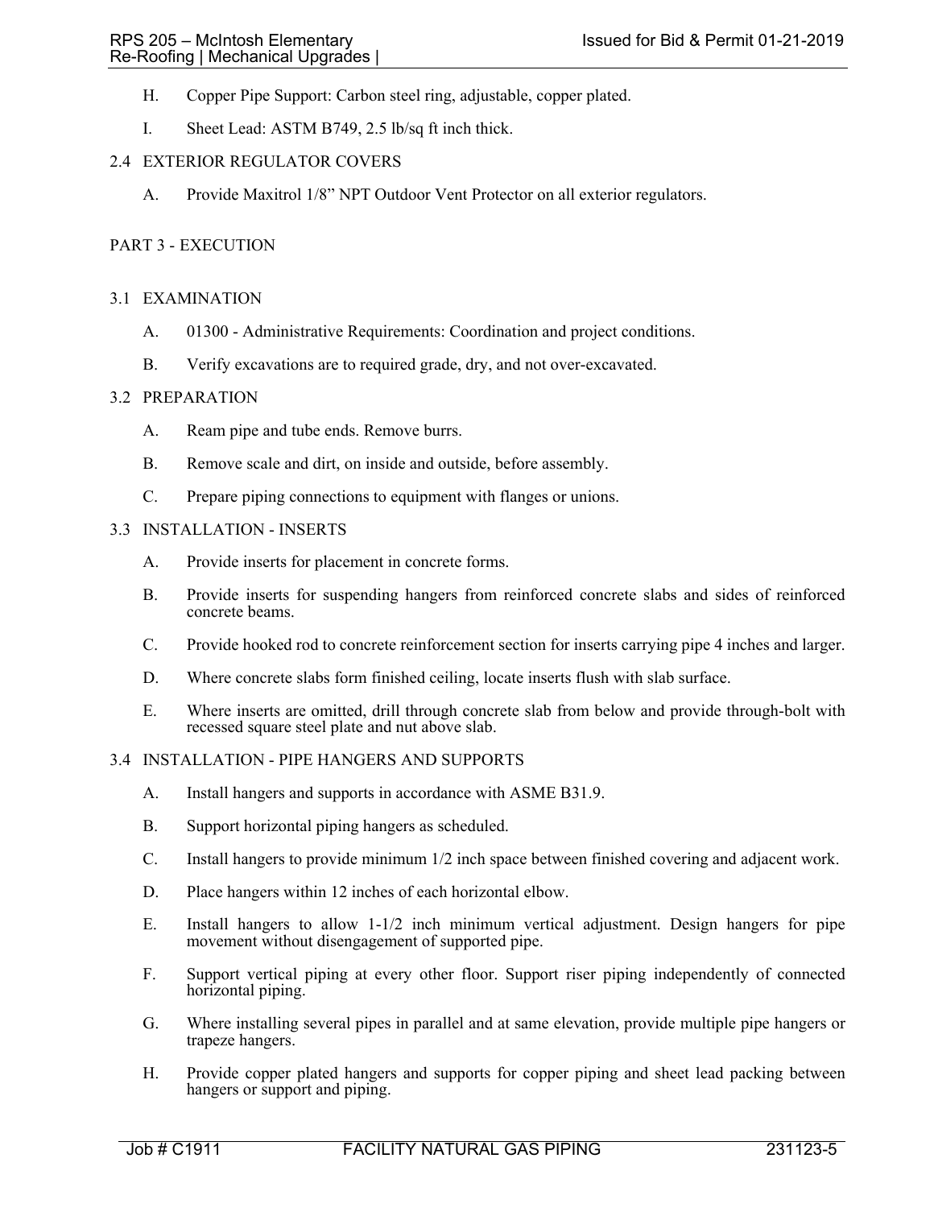H. Copper Pipe Support: Carbon steel ring, adjustable, copper plated.

I. Sheet Lead: ASTM B749, 2.5 lb/sq ft inch thick.

## 2.4 EXTERIOR REGULATOR COVERS

A. Provide Maxitrol 1/8" NPT Outdoor Vent Protector on all exterior regulators.

# PART 3 - EXECUTION

## 3.1 EXAMINATION

A. 01300 - Administrative Requirements: Coordination and project conditions.

B. Verify excavations are to required grade, dry, and not over-excavated.

## 3.2 PREPARATION

A. Ream pipe and tube ends. Remove burrs.

B. Remove scale and dirt, on inside and outside, before assembly.

C. Prepare piping connections to equipment with flanges or unions.

## 3.3 INSTALLATION - INSERTS

A. Provide inserts for placement in concrete forms.

B. Provide inserts for suspending hangers from reinforced concrete slabs and sides of reinforced concrete beams.

C. Provide hooked rod to concrete reinforcement section for inserts carrying pipe 4 inches and larger.

D. Where concrete slabs form finished ceiling, locate inserts flush with slab surface.

E. Where inserts are omitted, drill through concrete slab from below and provide through-bolt with recessed square steel plate and nut above slab.

## 3.4 INSTALLATION - PIPE HANGERS AND SUPPORTS

A. Install hangers and supports in accordance with ASME B31.9.

B. Support horizontal piping hangers as scheduled.

C. Install hangers to provide minimum 1/2 inch space between finished covering and adjacent work.

D. Place hangers within 12 inches of each horizontal elbow.

E. Install hangers to allow 1-1/2 inch minimum vertical adjustment. Design hangers for pipe movement without disengagement of supported pipe.

F. Support vertical piping at every other floor. Support riser piping independently of connected horizontal piping.

G. Where installing several pipes in parallel and at same elevation, provide multiple pipe hangers or trapeze hangers.

H. Provide copper plated hangers and supports for copper piping and sheet lead packing between hangers or support and piping.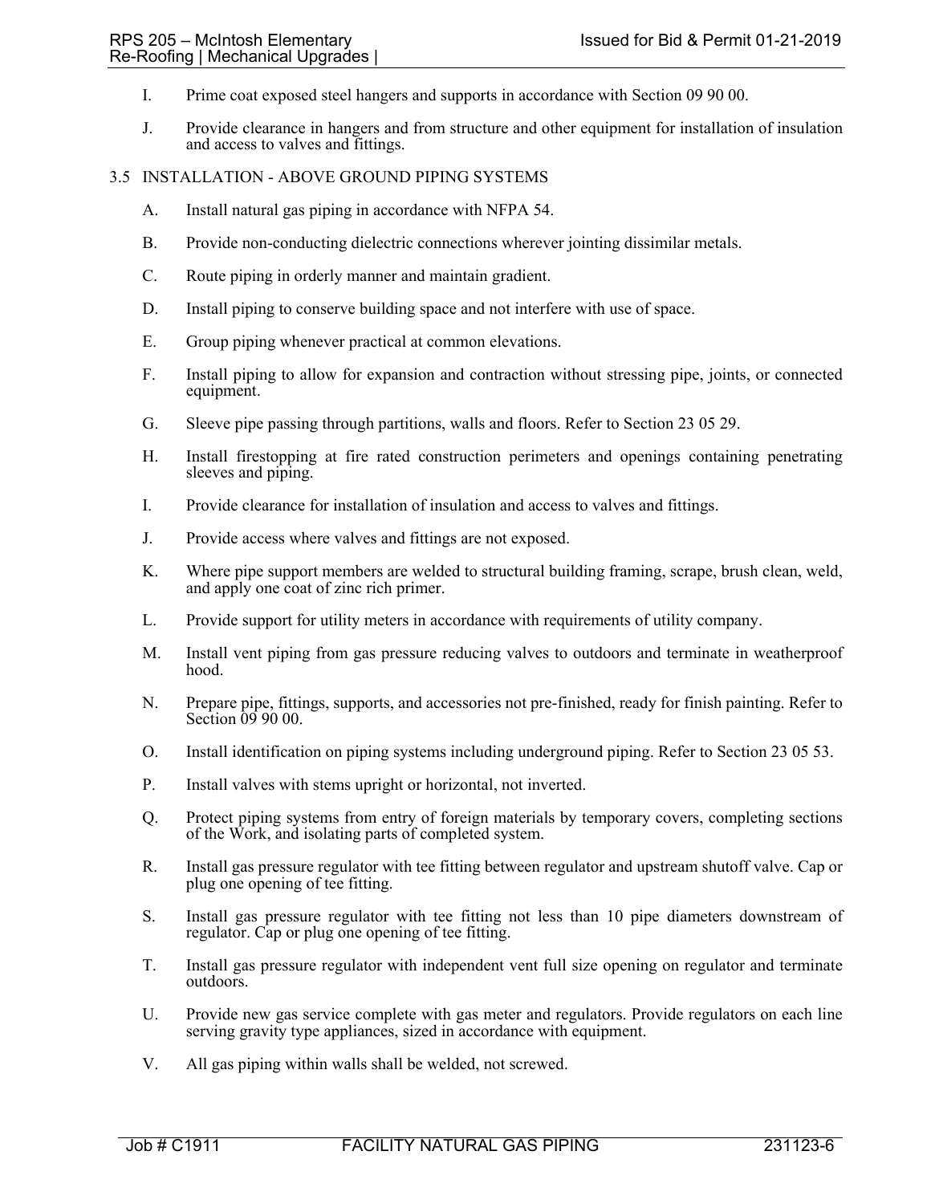I. Prime coat exposed steel hangers and supports in accordance with Section 09 90 00.

J. Provide clearance in hangers and from structure and other equipment for installation of insulation and access to valves and fittings.

## 3.5 INSTALLATION - ABOVE GROUND PIPING SYSTEMS

A. Install natural gas piping in accordance with NFPA 54.

B. Provide non-conducting dielectric connections wherever jointing dissimilar metals.

C. Route piping in orderly manner and maintain gradient.

D. Install piping to conserve building space and not interfere with use of space.

E. Group piping whenever practical at common elevations.

F. Install piping to allow for expansion and contraction without stressing pipe, joints, or connected equipment.

G. Sleeve pipe passing through partitions, walls and floors. Refer to Section 23 05 29.

H. Install firestopping at fire rated construction perimeters and openings containing penetrating sleeves and piping.

I. Provide clearance for installation of insulation and access to valves and fittings.

J. Provide access where valves and fittings are not exposed.

K. Where pipe support members are welded to structural building framing, scrape, brush clean, weld, and apply one coat of zinc rich primer.

L. Provide support for utility meters in accordance with requirements of utility company.

M. Install vent piping from gas pressure reducing valves to outdoors and terminate in weatherproof hood.

N. Prepare pipe, fittings, supports, and accessories not pre-finished, ready for finish painting. Refer to Section 09 90 00.

O. Install identification on piping systems including underground piping. Refer to Section 23 05 53.

P. Install valves with stems upright or horizontal, not inverted.

Q. Protect piping systems from entry of foreign materials by temporary covers, completing sections of the Work, and isolating parts of completed system.

R. Install gas pressure regulator with tee fitting between regulator and upstream shutoff valve. Cap or plug one opening of tee fitting.

S. Install gas pressure regulator with tee fitting not less than 10 pipe diameters downstream of regulator. Cap or plug one opening of tee fitting.

T. Install gas pressure regulator with independent vent full size opening on regulator and terminate outdoors.

U. Provide new gas service complete with gas meter and regulators. Provide regulators on each line serving gravity type appliances, sized in accordance with equipment.

V. All gas piping within walls shall be welded, not screwed.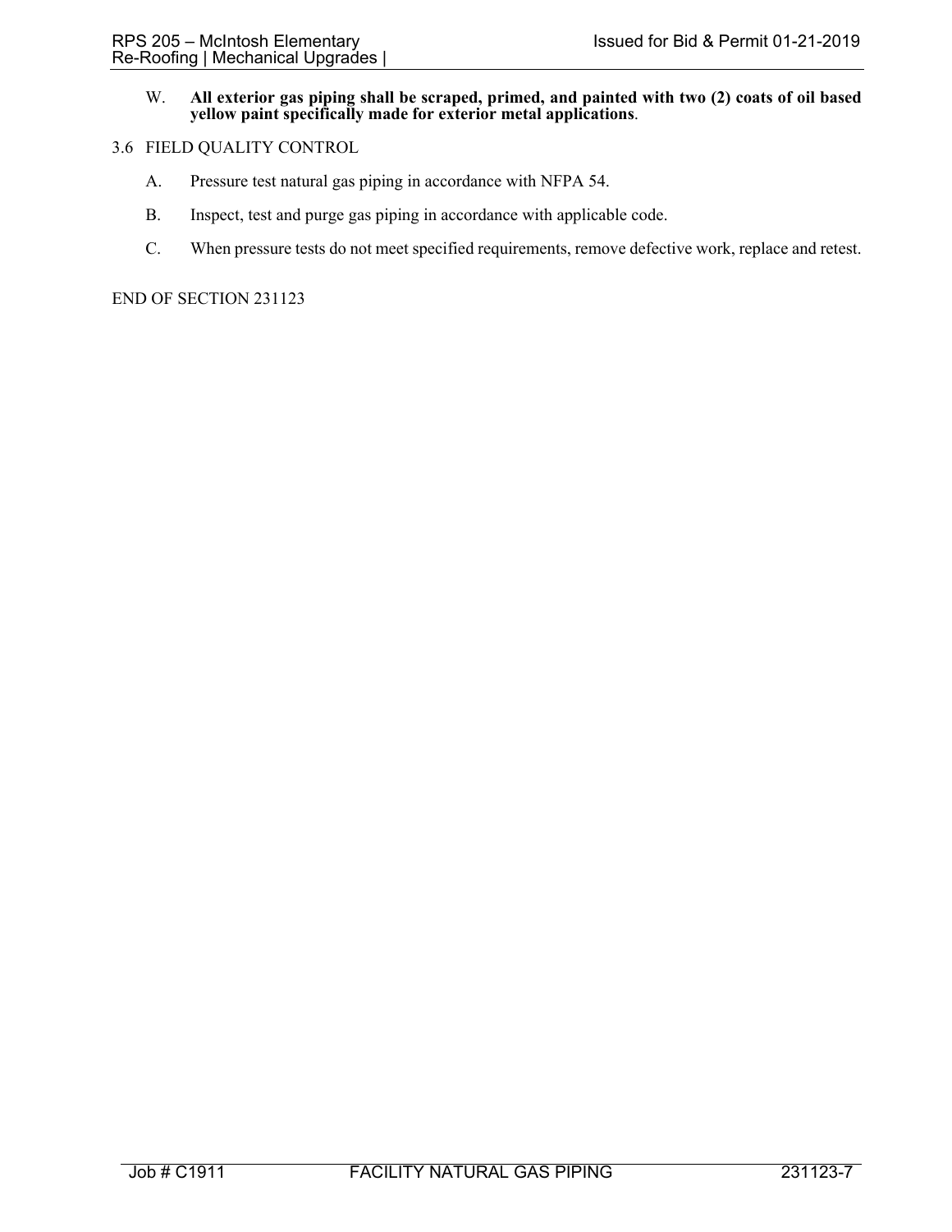W. **All exterior gas piping shall be scraped, primed, and painted with two (2) coats of oil based yellow paint specifically made for exterior metal applications**.

## 3.6 FIELD QUALITY CONTROL

A. Pressure test natural gas piping in accordance with NFPA 54.

B. Inspect, test and purge gas piping in accordance with applicable code.

C. When pressure tests do not meet specified requirements, remove defective work, replace and retest.

END OF SECTION 231123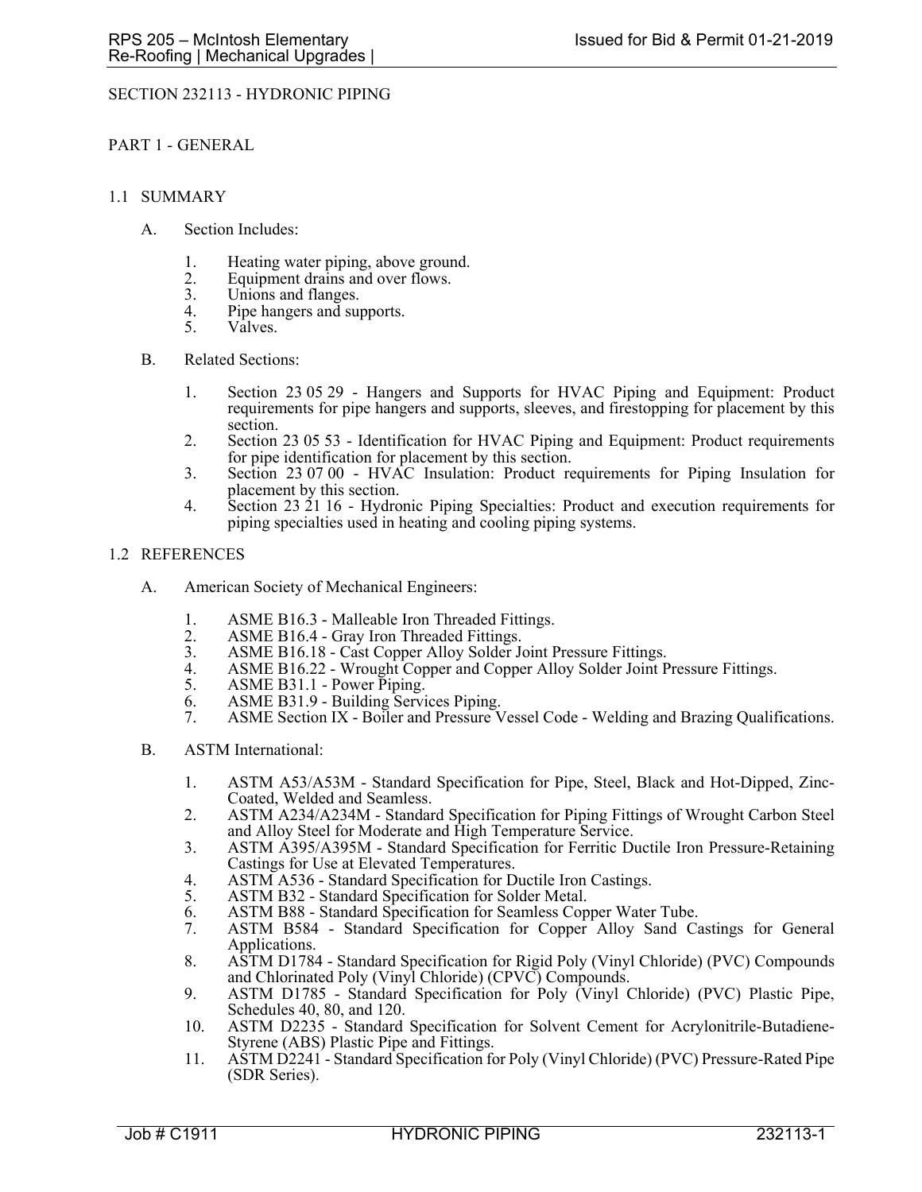# SECTION 232113 - HYDRONIC PIPING

## PART 1 - GENERAL

### 1.1 SUMMARY

A. Section Includes:

1. Heating water piping, above ground.
2. Equipment drains and over flows.
3. Unions and flanges.
4. Pipe hangers and supports.
5. Valves.

B. Related Sections:

1. Section 23 05 29 - Hangers and Supports for HVAC Piping and Equipment: Product requirements for pipe hangers and supports, sleeves, and firestopping for placement by this section.
2. Section 23 05 53 - Identification for HVAC Piping and Equipment: Product requirements for pipe identification for placement by this section.
3. Section 23 07 00 - HVAC Insulation: Product requirements for Piping Insulation for placement by this section.
4. Section 23 21 16 - Hydronic Piping Specialties: Product and execution requirements for piping specialties used in heating and cooling piping systems.

### 1.2 REFERENCES

A. American Society of Mechanical Engineers:

1. ASME B16.3 - Malleable Iron Threaded Fittings.
2. ASME B16.4 - Gray Iron Threaded Fittings.
3. ASME B16.18 - Cast Copper Alloy Solder Joint Pressure Fittings.
4. ASME B16.22 - Wrought Copper and Copper Alloy Solder Joint Pressure Fittings.
5. ASME B31.1 - Power Piping.
6. ASME B31.9 - Building Services Piping.
7. ASME Section IX - Boiler and Pressure Vessel Code - Welding and Brazing Qualifications.

B. ASTM International:

1. ASTM A53/A53M - Standard Specification for Pipe, Steel, Black and Hot-Dipped, Zinc-Coated, Welded and Seamless.
2. ASTM A234/A234M - Standard Specification for Piping Fittings of Wrought Carbon Steel and Alloy Steel for Moderate and High Temperature Service.
3. ASTM A395/A395M - Standard Specification for Ferritic Ductile Iron Pressure-Retaining Castings for Use at Elevated Temperatures.
4. ASTM A536 - Standard Specification for Ductile Iron Castings.
5. ASTM B32 - Standard Specification for Solder Metal.
6. ASTM B88 - Standard Specification for Seamless Copper Water Tube.
7. ASTM B584 - Standard Specification for Copper Alloy Sand Castings for General Applications.
8. ASTM D1784 - Standard Specification for Rigid Poly (Vinyl Chloride) (PVC) Compounds and Chlorinated Poly (Vinyl Chloride) (CPVC) Compounds.
9. ASTM D1785 - Standard Specification for Poly (Vinyl Chloride) (PVC) Plastic Pipe, Schedules 40, 80, and 120.
10. ASTM D2235 - Standard Specification for Solvent Cement for Acrylonitrile-Butadiene-Styrene (ABS) Plastic Pipe and Fittings.
11. ASTM D2241 - Standard Specification for Poly (Vinyl Chloride) (PVC) Pressure-Rated Pipe (SDR Series).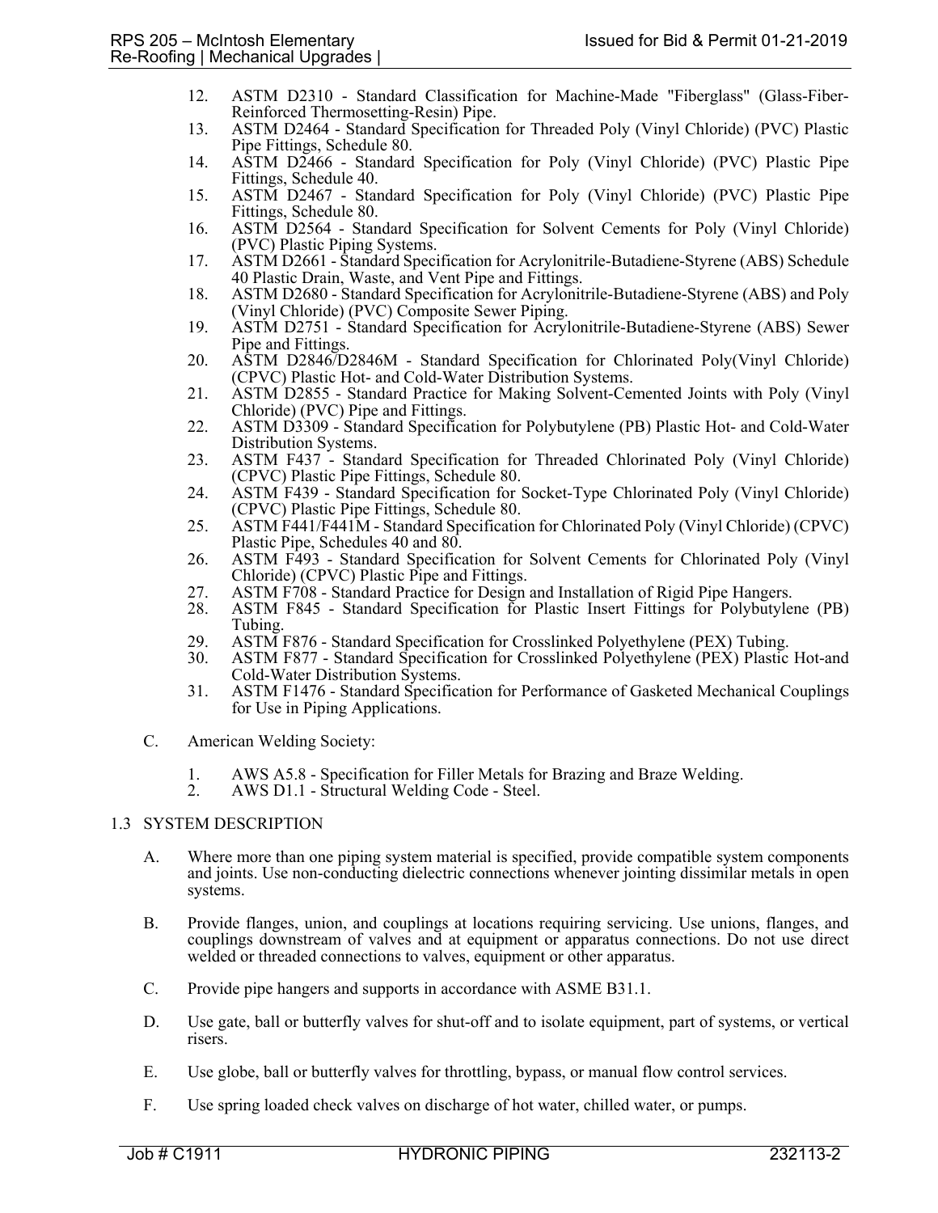12. ASTM D2310 - Standard Classification for Machine-Made "Fiberglass" (Glass-Fiber-Reinforced Thermosetting-Resin) Pipe.
13. ASTM D2464 - Standard Specification for Threaded Poly (Vinyl Chloride) (PVC) Plastic Pipe Fittings, Schedule 80.
14. ASTM D2466 - Standard Specification for Poly (Vinyl Chloride) (PVC) Plastic Pipe Fittings, Schedule 40.
15. ASTM D2467 - Standard Specification for Poly (Vinyl Chloride) (PVC) Plastic Pipe Fittings, Schedule 80.
16. ASTM D2564 - Standard Specification for Solvent Cements for Poly (Vinyl Chloride) (PVC) Plastic Piping Systems.
17. ASTM D2661 - Standard Specification for Acrylonitrile-Butadiene-Styrene (ABS) Schedule 40 Plastic Drain, Waste, and Vent Pipe and Fittings.
18. ASTM D2680 - Standard Specification for Acrylonitrile-Butadiene-Styrene (ABS) and Poly (Vinyl Chloride) (PVC) Composite Sewer Piping.
19. ASTM D2751 - Standard Specification for Acrylonitrile-Butadiene-Styrene (ABS) Sewer Pipe and Fittings.
20. ASTM D2846/D2846M - Standard Specification for Chlorinated Poly(Vinyl Chloride) (CPVC) Plastic Hot- and Cold-Water Distribution Systems.
21. ASTM D2855 - Standard Practice for Making Solvent-Cemented Joints with Poly (Vinyl Chloride) (PVC) Pipe and Fittings.
22. ASTM D3309 - Standard Specification for Polybutylene (PB) Plastic Hot- and Cold-Water Distribution Systems.
23. ASTM F437 - Standard Specification for Threaded Chlorinated Poly (Vinyl Chloride) (CPVC) Plastic Pipe Fittings, Schedule 80.
24. ASTM F439 - Standard Specification for Socket-Type Chlorinated Poly (Vinyl Chloride) (CPVC) Plastic Pipe Fittings, Schedule 80.
25. ASTM F441/F441M - Standard Specification for Chlorinated Poly (Vinyl Chloride) (CPVC) Plastic Pipe, Schedules 40 and 80.
26. ASTM F493 - Standard Specification for Solvent Cements for Chlorinated Poly (Vinyl Chloride) (CPVC) Plastic Pipe and Fittings.
27. ASTM F708 - Standard Practice for Design and Installation of Rigid Pipe Hangers.
28. ASTM F845 - Standard Specification for Plastic Insert Fittings for Polybutylene (PB) Tubing.
29. ASTM F876 - Standard Specification for Crosslinked Polyethylene (PEX) Tubing.
30. ASTM F877 - Standard Specification for Crosslinked Polyethylene (PEX) Plastic Hot-and Cold-Water Distribution Systems.
31. ASTM F1476 - Standard Specification for Performance of Gasketed Mechanical Couplings for Use in Piping Applications.

C. American Welding Society:

1. AWS A5.8 - Specification for Filler Metals for Brazing and Braze Welding.
2. AWS D1.1 - Structural Welding Code - Steel.

## 1.3 SYSTEM DESCRIPTION

A. Where more than one piping system material is specified, provide compatible system components and joints. Use non-conducting dielectric connections whenever jointing dissimilar metals in open systems.

B. Provide flanges, union, and couplings at locations requiring servicing. Use unions, flanges, and couplings downstream of valves and at equipment or apparatus connections. Do not use direct welded or threaded connections to valves, equipment or other apparatus.

C. Provide pipe hangers and supports in accordance with ASME B31.1.

D. Use gate, ball or butterfly valves for shut-off and to isolate equipment, part of systems, or vertical risers.

E. Use globe, ball or butterfly valves for throttling, bypass, or manual flow control services.

F. Use spring loaded check valves on discharge of hot water, chilled water, or pumps.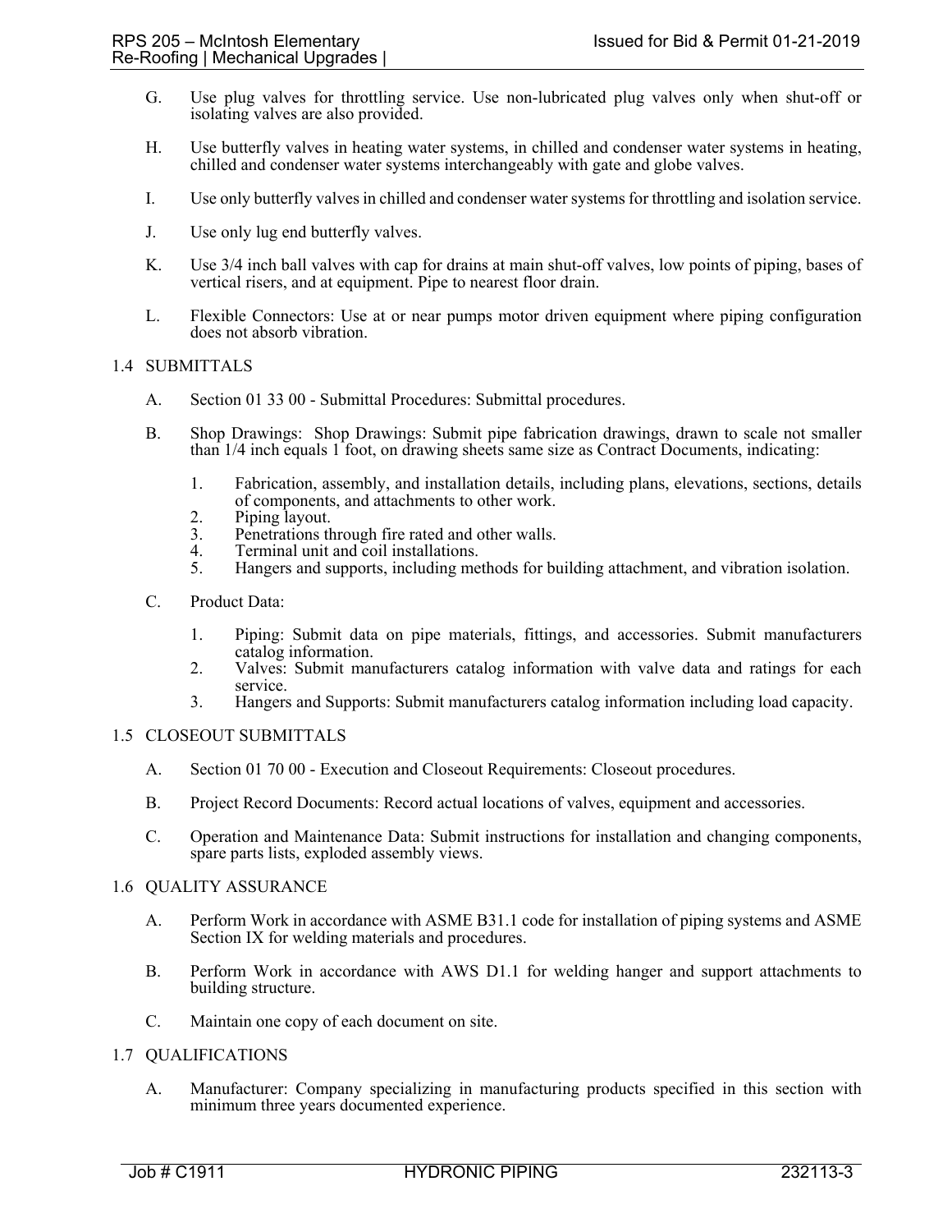G. Use plug valves for throttling service. Use non-lubricated plug valves only when shut-off or isolating valves are also provided.

H. Use butterfly valves in heating water systems, in chilled and condenser water systems in heating, chilled and condenser water systems interchangeably with gate and globe valves.

I. Use only butterfly valves in chilled and condenser water systems for throttling and isolation service.

J. Use only lug end butterfly valves.

K. Use 3/4 inch ball valves with cap for drains at main shut-off valves, low points of piping, bases of vertical risers, and at equipment. Pipe to nearest floor drain.

L. Flexible Connectors: Use at or near pumps motor driven equipment where piping configuration does not absorb vibration.

## 1.4 SUBMITTALS

A. Section 01 33 00 - Submittal Procedures: Submittal procedures.

B. Shop Drawings: Shop Drawings: Submit pipe fabrication drawings, drawn to scale not smaller than 1/4 inch equals 1 foot, on drawing sheets same size as Contract Documents, indicating:

1. Fabrication, assembly, and installation details, including plans, elevations, sections, details of components, and attachments to other work.
2. Piping layout.
3. Penetrations through fire rated and other walls.
4. Terminal unit and coil installations.
5. Hangers and supports, including methods for building attachment, and vibration isolation.

C. Product Data:

1. Piping: Submit data on pipe materials, fittings, and accessories. Submit manufacturers catalog information.
2. Valves: Submit manufacturers catalog information with valve data and ratings for each service.
3. Hangers and Supports: Submit manufacturers catalog information including load capacity.

## 1.5 CLOSEOUT SUBMITTALS

A. Section 01 70 00 - Execution and Closeout Requirements: Closeout procedures.

B. Project Record Documents: Record actual locations of valves, equipment and accessories.

C. Operation and Maintenance Data: Submit instructions for installation and changing components, spare parts lists, exploded assembly views.

## 1.6 QUALITY ASSURANCE

A. Perform Work in accordance with ASME B31.1 code for installation of piping systems and ASME Section IX for welding materials and procedures.

B. Perform Work in accordance with AWS D1.1 for welding hanger and support attachments to building structure.

C. Maintain one copy of each document on site.

## 1.7 QUALIFICATIONS

A. Manufacturer: Company specializing in manufacturing products specified in this section with minimum three years documented experience.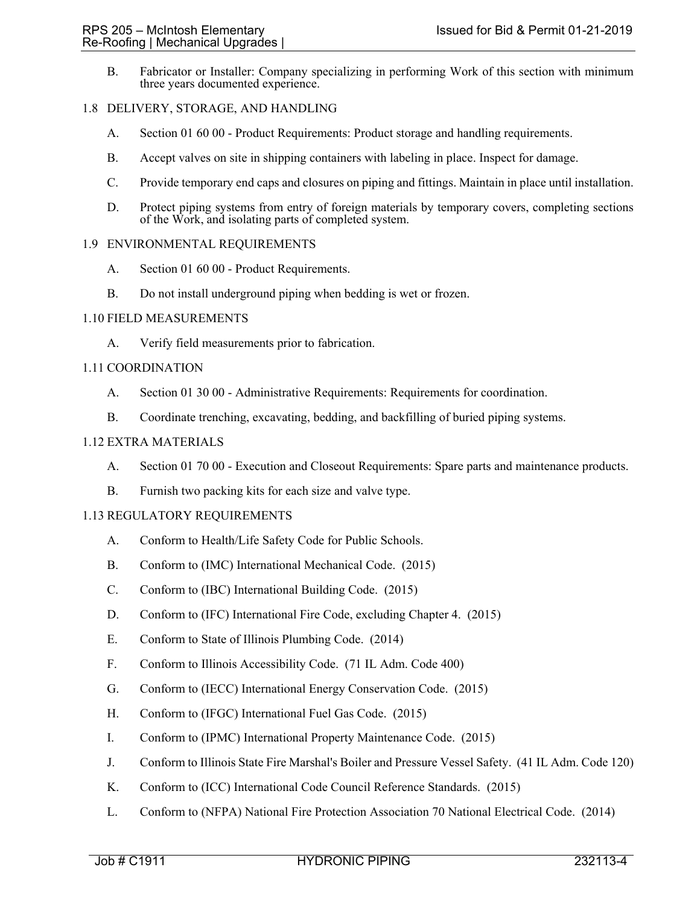B. Fabricator or Installer: Company specializing in performing Work of this section with minimum three years documented experience.

### 1.8 DELIVERY, STORAGE, AND HANDLING

A. Section 01 60 00 - Product Requirements: Product storage and handling requirements.

B. Accept valves on site in shipping containers with labeling in place. Inspect for damage.

C. Provide temporary end caps and closures on piping and fittings. Maintain in place until installation.

D. Protect piping systems from entry of foreign materials by temporary covers, completing sections of the Work, and isolating parts of completed system.

### 1.9 ENVIRONMENTAL REQUIREMENTS

A. Section 01 60 00 - Product Requirements.

B. Do not install underground piping when bedding is wet or frozen.

### 1.10 FIELD MEASUREMENTS

A. Verify field measurements prior to fabrication.

### 1.11 COORDINATION

A. Section 01 30 00 - Administrative Requirements: Requirements for coordination.

B. Coordinate trenching, excavating, bedding, and backfilling of buried piping systems.

### 1.12 EXTRA MATERIALS

A. Section 01 70 00 - Execution and Closeout Requirements: Spare parts and maintenance products.

B. Furnish two packing kits for each size and valve type.

### 1.13 REGULATORY REQUIREMENTS

A. Conform to Health/Life Safety Code for Public Schools.

B. Conform to (IMC) International Mechanical Code. (2015)

C. Conform to (IBC) International Building Code. (2015)

D. Conform to (IFC) International Fire Code, excluding Chapter 4. (2015)

E. Conform to State of Illinois Plumbing Code. (2014)

F. Conform to Illinois Accessibility Code. (71 IL Adm. Code 400)

G. Conform to (IECC) International Energy Conservation Code. (2015)

H. Conform to (IFGC) International Fuel Gas Code. (2015)

I. Conform to (IPMC) International Property Maintenance Code. (2015)

J. Conform to Illinois State Fire Marshal's Boiler and Pressure Vessel Safety. (41 IL Adm. Code 120)

K. Conform to (ICC) International Code Council Reference Standards. (2015)

L. Conform to (NFPA) National Fire Protection Association 70 National Electrical Code. (2014)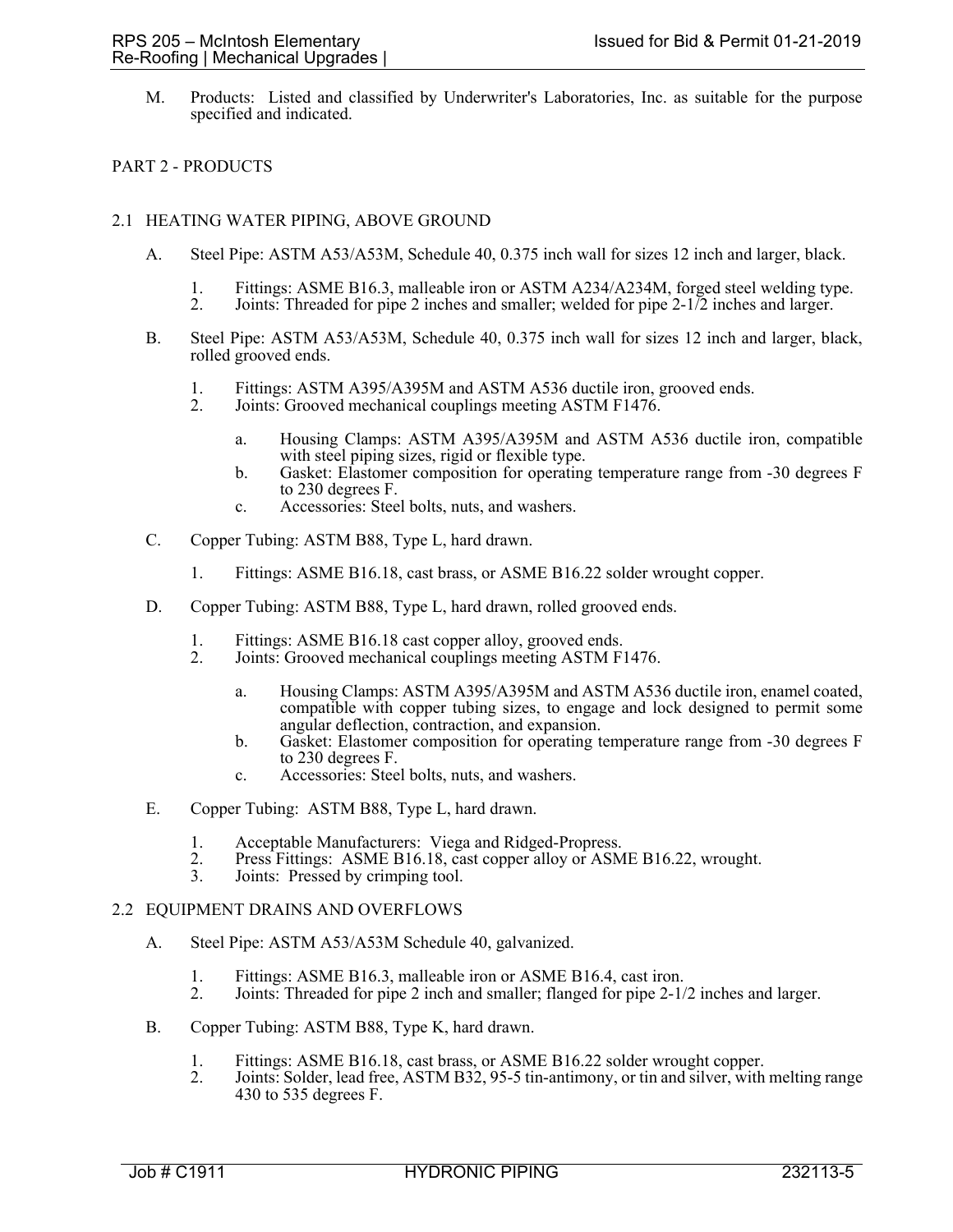M. Products: Listed and classified by Underwriter's Laboratories, Inc. as suitable for the purpose specified and indicated.

## PART 2 - PRODUCTS

### 2.1 HEATING WATER PIPING, ABOVE GROUND

A. Steel Pipe: ASTM A53/A53M, Schedule 40, 0.375 inch wall for sizes 12 inch and larger, black.

1. Fittings: ASME B16.3, malleable iron or ASTM A234/A234M, forged steel welding type.
2. Joints: Threaded for pipe 2 inches and smaller; welded for pipe 2-1/2 inches and larger.

B. Steel Pipe: ASTM A53/A53M, Schedule 40, 0.375 inch wall for sizes 12 inch and larger, black, rolled grooved ends.

1. Fittings: ASTM A395/A395M and ASTM A536 ductile iron, grooved ends.
2. Joints: Grooved mechanical couplings meeting ASTM F1476.
   a. Housing Clamps: ASTM A395/A395M and ASTM A536 ductile iron, compatible with steel piping sizes, rigid or flexible type.
   b. Gasket: Elastomer composition for operating temperature range from -30 degrees F to 230 degrees F.
   c. Accessories: Steel bolts, nuts, and washers.

C. Copper Tubing: ASTM B88, Type L, hard drawn.

1. Fittings: ASME B16.18, cast brass, or ASME B16.22 solder wrought copper.

D. Copper Tubing: ASTM B88, Type L, hard drawn, rolled grooved ends.

1. Fittings: ASME B16.18 cast copper alloy, grooved ends.
2. Joints: Grooved mechanical couplings meeting ASTM F1476.
   a. Housing Clamps: ASTM A395/A395M and ASTM A536 ductile iron, enamel coated, compatible with copper tubing sizes, to engage and lock designed to permit some angular deflection, contraction, and expansion.
   b. Gasket: Elastomer composition for operating temperature range from -30 degrees F to 230 degrees F.
   c. Accessories: Steel bolts, nuts, and washers.

E. Copper Tubing: ASTM B88, Type L, hard drawn.

1. Acceptable Manufacturers: Viega and Ridged-Propress.
2. Press Fittings: ASME B16.18, cast copper alloy or ASME B16.22, wrought.
3. Joints: Pressed by crimping tool.

### 2.2 EQUIPMENT DRAINS AND OVERFLOWS

A. Steel Pipe: ASTM A53/A53M Schedule 40, galvanized.

1. Fittings: ASME B16.3, malleable iron or ASME B16.4, cast iron.
2. Joints: Threaded for pipe 2 inch and smaller; flanged for pipe 2-1/2 inches and larger.

B. Copper Tubing: ASTM B88, Type K, hard drawn.

1. Fittings: ASME B16.18, cast brass, or ASME B16.22 solder wrought copper.
2. Joints: Solder, lead free, ASTM B32, 95-5 tin-antimony, or tin and silver, with melting range 430 to 535 degrees F.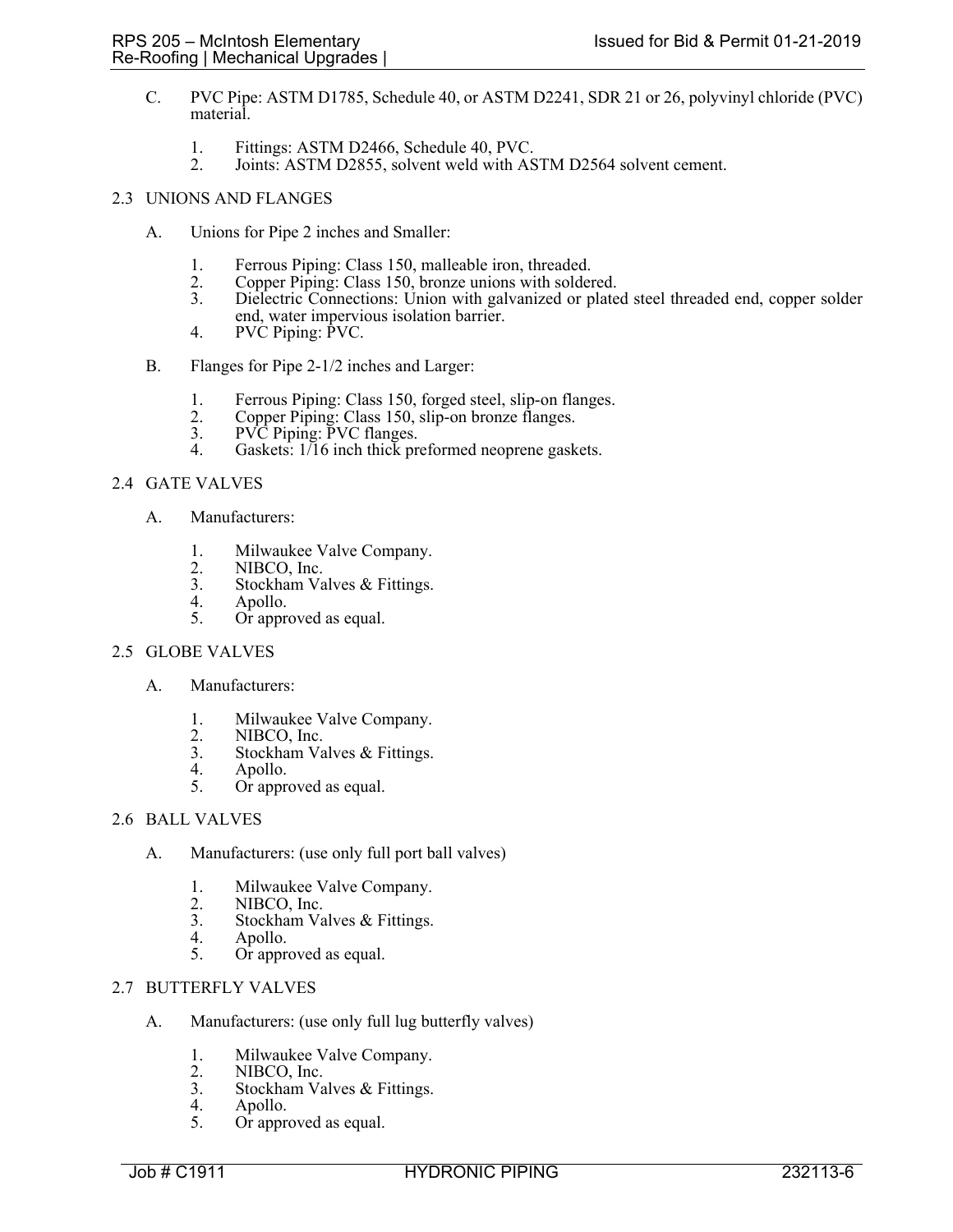C. PVC Pipe: ASTM D1785, Schedule 40, or ASTM D2241, SDR 21 or 26, polyvinyl chloride (PVC) material.

   1. Fittings: ASTM D2466, Schedule 40, PVC.
   2. Joints: ASTM D2855, solvent weld with ASTM D2564 solvent cement.

## 2.3 UNIONS AND FLANGES

A. Unions for Pipe 2 inches and Smaller:

   1. Ferrous Piping: Class 150, malleable iron, threaded.
   2. Copper Piping: Class 150, bronze unions with soldered.
   3. Dielectric Connections: Union with galvanized or plated steel threaded end, copper solder end, water impervious isolation barrier.
   4. PVC Piping: PVC.

B. Flanges for Pipe 2-1/2 inches and Larger:

   1. Ferrous Piping: Class 150, forged steel, slip-on flanges.
   2. Copper Piping: Class 150, slip-on bronze flanges.
   3. PVC Piping: PVC flanges.
   4. Gaskets: 1/16 inch thick preformed neoprene gaskets.

## 2.4 GATE VALVES

A. Manufacturers:

   1. Milwaukee Valve Company.
   2. NIBCO, Inc.
   3. Stockham Valves & Fittings.
   4. Apollo.
   5. Or approved as equal.

## 2.5 GLOBE VALVES

A. Manufacturers:

   1. Milwaukee Valve Company.
   2. NIBCO, Inc.
   3. Stockham Valves & Fittings.
   4. Apollo.
   5. Or approved as equal.

## 2.6 BALL VALVES

A. Manufacturers: (use only full port ball valves)

   1. Milwaukee Valve Company.
   2. NIBCO, Inc.
   3. Stockham Valves & Fittings.
   4. Apollo.
   5. Or approved as equal.

## 2.7 BUTTERFLY VALVES

A. Manufacturers: (use only full lug butterfly valves)

   1. Milwaukee Valve Company.
   2. NIBCO, Inc.
   3. Stockham Valves & Fittings.
   4. Apollo.
   5. Or approved as equal.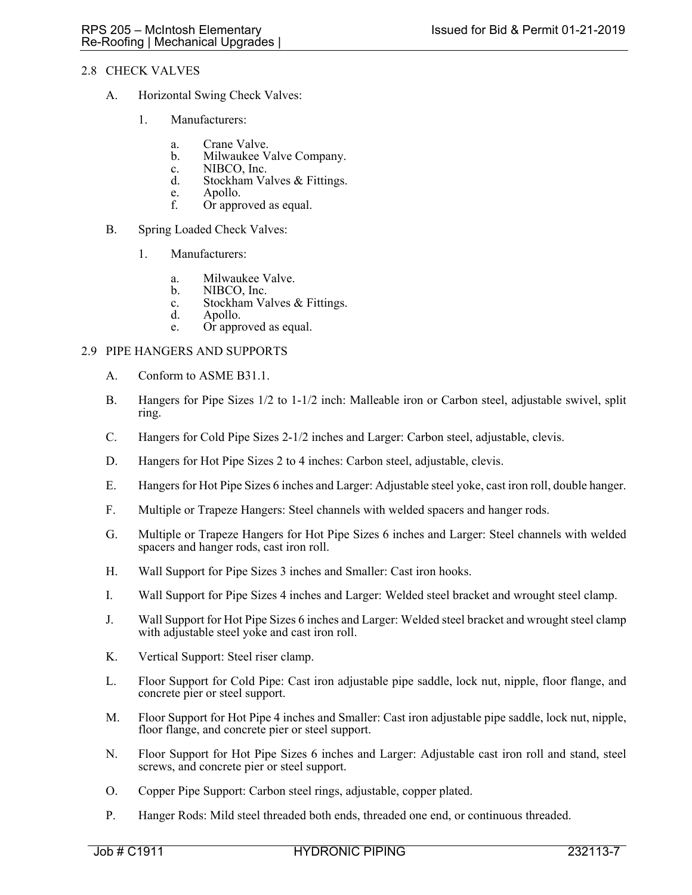## 2.8 CHECK VALVES

A. Horizontal Swing Check Valves:

1. Manufacturers:

   a. Crane Valve.
   b. Milwaukee Valve Company.
   c. NIBCO, Inc.
   d. Stockham Valves & Fittings.
   e. Apollo.
   f. Or approved as equal.

B. Spring Loaded Check Valves:

1. Manufacturers:

   a. Milwaukee Valve.
   b. NIBCO, Inc.
   c. Stockham Valves & Fittings.
   d. Apollo.
   e. Or approved as equal.

## 2.9 PIPE HANGERS AND SUPPORTS

A. Conform to ASME B31.1.

B. Hangers for Pipe Sizes 1/2 to 1-1/2 inch: Malleable iron or Carbon steel, adjustable swivel, split ring.

C. Hangers for Cold Pipe Sizes 2-1/2 inches and Larger: Carbon steel, adjustable, clevis.

D. Hangers for Hot Pipe Sizes 2 to 4 inches: Carbon steel, adjustable, clevis.

E. Hangers for Hot Pipe Sizes 6 inches and Larger: Adjustable steel yoke, cast iron roll, double hanger.

F. Multiple or Trapeze Hangers: Steel channels with welded spacers and hanger rods.

G. Multiple or Trapeze Hangers for Hot Pipe Sizes 6 inches and Larger: Steel channels with welded spacers and hanger rods, cast iron roll.

H. Wall Support for Pipe Sizes 3 inches and Smaller: Cast iron hooks.

I. Wall Support for Pipe Sizes 4 inches and Larger: Welded steel bracket and wrought steel clamp.

J. Wall Support for Hot Pipe Sizes 6 inches and Larger: Welded steel bracket and wrought steel clamp with adjustable steel yoke and cast iron roll.

K. Vertical Support: Steel riser clamp.

L. Floor Support for Cold Pipe: Cast iron adjustable pipe saddle, lock nut, nipple, floor flange, and concrete pier or steel support.

M. Floor Support for Hot Pipe 4 inches and Smaller: Cast iron adjustable pipe saddle, lock nut, nipple, floor flange, and concrete pier or steel support.

N. Floor Support for Hot Pipe Sizes 6 inches and Larger: Adjustable cast iron roll and stand, steel screws, and concrete pier or steel support.

O. Copper Pipe Support: Carbon steel rings, adjustable, copper plated.

P. Hanger Rods: Mild steel threaded both ends, threaded one end, or continuous threaded.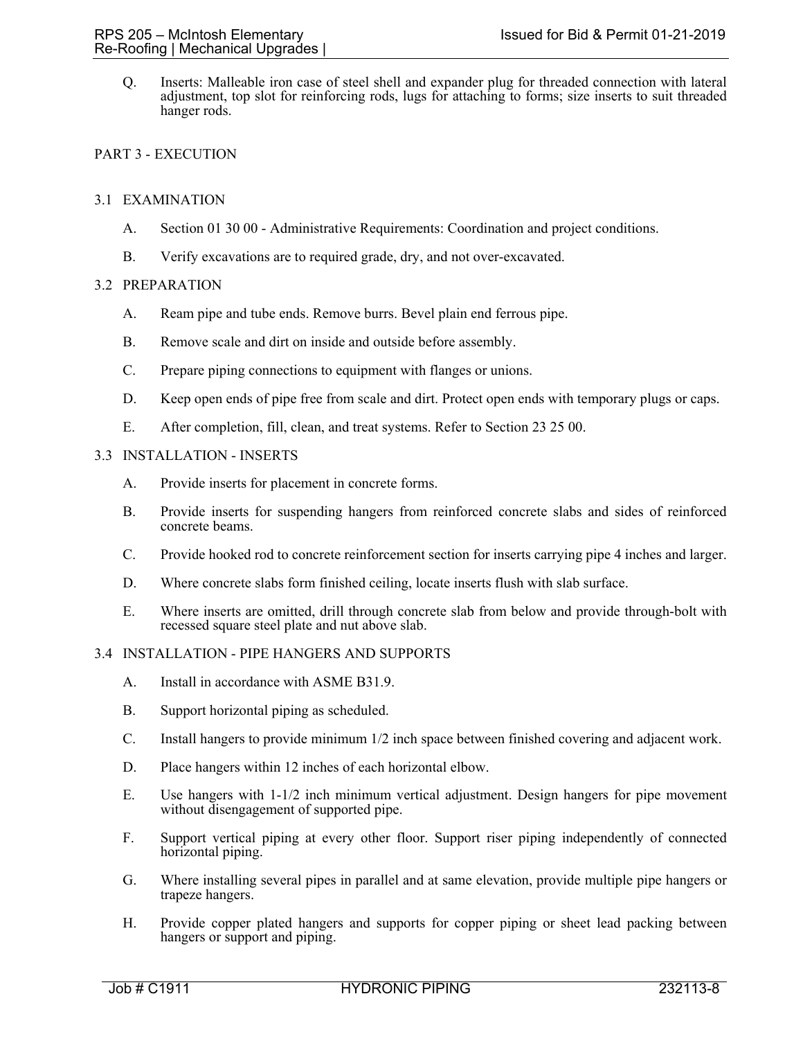Q. Inserts: Malleable iron case of steel shell and expander plug for threaded connection with lateral adjustment, top slot for reinforcing rods, lugs for attaching to forms; size inserts to suit threaded hanger rods.

## PART 3 - EXECUTION

### 3.1 EXAMINATION

A. Section 01 30 00 - Administrative Requirements: Coordination and project conditions.

B. Verify excavations are to required grade, dry, and not over-excavated.

### 3.2 PREPARATION

A. Ream pipe and tube ends. Remove burrs. Bevel plain end ferrous pipe.

B. Remove scale and dirt on inside and outside before assembly.

C. Prepare piping connections to equipment with flanges or unions.

D. Keep open ends of pipe free from scale and dirt. Protect open ends with temporary plugs or caps.

E. After completion, fill, clean, and treat systems. Refer to Section 23 25 00.

### 3.3 INSTALLATION - INSERTS

A. Provide inserts for placement in concrete forms.

B. Provide inserts for suspending hangers from reinforced concrete slabs and sides of reinforced concrete beams.

C. Provide hooked rod to concrete reinforcement section for inserts carrying pipe 4 inches and larger.

D. Where concrete slabs form finished ceiling, locate inserts flush with slab surface.

E. Where inserts are omitted, drill through concrete slab from below and provide through-bolt with recessed square steel plate and nut above slab.

### 3.4 INSTALLATION - PIPE HANGERS AND SUPPORTS

A. Install in accordance with ASME B31.9.

B. Support horizontal piping as scheduled.

C. Install hangers to provide minimum 1/2 inch space between finished covering and adjacent work.

D. Place hangers within 12 inches of each horizontal elbow.

E. Use hangers with 1-1/2 inch minimum vertical adjustment. Design hangers for pipe movement without disengagement of supported pipe.

F. Support vertical piping at every other floor. Support riser piping independently of connected horizontal piping.

G. Where installing several pipes in parallel and at same elevation, provide multiple pipe hangers or trapeze hangers.

H. Provide copper plated hangers and supports for copper piping or sheet lead packing between hangers or support and piping.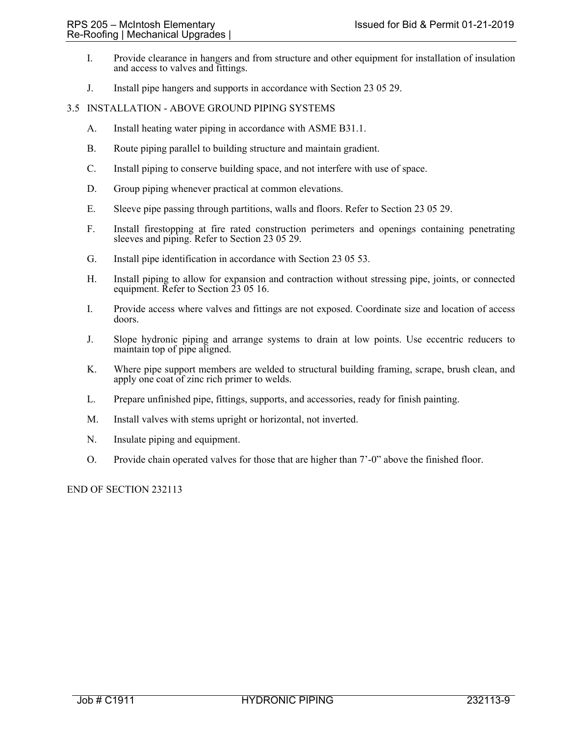I. Provide clearance in hangers and from structure and other equipment for installation of insulation and access to valves and fittings.

J. Install pipe hangers and supports in accordance with Section 23 05 29.

## 3.5 INSTALLATION - ABOVE GROUND PIPING SYSTEMS

A. Install heating water piping in accordance with ASME B31.1.

B. Route piping parallel to building structure and maintain gradient.

C. Install piping to conserve building space, and not interfere with use of space.

D. Group piping whenever practical at common elevations.

E. Sleeve pipe passing through partitions, walls and floors. Refer to Section 23 05 29.

F. Install firestopping at fire rated construction perimeters and openings containing penetrating sleeves and piping. Refer to Section 23 05 29.

G. Install pipe identification in accordance with Section 23 05 53.

H. Install piping to allow for expansion and contraction without stressing pipe, joints, or connected equipment. Refer to Section 23 05 16.

I. Provide access where valves and fittings are not exposed. Coordinate size and location of access doors.

J. Slope hydronic piping and arrange systems to drain at low points. Use eccentric reducers to maintain top of pipe aligned.

K. Where pipe support members are welded to structural building framing, scrape, brush clean, and apply one coat of zinc rich primer to welds.

L. Prepare unfinished pipe, fittings, supports, and accessories, ready for finish painting.

M. Install valves with stems upright or horizontal, not inverted.

N. Insulate piping and equipment.

O. Provide chain operated valves for those that are higher than 7'-0" above the finished floor.

END OF SECTION 232113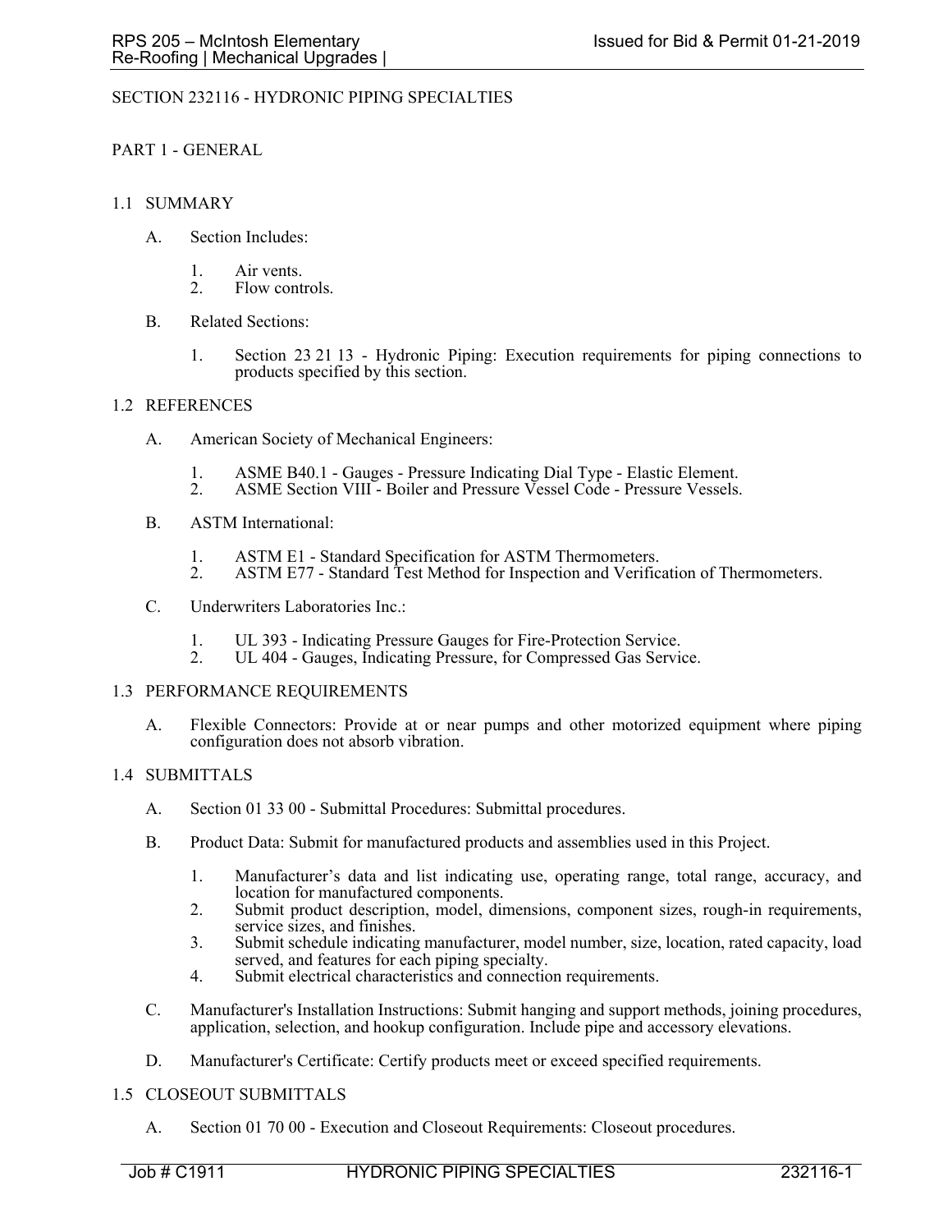# SECTION 232116 - HYDRONIC PIPING SPECIALTIES

## PART 1 - GENERAL

### 1.1 SUMMARY

A. Section Includes:

1. Air vents.
2. Flow controls.

B. Related Sections:

1. Section 23 21 13 - Hydronic Piping: Execution requirements for piping connections to products specified by this section.

### 1.2 REFERENCES

A. American Society of Mechanical Engineers:

1. ASME B40.1 - Gauges - Pressure Indicating Dial Type - Elastic Element.
2. ASME Section VIII - Boiler and Pressure Vessel Code - Pressure Vessels.

B. ASTM International:

1. ASTM E1 - Standard Specification for ASTM Thermometers.
2. ASTM E77 - Standard Test Method for Inspection and Verification of Thermometers.

C. Underwriters Laboratories Inc.:

1. UL 393 - Indicating Pressure Gauges for Fire-Protection Service.
2. UL 404 - Gauges, Indicating Pressure, for Compressed Gas Service.

### 1.3 PERFORMANCE REQUIREMENTS

A. Flexible Connectors: Provide at or near pumps and other motorized equipment where piping configuration does not absorb vibration.

### 1.4 SUBMITTALS

A. Section 01 33 00 - Submittal Procedures: Submittal procedures.

B. Product Data: Submit for manufactured products and assemblies used in this Project.

1. Manufacturer's data and list indicating use, operating range, total range, accuracy, and location for manufactured components.
2. Submit product description, model, dimensions, component sizes, rough-in requirements, service sizes, and finishes.
3. Submit schedule indicating manufacturer, model number, size, location, rated capacity, load served, and features for each piping specialty.
4. Submit electrical characteristics and connection requirements.

C. Manufacturer's Installation Instructions: Submit hanging and support methods, joining procedures, application, selection, and hookup configuration. Include pipe and accessory elevations.

D. Manufacturer's Certificate: Certify products meet or exceed specified requirements.

### 1.5 CLOSEOUT SUBMITTALS

A. Section 01 70 00 - Execution and Closeout Requirements: Closeout procedures.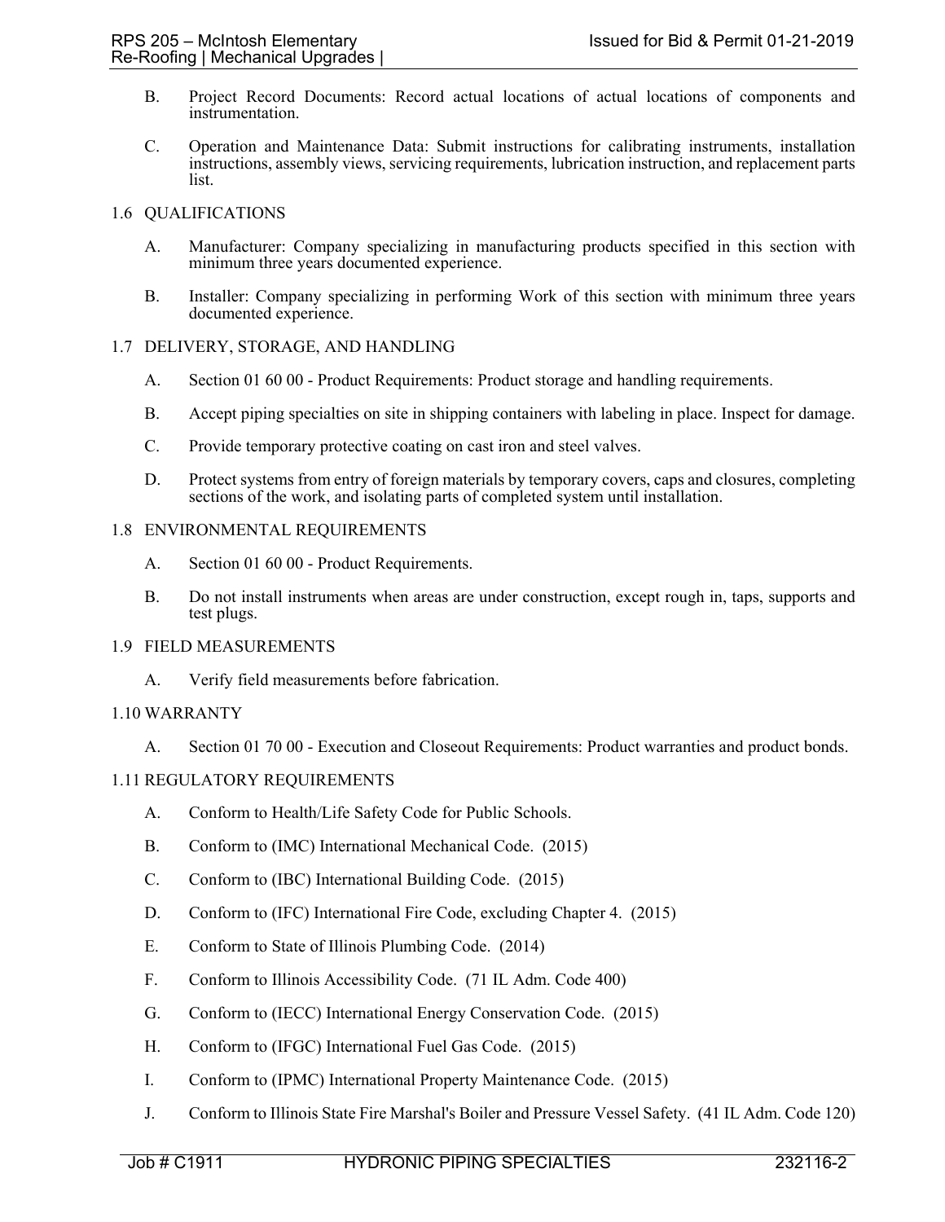B. Project Record Documents: Record actual locations of actual locations of components and instrumentation.

C. Operation and Maintenance Data: Submit instructions for calibrating instruments, installation instructions, assembly views, servicing requirements, lubrication instruction, and replacement parts list.

## 1.6 QUALIFICATIONS

A. Manufacturer: Company specializing in manufacturing products specified in this section with minimum three years documented experience.

B. Installer: Company specializing in performing Work of this section with minimum three years documented experience.

## 1.7 DELIVERY, STORAGE, AND HANDLING

A. Section 01 60 00 - Product Requirements: Product storage and handling requirements.

B. Accept piping specialties on site in shipping containers with labeling in place. Inspect for damage.

C. Provide temporary protective coating on cast iron and steel valves.

D. Protect systems from entry of foreign materials by temporary covers, caps and closures, completing sections of the work, and isolating parts of completed system until installation.

## 1.8 ENVIRONMENTAL REQUIREMENTS

A. Section 01 60 00 - Product Requirements.

B. Do not install instruments when areas are under construction, except rough in, taps, supports and test plugs.

## 1.9 FIELD MEASUREMENTS

A. Verify field measurements before fabrication.

## 1.10 WARRANTY

A. Section 01 70 00 - Execution and Closeout Requirements: Product warranties and product bonds.

## 1.11 REGULATORY REQUIREMENTS

A. Conform to Health/Life Safety Code for Public Schools.

B. Conform to (IMC) International Mechanical Code. (2015)

C. Conform to (IBC) International Building Code. (2015)

D. Conform to (IFC) International Fire Code, excluding Chapter 4. (2015)

E. Conform to State of Illinois Plumbing Code. (2014)

F. Conform to Illinois Accessibility Code. (71 IL Adm. Code 400)

G. Conform to (IECC) International Energy Conservation Code. (2015)

H. Conform to (IFGC) International Fuel Gas Code. (2015)

I. Conform to (IPMC) International Property Maintenance Code. (2015)

J. Conform to Illinois State Fire Marshal's Boiler and Pressure Vessel Safety. (41 IL Adm. Code 120)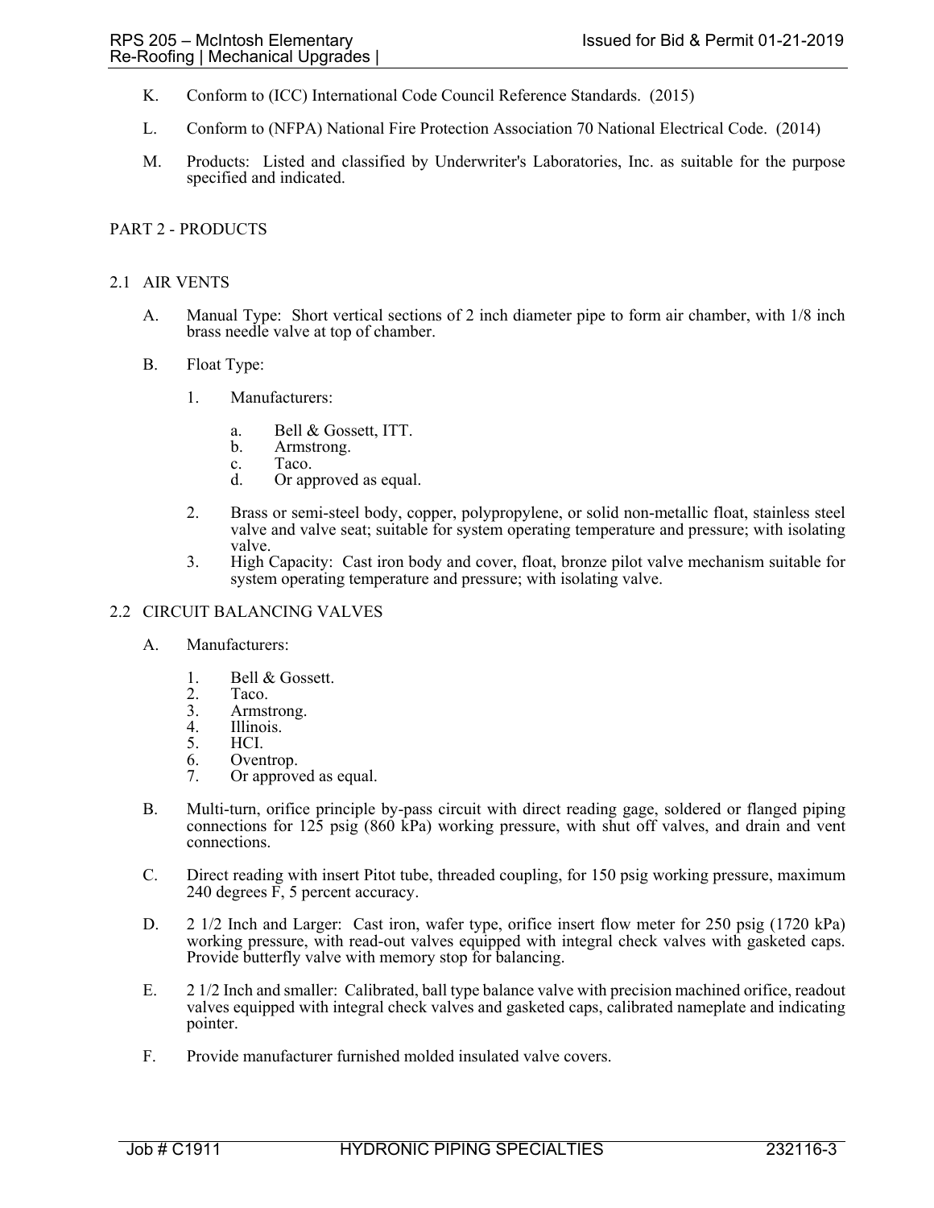K. Conform to (ICC) International Code Council Reference Standards. (2015)

L. Conform to (NFPA) National Fire Protection Association 70 National Electrical Code. (2014)

M. Products: Listed and classified by Underwriter's Laboratories, Inc. as suitable for the purpose specified and indicated.

## PART 2 - PRODUCTS

### 2.1 AIR VENTS

A. Manual Type: Short vertical sections of 2 inch diameter pipe to form air chamber, with 1/8 inch brass needle valve at top of chamber.

B. Float Type:

1. Manufacturers:
   a. Bell & Gossett, ITT.
   b. Armstrong.
   c. Taco.
   d. Or approved as equal.
2. Brass or semi-steel body, copper, polypropylene, or solid non-metallic float, stainless steel valve and valve seat; suitable for system operating temperature and pressure; with isolating valve.
3. High Capacity: Cast iron body and cover, float, bronze pilot valve mechanism suitable for system operating temperature and pressure; with isolating valve.

### 2.2 CIRCUIT BALANCING VALVES

A. Manufacturers:

1. Bell & Gossett.
2. Taco.
3. Armstrong.
4. Illinois.
5. HCI.
6. Oventrop.
7. Or approved as equal.

B. Multi-turn, orifice principle by-pass circuit with direct reading gage, soldered or flanged piping connections for 125 psig (860 kPa) working pressure, with shut off valves, and drain and vent connections.

C. Direct reading with insert Pitot tube, threaded coupling, for 150 psig working pressure, maximum 240 degrees F, 5 percent accuracy.

D. 2 1/2 Inch and Larger: Cast iron, wafer type, orifice insert flow meter for 250 psig (1720 kPa) working pressure, with read-out valves equipped with integral check valves with gasketed caps. Provide butterfly valve with memory stop for balancing.

E. 2 1/2 Inch and smaller: Calibrated, ball type balance valve with precision machined orifice, readout valves equipped with integral check valves and gasketed caps, calibrated nameplate and indicating pointer.

F. Provide manufacturer furnished molded insulated valve covers.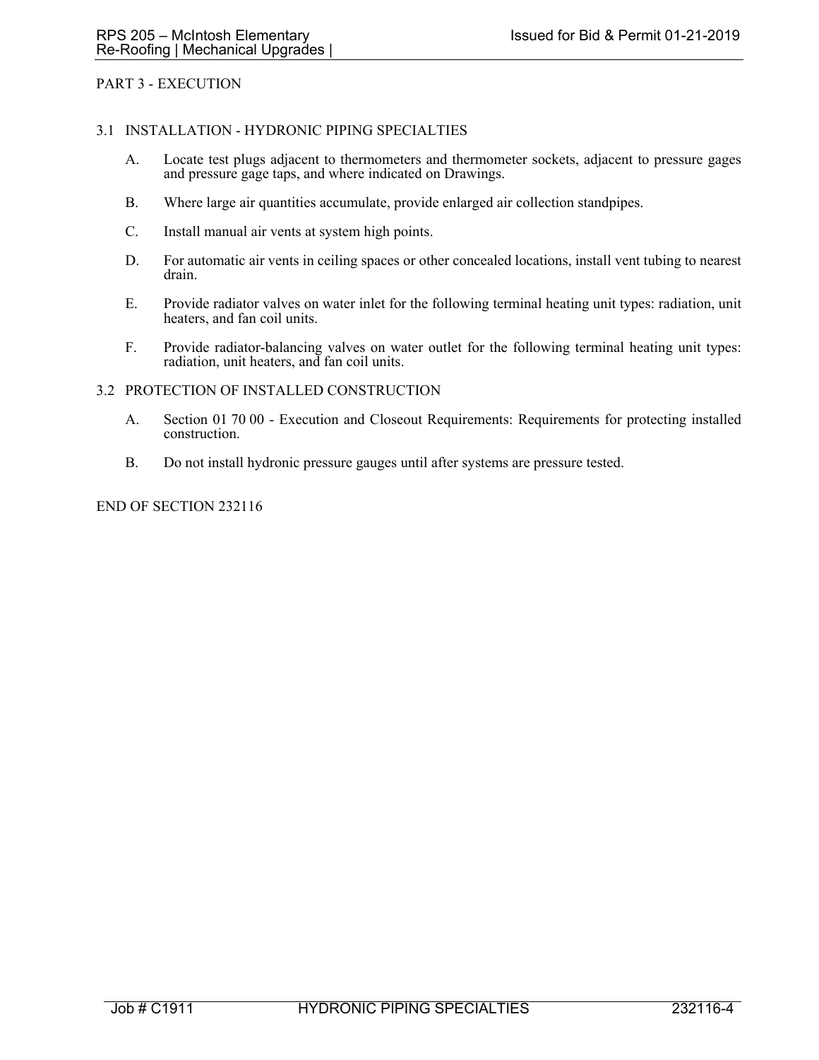## PART 3 - EXECUTION

### 3.1 INSTALLATION - HYDRONIC PIPING SPECIALTIES

A. Locate test plugs adjacent to thermometers and thermometer sockets, adjacent to pressure gages and pressure gage taps, and where indicated on Drawings.

B. Where large air quantities accumulate, provide enlarged air collection standpipes.

C. Install manual air vents at system high points.

D. For automatic air vents in ceiling spaces or other concealed locations, install vent tubing to nearest drain.

E. Provide radiator valves on water inlet for the following terminal heating unit types: radiation, unit heaters, and fan coil units.

F. Provide radiator-balancing valves on water outlet for the following terminal heating unit types: radiation, unit heaters, and fan coil units.

### 3.2 PROTECTION OF INSTALLED CONSTRUCTION

A. Section 01 70 00 - Execution and Closeout Requirements: Requirements for protecting installed construction.

B. Do not install hydronic pressure gauges until after systems are pressure tested.

END OF SECTION 232116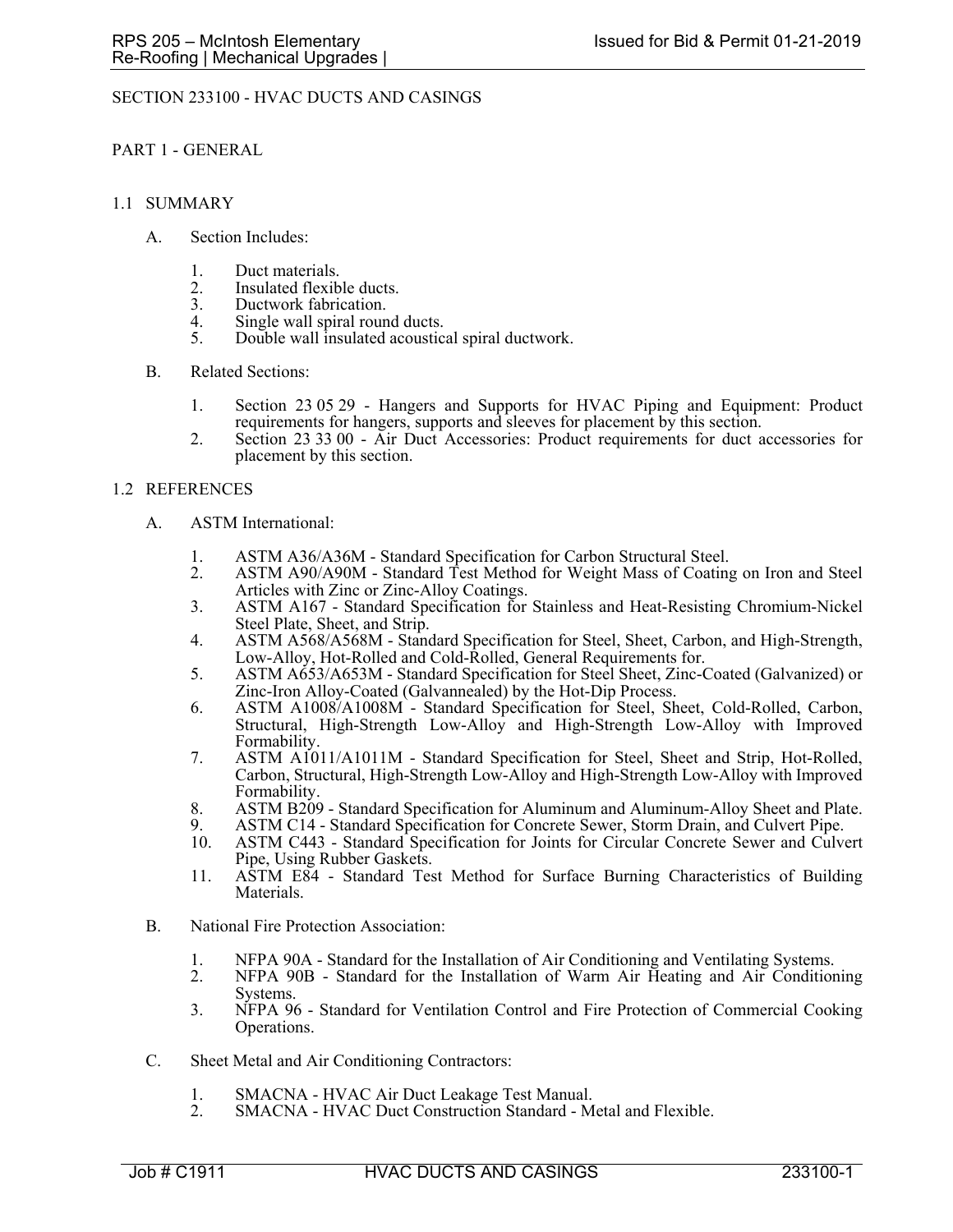# SECTION 233100 - HVAC DUCTS AND CASINGS

## PART 1 - GENERAL

### 1.1 SUMMARY

A. Section Includes:

1. Duct materials.
2. Insulated flexible ducts.
3. Ductwork fabrication.
4. Single wall spiral round ducts.
5. Double wall insulated acoustical spiral ductwork.

B. Related Sections:

1. Section 23 05 29 - Hangers and Supports for HVAC Piping and Equipment: Product requirements for hangers, supports and sleeves for placement by this section.
2. Section 23 33 00 - Air Duct Accessories: Product requirements for duct accessories for placement by this section.

### 1.2 REFERENCES

A. ASTM International:

1. ASTM A36/A36M - Standard Specification for Carbon Structural Steel.
2. ASTM A90/A90M - Standard Test Method for Weight Mass of Coating on Iron and Steel Articles with Zinc or Zinc-Alloy Coatings.
3. ASTM A167 - Standard Specification for Stainless and Heat-Resisting Chromium-Nickel Steel Plate, Sheet, and Strip.
4. ASTM A568/A568M - Standard Specification for Steel, Sheet, Carbon, and High-Strength, Low-Alloy, Hot-Rolled and Cold-Rolled, General Requirements for.
5. ASTM A653/A653M - Standard Specification for Steel Sheet, Zinc-Coated (Galvanized) or Zinc-Iron Alloy-Coated (Galvannealed) by the Hot-Dip Process.
6. ASTM A1008/A1008M - Standard Specification for Steel, Sheet, Cold-Rolled, Carbon, Structural, High-Strength Low-Alloy and High-Strength Low-Alloy with Improved Formability.
7. ASTM A1011/A1011M - Standard Specification for Steel, Sheet and Strip, Hot-Rolled, Carbon, Structural, High-Strength Low-Alloy and High-Strength Low-Alloy with Improved Formability.
8. ASTM B209 - Standard Specification for Aluminum and Aluminum-Alloy Sheet and Plate.
9. ASTM C14 - Standard Specification for Concrete Sewer, Storm Drain, and Culvert Pipe.
10. ASTM C443 - Standard Specification for Joints for Circular Concrete Sewer and Culvert Pipe, Using Rubber Gaskets.
11. ASTM E84 - Standard Test Method for Surface Burning Characteristics of Building Materials.

B. National Fire Protection Association:

1. NFPA 90A - Standard for the Installation of Air Conditioning and Ventilating Systems.
2. NFPA 90B - Standard for the Installation of Warm Air Heating and Air Conditioning Systems.
3. NFPA 96 - Standard for Ventilation Control and Fire Protection of Commercial Cooking Operations.

C. Sheet Metal and Air Conditioning Contractors:

1. SMACNA - HVAC Air Duct Leakage Test Manual.
2. SMACNA - HVAC Duct Construction Standard - Metal and Flexible.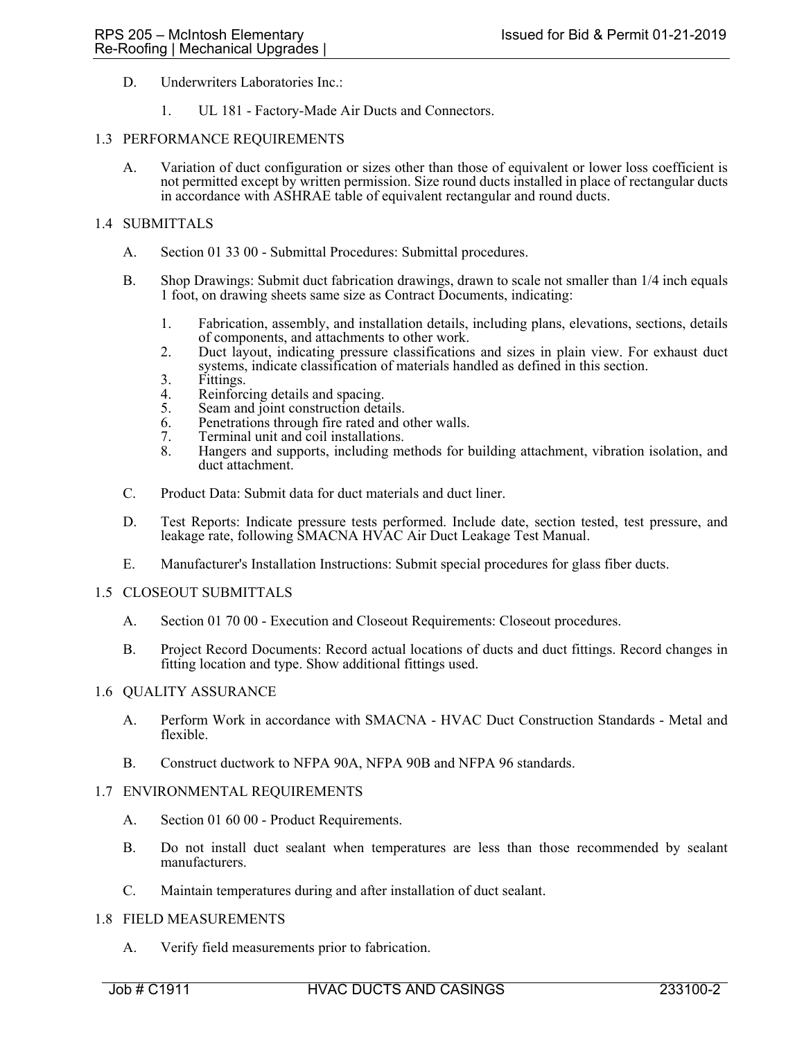D. Underwriters Laboratories Inc.:

1. UL 181 - Factory-Made Air Ducts and Connectors.

## 1.3 PERFORMANCE REQUIREMENTS

A. Variation of duct configuration or sizes other than those of equivalent or lower loss coefficient is not permitted except by written permission. Size round ducts installed in place of rectangular ducts in accordance with ASHRAE table of equivalent rectangular and round ducts.

## 1.4 SUBMITTALS

A. Section 01 33 00 - Submittal Procedures: Submittal procedures.

B. Shop Drawings: Submit duct fabrication drawings, drawn to scale not smaller than 1/4 inch equals 1 foot, on drawing sheets same size as Contract Documents, indicating:

1. Fabrication, assembly, and installation details, including plans, elevations, sections, details of components, and attachments to other work.
2. Duct layout, indicating pressure classifications and sizes in plain view. For exhaust duct systems, indicate classification of materials handled as defined in this section.
3. Fittings.
4. Reinforcing details and spacing.
5. Seam and joint construction details.
6. Penetrations through fire rated and other walls.
7. Terminal unit and coil installations.
8. Hangers and supports, including methods for building attachment, vibration isolation, and duct attachment.

C. Product Data: Submit data for duct materials and duct liner.

D. Test Reports: Indicate pressure tests performed. Include date, section tested, test pressure, and leakage rate, following SMACNA HVAC Air Duct Leakage Test Manual.

E. Manufacturer's Installation Instructions: Submit special procedures for glass fiber ducts.

## 1.5 CLOSEOUT SUBMITTALS

A. Section 01 70 00 - Execution and Closeout Requirements: Closeout procedures.

B. Project Record Documents: Record actual locations of ducts and duct fittings. Record changes in fitting location and type. Show additional fittings used.

## 1.6 QUALITY ASSURANCE

A. Perform Work in accordance with SMACNA - HVAC Duct Construction Standards - Metal and flexible.

B. Construct ductwork to NFPA 90A, NFPA 90B and NFPA 96 standards.

## 1.7 ENVIRONMENTAL REQUIREMENTS

A. Section 01 60 00 - Product Requirements.

B. Do not install duct sealant when temperatures are less than those recommended by sealant manufacturers.

C. Maintain temperatures during and after installation of duct sealant.

## 1.8 FIELD MEASUREMENTS

A. Verify field measurements prior to fabrication.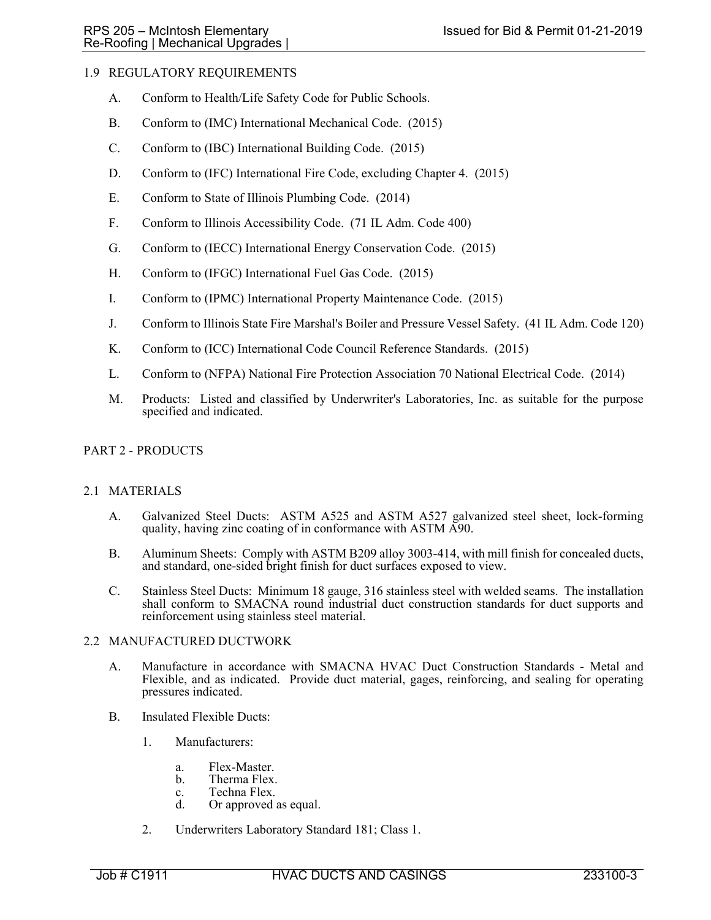## 1.9 REGULATORY REQUIREMENTS

A. Conform to Health/Life Safety Code for Public Schools.

B. Conform to (IMC) International Mechanical Code. (2015)

C. Conform to (IBC) International Building Code. (2015)

D. Conform to (IFC) International Fire Code, excluding Chapter 4. (2015)

E. Conform to State of Illinois Plumbing Code. (2014)

F. Conform to Illinois Accessibility Code. (71 IL Adm. Code 400)

G. Conform to (IECC) International Energy Conservation Code. (2015)

H. Conform to (IFGC) International Fuel Gas Code. (2015)

I. Conform to (IPMC) International Property Maintenance Code. (2015)

J. Conform to Illinois State Fire Marshal's Boiler and Pressure Vessel Safety. (41 IL Adm. Code 120)

K. Conform to (ICC) International Code Council Reference Standards. (2015)

L. Conform to (NFPA) National Fire Protection Association 70 National Electrical Code. (2014)

M. Products: Listed and classified by Underwriter's Laboratories, Inc. as suitable for the purpose specified and indicated.

# PART 2 - PRODUCTS

## 2.1 MATERIALS

A. Galvanized Steel Ducts: ASTM A525 and ASTM A527 galvanized steel sheet, lock-forming quality, having zinc coating of in conformance with ASTM A90.

B. Aluminum Sheets: Comply with ASTM B209 alloy 3003-414, with mill finish for concealed ducts, and standard, one-sided bright finish for duct surfaces exposed to view.

C. Stainless Steel Ducts: Minimum 18 gauge, 316 stainless steel with welded seams. The installation shall conform to SMACNA round industrial duct construction standards for duct supports and reinforcement using stainless steel material.

## 2.2 MANUFACTURED DUCTWORK

A. Manufacture in accordance with SMACNA HVAC Duct Construction Standards - Metal and Flexible, and as indicated. Provide duct material, gages, reinforcing, and sealing for operating pressures indicated.

B. Insulated Flexible Ducts:

1. Manufacturers:

   a. Flex-Master.
   b. Therma Flex.
   c. Techna Flex.
   d. Or approved as equal.

2. Underwriters Laboratory Standard 181; Class 1.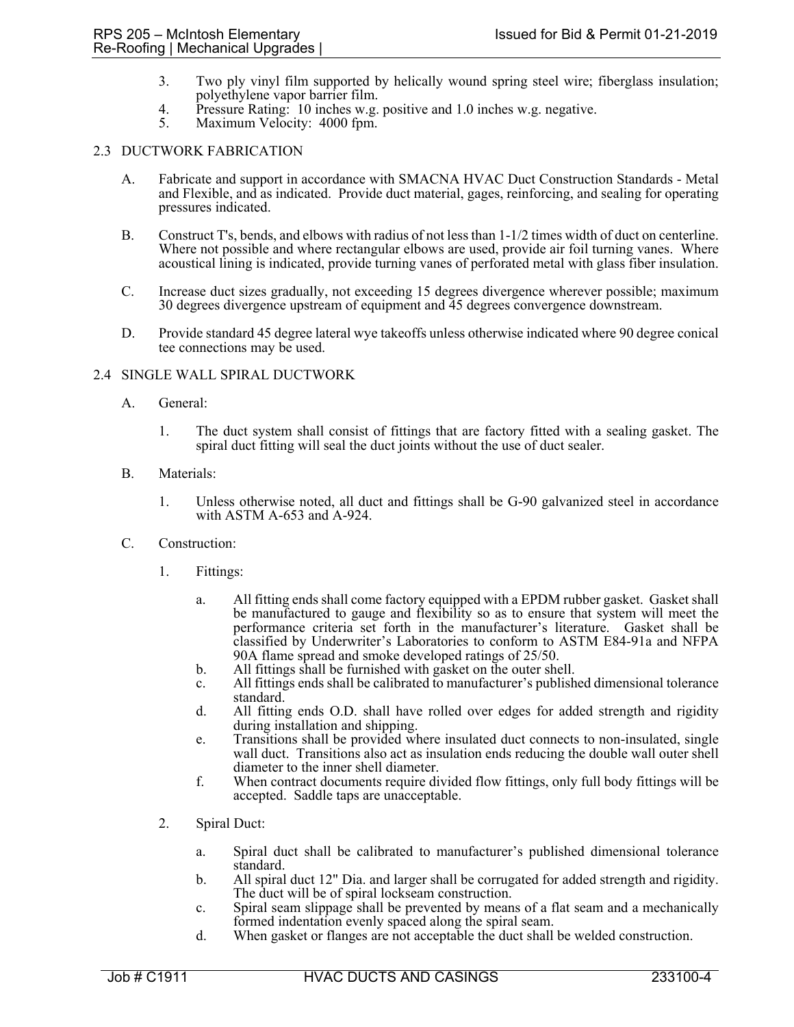3. Two ply vinyl film supported by helically wound spring steel wire; fiberglass insulation; polyethylene vapor barrier film.
4. Pressure Rating: 10 inches w.g. positive and 1.0 inches w.g. negative.
5. Maximum Velocity: 4000 fpm.

## 2.3 DUCTWORK FABRICATION

A. Fabricate and support in accordance with SMACNA HVAC Duct Construction Standards - Metal and Flexible, and as indicated. Provide duct material, gages, reinforcing, and sealing for operating pressures indicated.

B. Construct T's, bends, and elbows with radius of not less than 1-1/2 times width of duct on centerline. Where not possible and where rectangular elbows are used, provide air foil turning vanes. Where acoustical lining is indicated, provide turning vanes of perforated metal with glass fiber insulation.

C. Increase duct sizes gradually, not exceeding 15 degrees divergence wherever possible; maximum 30 degrees divergence upstream of equipment and 45 degrees convergence downstream.

D. Provide standard 45 degree lateral wye takeoffs unless otherwise indicated where 90 degree conical tee connections may be used.

## 2.4 SINGLE WALL SPIRAL DUCTWORK

A. General:

1. The duct system shall consist of fittings that are factory fitted with a sealing gasket. The spiral duct fitting will seal the duct joints without the use of duct sealer.

B. Materials:

1. Unless otherwise noted, all duct and fittings shall be G-90 galvanized steel in accordance with ASTM A-653 and A-924.

C. Construction:

1. Fittings:

   a. All fitting ends shall come factory equipped with a EPDM rubber gasket. Gasket shall be manufactured to gauge and flexibility so as to ensure that system will meet the performance criteria set forth in the manufacturer's literature. Gasket shall be classified by Underwriter's Laboratories to conform to ASTM E84-91a and NFPA 90A flame spread and smoke developed ratings of 25/50.
   b. All fittings shall be furnished with gasket on the outer shell.
   c. All fittings ends shall be calibrated to manufacturer's published dimensional tolerance standard.
   d. All fitting ends O.D. shall have rolled over edges for added strength and rigidity during installation and shipping.
   e. Transitions shall be provided where insulated duct connects to non-insulated, single wall duct. Transitions also act as insulation ends reducing the double wall outer shell diameter to the inner shell diameter.
   f. When contract documents require divided flow fittings, only full body fittings will be accepted. Saddle taps are unacceptable.

2. Spiral Duct:

   a. Spiral duct shall be calibrated to manufacturer's published dimensional tolerance standard.
   b. All spiral duct 12" Dia. and larger shall be corrugated for added strength and rigidity. The duct will be of spiral lockseam construction.
   c. Spiral seam slippage shall be prevented by means of a flat seam and a mechanically formed indentation evenly spaced along the spiral seam.
   d. When gasket or flanges are not acceptable the duct shall be welded construction.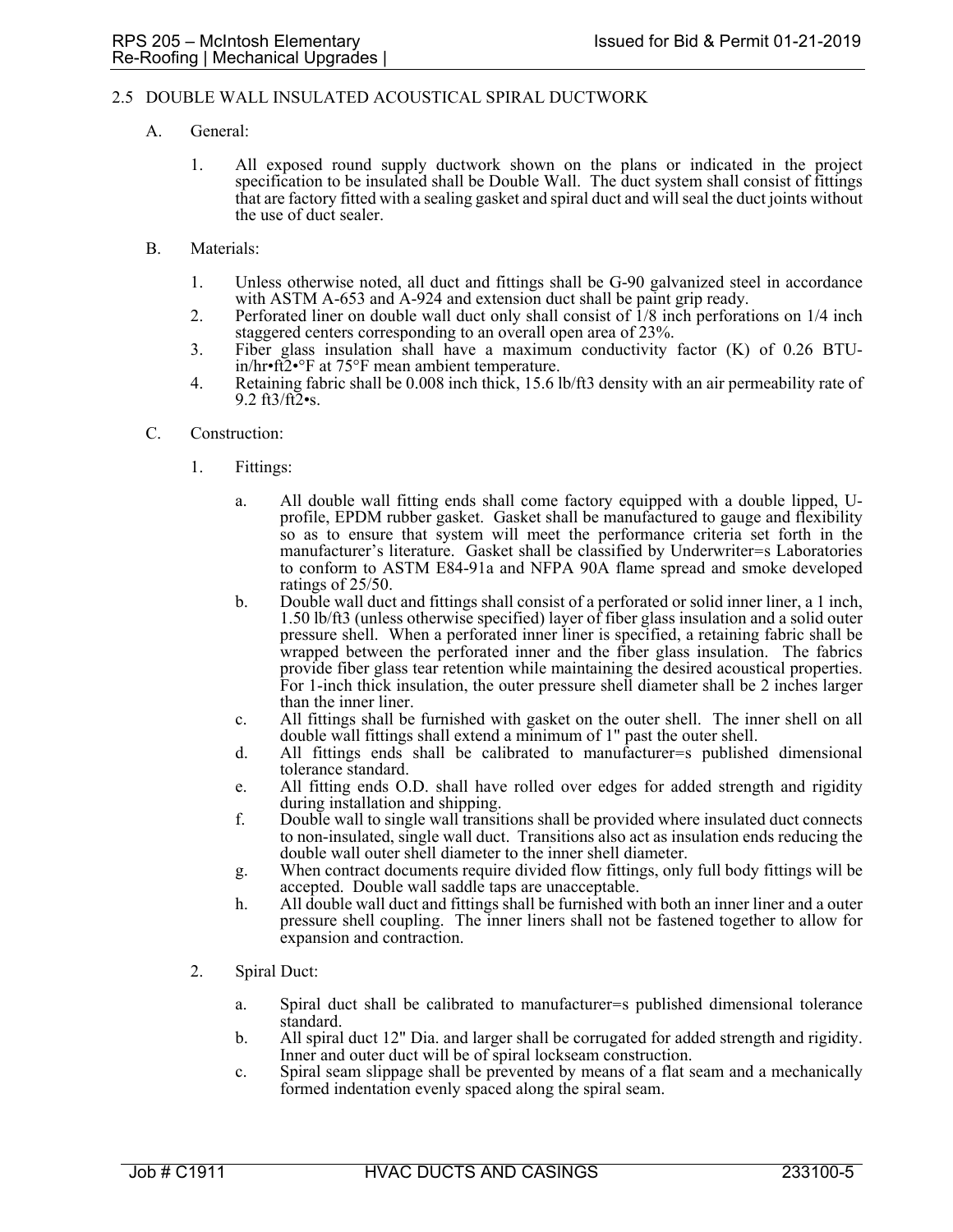## 2.5 DOUBLE WALL INSULATED ACOUSTICAL SPIRAL DUCTWORK

A. General:

1. All exposed round supply ductwork shown on the plans or indicated in the project specification to be insulated shall be Double Wall. The duct system shall consist of fittings that are factory fitted with a sealing gasket and spiral duct and will seal the duct joints without the use of duct sealer.

B. Materials:

1. Unless otherwise noted, all duct and fittings shall be G-90 galvanized steel in accordance with ASTM A-653 and A-924 and extension duct shall be paint grip ready.
2. Perforated liner on double wall duct only shall consist of 1/8 inch perforations on 1/4 inch staggered centers corresponding to an overall open area of 23%.
3. Fiber glass insulation shall have a maximum conductivity factor (K) of 0.26 BTU-in/hr•ft2•°F at 75°F mean ambient temperature.
4. Retaining fabric shall be 0.008 inch thick, 15.6 lb/ft3 density with an air permeability rate of 9.2 ft3/ft2•s.

C. Construction:

1. Fittings:

   a. All double wall fitting ends shall come factory equipped with a double lipped, U-profile, EPDM rubber gasket. Gasket shall be manufactured to gauge and flexibility so as to ensure that system will meet the performance criteria set forth in the manufacturer's literature. Gasket shall be classified by Underwriter=s Laboratories to conform to ASTM E84-91a and NFPA 90A flame spread and smoke developed ratings of 25/50.
   b. Double wall duct and fittings shall consist of a perforated or solid inner liner, a 1 inch, 1.50 lb/ft3 (unless otherwise specified) layer of fiber glass insulation and a solid outer pressure shell. When a perforated inner liner is specified, a retaining fabric shall be wrapped between the perforated inner and the fiber glass insulation. The fabrics provide fiber glass tear retention while maintaining the desired acoustical properties. For 1-inch thick insulation, the outer pressure shell diameter shall be 2 inches larger than the inner liner.
   c. All fittings shall be furnished with gasket on the outer shell. The inner shell on all double wall fittings shall extend a minimum of 1" past the outer shell.
   d. All fittings ends shall be calibrated to manufacturer=s published dimensional tolerance standard.
   e. All fitting ends O.D. shall have rolled over edges for added strength and rigidity during installation and shipping.
   f. Double wall to single wall transitions shall be provided where insulated duct connects to non-insulated, single wall duct. Transitions also act as insulation ends reducing the double wall outer shell diameter to the inner shell diameter.
   g. When contract documents require divided flow fittings, only full body fittings will be accepted. Double wall saddle taps are unacceptable.
   h. All double wall duct and fittings shall be furnished with both an inner liner and a outer pressure shell coupling. The inner liners shall not be fastened together to allow for expansion and contraction.

2. Spiral Duct:

   a. Spiral duct shall be calibrated to manufacturer=s published dimensional tolerance standard.
   b. All spiral duct 12" Dia. and larger shall be corrugated for added strength and rigidity. Inner and outer duct will be of spiral lockseam construction.
   c. Spiral seam slippage shall be prevented by means of a flat seam and a mechanically formed indentation evenly spaced along the spiral seam.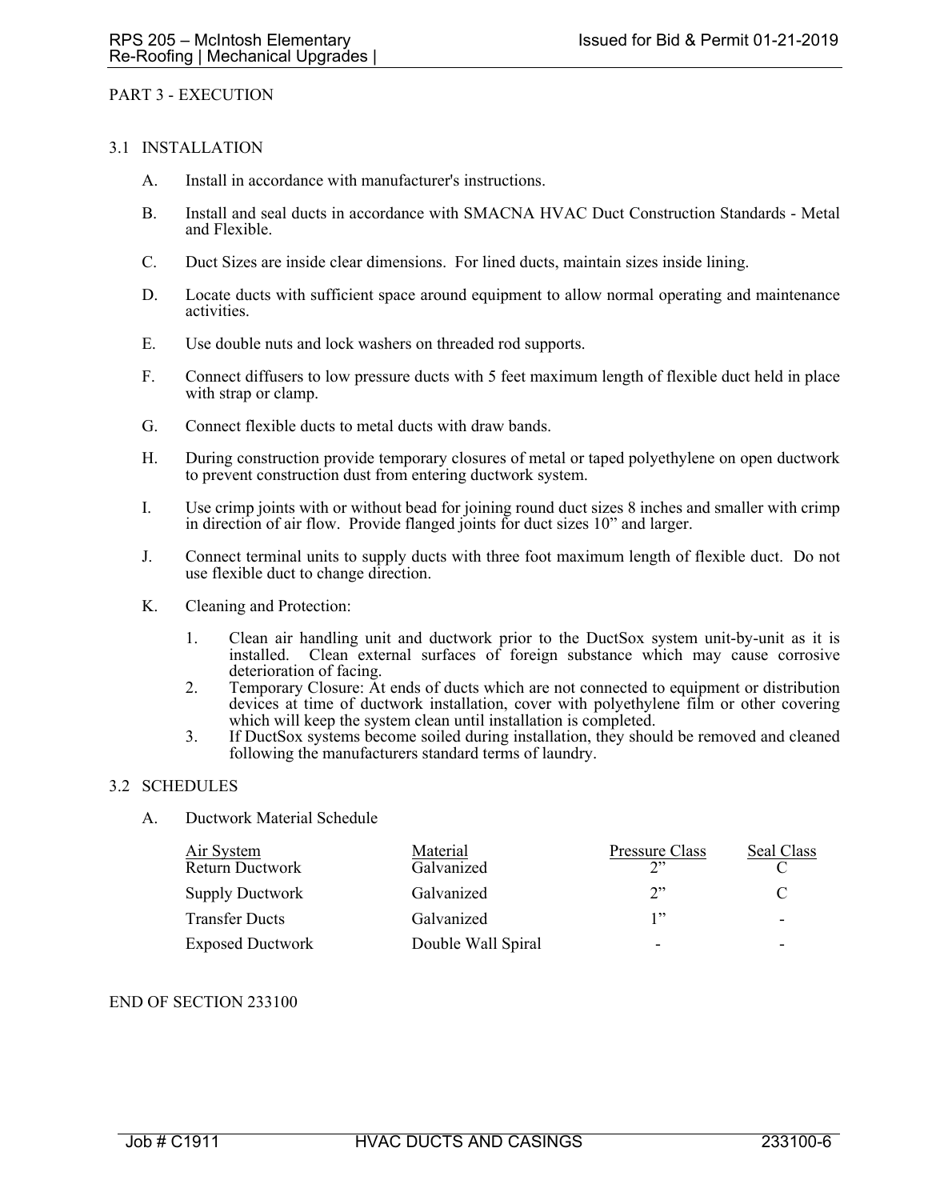## PART 3 - EXECUTION

### 3.1 INSTALLATION

A. Install in accordance with manufacturer's instructions.

B. Install and seal ducts in accordance with SMACNA HVAC Duct Construction Standards - Metal and Flexible.

C. Duct Sizes are inside clear dimensions. For lined ducts, maintain sizes inside lining.

D. Locate ducts with sufficient space around equipment to allow normal operating and maintenance activities.

E. Use double nuts and lock washers on threaded rod supports.

F. Connect diffusers to low pressure ducts with 5 feet maximum length of flexible duct held in place with strap or clamp.

G. Connect flexible ducts to metal ducts with draw bands.

H. During construction provide temporary closures of metal or taped polyethylene on open ductwork to prevent construction dust from entering ductwork system.

I. Use crimp joints with or without bead for joining round duct sizes 8 inches and smaller with crimp in direction of air flow. Provide flanged joints for duct sizes 10" and larger.

J. Connect terminal units to supply ducts with three foot maximum length of flexible duct. Do not use flexible duct to change direction.

K. Cleaning and Protection:

1. Clean air handling unit and ductwork prior to the DuctSox system unit-by-unit as it is installed. Clean external surfaces of foreign substance which may cause corrosive deterioration of facing.
2. Temporary Closure: At ends of ducts which are not connected to equipment or distribution devices at time of ductwork installation, cover with polyethylene film or other covering which will keep the system clean until installation is completed.
3. If DuctSox systems become soiled during installation, they should be removed and cleaned following the manufacturers standard terms of laundry.

### 3.2 SCHEDULES

A. Ductwork Material Schedule

| Air System | Material | Pressure Class | Seal Class |
|---|---|---|---|
| Return Ductwork | Galvanized | 2" | C |
| Supply Ductwork | Galvanized | 2" | C |
| Transfer Ducts | Galvanized | 1" | - |
| Exposed Ductwork | Double Wall Spiral | - | - |

END OF SECTION 233100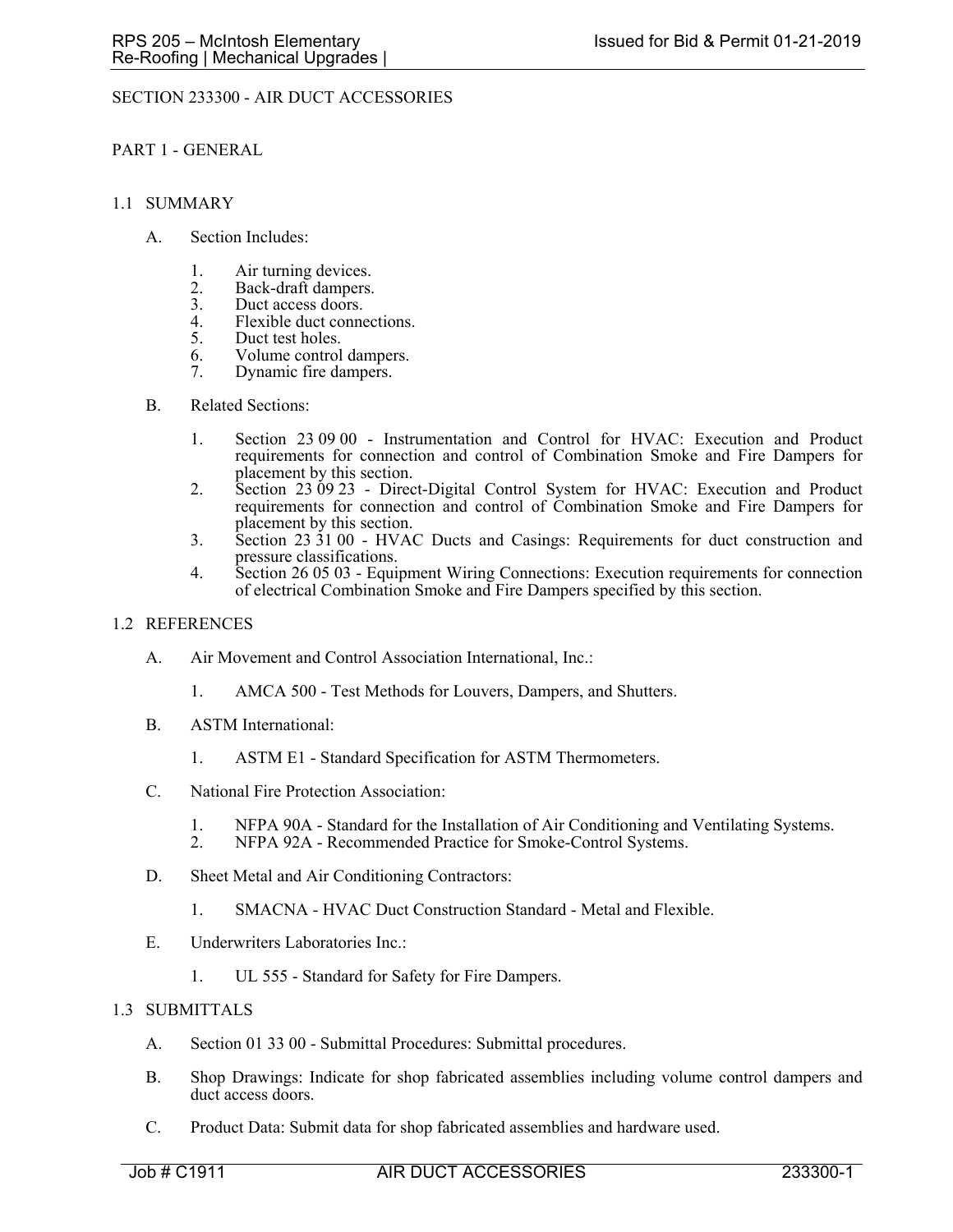# SECTION 233300 - AIR DUCT ACCESSORIES

## PART 1 - GENERAL

### 1.1 SUMMARY

A. Section Includes:

1. Air turning devices.
2. Back-draft dampers.
3. Duct access doors.
4. Flexible duct connections.
5. Duct test holes.
6. Volume control dampers.
7. Dynamic fire dampers.

B. Related Sections:

1. Section 23 09 00 - Instrumentation and Control for HVAC: Execution and Product requirements for connection and control of Combination Smoke and Fire Dampers for placement by this section.
2. Section 23 09 23 - Direct-Digital Control System for HVAC: Execution and Product requirements for connection and control of Combination Smoke and Fire Dampers for placement by this section.
3. Section 23 31 00 - HVAC Ducts and Casings: Requirements for duct construction and pressure classifications.
4. Section 26 05 03 - Equipment Wiring Connections: Execution requirements for connection of electrical Combination Smoke and Fire Dampers specified by this section.

### 1.2 REFERENCES

A. Air Movement and Control Association International, Inc.:

1. AMCA 500 - Test Methods for Louvers, Dampers, and Shutters.

B. ASTM International:

1. ASTM E1 - Standard Specification for ASTM Thermometers.

C. National Fire Protection Association:

1. NFPA 90A - Standard for the Installation of Air Conditioning and Ventilating Systems.
2. NFPA 92A - Recommended Practice for Smoke-Control Systems.

D. Sheet Metal and Air Conditioning Contractors:

1. SMACNA - HVAC Duct Construction Standard - Metal and Flexible.

E. Underwriters Laboratories Inc.:

1. UL 555 - Standard for Safety for Fire Dampers.

### 1.3 SUBMITTALS

A. Section 01 33 00 - Submittal Procedures: Submittal procedures.

B. Shop Drawings: Indicate for shop fabricated assemblies including volume control dampers and duct access doors.

C. Product Data: Submit data for shop fabricated assemblies and hardware used.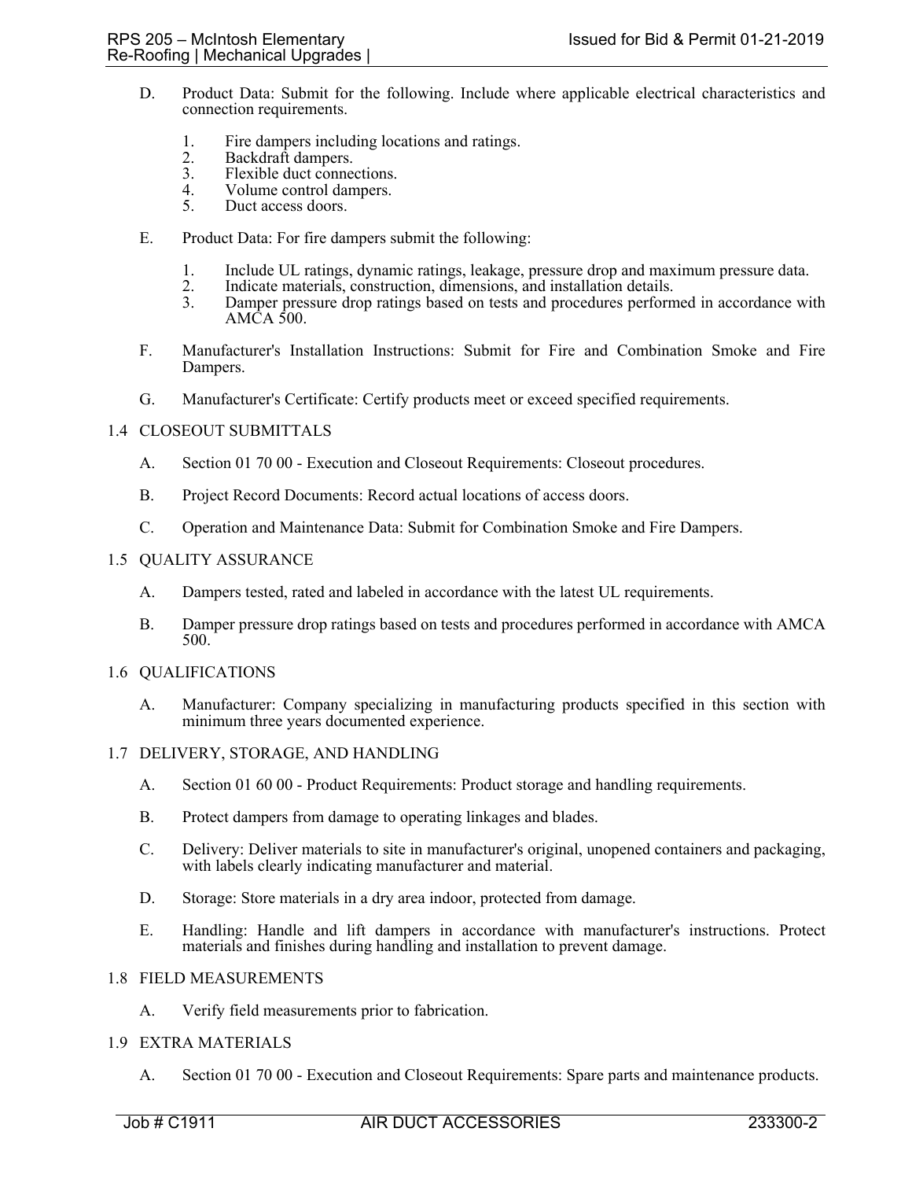D. Product Data: Submit for the following. Include where applicable electrical characteristics and connection requirements.

1. Fire dampers including locations and ratings.
2. Backdraft dampers.
3. Flexible duct connections.
4. Volume control dampers.
5. Duct access doors.

E. Product Data: For fire dampers submit the following:

1. Include UL ratings, dynamic ratings, leakage, pressure drop and maximum pressure data.
2. Indicate materials, construction, dimensions, and installation details.
3. Damper pressure drop ratings based on tests and procedures performed in accordance with AMCA 500.

F. Manufacturer's Installation Instructions: Submit for Fire and Combination Smoke and Fire Dampers.

G. Manufacturer's Certificate: Certify products meet or exceed specified requirements.

## 1.4 CLOSEOUT SUBMITTALS

A. Section 01 70 00 - Execution and Closeout Requirements: Closeout procedures.

B. Project Record Documents: Record actual locations of access doors.

C. Operation and Maintenance Data: Submit for Combination Smoke and Fire Dampers.

## 1.5 QUALITY ASSURANCE

A. Dampers tested, rated and labeled in accordance with the latest UL requirements.

B. Damper pressure drop ratings based on tests and procedures performed in accordance with AMCA 500.

## 1.6 QUALIFICATIONS

A. Manufacturer: Company specializing in manufacturing products specified in this section with minimum three years documented experience.

## 1.7 DELIVERY, STORAGE, AND HANDLING

A. Section 01 60 00 - Product Requirements: Product storage and handling requirements.

B. Protect dampers from damage to operating linkages and blades.

C. Delivery: Deliver materials to site in manufacturer's original, unopened containers and packaging, with labels clearly indicating manufacturer and material.

D. Storage: Store materials in a dry area indoor, protected from damage.

E. Handling: Handle and lift dampers in accordance with manufacturer's instructions. Protect materials and finishes during handling and installation to prevent damage.

## 1.8 FIELD MEASUREMENTS

A. Verify field measurements prior to fabrication.

## 1.9 EXTRA MATERIALS

A. Section 01 70 00 - Execution and Closeout Requirements: Spare parts and maintenance products.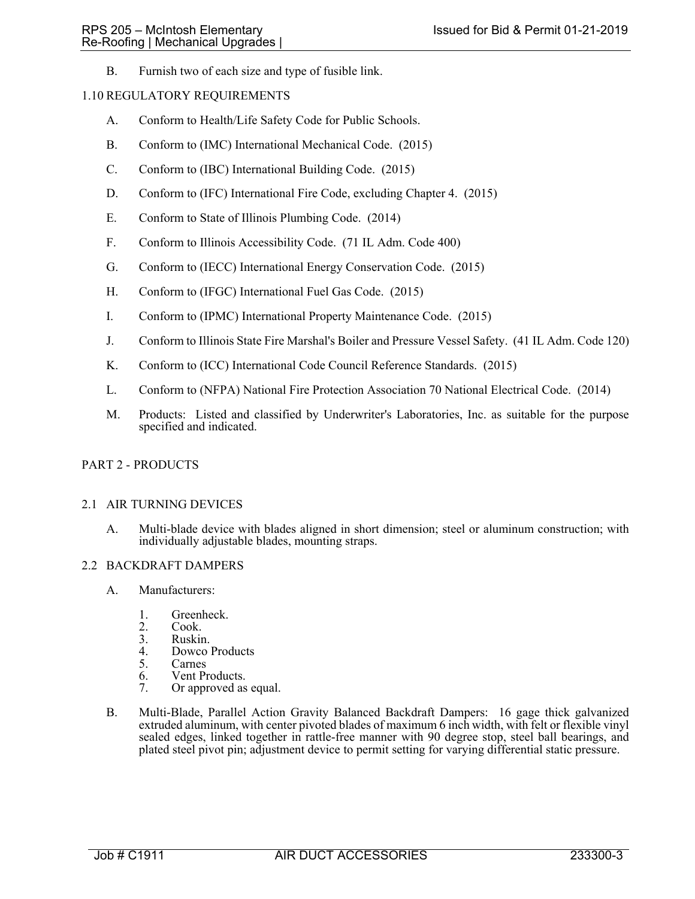B. Furnish two of each size and type of fusible link.

## 1.10 REGULATORY REQUIREMENTS

A. Conform to Health/Life Safety Code for Public Schools.

B. Conform to (IMC) International Mechanical Code. (2015)

C. Conform to (IBC) International Building Code. (2015)

D. Conform to (IFC) International Fire Code, excluding Chapter 4. (2015)

E. Conform to State of Illinois Plumbing Code. (2014)

F. Conform to Illinois Accessibility Code. (71 IL Adm. Code 400)

G. Conform to (IECC) International Energy Conservation Code. (2015)

H. Conform to (IFGC) International Fuel Gas Code. (2015)

I. Conform to (IPMC) International Property Maintenance Code. (2015)

J. Conform to Illinois State Fire Marshal's Boiler and Pressure Vessel Safety. (41 IL Adm. Code 120)

K. Conform to (ICC) International Code Council Reference Standards. (2015)

L. Conform to (NFPA) National Fire Protection Association 70 National Electrical Code. (2014)

M. Products: Listed and classified by Underwriter's Laboratories, Inc. as suitable for the purpose specified and indicated.

# PART 2 - PRODUCTS

## 2.1 AIR TURNING DEVICES

A. Multi-blade device with blades aligned in short dimension; steel or aluminum construction; with individually adjustable blades, mounting straps.

## 2.2 BACKDRAFT DAMPERS

A. Manufacturers:

1. Greenheck.
2. Cook.
3. Ruskin.
4. Dowco Products
5. Carnes
6. Vent Products.
7. Or approved as equal.

B. Multi-Blade, Parallel Action Gravity Balanced Backdraft Dampers: 16 gage thick galvanized extruded aluminum, with center pivoted blades of maximum 6 inch width, with felt or flexible vinyl sealed edges, linked together in rattle-free manner with 90 degree stop, steel ball bearings, and plated steel pivot pin; adjustment device to permit setting for varying differential static pressure.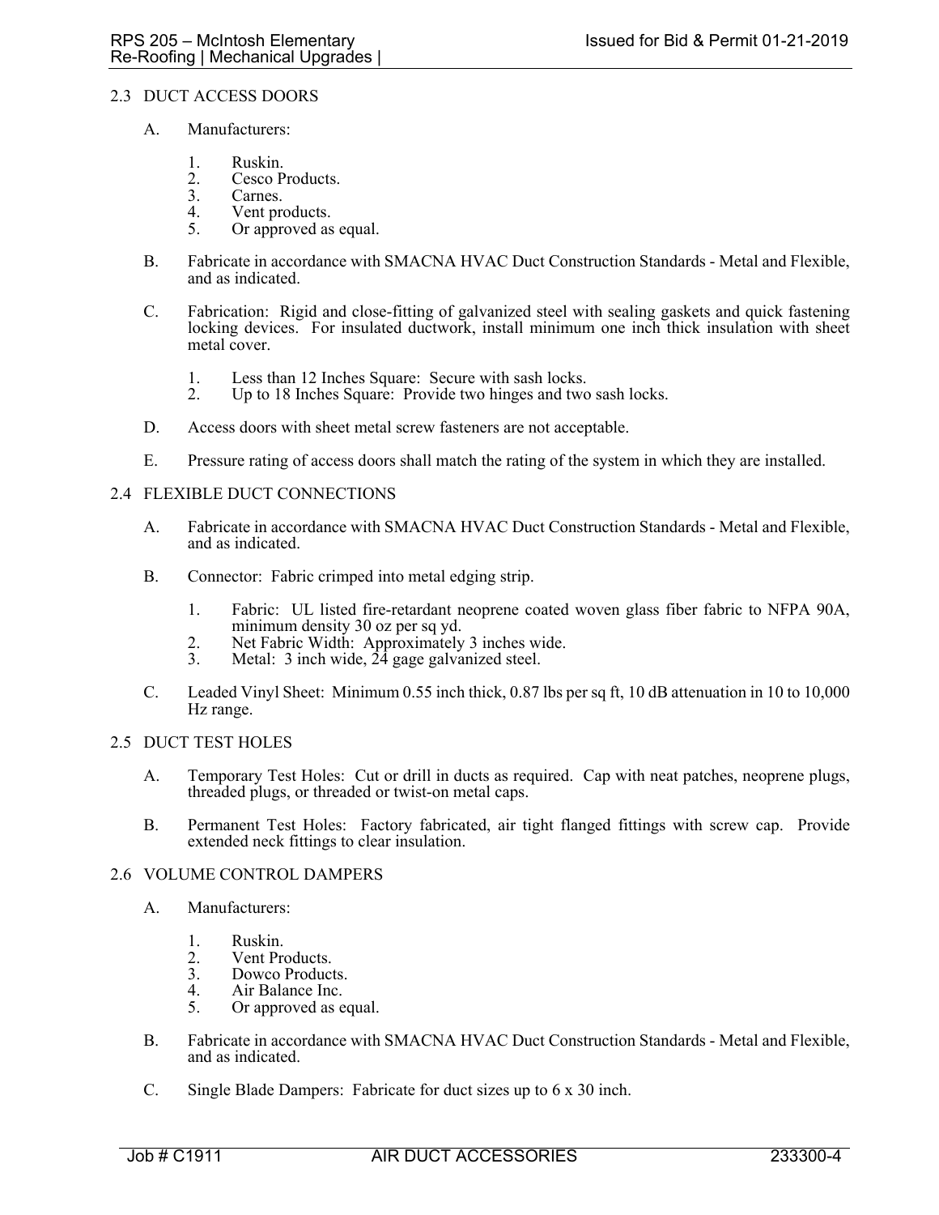## 2.3 DUCT ACCESS DOORS

A. Manufacturers:

1. Ruskin.
2. Cesco Products.
3. Carnes.
4. Vent products.
5. Or approved as equal.

B. Fabricate in accordance with SMACNA HVAC Duct Construction Standards - Metal and Flexible, and as indicated.

C. Fabrication: Rigid and close-fitting of galvanized steel with sealing gaskets and quick fastening locking devices. For insulated ductwork, install minimum one inch thick insulation with sheet metal cover.

1. Less than 12 Inches Square: Secure with sash locks.
2. Up to 18 Inches Square: Provide two hinges and two sash locks.

D. Access doors with sheet metal screw fasteners are not acceptable.

E. Pressure rating of access doors shall match the rating of the system in which they are installed.

## 2.4 FLEXIBLE DUCT CONNECTIONS

A. Fabricate in accordance with SMACNA HVAC Duct Construction Standards - Metal and Flexible, and as indicated.

B. Connector: Fabric crimped into metal edging strip.

1. Fabric: UL listed fire-retardant neoprene coated woven glass fiber fabric to NFPA 90A, minimum density 30 oz per sq yd.
2. Net Fabric Width: Approximately 3 inches wide.
3. Metal: 3 inch wide, 24 gage galvanized steel.

C. Leaded Vinyl Sheet: Minimum 0.55 inch thick, 0.87 lbs per sq ft, 10 dB attenuation in 10 to 10,000 Hz range.

## 2.5 DUCT TEST HOLES

A. Temporary Test Holes: Cut or drill in ducts as required. Cap with neat patches, neoprene plugs, threaded plugs, or threaded or twist-on metal caps.

B. Permanent Test Holes: Factory fabricated, air tight flanged fittings with screw cap. Provide extended neck fittings to clear insulation.

## 2.6 VOLUME CONTROL DAMPERS

A. Manufacturers:

1. Ruskin.
2. Vent Products.
3. Dowco Products.
4. Air Balance Inc.
5. Or approved as equal.

B. Fabricate in accordance with SMACNA HVAC Duct Construction Standards - Metal and Flexible, and as indicated.

C. Single Blade Dampers: Fabricate for duct sizes up to 6 x 30 inch.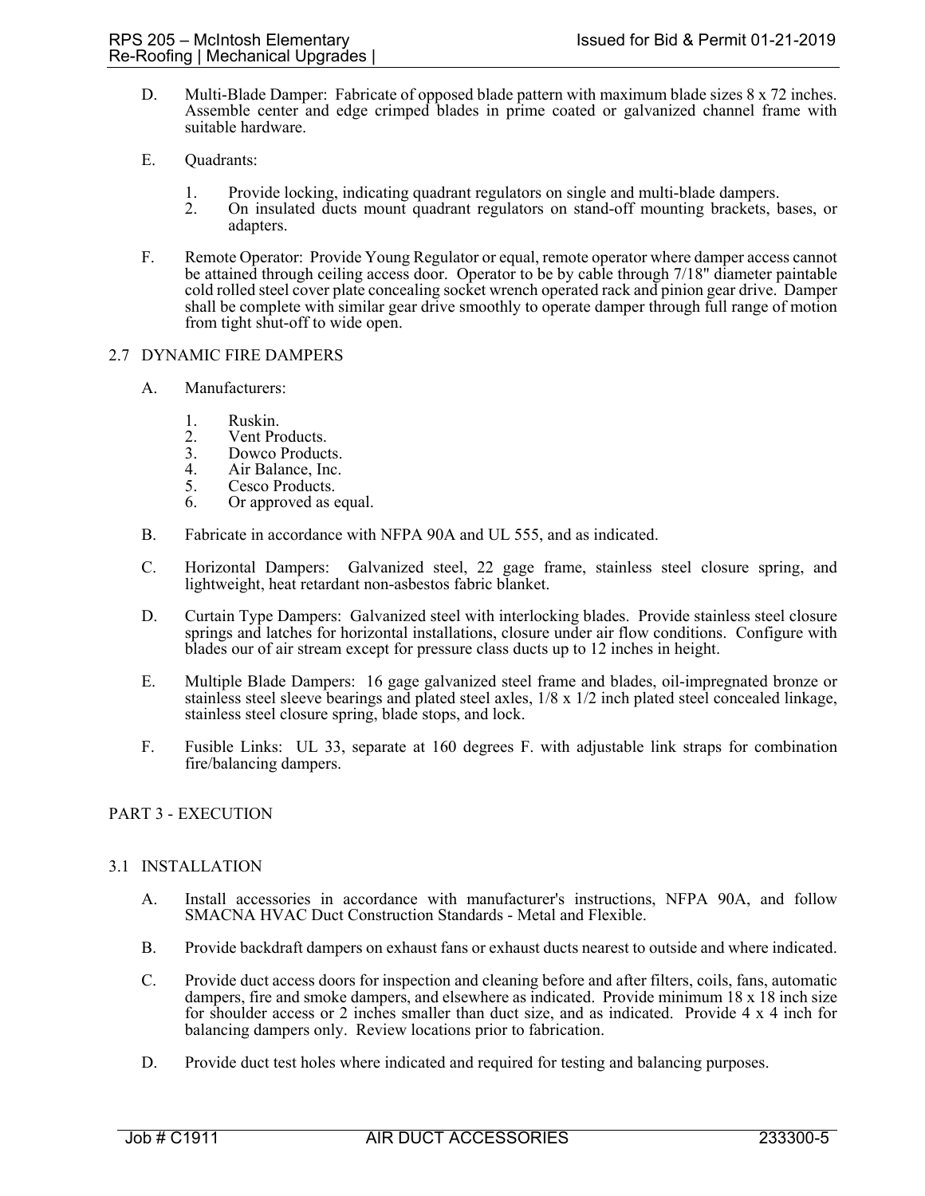D. Multi-Blade Damper: Fabricate of opposed blade pattern with maximum blade sizes 8 x 72 inches. Assemble center and edge crimped blades in prime coated or galvanized channel frame with suitable hardware.

E. Quadrants:

1. Provide locking, indicating quadrant regulators on single and multi-blade dampers.
2. On insulated ducts mount quadrant regulators on stand-off mounting brackets, bases, or adapters.

F. Remote Operator: Provide Young Regulator or equal, remote operator where damper access cannot be attained through ceiling access door. Operator to be by cable through 7/18" diameter paintable cold rolled steel cover plate concealing socket wrench operated rack and pinion gear drive. Damper shall be complete with similar gear drive smoothly to operate damper through full range of motion from tight shut-off to wide open.

## 2.7 DYNAMIC FIRE DAMPERS

A. Manufacturers:

1. Ruskin.
2. Vent Products.
3. Dowco Products.
4. Air Balance, Inc.
5. Cesco Products.
6. Or approved as equal.

B. Fabricate in accordance with NFPA 90A and UL 555, and as indicated.

C. Horizontal Dampers: Galvanized steel, 22 gage frame, stainless steel closure spring, and lightweight, heat retardant non-asbestos fabric blanket.

D. Curtain Type Dampers: Galvanized steel with interlocking blades. Provide stainless steel closure springs and latches for horizontal installations, closure under air flow conditions. Configure with blades our of air stream except for pressure class ducts up to 12 inches in height.

E. Multiple Blade Dampers: 16 gage galvanized steel frame and blades, oil-impregnated bronze or stainless steel sleeve bearings and plated steel axles, 1/8 x 1/2 inch plated steel concealed linkage, stainless steel closure spring, blade stops, and lock.

F. Fusible Links: UL 33, separate at 160 degrees F. with adjustable link straps for combination fire/balancing dampers.

# PART 3 - EXECUTION

## 3.1 INSTALLATION

A. Install accessories in accordance with manufacturer's instructions, NFPA 90A, and follow SMACNA HVAC Duct Construction Standards - Metal and Flexible.

B. Provide backdraft dampers on exhaust fans or exhaust ducts nearest to outside and where indicated.

C. Provide duct access doors for inspection and cleaning before and after filters, coils, fans, automatic dampers, fire and smoke dampers, and elsewhere as indicated. Provide minimum 18 x 18 inch size for shoulder access or 2 inches smaller than duct size, and as indicated. Provide 4 x 4 inch for balancing dampers only. Review locations prior to fabrication.

D. Provide duct test holes where indicated and required for testing and balancing purposes.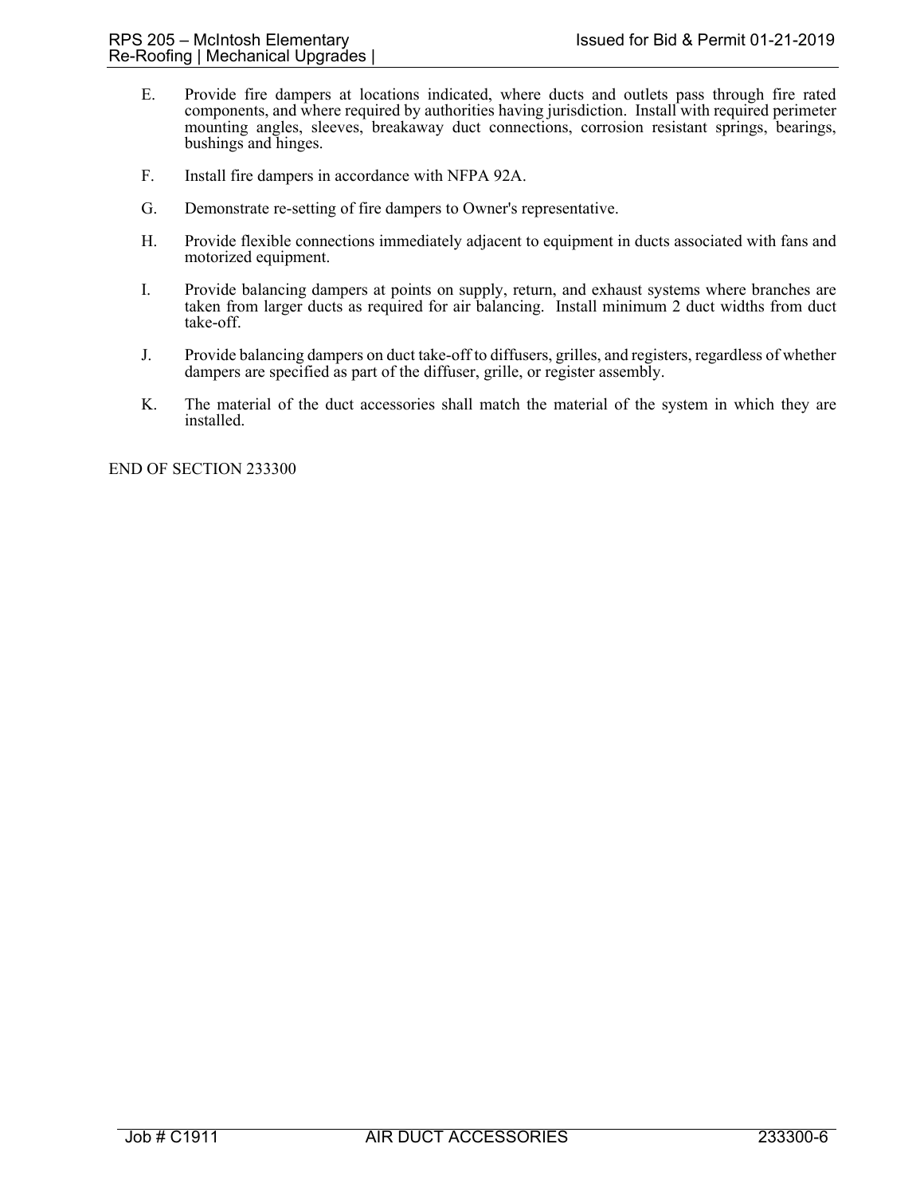E. Provide fire dampers at locations indicated, where ducts and outlets pass through fire rated components, and where required by authorities having jurisdiction. Install with required perimeter mounting angles, sleeves, breakaway duct connections, corrosion resistant springs, bearings, bushings and hinges.

F. Install fire dampers in accordance with NFPA 92A.

G. Demonstrate re-setting of fire dampers to Owner's representative.

H. Provide flexible connections immediately adjacent to equipment in ducts associated with fans and motorized equipment.

I. Provide balancing dampers at points on supply, return, and exhaust systems where branches are taken from larger ducts as required for air balancing. Install minimum 2 duct widths from duct take-off.

J. Provide balancing dampers on duct take-off to diffusers, grilles, and registers, regardless of whether dampers are specified as part of the diffuser, grille, or register assembly.

K. The material of the duct accessories shall match the material of the system in which they are installed.

END OF SECTION 233300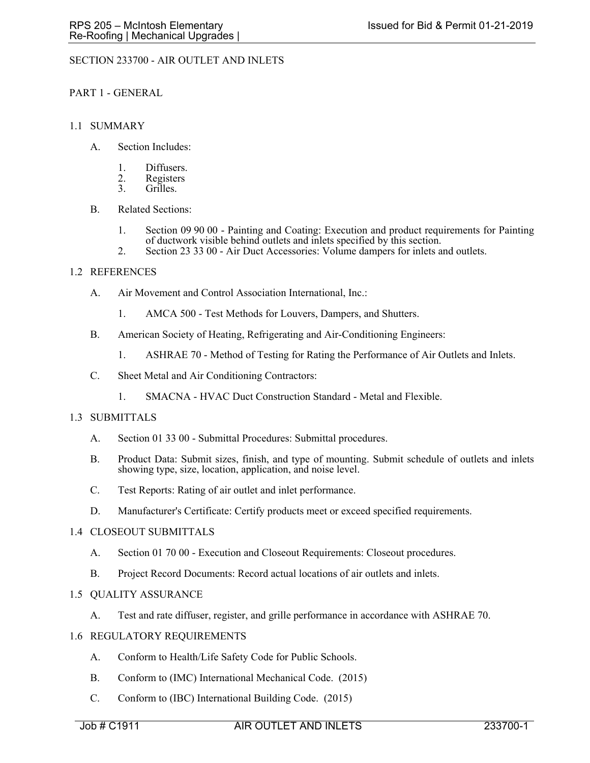# SECTION 233700 - AIR OUTLET AND INLETS

## PART 1 - GENERAL

### 1.1 SUMMARY

A. Section Includes:

1. Diffusers.
2. Registers
3. Grilles.

B. Related Sections:

1. Section 09 90 00 - Painting and Coating: Execution and product requirements for Painting of ductwork visible behind outlets and inlets specified by this section.
2. Section 23 33 00 - Air Duct Accessories: Volume dampers for inlets and outlets.

### 1.2 REFERENCES

A. Air Movement and Control Association International, Inc.:

1. AMCA 500 - Test Methods for Louvers, Dampers, and Shutters.

B. American Society of Heating, Refrigerating and Air-Conditioning Engineers:

1. ASHRAE 70 - Method of Testing for Rating the Performance of Air Outlets and Inlets.

C. Sheet Metal and Air Conditioning Contractors:

1. SMACNA - HVAC Duct Construction Standard - Metal and Flexible.

### 1.3 SUBMITTALS

A. Section 01 33 00 - Submittal Procedures: Submittal procedures.

B. Product Data: Submit sizes, finish, and type of mounting. Submit schedule of outlets and inlets showing type, size, location, application, and noise level.

C. Test Reports: Rating of air outlet and inlet performance.

D. Manufacturer's Certificate: Certify products meet or exceed specified requirements.

### 1.4 CLOSEOUT SUBMITTALS

A. Section 01 70 00 - Execution and Closeout Requirements: Closeout procedures.

B. Project Record Documents: Record actual locations of air outlets and inlets.

### 1.5 QUALITY ASSURANCE

A. Test and rate diffuser, register, and grille performance in accordance with ASHRAE 70.

### 1.6 REGULATORY REQUIREMENTS

A. Conform to Health/Life Safety Code for Public Schools.

B. Conform to (IMC) International Mechanical Code. (2015)

C. Conform to (IBC) International Building Code. (2015)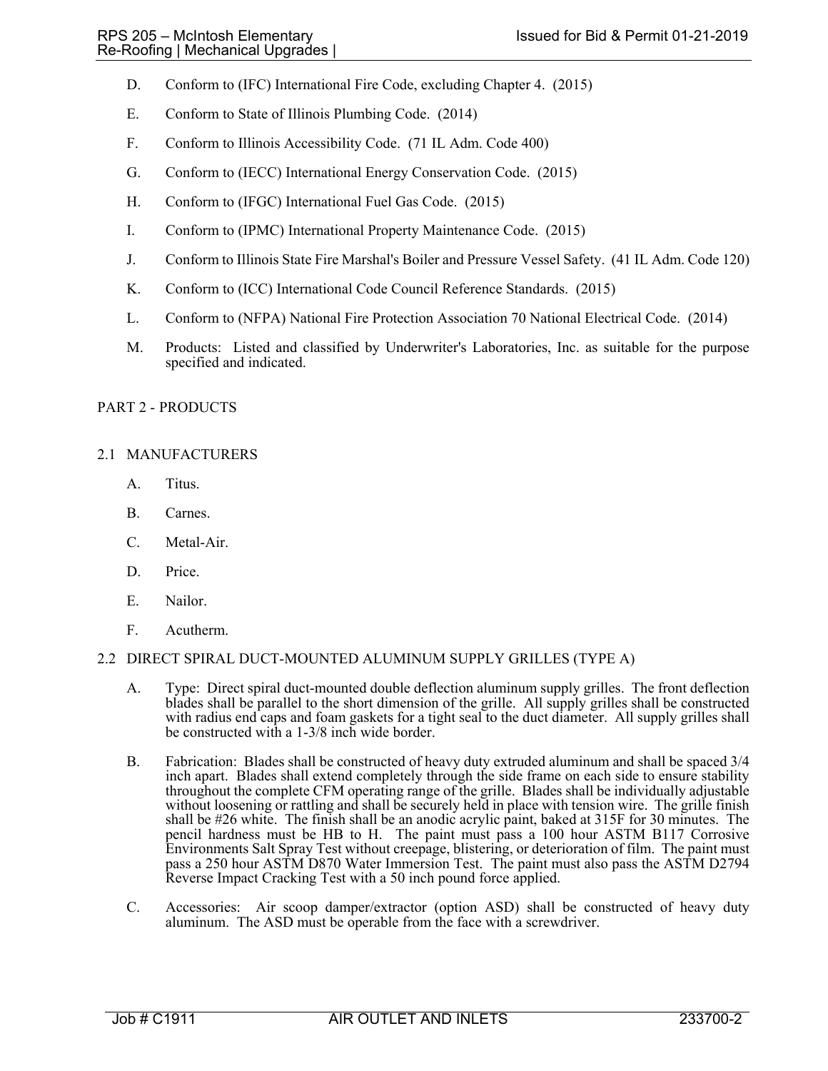D. Conform to (IFC) International Fire Code, excluding Chapter 4. (2015)

E. Conform to State of Illinois Plumbing Code. (2014)

F. Conform to Illinois Accessibility Code. (71 IL Adm. Code 400)

G. Conform to (IECC) International Energy Conservation Code. (2015)

H. Conform to (IFGC) International Fuel Gas Code. (2015)

I. Conform to (IPMC) International Property Maintenance Code. (2015)

J. Conform to Illinois State Fire Marshal's Boiler and Pressure Vessel Safety. (41 IL Adm. Code 120)

K. Conform to (ICC) International Code Council Reference Standards. (2015)

L. Conform to (NFPA) National Fire Protection Association 70 National Electrical Code. (2014)

M. Products: Listed and classified by Underwriter's Laboratories, Inc. as suitable for the purpose specified and indicated.

## PART 2 - PRODUCTS

### 2.1 MANUFACTURERS

A. Titus.

B. Carnes.

C. Metal-Air.

D. Price.

E. Nailor.

F. Acutherm.

### 2.2 DIRECT SPIRAL DUCT-MOUNTED ALUMINUM SUPPLY GRILLES (TYPE A)

A. Type: Direct spiral duct-mounted double deflection aluminum supply grilles. The front deflection blades shall be parallel to the short dimension of the grille. All supply grilles shall be constructed with radius end caps and foam gaskets for a tight seal to the duct diameter. All supply grilles shall be constructed with a 1-3/8 inch wide border.

B. Fabrication: Blades shall be constructed of heavy duty extruded aluminum and shall be spaced 3/4 inch apart. Blades shall extend completely through the side frame on each side to ensure stability throughout the complete CFM operating range of the grille. Blades shall be individually adjustable without loosening or rattling and shall be securely held in place with tension wire. The grille finish shall be #26 white. The finish shall be an anodic acrylic paint, baked at 315F for 30 minutes. The pencil hardness must be HB to H. The paint must pass a 100 hour ASTM B117 Corrosive Environments Salt Spray Test without creepage, blistering, or deterioration of film. The paint must pass a 250 hour ASTM D870 Water Immersion Test. The paint must also pass the ASTM D2794 Reverse Impact Cracking Test with a 50 inch pound force applied.

C. Accessories: Air scoop damper/extractor (option ASD) shall be constructed of heavy duty aluminum. The ASD must be operable from the face with a screwdriver.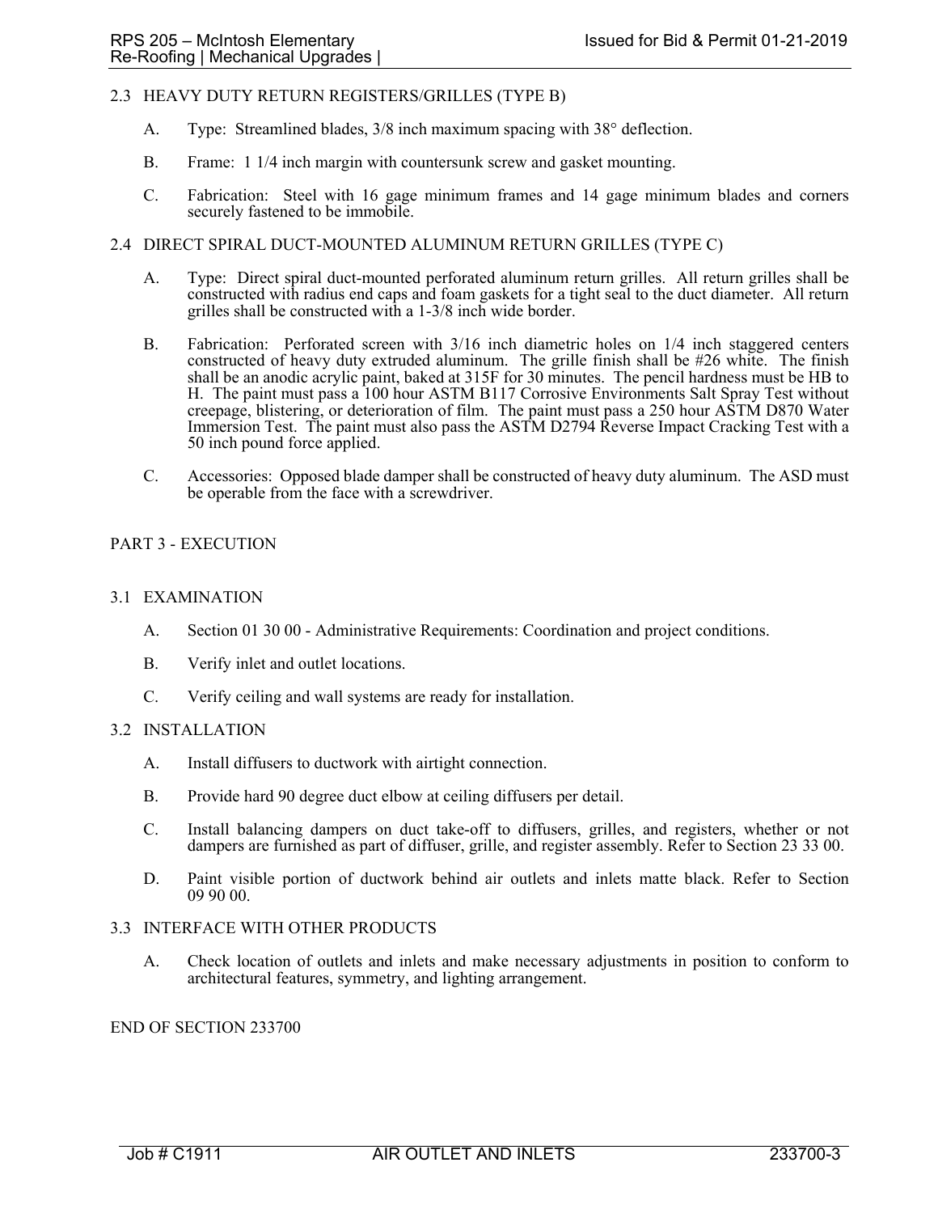## 2.3 HEAVY DUTY RETURN REGISTERS/GRILLES (TYPE B)

A. Type: Streamlined blades, 3/8 inch maximum spacing with 38° deflection.

B. Frame: 1 1/4 inch margin with countersunk screw and gasket mounting.

C. Fabrication: Steel with 16 gage minimum frames and 14 gage minimum blades and corners securely fastened to be immobile.

## 2.4 DIRECT SPIRAL DUCT-MOUNTED ALUMINUM RETURN GRILLES (TYPE C)

A. Type: Direct spiral duct-mounted perforated aluminum return grilles. All return grilles shall be constructed with radius end caps and foam gaskets for a tight seal to the duct diameter. All return grilles shall be constructed with a 1-3/8 inch wide border.

B. Fabrication: Perforated screen with 3/16 inch diametric holes on 1/4 inch staggered centers constructed of heavy duty extruded aluminum. The grille finish shall be #26 white. The finish shall be an anodic acrylic paint, baked at 315F for 30 minutes. The pencil hardness must be HB to H. The paint must pass a 100 hour ASTM B117 Corrosive Environments Salt Spray Test without creepage, blistering, or deterioration of film. The paint must pass a 250 hour ASTM D870 Water Immersion Test. The paint must also pass the ASTM D2794 Reverse Impact Cracking Test with a 50 inch pound force applied.

C. Accessories: Opposed blade damper shall be constructed of heavy duty aluminum. The ASD must be operable from the face with a screwdriver.

# PART 3 - EXECUTION

## 3.1 EXAMINATION

A. Section 01 30 00 - Administrative Requirements: Coordination and project conditions.

B. Verify inlet and outlet locations.

C. Verify ceiling and wall systems are ready for installation.

## 3.2 INSTALLATION

A. Install diffusers to ductwork with airtight connection.

B. Provide hard 90 degree duct elbow at ceiling diffusers per detail.

C. Install balancing dampers on duct take-off to diffusers, grilles, and registers, whether or not dampers are furnished as part of diffuser, grille, and register assembly. Refer to Section 23 33 00.

D. Paint visible portion of ductwork behind air outlets and inlets matte black. Refer to Section 09 90 00.

## 3.3 INTERFACE WITH OTHER PRODUCTS

A. Check location of outlets and inlets and make necessary adjustments in position to conform to architectural features, symmetry, and lighting arrangement.

END OF SECTION 233700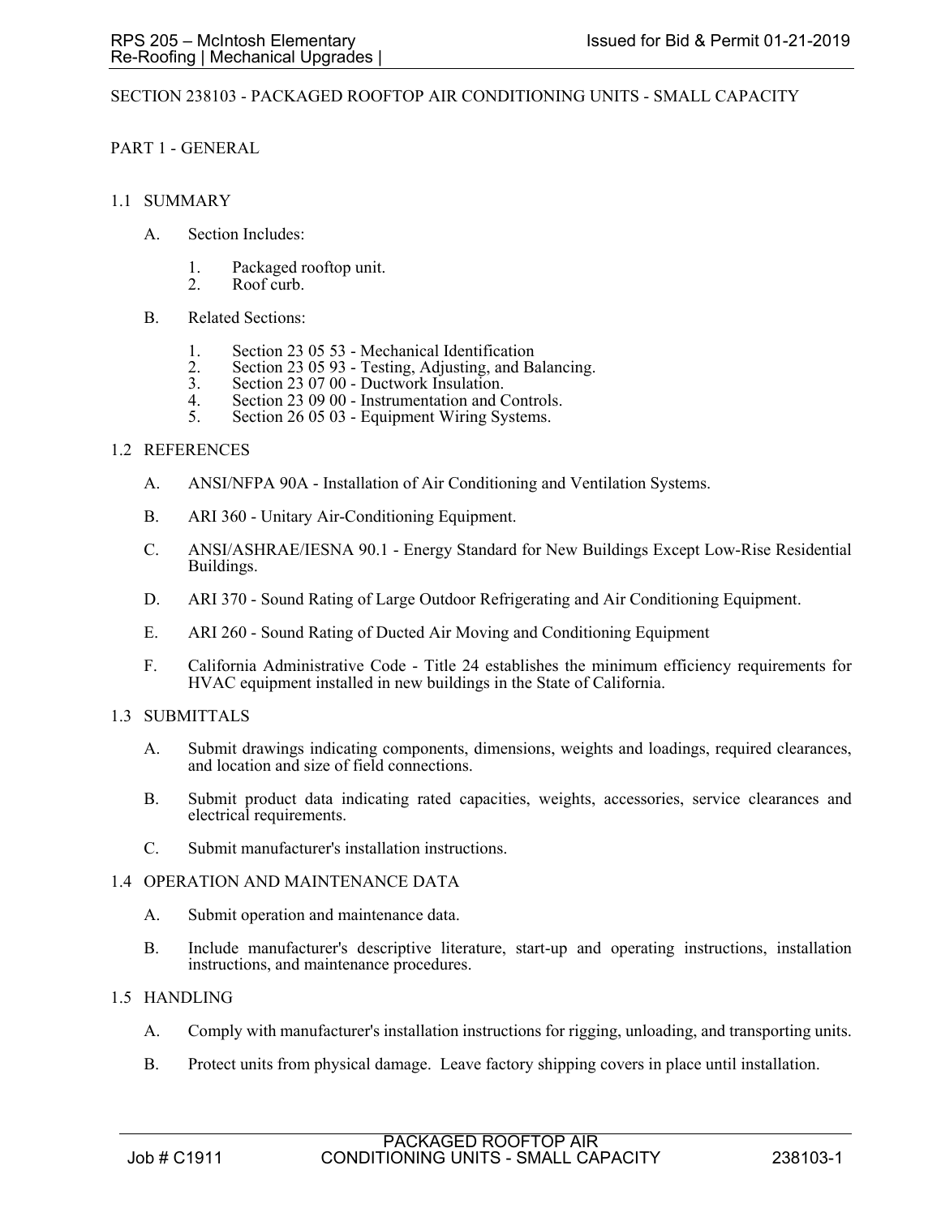# SECTION 238103 - PACKAGED ROOFTOP AIR CONDITIONING UNITS - SMALL CAPACITY

## PART 1 - GENERAL

### 1.1 SUMMARY

A. Section Includes:

1. Packaged rooftop unit.
2. Roof curb.

B. Related Sections:

1. Section 23 05 53 - Mechanical Identification
2. Section 23 05 93 - Testing, Adjusting, and Balancing.
3. Section 23 07 00 - Ductwork Insulation.
4. Section 23 09 00 - Instrumentation and Controls.
5. Section 26 05 03 - Equipment Wiring Systems.

### 1.2 REFERENCES

A. ANSI/NFPA 90A - Installation of Air Conditioning and Ventilation Systems.

B. ARI 360 - Unitary Air-Conditioning Equipment.

C. ANSI/ASHRAE/IESNA 90.1 - Energy Standard for New Buildings Except Low-Rise Residential Buildings.

D. ARI 370 - Sound Rating of Large Outdoor Refrigerating and Air Conditioning Equipment.

E. ARI 260 - Sound Rating of Ducted Air Moving and Conditioning Equipment

F. California Administrative Code - Title 24 establishes the minimum efficiency requirements for HVAC equipment installed in new buildings in the State of California.

### 1.3 SUBMITTALS

A. Submit drawings indicating components, dimensions, weights and loadings, required clearances, and location and size of field connections.

B. Submit product data indicating rated capacities, weights, accessories, service clearances and electrical requirements.

C. Submit manufacturer's installation instructions.

### 1.4 OPERATION AND MAINTENANCE DATA

A. Submit operation and maintenance data.

B. Include manufacturer's descriptive literature, start-up and operating instructions, installation instructions, and maintenance procedures.

### 1.5 HANDLING

A. Comply with manufacturer's installation instructions for rigging, unloading, and transporting units.

B. Protect units from physical damage. Leave factory shipping covers in place until installation.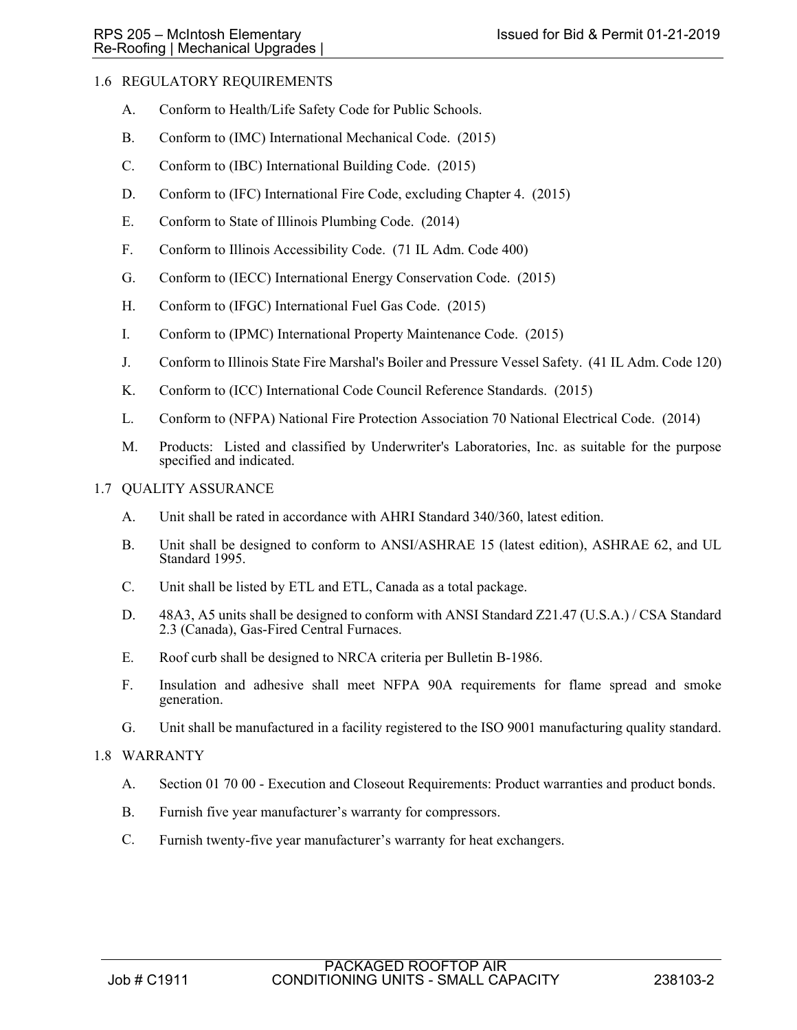## 1.6 REGULATORY REQUIREMENTS

A. Conform to Health/Life Safety Code for Public Schools.

B. Conform to (IMC) International Mechanical Code. (2015)

C. Conform to (IBC) International Building Code. (2015)

D. Conform to (IFC) International Fire Code, excluding Chapter 4. (2015)

E. Conform to State of Illinois Plumbing Code. (2014)

F. Conform to Illinois Accessibility Code. (71 IL Adm. Code 400)

G. Conform to (IECC) International Energy Conservation Code. (2015)

H. Conform to (IFGC) International Fuel Gas Code. (2015)

I. Conform to (IPMC) International Property Maintenance Code. (2015)

J. Conform to Illinois State Fire Marshal's Boiler and Pressure Vessel Safety. (41 IL Adm. Code 120)

K. Conform to (ICC) International Code Council Reference Standards. (2015)

L. Conform to (NFPA) National Fire Protection Association 70 National Electrical Code. (2014)

M. Products: Listed and classified by Underwriter's Laboratories, Inc. as suitable for the purpose specified and indicated.

## 1.7 QUALITY ASSURANCE

A. Unit shall be rated in accordance with AHRI Standard 340/360, latest edition.

B. Unit shall be designed to conform to ANSI/ASHRAE 15 (latest edition), ASHRAE 62, and UL Standard 1995.

C. Unit shall be listed by ETL and ETL, Canada as a total package.

D. 48A3, A5 units shall be designed to conform with ANSI Standard Z21.47 (U.S.A.) / CSA Standard 2.3 (Canada), Gas-Fired Central Furnaces.

E. Roof curb shall be designed to NRCA criteria per Bulletin B-1986.

F. Insulation and adhesive shall meet NFPA 90A requirements for flame spread and smoke generation.

G. Unit shall be manufactured in a facility registered to the ISO 9001 manufacturing quality standard.

## 1.8 WARRANTY

A. Section 01 70 00 - Execution and Closeout Requirements: Product warranties and product bonds.

B. Furnish five year manufacturer's warranty for compressors.

C. Furnish twenty-five year manufacturer's warranty for heat exchangers.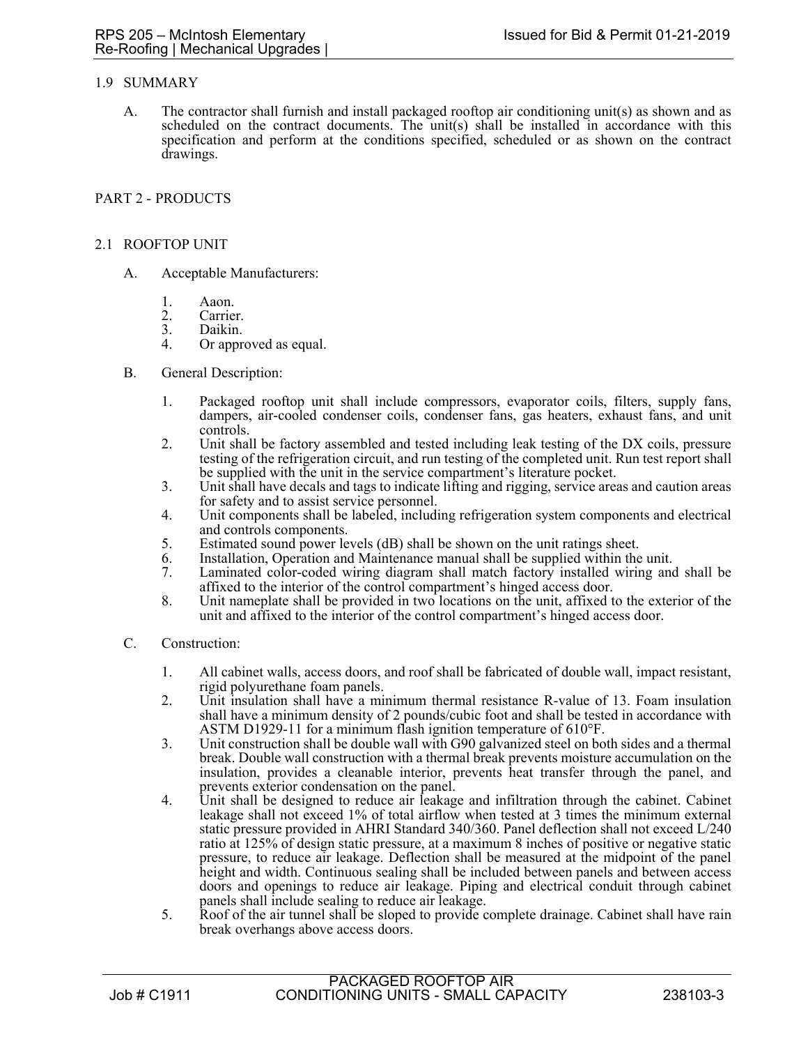## 1.9 SUMMARY

A. The contractor shall furnish and install packaged rooftop air conditioning unit(s) as shown and as scheduled on the contract documents. The unit(s) shall be installed in accordance with this specification and perform at the conditions specified, scheduled or as shown on the contract drawings.

# PART 2 - PRODUCTS

## 2.1 ROOFTOP UNIT

A. Acceptable Manufacturers:

1. Aaon.
2. Carrier.
3. Daikin.
4. Or approved as equal.

B. General Description:

1. Packaged rooftop unit shall include compressors, evaporator coils, filters, supply fans, dampers, air-cooled condenser coils, condenser fans, gas heaters, exhaust fans, and unit controls.
2. Unit shall be factory assembled and tested including leak testing of the DX coils, pressure testing of the refrigeration circuit, and run testing of the completed unit. Run test report shall be supplied with the unit in the service compartment's literature pocket.
3. Unit shall have decals and tags to indicate lifting and rigging, service areas and caution areas for safety and to assist service personnel.
4. Unit components shall be labeled, including refrigeration system components and electrical and controls components.
5. Estimated sound power levels (dB) shall be shown on the unit ratings sheet.
6. Installation, Operation and Maintenance manual shall be supplied within the unit.
7. Laminated color-coded wiring diagram shall match factory installed wiring and shall be affixed to the interior of the control compartment's hinged access door.
8. Unit nameplate shall be provided in two locations on the unit, affixed to the exterior of the unit and affixed to the interior of the control compartment's hinged access door.

C. Construction:

1. All cabinet walls, access doors, and roof shall be fabricated of double wall, impact resistant, rigid polyurethane foam panels.
2. Unit insulation shall have a minimum thermal resistance R-value of 13. Foam insulation shall have a minimum density of 2 pounds/cubic foot and shall be tested in accordance with ASTM D1929-11 for a minimum flash ignition temperature of 610°F.
3. Unit construction shall be double wall with G90 galvanized steel on both sides and a thermal break. Double wall construction with a thermal break prevents moisture accumulation on the insulation, provides a cleanable interior, prevents heat transfer through the panel, and prevents exterior condensation on the panel.
4. Unit shall be designed to reduce air leakage and infiltration through the cabinet. Cabinet leakage shall not exceed 1% of total airflow when tested at 3 times the minimum external static pressure provided in AHRI Standard 340/360. Panel deflection shall not exceed L/240 ratio at 125% of design static pressure, at a maximum 8 inches of positive or negative static pressure, to reduce air leakage. Deflection shall be measured at the midpoint of the panel height and width. Continuous sealing shall be included between panels and between access doors and openings to reduce air leakage. Piping and electrical conduit through cabinet panels shall include sealing to reduce air leakage.
5. Roof of the air tunnel shall be sloped to provide complete drainage. Cabinet shall have rain break overhangs above access doors.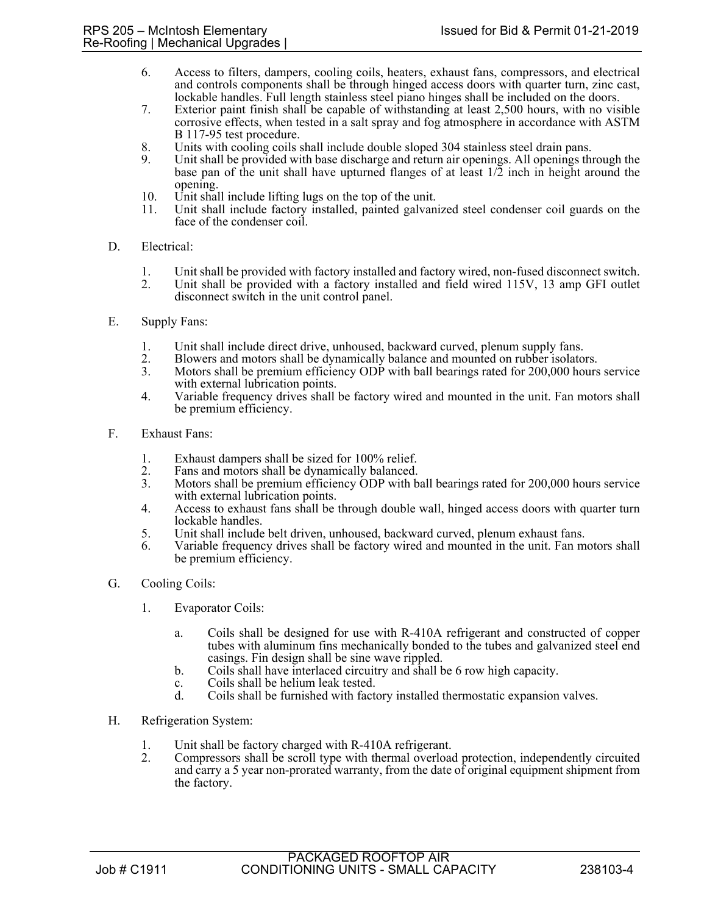6. Access to filters, dampers, cooling coils, heaters, exhaust fans, compressors, and electrical and controls components shall be through hinged access doors with quarter turn, zinc cast, lockable handles. Full length stainless steel piano hinges shall be included on the doors.
7. Exterior paint finish shall be capable of withstanding at least 2,500 hours, with no visible corrosive effects, when tested in a salt spray and fog atmosphere in accordance with ASTM B 117-95 test procedure.
8. Units with cooling coils shall include double sloped 304 stainless steel drain pans.
9. Unit shall be provided with base discharge and return air openings. All openings through the base pan of the unit shall have upturned flanges of at least 1/2 inch in height around the opening.
10. Unit shall include lifting lugs on the top of the unit.
11. Unit shall include factory installed, painted galvanized steel condenser coil guards on the face of the condenser coil.

D. Electrical:

1. Unit shall be provided with factory installed and factory wired, non-fused disconnect switch.
2. Unit shall be provided with a factory installed and field wired 115V, 13 amp GFI outlet disconnect switch in the unit control panel.

E. Supply Fans:

1. Unit shall include direct drive, unhoused, backward curved, plenum supply fans.
2. Blowers and motors shall be dynamically balance and mounted on rubber isolators.
3. Motors shall be premium efficiency ODP with ball bearings rated for 200,000 hours service with external lubrication points.
4. Variable frequency drives shall be factory wired and mounted in the unit. Fan motors shall be premium efficiency.

F. Exhaust Fans:

1. Exhaust dampers shall be sized for 100% relief.
2. Fans and motors shall be dynamically balanced.
3. Motors shall be premium efficiency ODP with ball bearings rated for 200,000 hours service with external lubrication points.
4. Access to exhaust fans shall be through double wall, hinged access doors with quarter turn lockable handles.
5. Unit shall include belt driven, unhoused, backward curved, plenum exhaust fans.
6. Variable frequency drives shall be factory wired and mounted in the unit. Fan motors shall be premium efficiency.

G. Cooling Coils:

1. Evaporator Coils:

   a. Coils shall be designed for use with R-410A refrigerant and constructed of copper tubes with aluminum fins mechanically bonded to the tubes and galvanized steel end casings. Fin design shall be sine wave rippled.
   b. Coils shall have interlaced circuitry and shall be 6 row high capacity.
   c. Coils shall be helium leak tested.
   d. Coils shall be furnished with factory installed thermostatic expansion valves.

H. Refrigeration System:

1. Unit shall be factory charged with R-410A refrigerant.
2. Compressors shall be scroll type with thermal overload protection, independently circuited and carry a 5 year non-prorated warranty, from the date of original equipment shipment from the factory.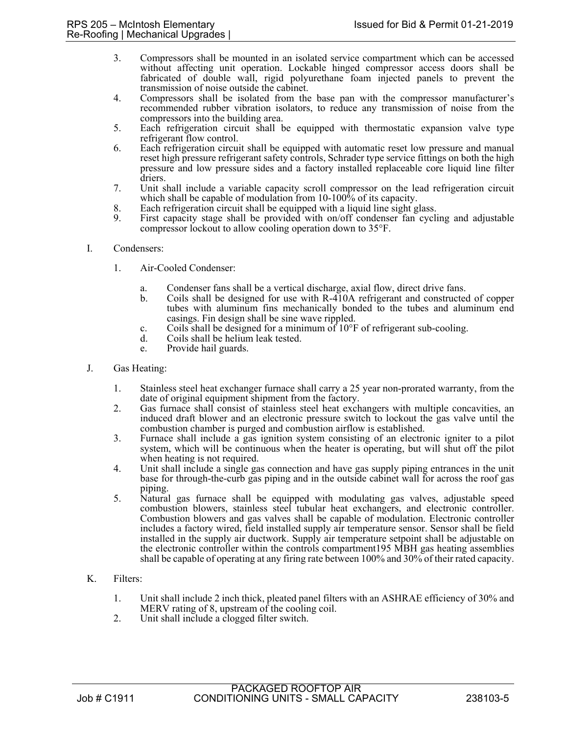3. Compressors shall be mounted in an isolated service compartment which can be accessed without affecting unit operation. Lockable hinged compressor access doors shall be fabricated of double wall, rigid polyurethane foam injected panels to prevent the transmission of noise outside the cabinet.
4. Compressors shall be isolated from the base pan with the compressor manufacturer's recommended rubber vibration isolators, to reduce any transmission of noise from the compressors into the building area.
5. Each refrigeration circuit shall be equipped with thermostatic expansion valve type refrigerant flow control.
6. Each refrigeration circuit shall be equipped with automatic reset low pressure and manual reset high pressure refrigerant safety controls, Schrader type service fittings on both the high pressure and low pressure sides and a factory installed replaceable core liquid line filter driers.
7. Unit shall include a variable capacity scroll compressor on the lead refrigeration circuit which shall be capable of modulation from 10-100% of its capacity.
8. Each refrigeration circuit shall be equipped with a liquid line sight glass.
9. First capacity stage shall be provided with on/off condenser fan cycling and adjustable compressor lockout to allow cooling operation down to 35°F.

I. Condensers:

   1. Air-Cooled Condenser:

      a. Condenser fans shall be a vertical discharge, axial flow, direct drive fans.
      b. Coils shall be designed for use with R-410A refrigerant and constructed of copper tubes with aluminum fins mechanically bonded to the tubes and aluminum end casings. Fin design shall be sine wave rippled.
      c. Coils shall be designed for a minimum of 10°F of refrigerant sub-cooling.
      d. Coils shall be helium leak tested.
      e. Provide hail guards.

J. Gas Heating:

   1. Stainless steel heat exchanger furnace shall carry a 25 year non-prorated warranty, from the date of original equipment shipment from the factory.
   2. Gas furnace shall consist of stainless steel heat exchangers with multiple concavities, an induced draft blower and an electronic pressure switch to lockout the gas valve until the combustion chamber is purged and combustion airflow is established.
   3. Furnace shall include a gas ignition system consisting of an electronic igniter to a pilot system, which will be continuous when the heater is operating, but will shut off the pilot when heating is not required.
   4. Unit shall include a single gas connection and have gas supply piping entrances in the unit base for through-the-curb gas piping and in the outside cabinet wall for across the roof gas piping.
   5. Natural gas furnace shall be equipped with modulating gas valves, adjustable speed combustion blowers, stainless steel tubular heat exchangers, and electronic controller. Combustion blowers and gas valves shall be capable of modulation. Electronic controller includes a factory wired, field installed supply air temperature sensor. Sensor shall be field installed in the supply air ductwork. Supply air temperature setpoint shall be adjustable on the electronic controller within the controls compartment195 MBH gas heating assemblies shall be capable of operating at any firing rate between 100% and 30% of their rated capacity.

K. Filters:

   1. Unit shall include 2 inch thick, pleated panel filters with an ASHRAE efficiency of 30% and MERV rating of 8, upstream of the cooling coil.
   2. Unit shall include a clogged filter switch.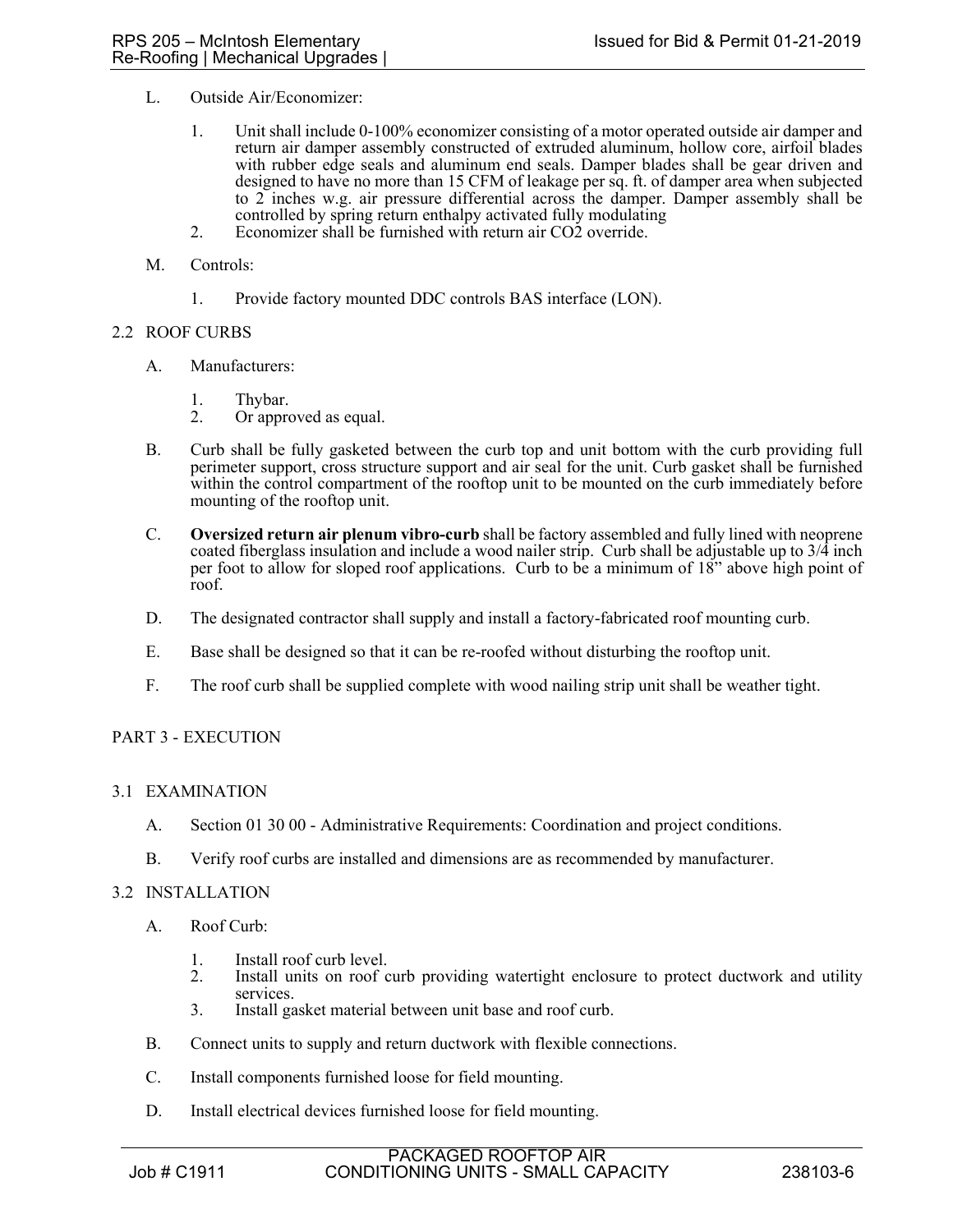L. Outside Air/Economizer:

1. Unit shall include 0-100% economizer consisting of a motor operated outside air damper and return air damper assembly constructed of extruded aluminum, hollow core, airfoil blades with rubber edge seals and aluminum end seals. Damper blades shall be gear driven and designed to have no more than 15 CFM of leakage per sq. ft. of damper area when subjected to 2 inches w.g. air pressure differential across the damper. Damper assembly shall be controlled by spring return enthalpy activated fully modulating
2. Economizer shall be furnished with return air $CO_2$ override.

M. Controls:

1. Provide factory mounted DDC controls BAS interface (LON).

## 2.2 ROOF CURBS

A. Manufacturers:

1. Thybar.
2. Or approved as equal.

B. Curb shall be fully gasketed between the curb top and unit bottom with the curb providing full perimeter support, cross structure support and air seal for the unit. Curb gasket shall be furnished within the control compartment of the rooftop unit to be mounted on the curb immediately before mounting of the rooftop unit.

C. **Oversized return air plenum vibro-curb** shall be factory assembled and fully lined with neoprene coated fiberglass insulation and include a wood nailer strip. Curb shall be adjustable up to 3/4 inch per foot to allow for sloped roof applications. Curb to be a minimum of 18" above high point of roof.

D. The designated contractor shall supply and install a factory-fabricated roof mounting curb.

E. Base shall be designed so that it can be re-roofed without disturbing the rooftop unit.

F. The roof curb shall be supplied complete with wood nailing strip unit shall be weather tight.

# PART 3 - EXECUTION

## 3.1 EXAMINATION

A. Section 01 30 00 - Administrative Requirements: Coordination and project conditions.

B. Verify roof curbs are installed and dimensions are as recommended by manufacturer.

## 3.2 INSTALLATION

A. Roof Curb:

1. Install roof curb level.
2. Install units on roof curb providing watertight enclosure to protect ductwork and utility services.
3. Install gasket material between unit base and roof curb.

B. Connect units to supply and return ductwork with flexible connections.

C. Install components furnished loose for field mounting.

D. Install electrical devices furnished loose for field mounting.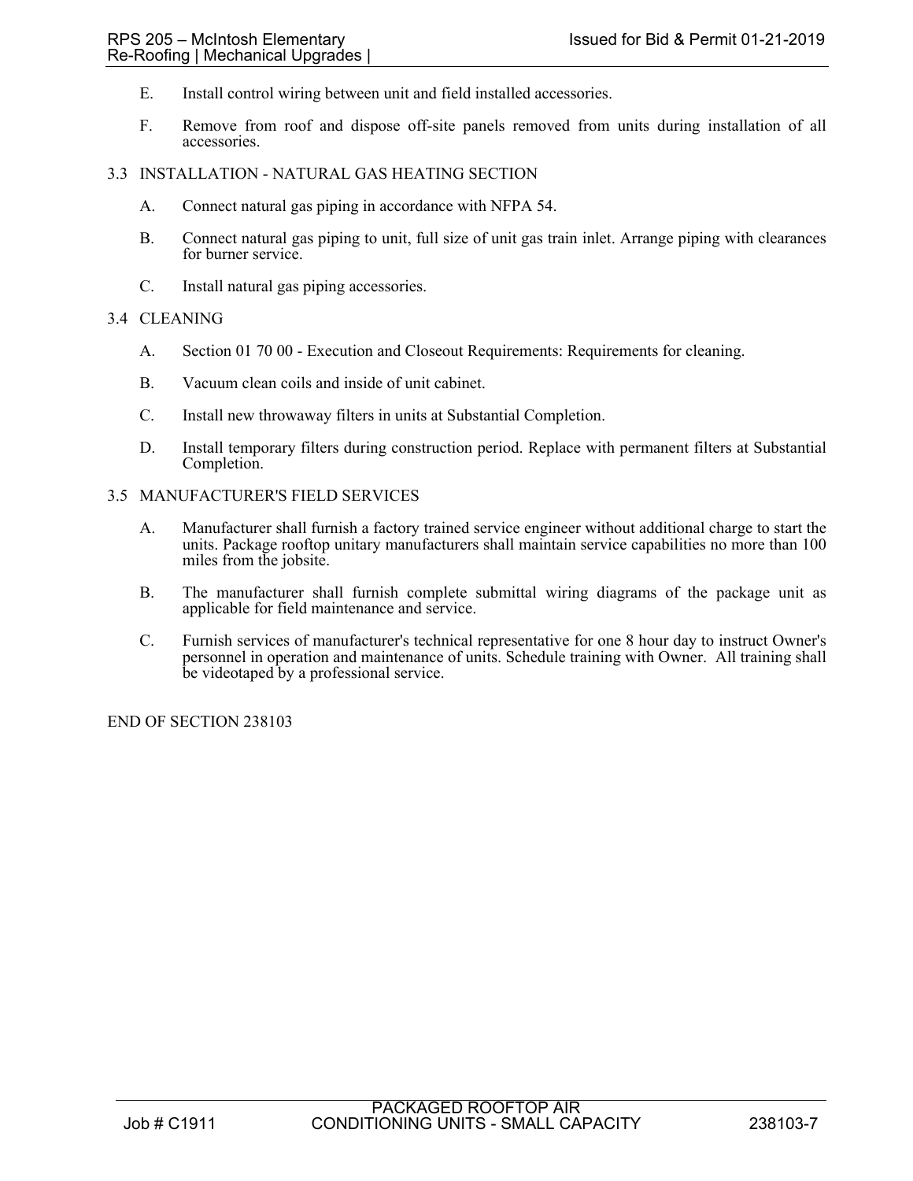E. Install control wiring between unit and field installed accessories.

F. Remove from roof and dispose off-site panels removed from units during installation of all accessories.

## 3.3 INSTALLATION - NATURAL GAS HEATING SECTION

A. Connect natural gas piping in accordance with NFPA 54.

B. Connect natural gas piping to unit, full size of unit gas train inlet. Arrange piping with clearances for burner service.

C. Install natural gas piping accessories.

## 3.4 CLEANING

A. Section 01 70 00 - Execution and Closeout Requirements: Requirements for cleaning.

B. Vacuum clean coils and inside of unit cabinet.

C. Install new throwaway filters in units at Substantial Completion.

D. Install temporary filters during construction period. Replace with permanent filters at Substantial Completion.

## 3.5 MANUFACTURER'S FIELD SERVICES

A. Manufacturer shall furnish a factory trained service engineer without additional charge to start the units. Package rooftop unitary manufacturers shall maintain service capabilities no more than 100 miles from the jobsite.

B. The manufacturer shall furnish complete submittal wiring diagrams of the package unit as applicable for field maintenance and service.

C. Furnish services of manufacturer's technical representative for one 8 hour day to instruct Owner's personnel in operation and maintenance of units. Schedule training with Owner. All training shall be videotaped by a professional service.

END OF SECTION 238103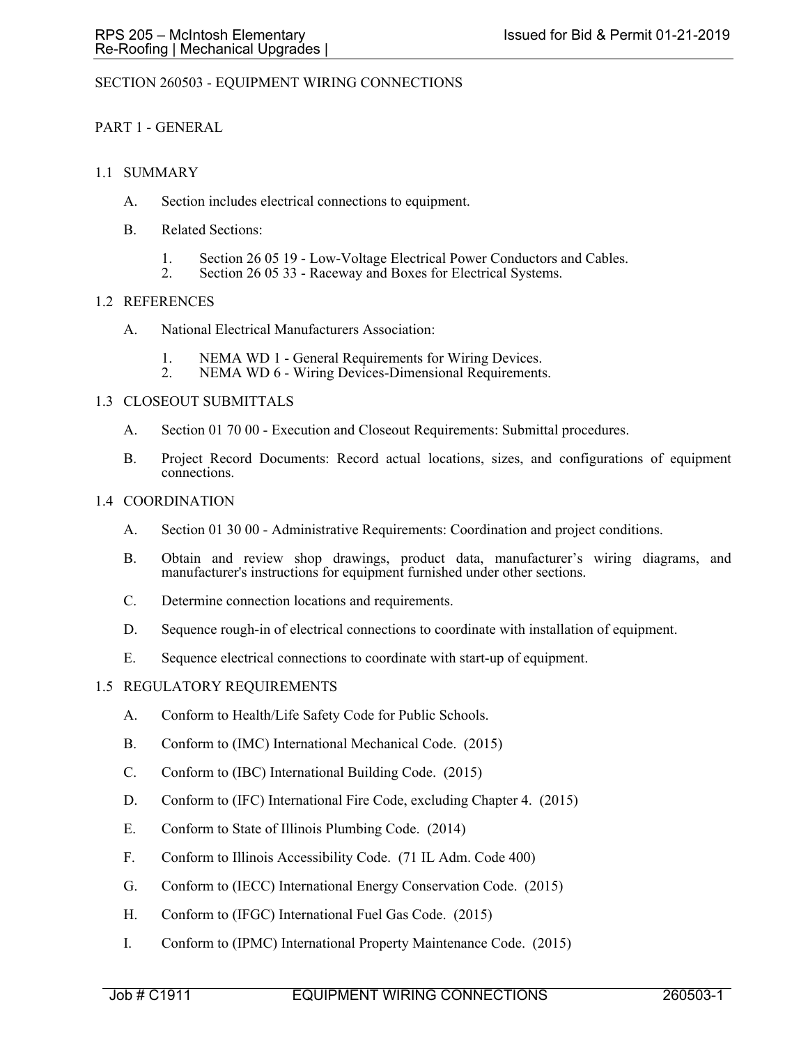# SECTION 260503 - EQUIPMENT WIRING CONNECTIONS

## PART 1 - GENERAL

### 1.1 SUMMARY

A. Section includes electrical connections to equipment.

B. Related Sections:

1. Section 26 05 19 - Low-Voltage Electrical Power Conductors and Cables.
2. Section 26 05 33 - Raceway and Boxes for Electrical Systems.

### 1.2 REFERENCES

A. National Electrical Manufacturers Association:

1. NEMA WD 1 - General Requirements for Wiring Devices.
2. NEMA WD 6 - Wiring Devices-Dimensional Requirements.

### 1.3 CLOSEOUT SUBMITTALS

A. Section 01 70 00 - Execution and Closeout Requirements: Submittal procedures.

B. Project Record Documents: Record actual locations, sizes, and configurations of equipment connections.

### 1.4 COORDINATION

A. Section 01 30 00 - Administrative Requirements: Coordination and project conditions.

B. Obtain and review shop drawings, product data, manufacturer's wiring diagrams, and manufacturer's instructions for equipment furnished under other sections.

C. Determine connection locations and requirements.

D. Sequence rough-in of electrical connections to coordinate with installation of equipment.

E. Sequence electrical connections to coordinate with start-up of equipment.

### 1.5 REGULATORY REQUIREMENTS

A. Conform to Health/Life Safety Code for Public Schools.

B. Conform to (IMC) International Mechanical Code. (2015)

C. Conform to (IBC) International Building Code. (2015)

D. Conform to (IFC) International Fire Code, excluding Chapter 4. (2015)

E. Conform to State of Illinois Plumbing Code. (2014)

F. Conform to Illinois Accessibility Code. (71 IL Adm. Code 400)

G. Conform to (IECC) International Energy Conservation Code. (2015)

H. Conform to (IFGC) International Fuel Gas Code. (2015)

I. Conform to (IPMC) International Property Maintenance Code. (2015)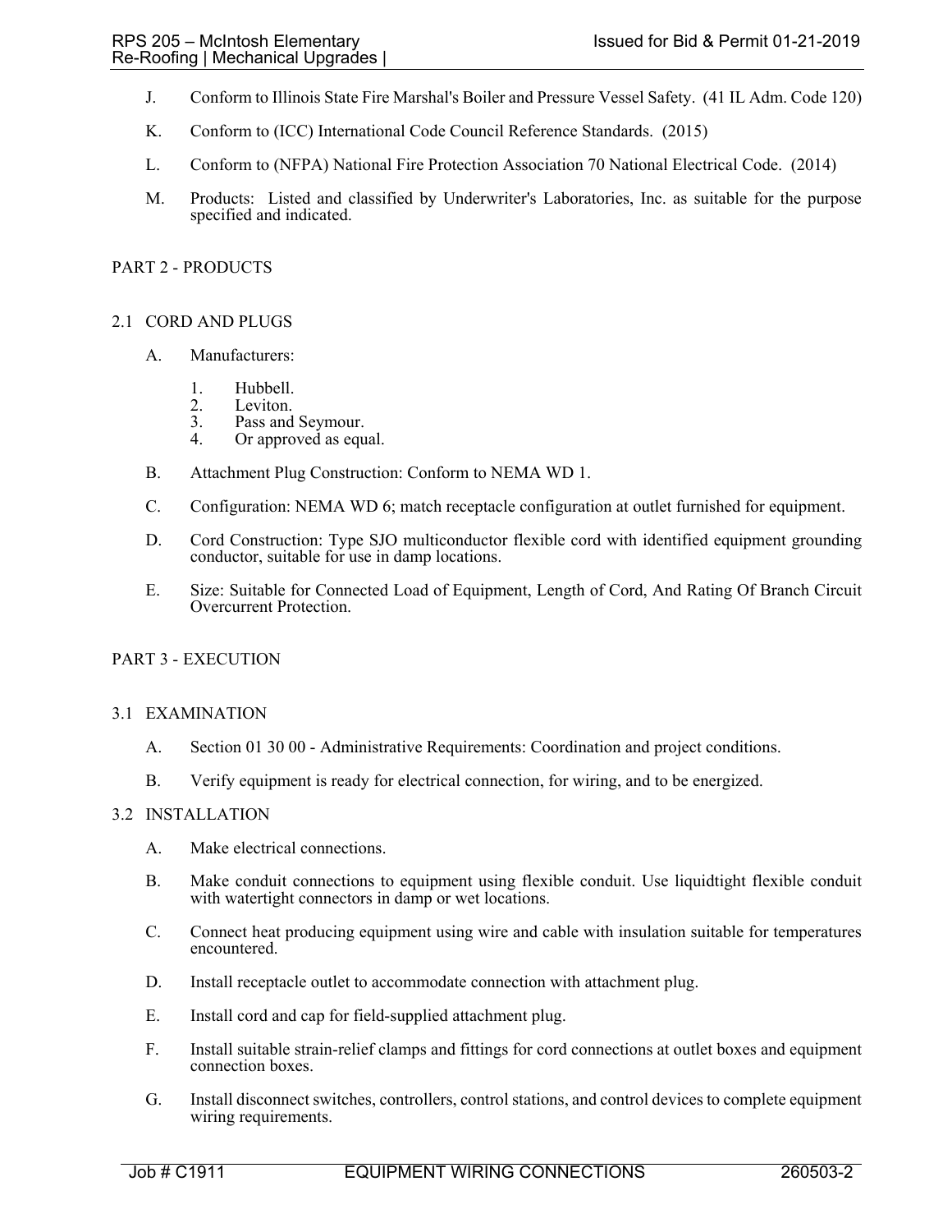J. Conform to Illinois State Fire Marshal's Boiler and Pressure Vessel Safety. (41 IL Adm. Code 120)

K. Conform to (ICC) International Code Council Reference Standards. (2015)

L. Conform to (NFPA) National Fire Protection Association 70 National Electrical Code. (2014)

M. Products: Listed and classified by Underwriter's Laboratories, Inc. as suitable for the purpose specified and indicated.

## PART 2 - PRODUCTS

### 2.1 CORD AND PLUGS

A. Manufacturers:

1. Hubbell.
2. Leviton.
3. Pass and Seymour.
4. Or approved as equal.

B. Attachment Plug Construction: Conform to NEMA WD 1.

C. Configuration: NEMA WD 6; match receptacle configuration at outlet furnished for equipment.

D. Cord Construction: Type SJO multiconductor flexible cord with identified equipment grounding conductor, suitable for use in damp locations.

E. Size: Suitable for Connected Load of Equipment, Length of Cord, And Rating Of Branch Circuit Overcurrent Protection.

## PART 3 - EXECUTION

### 3.1 EXAMINATION

A. Section 01 30 00 - Administrative Requirements: Coordination and project conditions.

B. Verify equipment is ready for electrical connection, for wiring, and to be energized.

### 3.2 INSTALLATION

A. Make electrical connections.

B. Make conduit connections to equipment using flexible conduit. Use liquidtight flexible conduit with watertight connectors in damp or wet locations.

C. Connect heat producing equipment using wire and cable with insulation suitable for temperatures encountered.

D. Install receptacle outlet to accommodate connection with attachment plug.

E. Install cord and cap for field-supplied attachment plug.

F. Install suitable strain-relief clamps and fittings for cord connections at outlet boxes and equipment connection boxes.

G. Install disconnect switches, controllers, control stations, and control devices to complete equipment wiring requirements.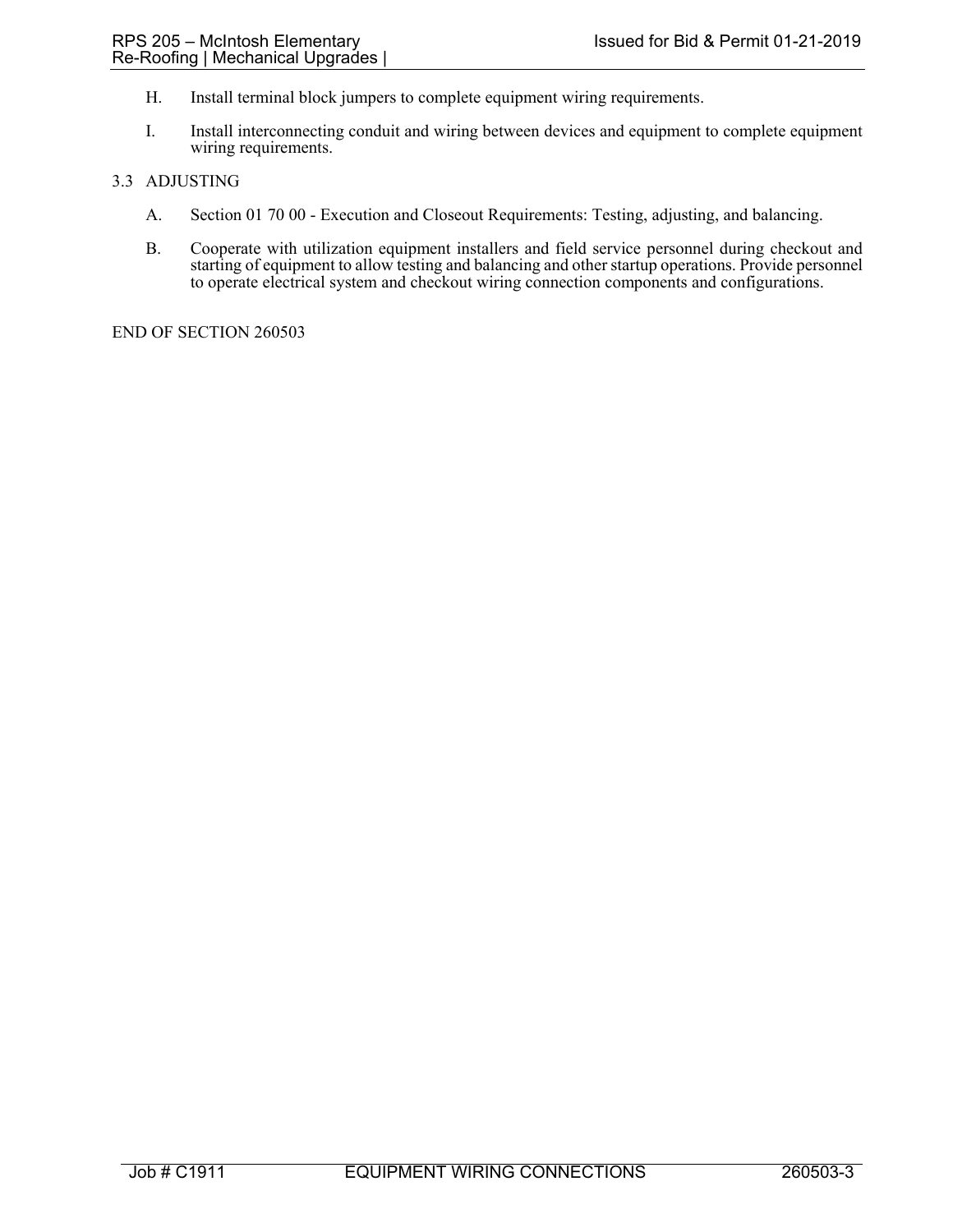H. Install terminal block jumpers to complete equipment wiring requirements.

I. Install interconnecting conduit and wiring between devices and equipment to complete equipment wiring requirements.

## 3.3 ADJUSTING

A. Section 01 70 00 - Execution and Closeout Requirements: Testing, adjusting, and balancing.

B. Cooperate with utilization equipment installers and field service personnel during checkout and starting of equipment to allow testing and balancing and other startup operations. Provide personnel to operate electrical system and checkout wiring connection components and configurations.

END OF SECTION 260503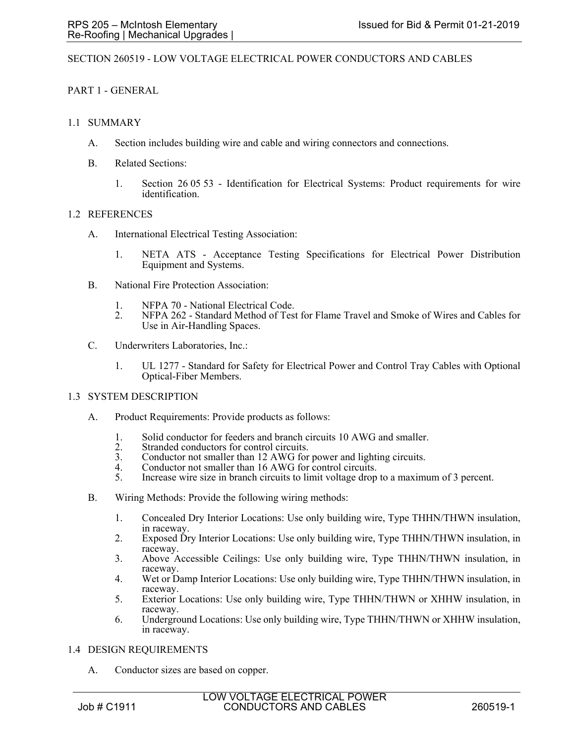SECTION 260519 - LOW VOLTAGE ELECTRICAL POWER CONDUCTORS AND CABLES

PART 1 - GENERAL

1.1 SUMMARY

A. Section includes building wire and cable and wiring connectors and connections.

B. Related Sections:

1. Section 26 05 53 - Identification for Electrical Systems: Product requirements for wire identification.

1.2 REFERENCES

A. International Electrical Testing Association:

1. NETA ATS - Acceptance Testing Specifications for Electrical Power Distribution Equipment and Systems.

B. National Fire Protection Association:

1. NFPA 70 - National Electrical Code.
2. NFPA 262 - Standard Method of Test for Flame Travel and Smoke of Wires and Cables for Use in Air-Handling Spaces.

C. Underwriters Laboratories, Inc.:

1. UL 1277 - Standard for Safety for Electrical Power and Control Tray Cables with Optional Optical-Fiber Members.

1.3 SYSTEM DESCRIPTION

A. Product Requirements: Provide products as follows:

1. Solid conductor for feeders and branch circuits 10 AWG and smaller.
2. Stranded conductors for control circuits.
3. Conductor not smaller than 12 AWG for power and lighting circuits.
4. Conductor not smaller than 16 AWG for control circuits.
5. Increase wire size in branch circuits to limit voltage drop to a maximum of 3 percent.

B. Wiring Methods: Provide the following wiring methods:

1. Concealed Dry Interior Locations: Use only building wire, Type THHN/THWN insulation, in raceway.
2. Exposed Dry Interior Locations: Use only building wire, Type THHN/THWN insulation, in raceway.
3. Above Accessible Ceilings: Use only building wire, Type THHN/THWN insulation, in raceway.
4. Wet or Damp Interior Locations: Use only building wire, Type THHN/THWN insulation, in raceway.
5. Exterior Locations: Use only building wire, Type THHN/THWN or XHHW insulation, in raceway.
6. Underground Locations: Use only building wire, Type THHN/THWN or XHHW insulation, in raceway.

1.4 DESIGN REQUIREMENTS

A. Conductor sizes are based on copper.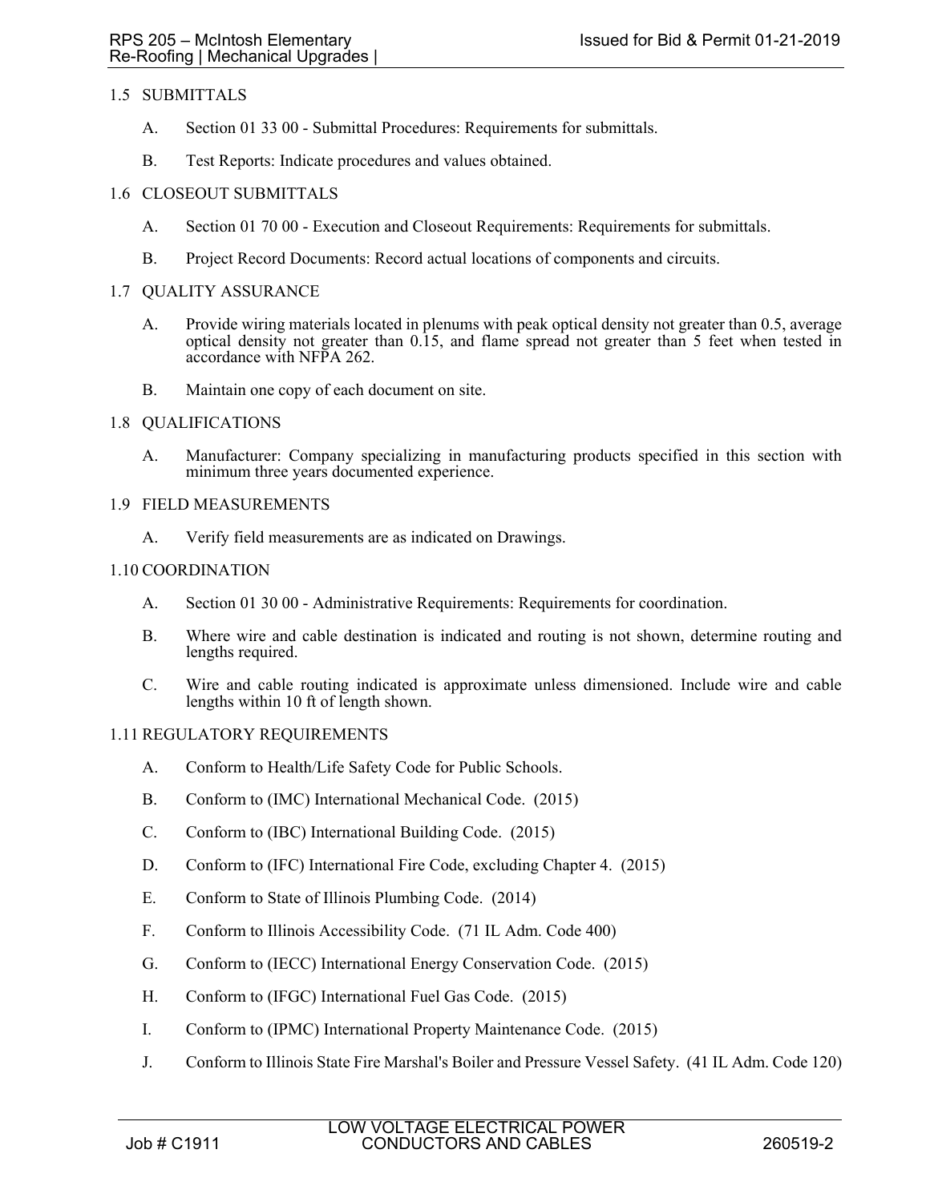## 1.5 SUBMITTALS

A. Section 01 33 00 - Submittal Procedures: Requirements for submittals.

B. Test Reports: Indicate procedures and values obtained.

## 1.6 CLOSEOUT SUBMITTALS

A. Section 01 70 00 - Execution and Closeout Requirements: Requirements for submittals.

B. Project Record Documents: Record actual locations of components and circuits.

## 1.7 QUALITY ASSURANCE

A. Provide wiring materials located in plenums with peak optical density not greater than 0.5, average optical density not greater than 0.15, and flame spread not greater than 5 feet when tested in accordance with NFPA 262.

B. Maintain one copy of each document on site.

## 1.8 QUALIFICATIONS

A. Manufacturer: Company specializing in manufacturing products specified in this section with minimum three years documented experience.

## 1.9 FIELD MEASUREMENTS

A. Verify field measurements are as indicated on Drawings.

## 1.10 COORDINATION

A. Section 01 30 00 - Administrative Requirements: Requirements for coordination.

B. Where wire and cable destination is indicated and routing is not shown, determine routing and lengths required.

C. Wire and cable routing indicated is approximate unless dimensioned. Include wire and cable lengths within 10 ft of length shown.

## 1.11 REGULATORY REQUIREMENTS

A. Conform to Health/Life Safety Code for Public Schools.

B. Conform to (IMC) International Mechanical Code. (2015)

C. Conform to (IBC) International Building Code. (2015)

D. Conform to (IFC) International Fire Code, excluding Chapter 4. (2015)

E. Conform to State of Illinois Plumbing Code. (2014)

F. Conform to Illinois Accessibility Code. (71 IL Adm. Code 400)

G. Conform to (IECC) International Energy Conservation Code. (2015)

H. Conform to (IFGC) International Fuel Gas Code. (2015)

I. Conform to (IPMC) International Property Maintenance Code. (2015)

J. Conform to Illinois State Fire Marshal's Boiler and Pressure Vessel Safety. (41 IL Adm. Code 120)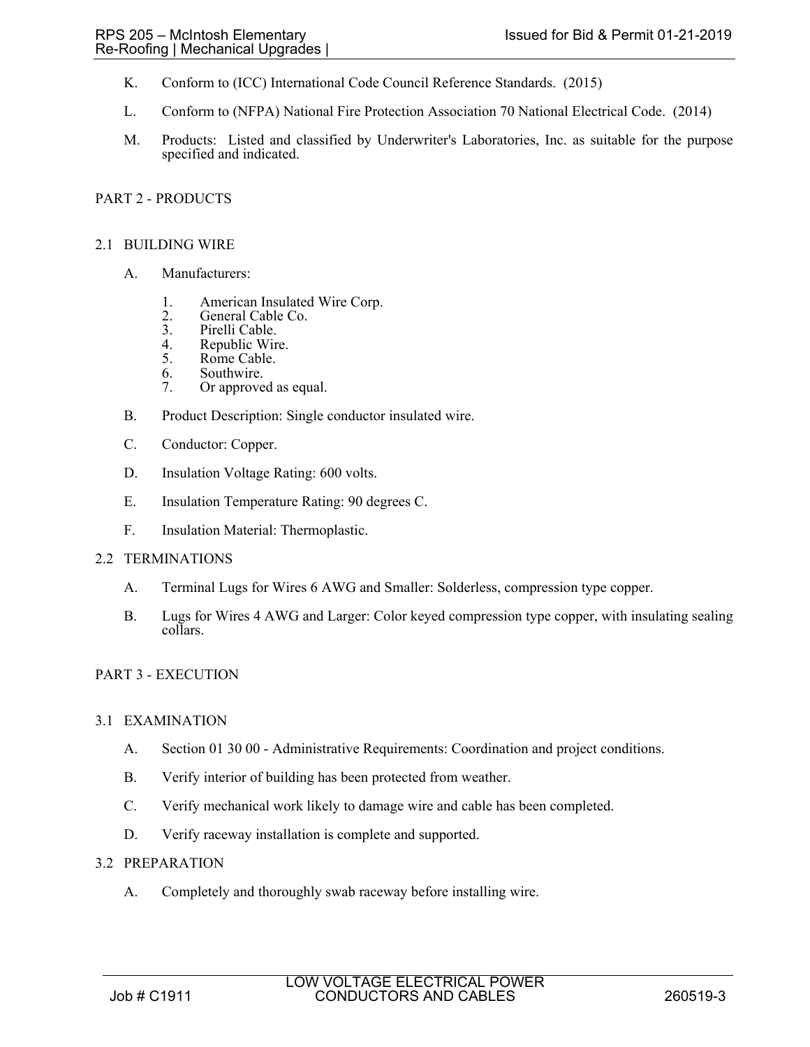K. Conform to (ICC) International Code Council Reference Standards. (2015)

L. Conform to (NFPA) National Fire Protection Association 70 National Electrical Code. (2014)

M. Products: Listed and classified by Underwriter's Laboratories, Inc. as suitable for the purpose specified and indicated.

## PART 2 - PRODUCTS

### 2.1 BUILDING WIRE

A. Manufacturers:

1. American Insulated Wire Corp.
2. General Cable Co.
3. Pirelli Cable.
4. Republic Wire.
5. Rome Cable.
6. Southwire.
7. Or approved as equal.

B. Product Description: Single conductor insulated wire.

C. Conductor: Copper.

D. Insulation Voltage Rating: 600 volts.

E. Insulation Temperature Rating: 90 degrees C.

F. Insulation Material: Thermoplastic.

### 2.2 TERMINATIONS

A. Terminal Lugs for Wires 6 AWG and Smaller: Solderless, compression type copper.

B. Lugs for Wires 4 AWG and Larger: Color keyed compression type copper, with insulating sealing collars.

## PART 3 - EXECUTION

### 3.1 EXAMINATION

A. Section 01 30 00 - Administrative Requirements: Coordination and project conditions.

B. Verify interior of building has been protected from weather.

C. Verify mechanical work likely to damage wire and cable has been completed.

D. Verify raceway installation is complete and supported.

### 3.2 PREPARATION

A. Completely and thoroughly swab raceway before installing wire.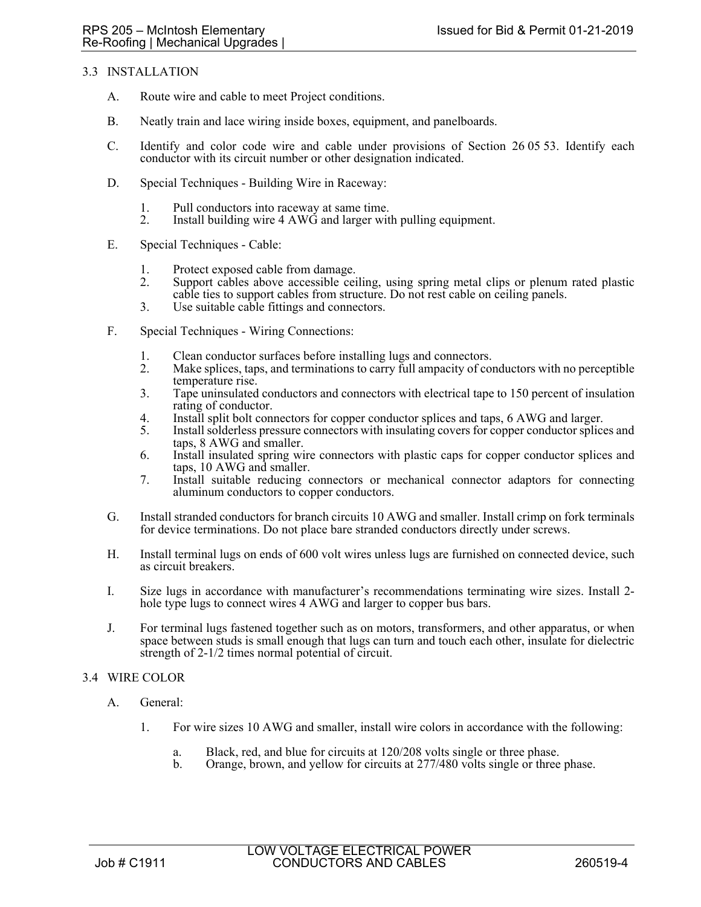## 3.3 INSTALLATION

A. Route wire and cable to meet Project conditions.

B. Neatly train and lace wiring inside boxes, equipment, and panelboards.

C. Identify and color code wire and cable under provisions of Section 26 05 53. Identify each conductor with its circuit number or other designation indicated.

D. Special Techniques - Building Wire in Raceway:

1. Pull conductors into raceway at same time.
2. Install building wire 4 AWG and larger with pulling equipment.

E. Special Techniques - Cable:

1. Protect exposed cable from damage.
2. Support cables above accessible ceiling, using spring metal clips or plenum rated plastic cable ties to support cables from structure. Do not rest cable on ceiling panels.
3. Use suitable cable fittings and connectors.

F. Special Techniques - Wiring Connections:

1. Clean conductor surfaces before installing lugs and connectors.
2. Make splices, taps, and terminations to carry full ampacity of conductors with no perceptible temperature rise.
3. Tape uninsulated conductors and connectors with electrical tape to 150 percent of insulation rating of conductor.
4. Install split bolt connectors for copper conductor splices and taps, 6 AWG and larger.
5. Install solderless pressure connectors with insulating covers for copper conductor splices and taps, 8 AWG and smaller.
6. Install insulated spring wire connectors with plastic caps for copper conductor splices and taps, 10 AWG and smaller.
7. Install suitable reducing connectors or mechanical connector adaptors for connecting aluminum conductors to copper conductors.

G. Install stranded conductors for branch circuits 10 AWG and smaller. Install crimp on fork terminals for device terminations. Do not place bare stranded conductors directly under screws.

H. Install terminal lugs on ends of 600 volt wires unless lugs are furnished on connected device, such as circuit breakers.

I. Size lugs in accordance with manufacturer's recommendations terminating wire sizes. Install 2-hole type lugs to connect wires 4 AWG and larger to copper bus bars.

J. For terminal lugs fastened together such as on motors, transformers, and other apparatus, or when space between studs is small enough that lugs can turn and touch each other, insulate for dielectric strength of 2-1/2 times normal potential of circuit.

## 3.4 WIRE COLOR

A. General:

1. For wire sizes 10 AWG and smaller, install wire colors in accordance with the following:

   a. Black, red, and blue for circuits at 120/208 volts single or three phase.
   b. Orange, brown, and yellow for circuits at 277/480 volts single or three phase.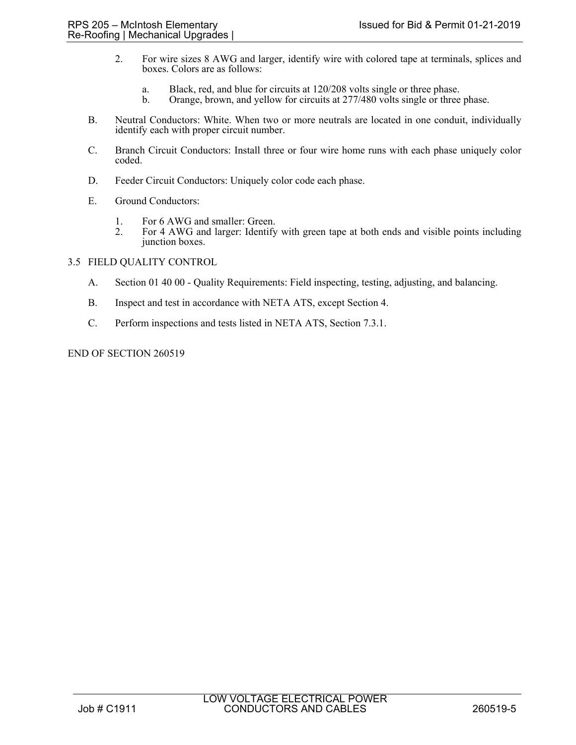2. For wire sizes 8 AWG and larger, identify wire with colored tape at terminals, splices and boxes. Colors are as follows:

   a. Black, red, and blue for circuits at 120/208 volts single or three phase.
   b. Orange, brown, and yellow for circuits at 277/480 volts single or three phase.

B. Neutral Conductors: White. When two or more neutrals are located in one conduit, individually identify each with proper circuit number.

C. Branch Circuit Conductors: Install three or four wire home runs with each phase uniquely color coded.

D. Feeder Circuit Conductors: Uniquely color code each phase.

E. Ground Conductors:

1. For 6 AWG and smaller: Green.
2. For 4 AWG and larger: Identify with green tape at both ends and visible points including junction boxes.

## 3.5 FIELD QUALITY CONTROL

A. Section 01 40 00 - Quality Requirements: Field inspecting, testing, adjusting, and balancing.

B. Inspect and test in accordance with NETA ATS, except Section 4.

C. Perform inspections and tests listed in NETA ATS, Section 7.3.1.

END OF SECTION 260519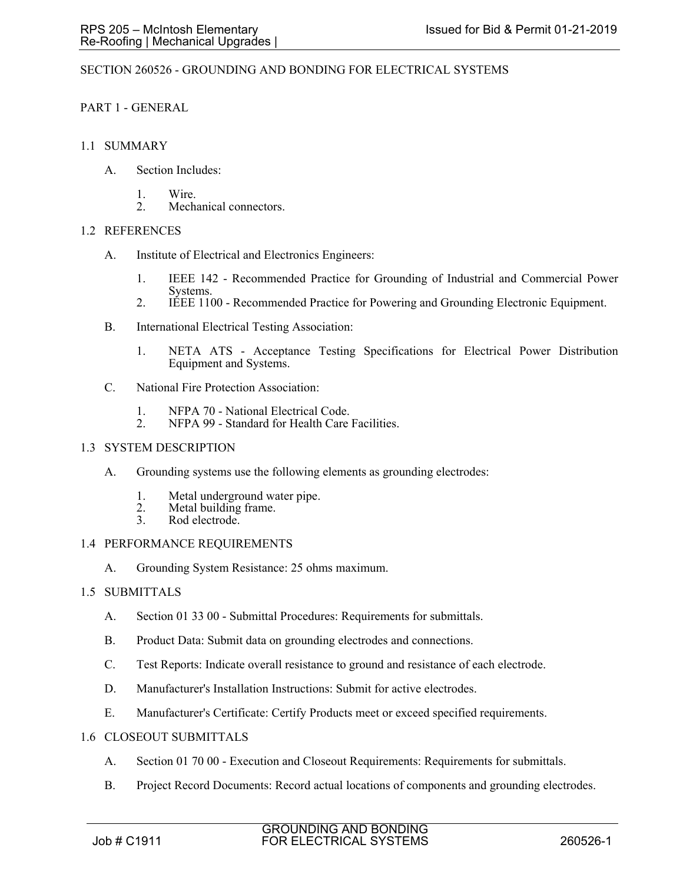# SECTION 260526 - GROUNDING AND BONDING FOR ELECTRICAL SYSTEMS

## PART 1 - GENERAL

### 1.1 SUMMARY

A. Section Includes:

1. Wire.
2. Mechanical connectors.

### 1.2 REFERENCES

A. Institute of Electrical and Electronics Engineers:

1. IEEE 142 - Recommended Practice for Grounding of Industrial and Commercial Power Systems.
2. IEEE 1100 - Recommended Practice for Powering and Grounding Electronic Equipment.

B. International Electrical Testing Association:

1. NETA ATS - Acceptance Testing Specifications for Electrical Power Distribution Equipment and Systems.

C. National Fire Protection Association:

1. NFPA 70 - National Electrical Code.
2. NFPA 99 - Standard for Health Care Facilities.

### 1.3 SYSTEM DESCRIPTION

A. Grounding systems use the following elements as grounding electrodes:

1. Metal underground water pipe.
2. Metal building frame.
3. Rod electrode.

### 1.4 PERFORMANCE REQUIREMENTS

A. Grounding System Resistance: 25 ohms maximum.

### 1.5 SUBMITTALS

A. Section 01 33 00 - Submittal Procedures: Requirements for submittals.

B. Product Data: Submit data on grounding electrodes and connections.

C. Test Reports: Indicate overall resistance to ground and resistance of each electrode.

D. Manufacturer's Installation Instructions: Submit for active electrodes.

E. Manufacturer's Certificate: Certify Products meet or exceed specified requirements.

### 1.6 CLOSEOUT SUBMITTALS

A. Section 01 70 00 - Execution and Closeout Requirements: Requirements for submittals.

B. Project Record Documents: Record actual locations of components and grounding electrodes.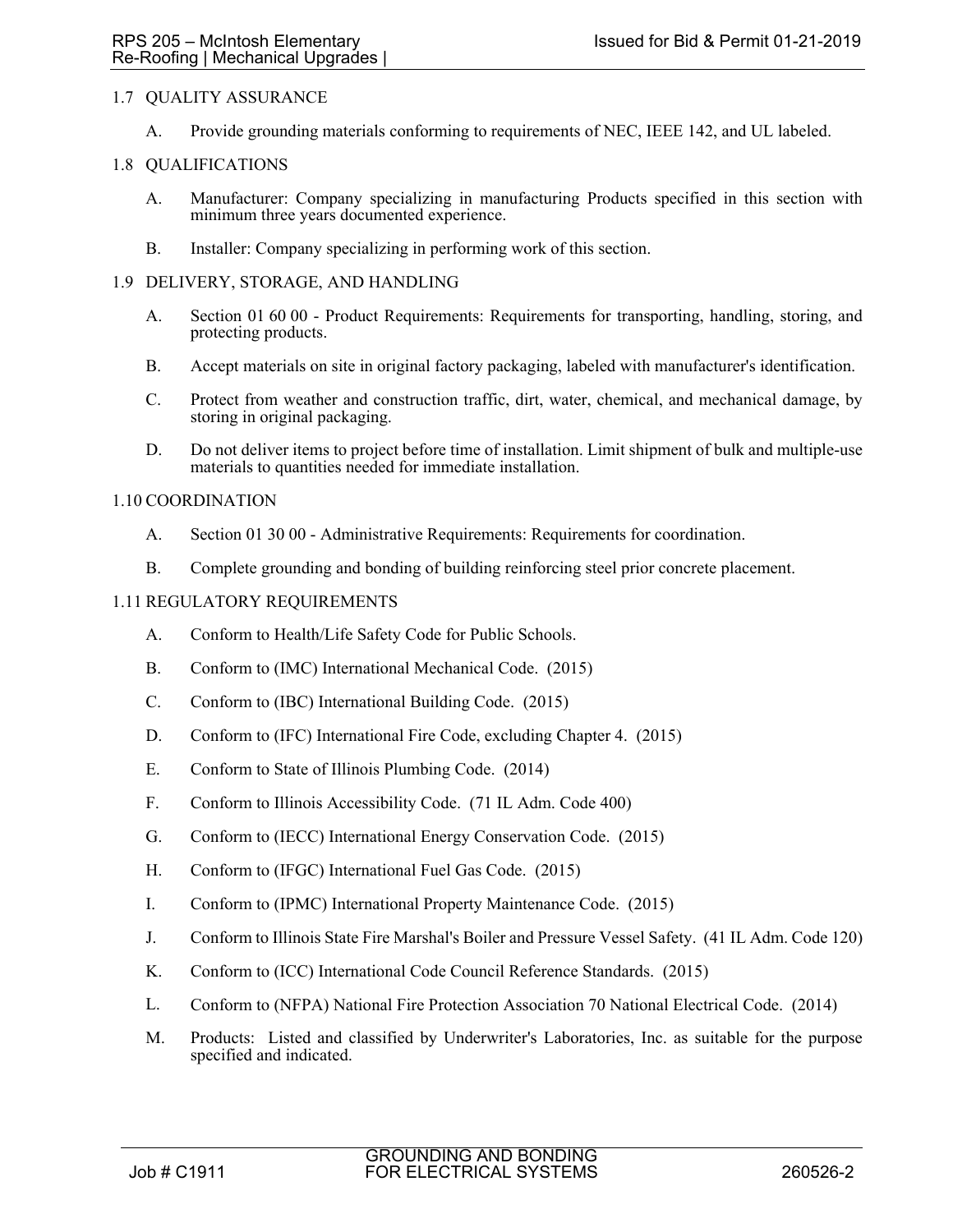## 1.7 QUALITY ASSURANCE

A. Provide grounding materials conforming to requirements of NEC, IEEE 142, and UL labeled.

## 1.8 QUALIFICATIONS

A. Manufacturer: Company specializing in manufacturing Products specified in this section with minimum three years documented experience.

B. Installer: Company specializing in performing work of this section.

## 1.9 DELIVERY, STORAGE, AND HANDLING

A. Section 01 60 00 - Product Requirements: Requirements for transporting, handling, storing, and protecting products.

B. Accept materials on site in original factory packaging, labeled with manufacturer's identification.

C. Protect from weather and construction traffic, dirt, water, chemical, and mechanical damage, by storing in original packaging.

D. Do not deliver items to project before time of installation. Limit shipment of bulk and multiple-use materials to quantities needed for immediate installation.

## 1.10 COORDINATION

A. Section 01 30 00 - Administrative Requirements: Requirements for coordination.

B. Complete grounding and bonding of building reinforcing steel prior concrete placement.

## 1.11 REGULATORY REQUIREMENTS

A. Conform to Health/Life Safety Code for Public Schools.

B. Conform to (IMC) International Mechanical Code. (2015)

C. Conform to (IBC) International Building Code. (2015)

D. Conform to (IFC) International Fire Code, excluding Chapter 4. (2015)

E. Conform to State of Illinois Plumbing Code. (2014)

F. Conform to Illinois Accessibility Code. (71 IL Adm. Code 400)

G. Conform to (IECC) International Energy Conservation Code. (2015)

H. Conform to (IFGC) International Fuel Gas Code. (2015)

I. Conform to (IPMC) International Property Maintenance Code. (2015)

J. Conform to Illinois State Fire Marshal's Boiler and Pressure Vessel Safety. (41 IL Adm. Code 120)

K. Conform to (ICC) International Code Council Reference Standards. (2015)

L. Conform to (NFPA) National Fire Protection Association 70 National Electrical Code. (2014)

M. Products: Listed and classified by Underwriter's Laboratories, Inc. as suitable for the purpose specified and indicated.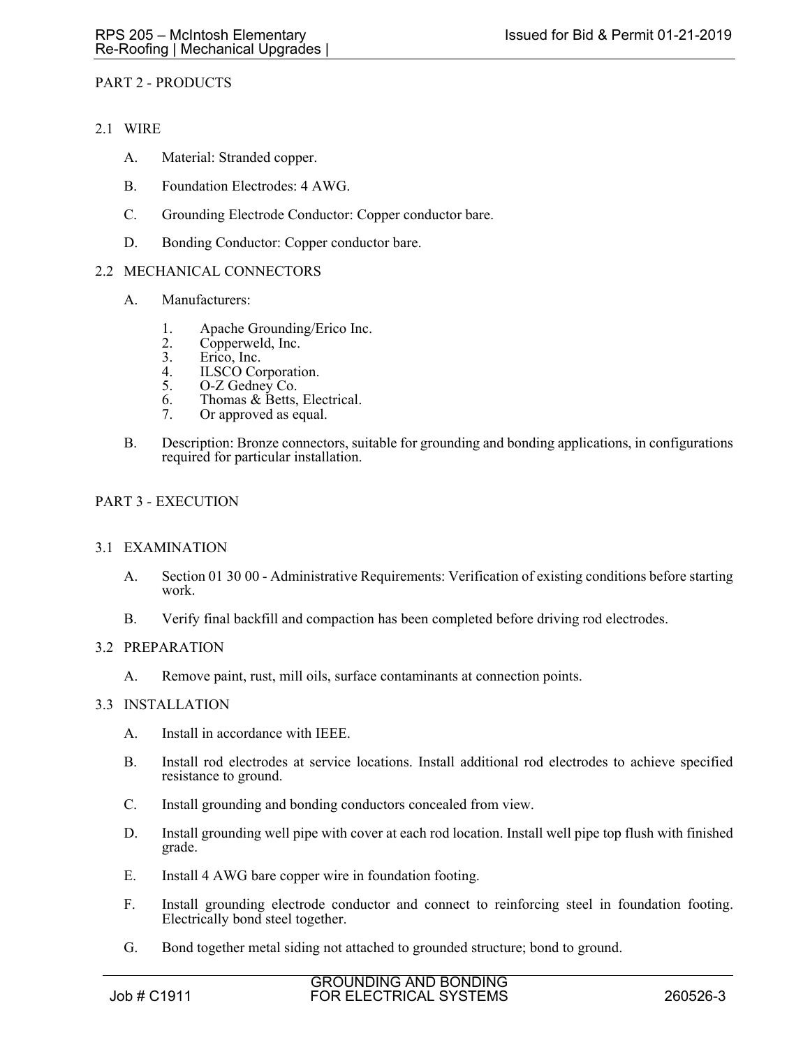## PART 2 - PRODUCTS

### 2.1 WIRE

A. Material: Stranded copper.

B. Foundation Electrodes: 4 AWG.

C. Grounding Electrode Conductor: Copper conductor bare.

D. Bonding Conductor: Copper conductor bare.

### 2.2 MECHANICAL CONNECTORS

A. Manufacturers:

1. Apache Grounding/Erico Inc.
2. Copperweld, Inc.
3. Erico, Inc.
4. ILSCO Corporation.
5. O-Z Gedney Co.
6. Thomas & Betts, Electrical.
7. Or approved as equal.

B. Description: Bronze connectors, suitable for grounding and bonding applications, in configurations required for particular installation.

## PART 3 - EXECUTION

### 3.1 EXAMINATION

A. Section 01 30 00 - Administrative Requirements: Verification of existing conditions before starting work.

B. Verify final backfill and compaction has been completed before driving rod electrodes.

### 3.2 PREPARATION

A. Remove paint, rust, mill oils, surface contaminants at connection points.

### 3.3 INSTALLATION

A. Install in accordance with IEEE.

B. Install rod electrodes at service locations. Install additional rod electrodes to achieve specified resistance to ground.

C. Install grounding and bonding conductors concealed from view.

D. Install grounding well pipe with cover at each rod location. Install well pipe top flush with finished grade.

E. Install 4 AWG bare copper wire in foundation footing.

F. Install grounding electrode conductor and connect to reinforcing steel in foundation footing. Electrically bond steel together.

G. Bond together metal siding not attached to grounded structure; bond to ground.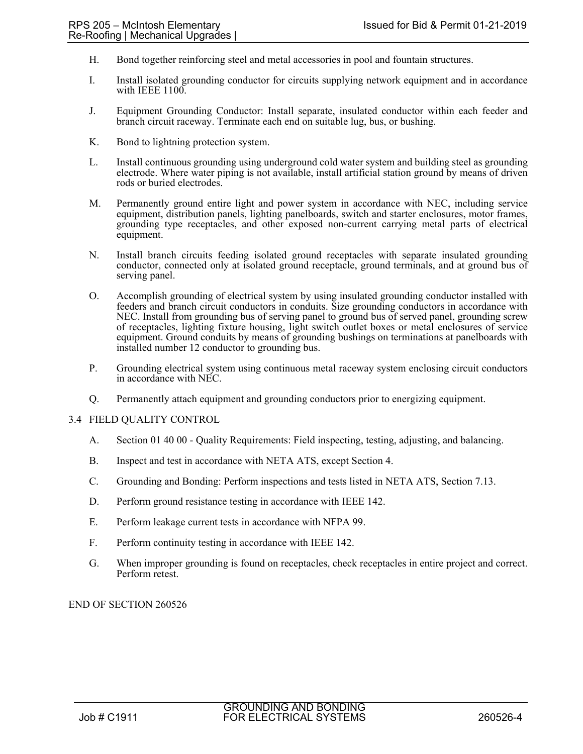H. Bond together reinforcing steel and metal accessories in pool and fountain structures.

I. Install isolated grounding conductor for circuits supplying network equipment and in accordance with IEEE 1100.

J. Equipment Grounding Conductor: Install separate, insulated conductor within each feeder and branch circuit raceway. Terminate each end on suitable lug, bus, or bushing.

K. Bond to lightning protection system.

L. Install continuous grounding using underground cold water system and building steel as grounding electrode. Where water piping is not available, install artificial station ground by means of driven rods or buried electrodes.

M. Permanently ground entire light and power system in accordance with NEC, including service equipment, distribution panels, lighting panelboards, switch and starter enclosures, motor frames, grounding type receptacles, and other exposed non-current carrying metal parts of electrical equipment.

N. Install branch circuits feeding isolated ground receptacles with separate insulated grounding conductor, connected only at isolated ground receptacle, ground terminals, and at ground bus of serving panel.

O. Accomplish grounding of electrical system by using insulated grounding conductor installed with feeders and branch circuit conductors in conduits. Size grounding conductors in accordance with NEC. Install from grounding bus of serving panel to ground bus of served panel, grounding screw of receptacles, lighting fixture housing, light switch outlet boxes or metal enclosures of service equipment. Ground conduits by means of grounding bushings on terminations at panelboards with installed number 12 conductor to grounding bus.

P. Grounding electrical system using continuous metal raceway system enclosing circuit conductors in accordance with NEC.

Q. Permanently attach equipment and grounding conductors prior to energizing equipment.

## 3.4 FIELD QUALITY CONTROL

A. Section 01 40 00 - Quality Requirements: Field inspecting, testing, adjusting, and balancing.

B. Inspect and test in accordance with NETA ATS, except Section 4.

C. Grounding and Bonding: Perform inspections and tests listed in NETA ATS, Section 7.13.

D. Perform ground resistance testing in accordance with IEEE 142.

E. Perform leakage current tests in accordance with NFPA 99.

F. Perform continuity testing in accordance with IEEE 142.

G. When improper grounding is found on receptacles, check receptacles in entire project and correct. Perform retest.

END OF SECTION 260526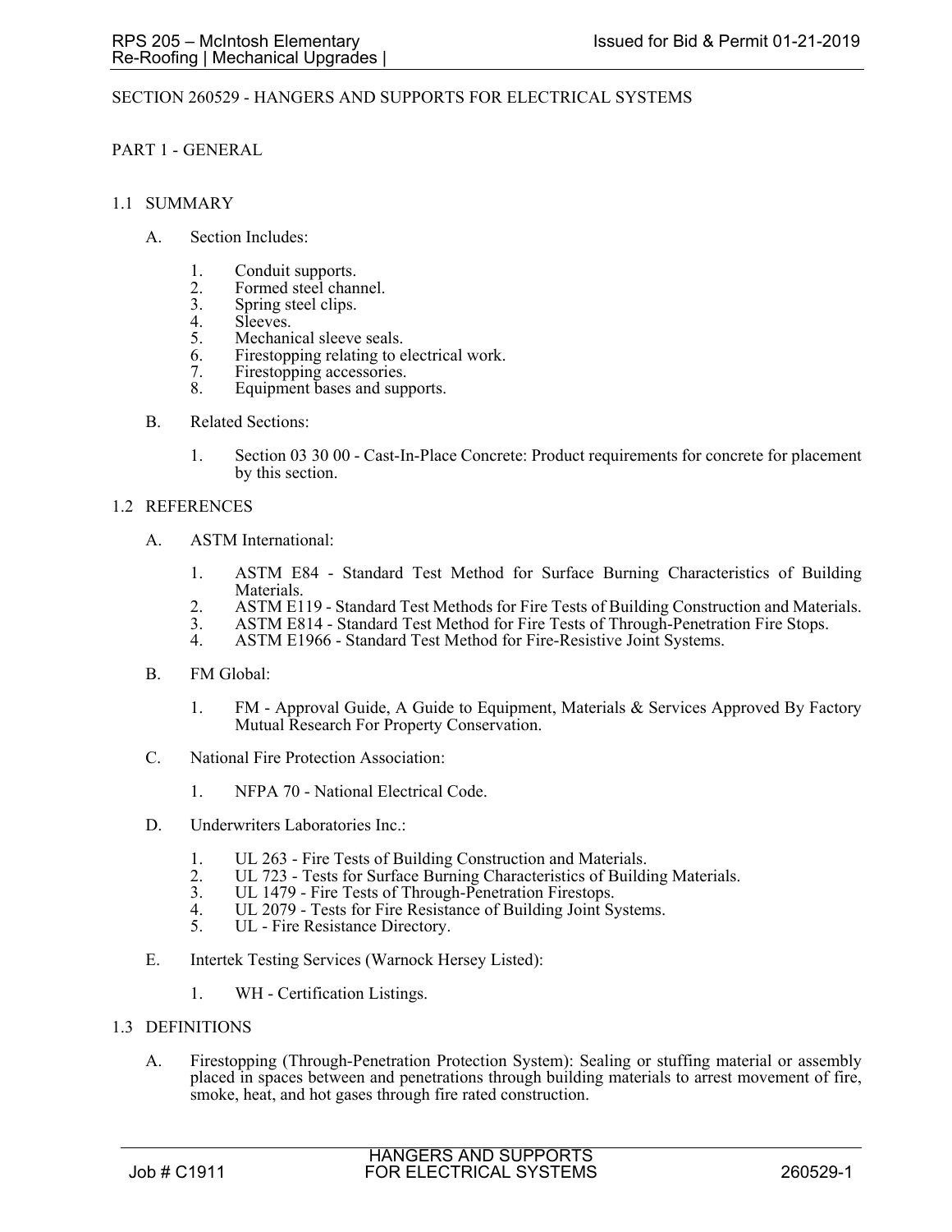# SECTION 260529 - HANGERS AND SUPPORTS FOR ELECTRICAL SYSTEMS

## PART 1 - GENERAL

### 1.1 SUMMARY

A. Section Includes:

1. Conduit supports.
2. Formed steel channel.
3. Spring steel clips.
4. Sleeves.
5. Mechanical sleeve seals.
6. Firestopping relating to electrical work.
7. Firestopping accessories.
8. Equipment bases and supports.

B. Related Sections:

1. Section 03 30 00 - Cast-In-Place Concrete: Product requirements for concrete for placement by this section.

### 1.2 REFERENCES

A. ASTM International:

1. ASTM E84 - Standard Test Method for Surface Burning Characteristics of Building Materials.
2. ASTM E119 - Standard Test Methods for Fire Tests of Building Construction and Materials.
3. ASTM E814 - Standard Test Method for Fire Tests of Through-Penetration Fire Stops.
4. ASTM E1966 - Standard Test Method for Fire-Resistive Joint Systems.

B. FM Global:

1. FM - Approval Guide, A Guide to Equipment, Materials & Services Approved By Factory Mutual Research For Property Conservation.

C. National Fire Protection Association:

1. NFPA 70 - National Electrical Code.

D. Underwriters Laboratories Inc.:

1. UL 263 - Fire Tests of Building Construction and Materials.
2. UL 723 - Tests for Surface Burning Characteristics of Building Materials.
3. UL 1479 - Fire Tests of Through-Penetration Firestops.
4. UL 2079 - Tests for Fire Resistance of Building Joint Systems.
5. UL - Fire Resistance Directory.

E. Intertek Testing Services (Warnock Hersey Listed):

1. WH - Certification Listings.

### 1.3 DEFINITIONS

A. Firestopping (Through-Penetration Protection System): Sealing or stuffing material or assembly placed in spaces between and penetrations through building materials to arrest movement of fire, smoke, heat, and hot gases through fire rated construction.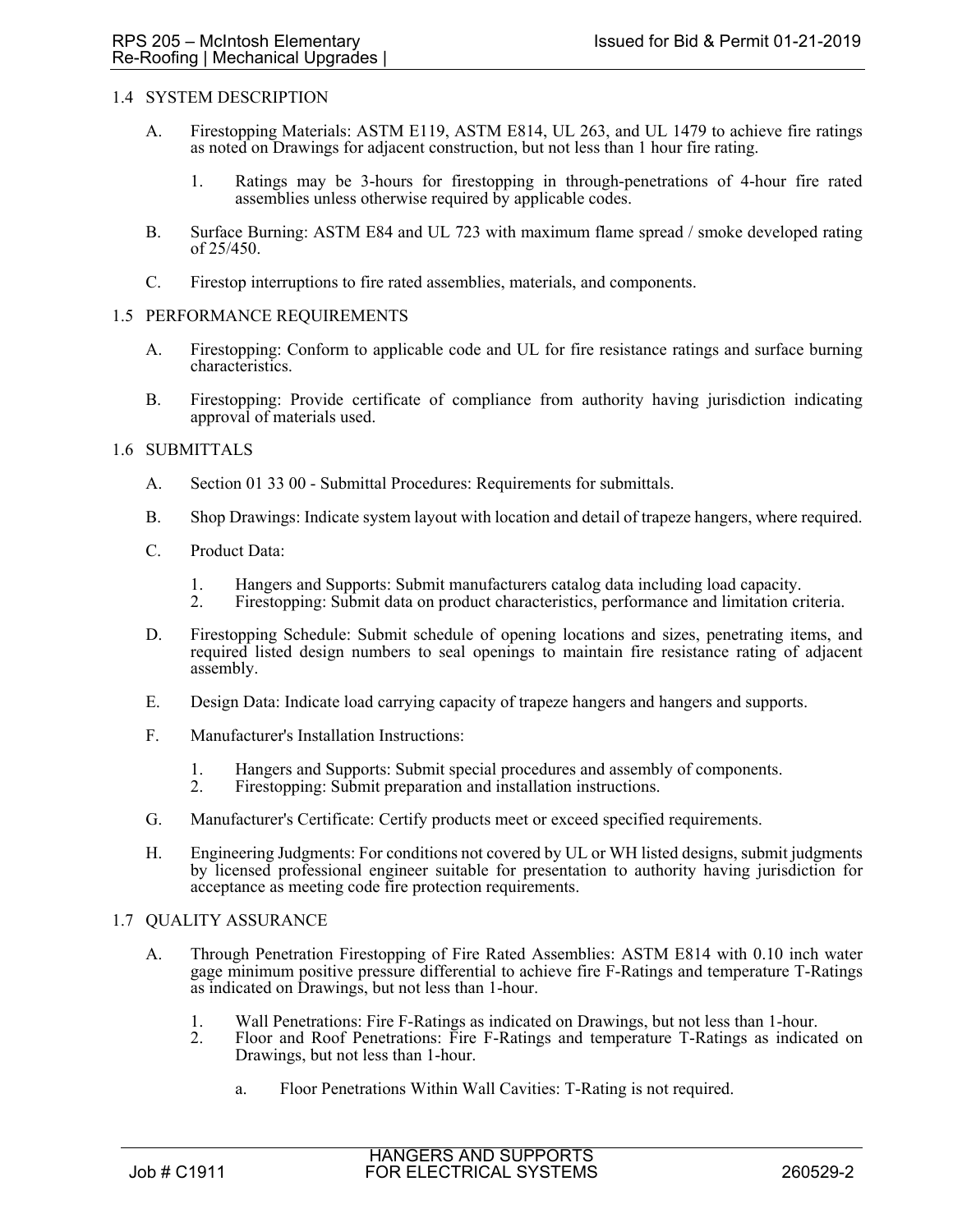## 1.4 SYSTEM DESCRIPTION

A. Firestopping Materials: ASTM E119, ASTM E814, UL 263, and UL 1479 to achieve fire ratings as noted on Drawings for adjacent construction, but not less than 1 hour fire rating.

1. Ratings may be 3-hours for firestopping in through-penetrations of 4-hour fire rated assemblies unless otherwise required by applicable codes.

B. Surface Burning: ASTM E84 and UL 723 with maximum flame spread / smoke developed rating of 25/450.

C. Firestop interruptions to fire rated assemblies, materials, and components.

## 1.5 PERFORMANCE REQUIREMENTS

A. Firestopping: Conform to applicable code and UL for fire resistance ratings and surface burning characteristics.

B. Firestopping: Provide certificate of compliance from authority having jurisdiction indicating approval of materials used.

## 1.6 SUBMITTALS

A. Section 01 33 00 - Submittal Procedures: Requirements for submittals.

B. Shop Drawings: Indicate system layout with location and detail of trapeze hangers, where required.

C. Product Data:

1. Hangers and Supports: Submit manufacturers catalog data including load capacity.
2. Firestopping: Submit data on product characteristics, performance and limitation criteria.

D. Firestopping Schedule: Submit schedule of opening locations and sizes, penetrating items, and required listed design numbers to seal openings to maintain fire resistance rating of adjacent assembly.

E. Design Data: Indicate load carrying capacity of trapeze hangers and hangers and supports.

F. Manufacturer's Installation Instructions:

1. Hangers and Supports: Submit special procedures and assembly of components.
2. Firestopping: Submit preparation and installation instructions.

G. Manufacturer's Certificate: Certify products meet or exceed specified requirements.

H. Engineering Judgments: For conditions not covered by UL or WH listed designs, submit judgments by licensed professional engineer suitable for presentation to authority having jurisdiction for acceptance as meeting code fire protection requirements.

## 1.7 QUALITY ASSURANCE

A. Through Penetration Firestopping of Fire Rated Assemblies: ASTM E814 with 0.10 inch water gage minimum positive pressure differential to achieve fire F-Ratings and temperature T-Ratings as indicated on Drawings, but not less than 1-hour.

1. Wall Penetrations: Fire F-Ratings as indicated on Drawings, but not less than 1-hour.
2. Floor and Roof Penetrations: Fire F-Ratings and temperature T-Ratings as indicated on Drawings, but not less than 1-hour.

    a. Floor Penetrations Within Wall Cavities: T-Rating is not required.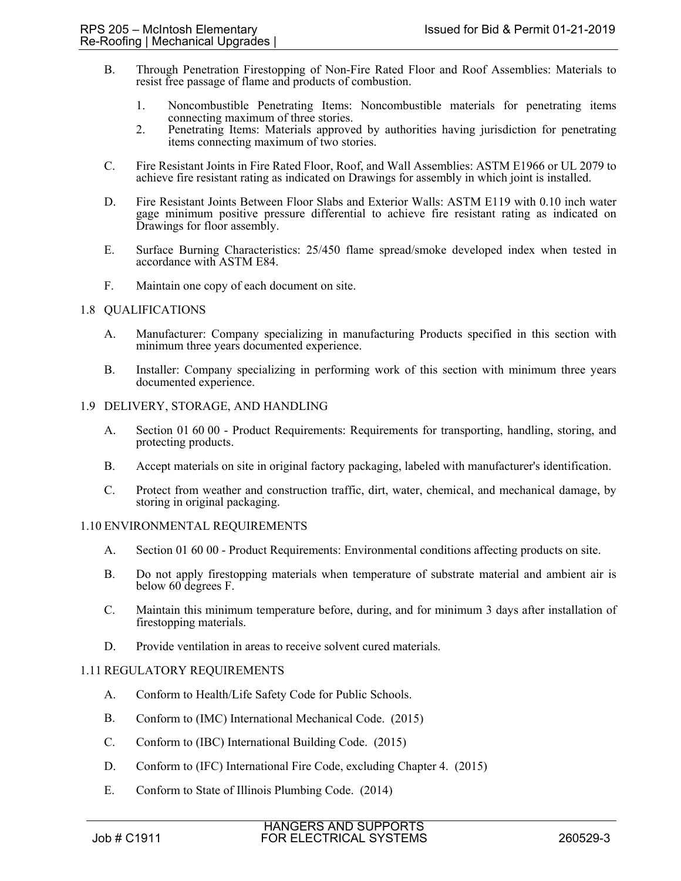B. Through Penetration Firestopping of Non-Fire Rated Floor and Roof Assemblies: Materials to resist free passage of flame and products of combustion.

   1. Noncombustible Penetrating Items: Noncombustible materials for penetrating items connecting maximum of three stories.
   2. Penetrating Items: Materials approved by authorities having jurisdiction for penetrating items connecting maximum of two stories.

C. Fire Resistant Joints in Fire Rated Floor, Roof, and Wall Assemblies: ASTM E1966 or UL 2079 to achieve fire resistant rating as indicated on Drawings for assembly in which joint is installed.

D. Fire Resistant Joints Between Floor Slabs and Exterior Walls: ASTM E119 with 0.10 inch water gage minimum positive pressure differential to achieve fire resistant rating as indicated on Drawings for floor assembly.

E. Surface Burning Characteristics: 25/450 flame spread/smoke developed index when tested in accordance with ASTM E84.

F. Maintain one copy of each document on site.

## 1.8 QUALIFICATIONS

A. Manufacturer: Company specializing in manufacturing Products specified in this section with minimum three years documented experience.

B. Installer: Company specializing in performing work of this section with minimum three years documented experience.

## 1.9 DELIVERY, STORAGE, AND HANDLING

A. Section 01 60 00 - Product Requirements: Requirements for transporting, handling, storing, and protecting products.

B. Accept materials on site in original factory packaging, labeled with manufacturer's identification.

C. Protect from weather and construction traffic, dirt, water, chemical, and mechanical damage, by storing in original packaging.

## 1.10 ENVIRONMENTAL REQUIREMENTS

A. Section 01 60 00 - Product Requirements: Environmental conditions affecting products on site.

B. Do not apply firestopping materials when temperature of substrate material and ambient air is below 60 degrees F.

C. Maintain this minimum temperature before, during, and for minimum 3 days after installation of firestopping materials.

D. Provide ventilation in areas to receive solvent cured materials.

## 1.11 REGULATORY REQUIREMENTS

A. Conform to Health/Life Safety Code for Public Schools.

B. Conform to (IMC) International Mechanical Code. (2015)

C. Conform to (IBC) International Building Code. (2015)

D. Conform to (IFC) International Fire Code, excluding Chapter 4. (2015)

E. Conform to State of Illinois Plumbing Code. (2014)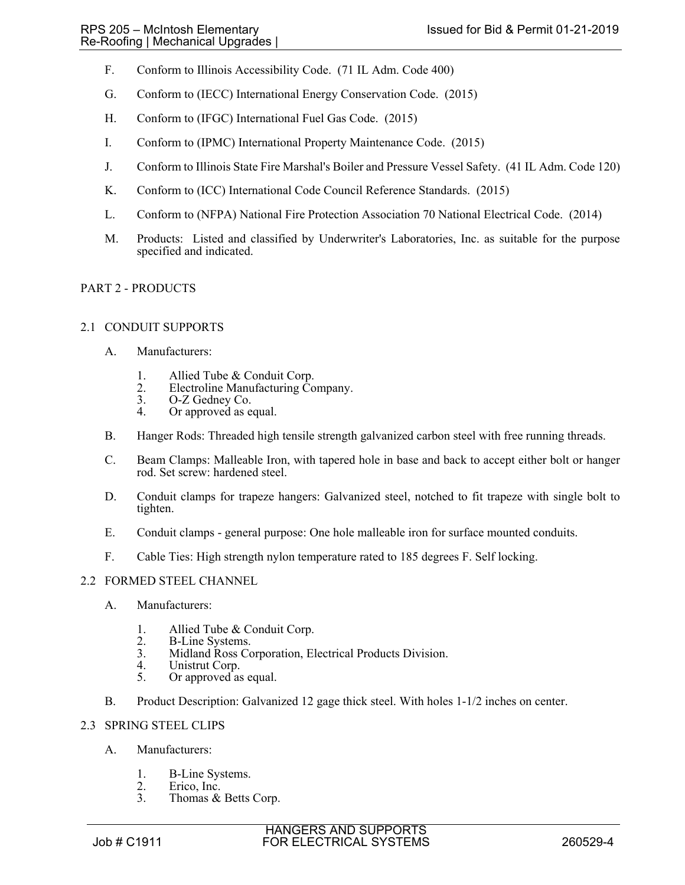F. Conform to Illinois Accessibility Code. (71 IL Adm. Code 400)

G. Conform to (IECC) International Energy Conservation Code. (2015)

H. Conform to (IFGC) International Fuel Gas Code. (2015)

I. Conform to (IPMC) International Property Maintenance Code. (2015)

J. Conform to Illinois State Fire Marshal's Boiler and Pressure Vessel Safety. (41 IL Adm. Code 120)

K. Conform to (ICC) International Code Council Reference Standards. (2015)

L. Conform to (NFPA) National Fire Protection Association 70 National Electrical Code. (2014)

M. Products: Listed and classified by Underwriter's Laboratories, Inc. as suitable for the purpose specified and indicated.

## PART 2 - PRODUCTS

### 2.1 CONDUIT SUPPORTS

A. Manufacturers:

1. Allied Tube & Conduit Corp.
2. Electroline Manufacturing Company.
3. O-Z Gedney Co.
4. Or approved as equal.

B. Hanger Rods: Threaded high tensile strength galvanized carbon steel with free running threads.

C. Beam Clamps: Malleable Iron, with tapered hole in base and back to accept either bolt or hanger rod. Set screw: hardened steel.

D. Conduit clamps for trapeze hangers: Galvanized steel, notched to fit trapeze with single bolt to tighten.

E. Conduit clamps - general purpose: One hole malleable iron for surface mounted conduits.

F. Cable Ties: High strength nylon temperature rated to 185 degrees F. Self locking.

### 2.2 FORMED STEEL CHANNEL

A. Manufacturers:

1. Allied Tube & Conduit Corp.
2. B-Line Systems.
3. Midland Ross Corporation, Electrical Products Division.
4. Unistrut Corp.
5. Or approved as equal.

B. Product Description: Galvanized 12 gage thick steel. With holes 1-1/2 inches on center.

### 2.3 SPRING STEEL CLIPS

A. Manufacturers:

1. B-Line Systems.
2. Erico, Inc.
3. Thomas & Betts Corp.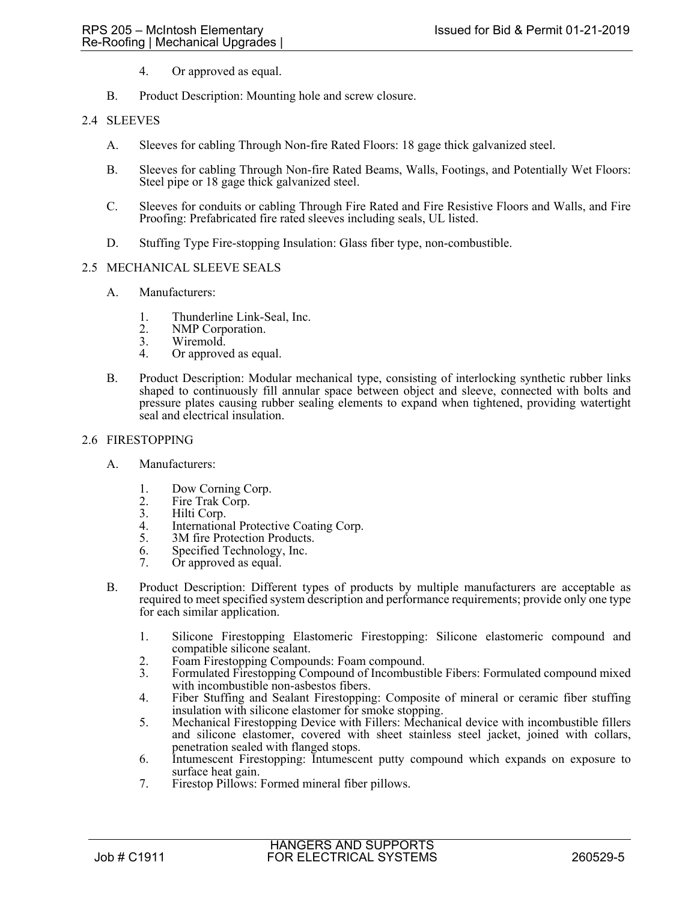4. Or approved as equal.

B. Product Description: Mounting hole and screw closure.

## 2.4 SLEEVES

A. Sleeves for cabling Through Non-fire Rated Floors: 18 gage thick galvanized steel.

B. Sleeves for cabling Through Non-fire Rated Beams, Walls, Footings, and Potentially Wet Floors: Steel pipe or 18 gage thick galvanized steel.

C. Sleeves for conduits or cabling Through Fire Rated and Fire Resistive Floors and Walls, and Fire Proofing: Prefabricated fire rated sleeves including seals, UL listed.

D. Stuffing Type Fire-stopping Insulation: Glass fiber type, non-combustible.

## 2.5 MECHANICAL SLEEVE SEALS

A. Manufacturers:

1. Thunderline Link-Seal, Inc.
2. NMP Corporation.
3. Wiremold.
4. Or approved as equal.

B. Product Description: Modular mechanical type, consisting of interlocking synthetic rubber links shaped to continuously fill annular space between object and sleeve, connected with bolts and pressure plates causing rubber sealing elements to expand when tightened, providing watertight seal and electrical insulation.

## 2.6 FIRESTOPPING

A. Manufacturers:

1. Dow Corning Corp.
2. Fire Trak Corp.
3. Hilti Corp.
4. International Protective Coating Corp.
5. 3M fire Protection Products.
6. Specified Technology, Inc.
7. Or approved as equal.

B. Product Description: Different types of products by multiple manufacturers are acceptable as required to meet specified system description and performance requirements; provide only one type for each similar application.

1. Silicone Firestopping Elastomeric Firestopping: Silicone elastomeric compound and compatible silicone sealant.
2. Foam Firestopping Compounds: Foam compound.
3. Formulated Firestopping Compound of Incombustible Fibers: Formulated compound mixed with incombustible non-asbestos fibers.
4. Fiber Stuffing and Sealant Firestopping: Composite of mineral or ceramic fiber stuffing insulation with silicone elastomer for smoke stopping.
5. Mechanical Firestopping Device with Fillers: Mechanical device with incombustible fillers and silicone elastomer, covered with sheet stainless steel jacket, joined with collars, penetration sealed with flanged stops.
6. Intumescent Firestopping: Intumescent putty compound which expands on exposure to surface heat gain.
7. Firestop Pillows: Formed mineral fiber pillows.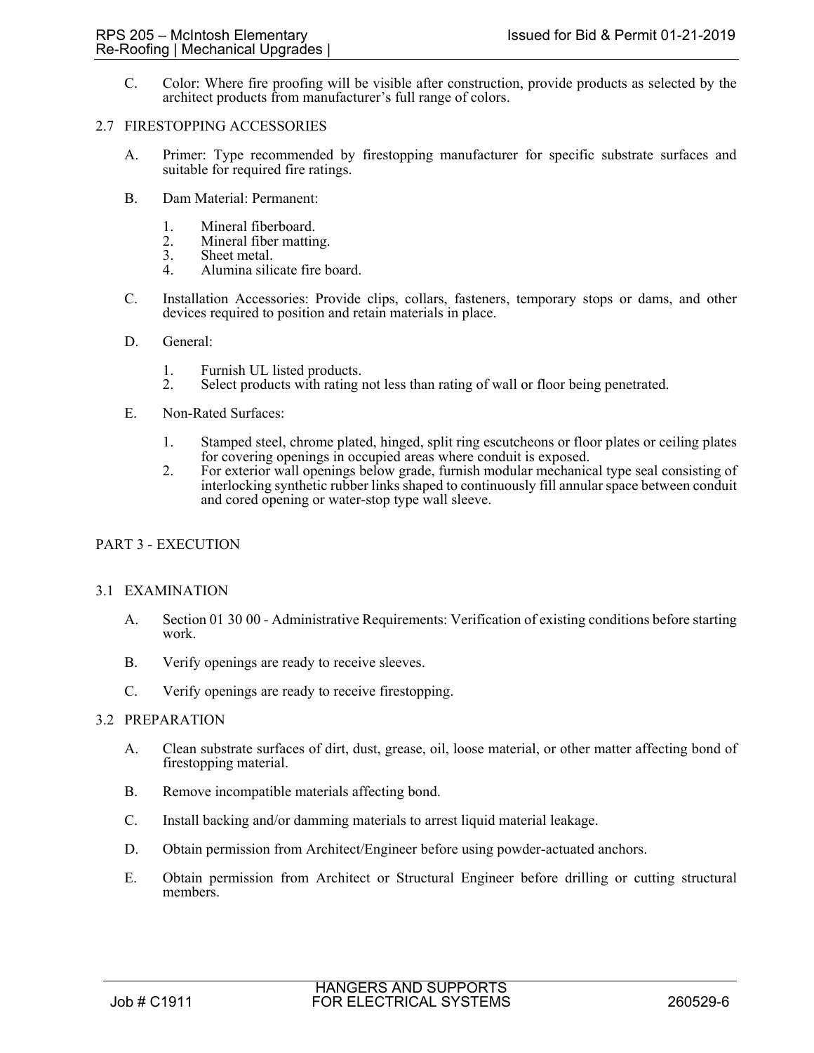C. Color: Where fire proofing will be visible after construction, provide products as selected by the architect products from manufacturer's full range of colors.

## 2.7 FIRESTOPPING ACCESSORIES

A. Primer: Type recommended by firestopping manufacturer for specific substrate surfaces and suitable for required fire ratings.

B. Dam Material: Permanent:

1. Mineral fiberboard.
2. Mineral fiber matting.
3. Sheet metal.
4. Alumina silicate fire board.

C. Installation Accessories: Provide clips, collars, fasteners, temporary stops or dams, and other devices required to position and retain materials in place.

D. General:

1. Furnish UL listed products.
2. Select products with rating not less than rating of wall or floor being penetrated.

E. Non-Rated Surfaces:

1. Stamped steel, chrome plated, hinged, split ring escutcheons or floor plates or ceiling plates for covering openings in occupied areas where conduit is exposed.
2. For exterior wall openings below grade, furnish modular mechanical type seal consisting of interlocking synthetic rubber links shaped to continuously fill annular space between conduit and cored opening or water-stop type wall sleeve.

# PART 3 - EXECUTION

## 3.1 EXAMINATION

A. Section 01 30 00 - Administrative Requirements: Verification of existing conditions before starting work.

B. Verify openings are ready to receive sleeves.

C. Verify openings are ready to receive firestopping.

## 3.2 PREPARATION

A. Clean substrate surfaces of dirt, dust, grease, oil, loose material, or other matter affecting bond of firestopping material.

B. Remove incompatible materials affecting bond.

C. Install backing and/or damming materials to arrest liquid material leakage.

D. Obtain permission from Architect/Engineer before using powder-actuated anchors.

E. Obtain permission from Architect or Structural Engineer before drilling or cutting structural members.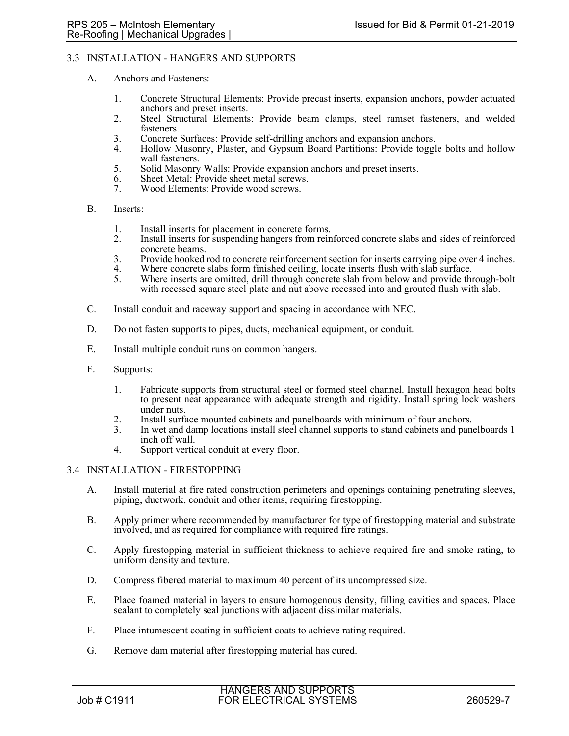## 3.3 INSTALLATION - HANGERS AND SUPPORTS

A. Anchors and Fasteners:

1. Concrete Structural Elements: Provide precast inserts, expansion anchors, powder actuated anchors and preset inserts.
2. Steel Structural Elements: Provide beam clamps, steel ramset fasteners, and welded fasteners.
3. Concrete Surfaces: Provide self-drilling anchors and expansion anchors.
4. Hollow Masonry, Plaster, and Gypsum Board Partitions: Provide toggle bolts and hollow wall fasteners.
5. Solid Masonry Walls: Provide expansion anchors and preset inserts.
6. Sheet Metal: Provide sheet metal screws.
7. Wood Elements: Provide wood screws.

B. Inserts:

1. Install inserts for placement in concrete forms.
2. Install inserts for suspending hangers from reinforced concrete slabs and sides of reinforced concrete beams.
3. Provide hooked rod to concrete reinforcement section for inserts carrying pipe over 4 inches.
4. Where concrete slabs form finished ceiling, locate inserts flush with slab surface.
5. Where inserts are omitted, drill through concrete slab from below and provide through-bolt with recessed square steel plate and nut above recessed into and grouted flush with slab.

C. Install conduit and raceway support and spacing in accordance with NEC.

D. Do not fasten supports to pipes, ducts, mechanical equipment, or conduit.

E. Install multiple conduit runs on common hangers.

F. Supports:

1. Fabricate supports from structural steel or formed steel channel. Install hexagon head bolts to present neat appearance with adequate strength and rigidity. Install spring lock washers under nuts.
2. Install surface mounted cabinets and panelboards with minimum of four anchors.
3. In wet and damp locations install steel channel supports to stand cabinets and panelboards 1 inch off wall.
4. Support vertical conduit at every floor.

## 3.4 INSTALLATION - FIRESTOPPING

A. Install material at fire rated construction perimeters and openings containing penetrating sleeves, piping, ductwork, conduit and other items, requiring firestopping.

B. Apply primer where recommended by manufacturer for type of firestopping material and substrate involved, and as required for compliance with required fire ratings.

C. Apply firestopping material in sufficient thickness to achieve required fire and smoke rating, to uniform density and texture.

D. Compress fibered material to maximum 40 percent of its uncompressed size.

E. Place foamed material in layers to ensure homogenous density, filling cavities and spaces. Place sealant to completely seal junctions with adjacent dissimilar materials.

F. Place intumescent coating in sufficient coats to achieve rating required.

G. Remove dam material after firestopping material has cured.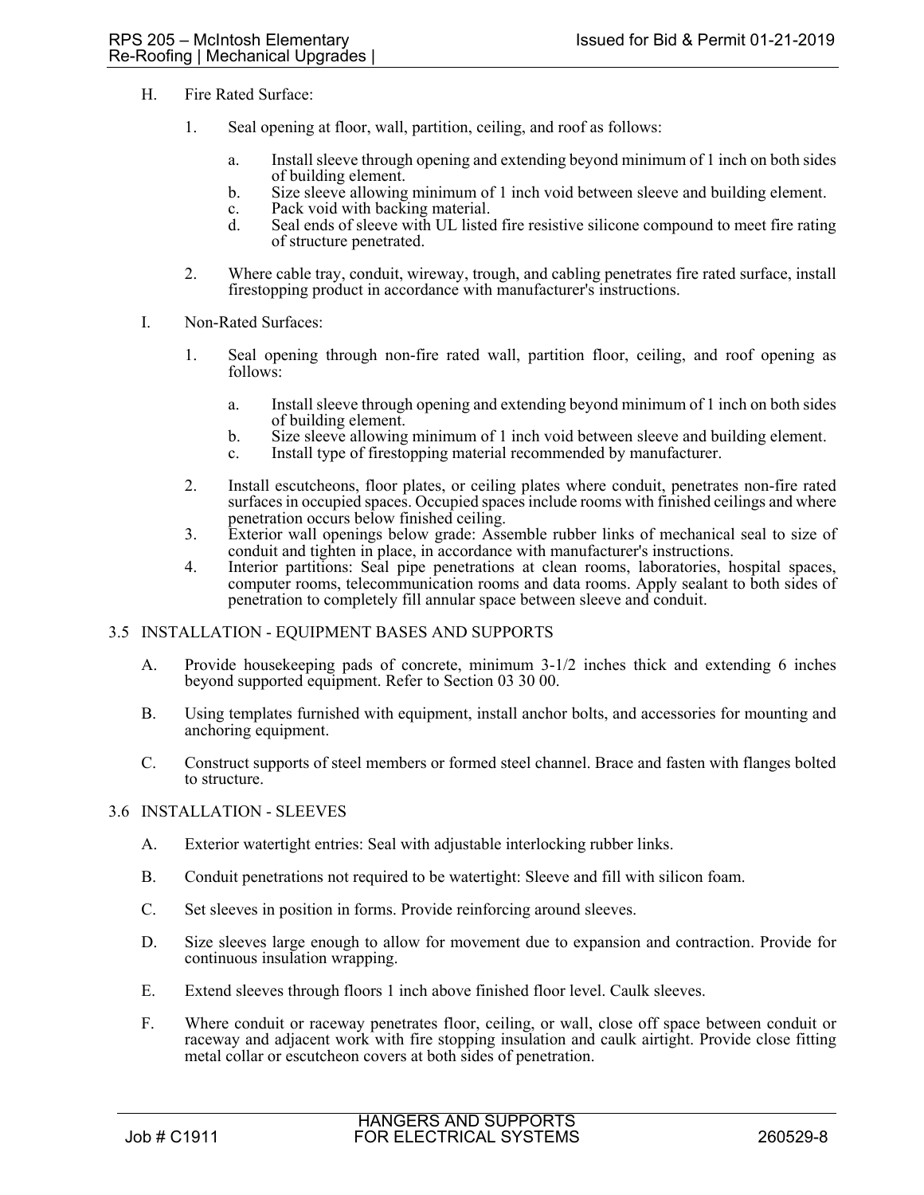H. Fire Rated Surface:

1. Seal opening at floor, wall, partition, ceiling, and roof as follows:

   a. Install sleeve through opening and extending beyond minimum of 1 inch on both sides of building element.
   b. Size sleeve allowing minimum of 1 inch void between sleeve and building element.
   c. Pack void with backing material.
   d. Seal ends of sleeve with UL listed fire resistive silicone compound to meet fire rating of structure penetrated.

2. Where cable tray, conduit, wireway, trough, and cabling penetrates fire rated surface, install firestopping product in accordance with manufacturer's instructions.

I. Non-Rated Surfaces:

1. Seal opening through non-fire rated wall, partition floor, ceiling, and roof opening as follows:

   a. Install sleeve through opening and extending beyond minimum of 1 inch on both sides of building element.
   b. Size sleeve allowing minimum of 1 inch void between sleeve and building element.
   c. Install type of firestopping material recommended by manufacturer.

2. Install escutcheons, floor plates, or ceiling plates where conduit, penetrates non-fire rated surfaces in occupied spaces. Occupied spaces include rooms with finished ceilings and where penetration occurs below finished ceiling.
3. Exterior wall openings below grade: Assemble rubber links of mechanical seal to size of conduit and tighten in place, in accordance with manufacturer's instructions.
4. Interior partitions: Seal pipe penetrations at clean rooms, laboratories, hospital spaces, computer rooms, telecommunication rooms and data rooms. Apply sealant to both sides of penetration to completely fill annular space between sleeve and conduit.

## 3.5 INSTALLATION - EQUIPMENT BASES AND SUPPORTS

A. Provide housekeeping pads of concrete, minimum 3-1/2 inches thick and extending 6 inches beyond supported equipment. Refer to Section 03 30 00.

B. Using templates furnished with equipment, install anchor bolts, and accessories for mounting and anchoring equipment.

C. Construct supports of steel members or formed steel channel. Brace and fasten with flanges bolted to structure.

## 3.6 INSTALLATION - SLEEVES

A. Exterior watertight entries: Seal with adjustable interlocking rubber links.

B. Conduit penetrations not required to be watertight: Sleeve and fill with silicon foam.

C. Set sleeves in position in forms. Provide reinforcing around sleeves.

D. Size sleeves large enough to allow for movement due to expansion and contraction. Provide for continuous insulation wrapping.

E. Extend sleeves through floors 1 inch above finished floor level. Caulk sleeves.

F. Where conduit or raceway penetrates floor, ceiling, or wall, close off space between conduit or raceway and adjacent work with fire stopping insulation and caulk airtight. Provide close fitting metal collar or escutcheon covers at both sides of penetration.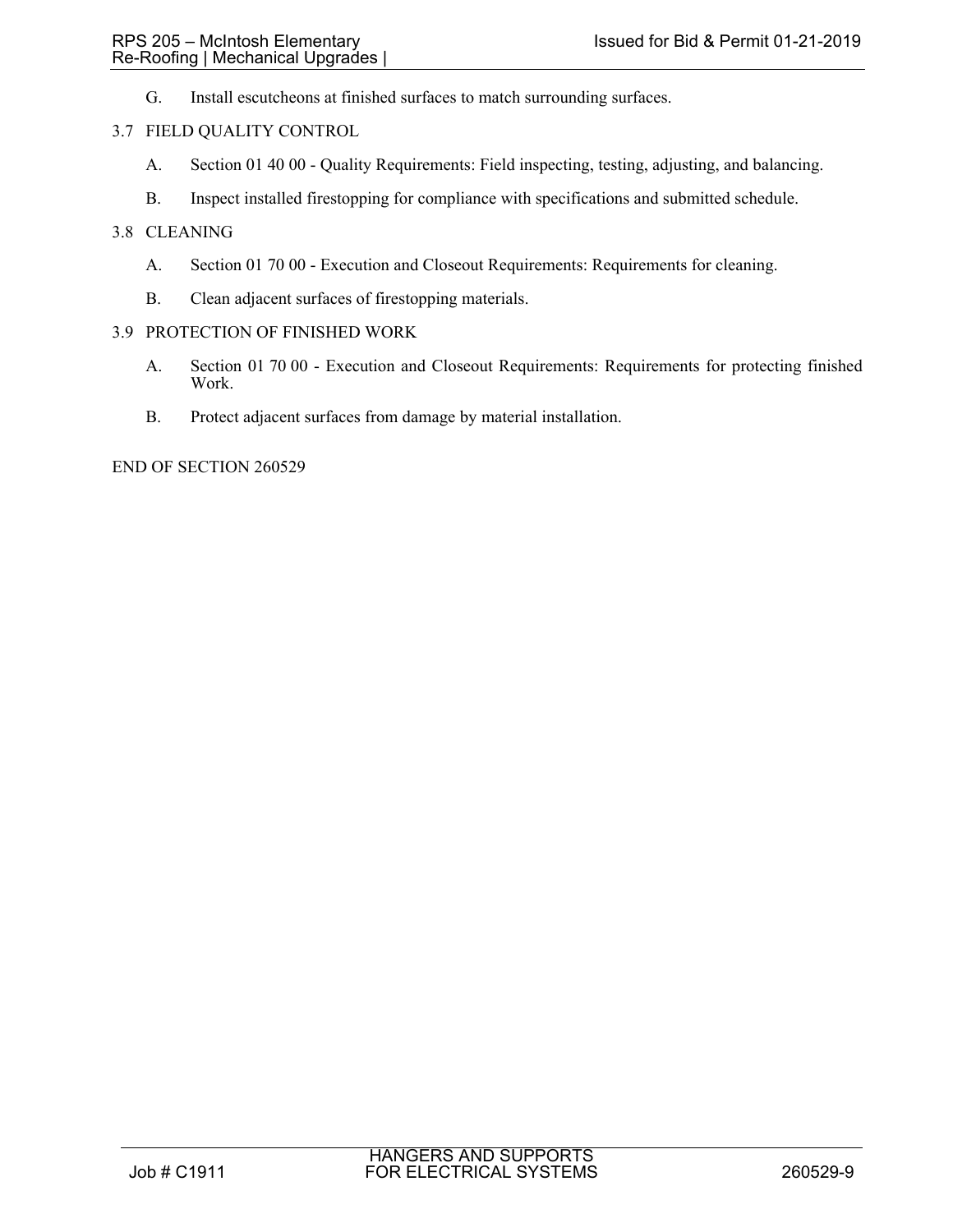G. Install escutcheons at finished surfaces to match surrounding surfaces.

## 3.7 FIELD QUALITY CONTROL

A. Section 01 40 00 - Quality Requirements: Field inspecting, testing, adjusting, and balancing.

B. Inspect installed firestopping for compliance with specifications and submitted schedule.

## 3.8 CLEANING

A. Section 01 70 00 - Execution and Closeout Requirements: Requirements for cleaning.

B. Clean adjacent surfaces of firestopping materials.

## 3.9 PROTECTION OF FINISHED WORK

A. Section 01 70 00 - Execution and Closeout Requirements: Requirements for protecting finished Work.

B. Protect adjacent surfaces from damage by material installation.

END OF SECTION 260529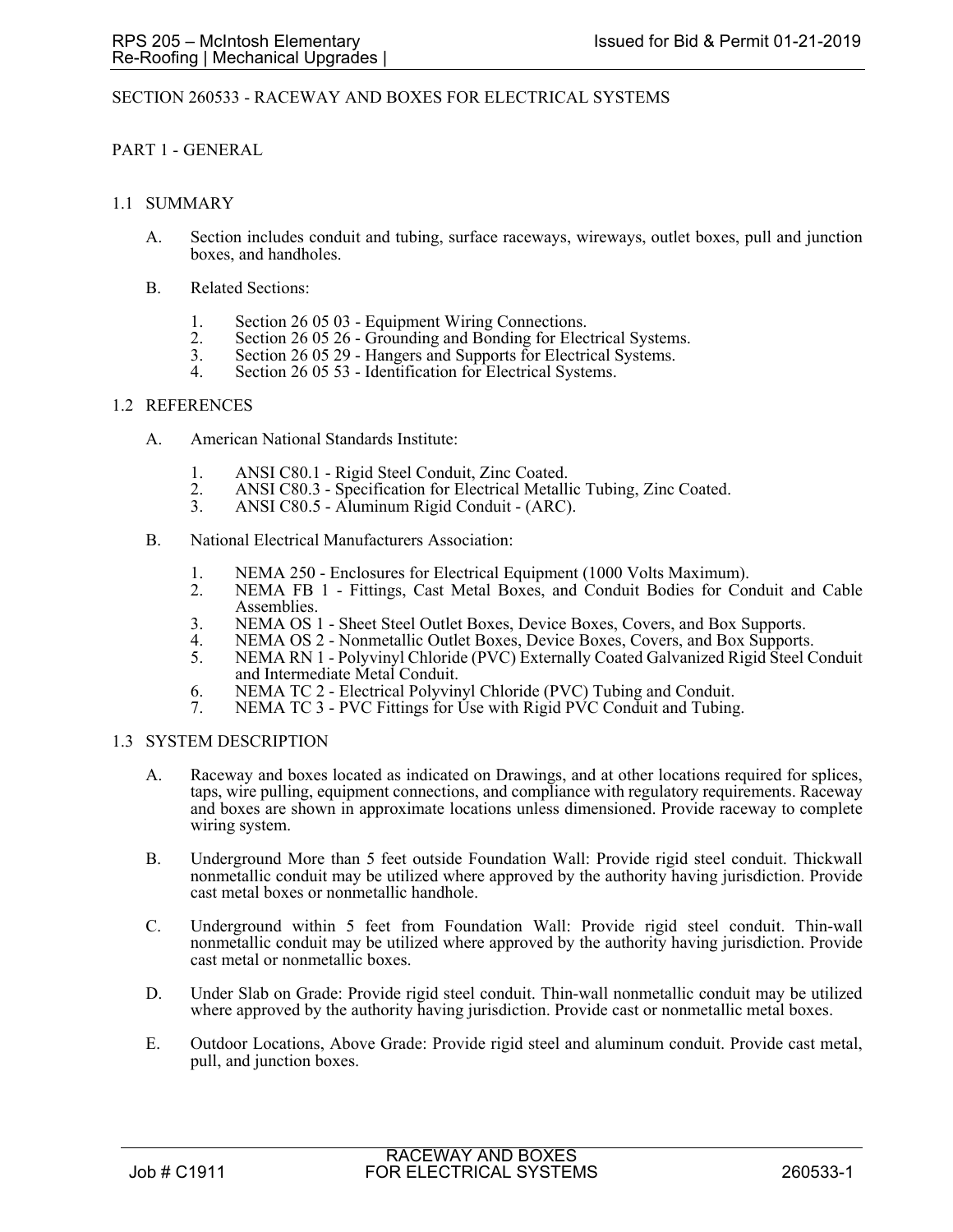## SECTION 260533 - RACEWAY AND BOXES FOR ELECTRICAL SYSTEMS

### PART 1 - GENERAL

#### 1.1 SUMMARY

A. Section includes conduit and tubing, surface raceways, wireways, outlet boxes, pull and junction boxes, and handholes.

B. Related Sections:

1. Section 26 05 03 - Equipment Wiring Connections.
2. Section 26 05 26 - Grounding and Bonding for Electrical Systems.
3. Section 26 05 29 - Hangers and Supports for Electrical Systems.
4. Section 26 05 53 - Identification for Electrical Systems.

#### 1.2 REFERENCES

A. American National Standards Institute:

1. ANSI C80.1 - Rigid Steel Conduit, Zinc Coated.
2. ANSI C80.3 - Specification for Electrical Metallic Tubing, Zinc Coated.
3. ANSI C80.5 - Aluminum Rigid Conduit - (ARC).

B. National Electrical Manufacturers Association:

1. NEMA 250 - Enclosures for Electrical Equipment (1000 Volts Maximum).
2. NEMA FB 1 - Fittings, Cast Metal Boxes, and Conduit Bodies for Conduit and Cable Assemblies.
3. NEMA OS 1 - Sheet Steel Outlet Boxes, Device Boxes, Covers, and Box Supports.
4. NEMA OS 2 - Nonmetallic Outlet Boxes, Device Boxes, Covers, and Box Supports.
5. NEMA RN 1 - Polyvinyl Chloride (PVC) Externally Coated Galvanized Rigid Steel Conduit and Intermediate Metal Conduit.
6. NEMA TC 2 - Electrical Polyvinyl Chloride (PVC) Tubing and Conduit.
7. NEMA TC 3 - PVC Fittings for Use with Rigid PVC Conduit and Tubing.

#### 1.3 SYSTEM DESCRIPTION

A. Raceway and boxes located as indicated on Drawings, and at other locations required for splices, taps, wire pulling, equipment connections, and compliance with regulatory requirements. Raceway and boxes are shown in approximate locations unless dimensioned. Provide raceway to complete wiring system.

B. Underground More than 5 feet outside Foundation Wall: Provide rigid steel conduit. Thickwall nonmetallic conduit may be utilized where approved by the authority having jurisdiction. Provide cast metal boxes or nonmetallic handhole.

C. Underground within 5 feet from Foundation Wall: Provide rigid steel conduit. Thin-wall nonmetallic conduit may be utilized where approved by the authority having jurisdiction. Provide cast metal or nonmetallic boxes.

D. Under Slab on Grade: Provide rigid steel conduit. Thin-wall nonmetallic conduit may be utilized where approved by the authority having jurisdiction. Provide cast or nonmetallic metal boxes.

E. Outdoor Locations, Above Grade: Provide rigid steel and aluminum conduit. Provide cast metal, pull, and junction boxes.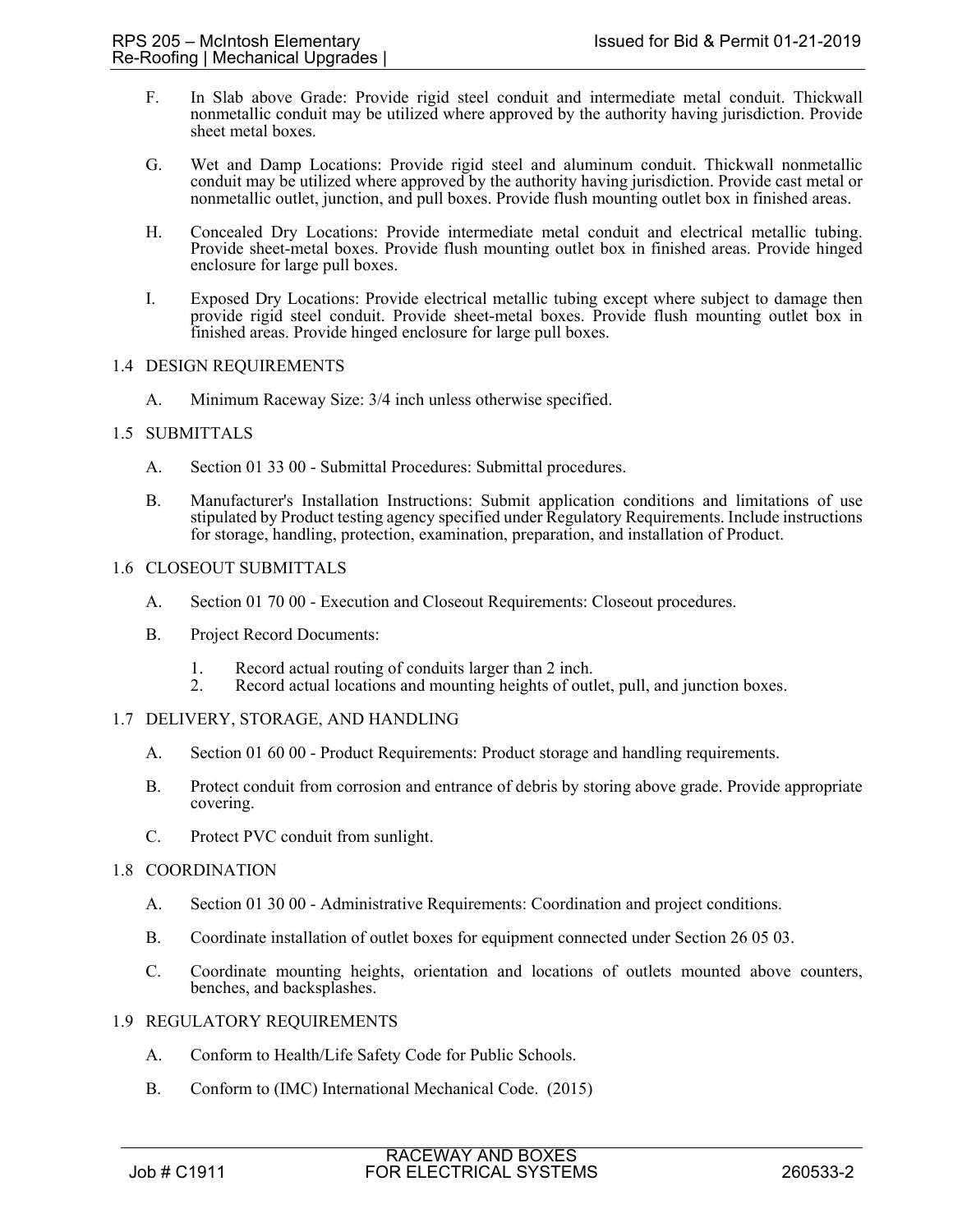F. In Slab above Grade: Provide rigid steel conduit and intermediate metal conduit. Thickwall nonmetallic conduit may be utilized where approved by the authority having jurisdiction. Provide sheet metal boxes.

G. Wet and Damp Locations: Provide rigid steel and aluminum conduit. Thickwall nonmetallic conduit may be utilized where approved by the authority having jurisdiction. Provide cast metal or nonmetallic outlet, junction, and pull boxes. Provide flush mounting outlet box in finished areas.

H. Concealed Dry Locations: Provide intermediate metal conduit and electrical metallic tubing. Provide sheet-metal boxes. Provide flush mounting outlet box in finished areas. Provide hinged enclosure for large pull boxes.

I. Exposed Dry Locations: Provide electrical metallic tubing except where subject to damage then provide rigid steel conduit. Provide sheet-metal boxes. Provide flush mounting outlet box in finished areas. Provide hinged enclosure for large pull boxes.

## 1.4 DESIGN REQUIREMENTS

A. Minimum Raceway Size: 3/4 inch unless otherwise specified.

## 1.5 SUBMITTALS

A. Section 01 33 00 - Submittal Procedures: Submittal procedures.

B. Manufacturer's Installation Instructions: Submit application conditions and limitations of use stipulated by Product testing agency specified under Regulatory Requirements. Include instructions for storage, handling, protection, examination, preparation, and installation of Product.

## 1.6 CLOSEOUT SUBMITTALS

A. Section 01 70 00 - Execution and Closeout Requirements: Closeout procedures.

B. Project Record Documents:

1. Record actual routing of conduits larger than 2 inch.
2. Record actual locations and mounting heights of outlet, pull, and junction boxes.

## 1.7 DELIVERY, STORAGE, AND HANDLING

A. Section 01 60 00 - Product Requirements: Product storage and handling requirements.

B. Protect conduit from corrosion and entrance of debris by storing above grade. Provide appropriate covering.

C. Protect PVC conduit from sunlight.

## 1.8 COORDINATION

A. Section 01 30 00 - Administrative Requirements: Coordination and project conditions.

B. Coordinate installation of outlet boxes for equipment connected under Section 26 05 03.

C. Coordinate mounting heights, orientation and locations of outlets mounted above counters, benches, and backsplashes.

## 1.9 REGULATORY REQUIREMENTS

A. Conform to Health/Life Safety Code for Public Schools.

B. Conform to (IMC) International Mechanical Code. (2015)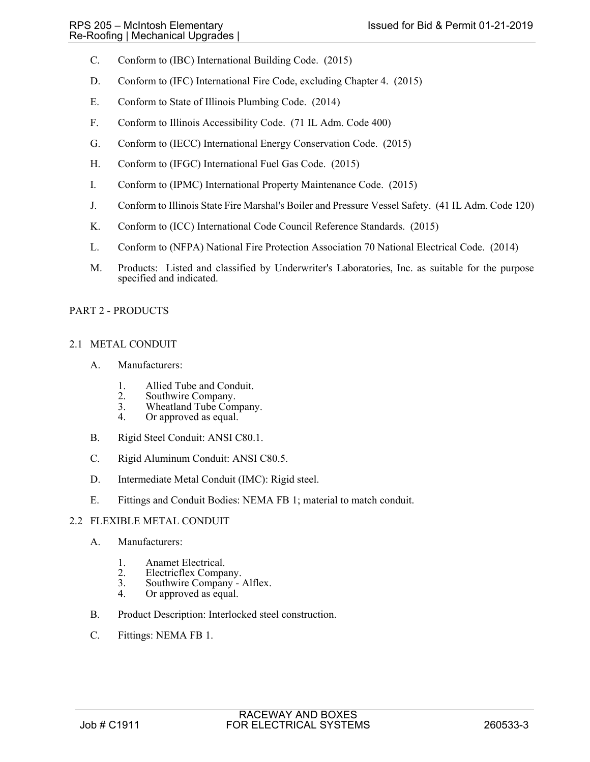C. Conform to (IBC) International Building Code. (2015)

D. Conform to (IFC) International Fire Code, excluding Chapter 4. (2015)

E. Conform to State of Illinois Plumbing Code. (2014)

F. Conform to Illinois Accessibility Code. (71 IL Adm. Code 400)

G. Conform to (IECC) International Energy Conservation Code. (2015)

H. Conform to (IFGC) International Fuel Gas Code. (2015)

I. Conform to (IPMC) International Property Maintenance Code. (2015)

J. Conform to Illinois State Fire Marshal's Boiler and Pressure Vessel Safety. (41 IL Adm. Code 120)

K. Conform to (ICC) International Code Council Reference Standards. (2015)

L. Conform to (NFPA) National Fire Protection Association 70 National Electrical Code. (2014)

M. Products: Listed and classified by Underwriter's Laboratories, Inc. as suitable for the purpose specified and indicated.

## PART 2 - PRODUCTS

### 2.1 METAL CONDUIT

A. Manufacturers:

1. Allied Tube and Conduit.
2. Southwire Company.
3. Wheatland Tube Company.
4. Or approved as equal.

B. Rigid Steel Conduit: ANSI C80.1.

C. Rigid Aluminum Conduit: ANSI C80.5.

D. Intermediate Metal Conduit (IMC): Rigid steel.

E. Fittings and Conduit Bodies: NEMA FB 1; material to match conduit.

### 2.2 FLEXIBLE METAL CONDUIT

A. Manufacturers:

1. Anamet Electrical.
2. Electricflex Company.
3. Southwire Company - Alflex.
4. Or approved as equal.

B. Product Description: Interlocked steel construction.

C. Fittings: NEMA FB 1.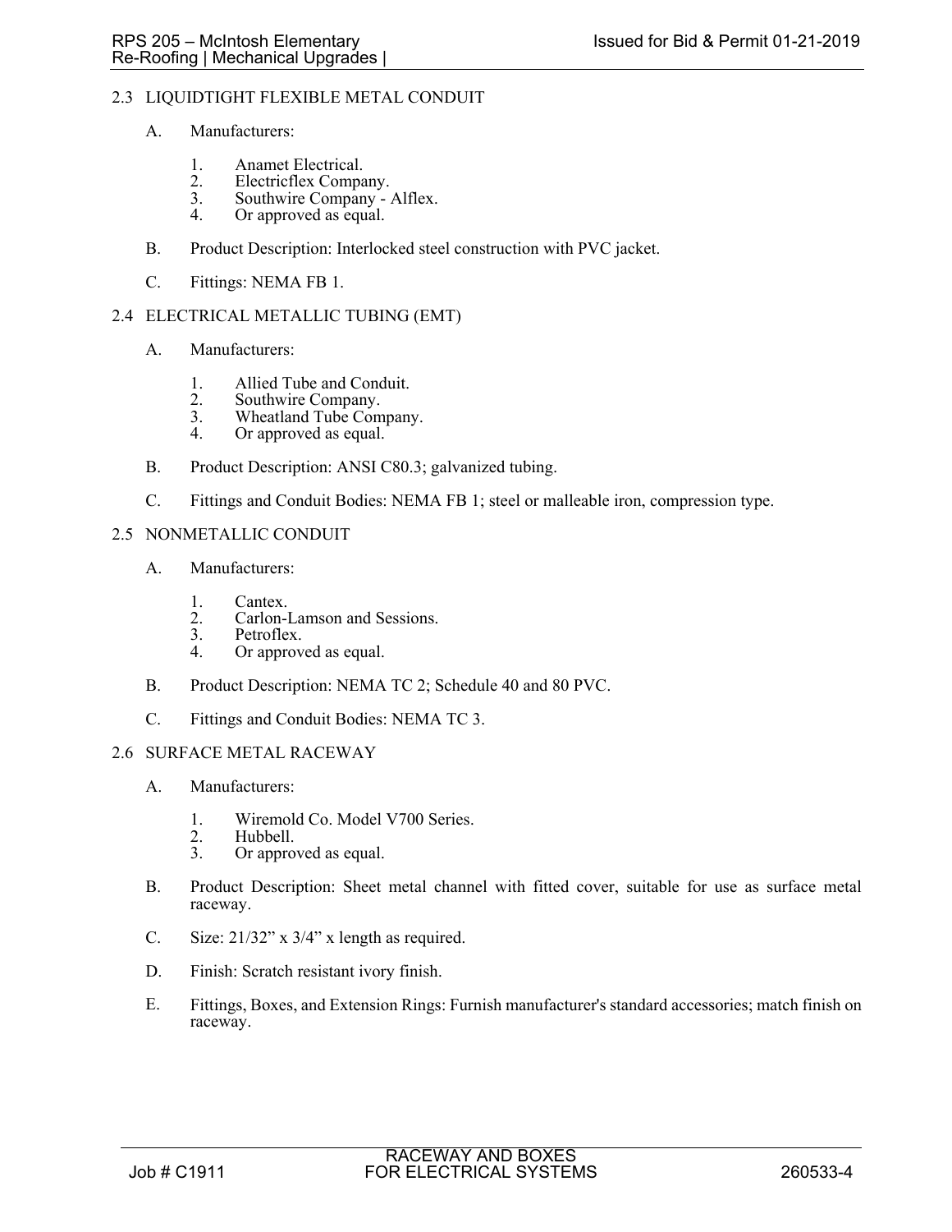## 2.3 LIQUIDTIGHT FLEXIBLE METAL CONDUIT

A. Manufacturers:

1. Anamet Electrical.
2. Electricflex Company.
3. Southwire Company - Alflex.
4. Or approved as equal.

B. Product Description: Interlocked steel construction with PVC jacket.

C. Fittings: NEMA FB 1.

## 2.4 ELECTRICAL METALLIC TUBING (EMT)

A. Manufacturers:

1. Allied Tube and Conduit.
2. Southwire Company.
3. Wheatland Tube Company.
4. Or approved as equal.

B. Product Description: ANSI C80.3; galvanized tubing.

C. Fittings and Conduit Bodies: NEMA FB 1; steel or malleable iron, compression type.

## 2.5 NONMETALLIC CONDUIT

A. Manufacturers:

1. Cantex.
2. Carlon-Lamson and Sessions.
3. Petroflex.
4. Or approved as equal.

B. Product Description: NEMA TC 2; Schedule 40 and 80 PVC.

C. Fittings and Conduit Bodies: NEMA TC 3.

## 2.6 SURFACE METAL RACEWAY

A. Manufacturers:

1. Wiremold Co. Model V700 Series.
2. Hubbell.
3. Or approved as equal.

B. Product Description: Sheet metal channel with fitted cover, suitable for use as surface metal raceway.

C. Size: 21/32” x 3/4” x length as required.

D. Finish: Scratch resistant ivory finish.

E. Fittings, Boxes, and Extension Rings: Furnish manufacturer's standard accessories; match finish on raceway.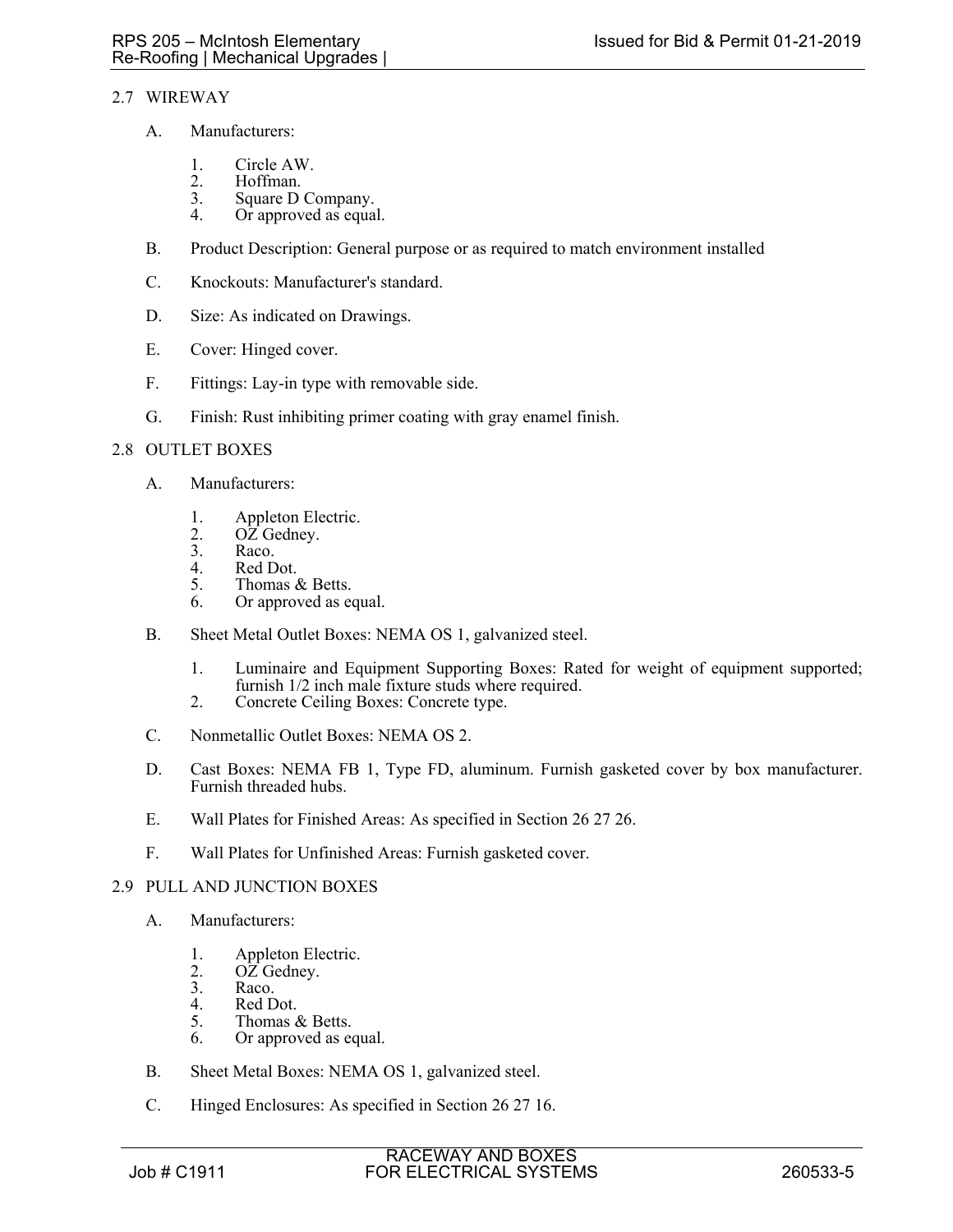## 2.7 WIREWAY

A. Manufacturers:

1. Circle AW.
2. Hoffman.
3. Square D Company.
4. Or approved as equal.

B. Product Description: General purpose or as required to match environment installed

C. Knockouts: Manufacturer's standard.

D. Size: As indicated on Drawings.

E. Cover: Hinged cover.

F. Fittings: Lay-in type with removable side.

G. Finish: Rust inhibiting primer coating with gray enamel finish.

## 2.8 OUTLET BOXES

A. Manufacturers:

1. Appleton Electric.
2. OZ Gedney.
3. Raco.
4. Red Dot.
5. Thomas & Betts.
6. Or approved as equal.

B. Sheet Metal Outlet Boxes: NEMA OS 1, galvanized steel.

1. Luminaire and Equipment Supporting Boxes: Rated for weight of equipment supported; furnish 1/2 inch male fixture studs where required.
2. Concrete Ceiling Boxes: Concrete type.

C. Nonmetallic Outlet Boxes: NEMA OS 2.

D. Cast Boxes: NEMA FB 1, Type FD, aluminum. Furnish gasketed cover by box manufacturer. Furnish threaded hubs.

E. Wall Plates for Finished Areas: As specified in Section 26 27 26.

F. Wall Plates for Unfinished Areas: Furnish gasketed cover.

## 2.9 PULL AND JUNCTION BOXES

A. Manufacturers:

1. Appleton Electric.
2. OZ Gedney.
3. Raco.
4. Red Dot.
5. Thomas & Betts.
6. Or approved as equal.

B. Sheet Metal Boxes: NEMA OS 1, galvanized steel.

C. Hinged Enclosures: As specified in Section 26 27 16.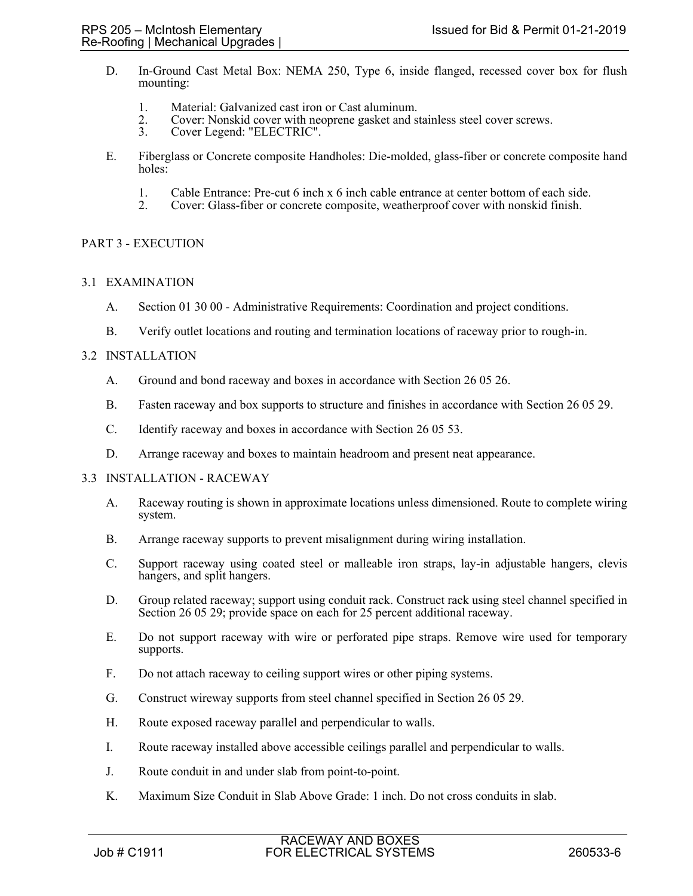D. In-Ground Cast Metal Box: NEMA 250, Type 6, inside flanged, recessed cover box for flush mounting:

   1. Material: Galvanized cast iron or Cast aluminum.
   2. Cover: Nonskid cover with neoprene gasket and stainless steel cover screws.
   3. Cover Legend: "ELECTRIC".

E. Fiberglass or Concrete composite Handholes: Die-molded, glass-fiber or concrete composite hand holes:

   1. Cable Entrance: Pre-cut 6 inch x 6 inch cable entrance at center bottom of each side.
   2. Cover: Glass-fiber or concrete composite, weatherproof cover with nonskid finish.

## PART 3 - EXECUTION

### 3.1 EXAMINATION

A. Section 01 30 00 - Administrative Requirements: Coordination and project conditions.

B. Verify outlet locations and routing and termination locations of raceway prior to rough-in.

### 3.2 INSTALLATION

A. Ground and bond raceway and boxes in accordance with Section 26 05 26.

B. Fasten raceway and box supports to structure and finishes in accordance with Section 26 05 29.

C. Identify raceway and boxes in accordance with Section 26 05 53.

D. Arrange raceway and boxes to maintain headroom and present neat appearance.

### 3.3 INSTALLATION - RACEWAY

A. Raceway routing is shown in approximate locations unless dimensioned. Route to complete wiring system.

B. Arrange raceway supports to prevent misalignment during wiring installation.

C. Support raceway using coated steel or malleable iron straps, lay-in adjustable hangers, clevis hangers, and split hangers.

D. Group related raceway; support using conduit rack. Construct rack using steel channel specified in Section 26 05 29; provide space on each for 25 percent additional raceway.

E. Do not support raceway with wire or perforated pipe straps. Remove wire used for temporary supports.

F. Do not attach raceway to ceiling support wires or other piping systems.

G. Construct wireway supports from steel channel specified in Section 26 05 29.

H. Route exposed raceway parallel and perpendicular to walls.

I. Route raceway installed above accessible ceilings parallel and perpendicular to walls.

J. Route conduit in and under slab from point-to-point.

K. Maximum Size Conduit in Slab Above Grade: 1 inch. Do not cross conduits in slab.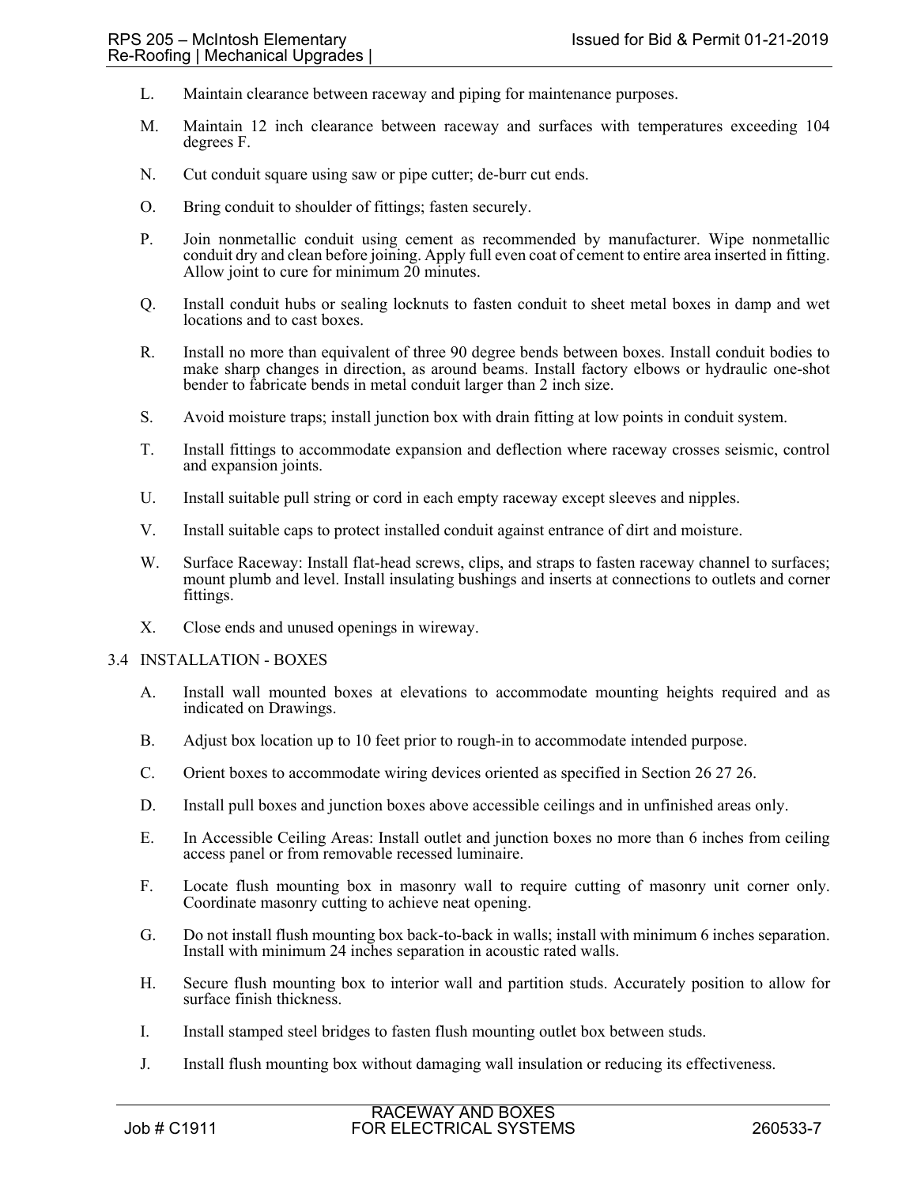L. Maintain clearance between raceway and piping for maintenance purposes.

M. Maintain 12 inch clearance between raceway and surfaces with temperatures exceeding 104 degrees F.

N. Cut conduit square using saw or pipe cutter; de-burr cut ends.

O. Bring conduit to shoulder of fittings; fasten securely.

P. Join nonmetallic conduit using cement as recommended by manufacturer. Wipe nonmetallic conduit dry and clean before joining. Apply full even coat of cement to entire area inserted in fitting. Allow joint to cure for minimum 20 minutes.

Q. Install conduit hubs or sealing locknuts to fasten conduit to sheet metal boxes in damp and wet locations and to cast boxes.

R. Install no more than equivalent of three 90 degree bends between boxes. Install conduit bodies to make sharp changes in direction, as around beams. Install factory elbows or hydraulic one-shot bender to fabricate bends in metal conduit larger than 2 inch size.

S. Avoid moisture traps; install junction box with drain fitting at low points in conduit system.

T. Install fittings to accommodate expansion and deflection where raceway crosses seismic, control and expansion joints.

U. Install suitable pull string or cord in each empty raceway except sleeves and nipples.

V. Install suitable caps to protect installed conduit against entrance of dirt and moisture.

W. Surface Raceway: Install flat-head screws, clips, and straps to fasten raceway channel to surfaces; mount plumb and level. Install insulating bushings and inserts at connections to outlets and corner fittings.

X. Close ends and unused openings in wireway.

## 3.4 INSTALLATION - BOXES

A. Install wall mounted boxes at elevations to accommodate mounting heights required and as indicated on Drawings.

B. Adjust box location up to 10 feet prior to rough-in to accommodate intended purpose.

C. Orient boxes to accommodate wiring devices oriented as specified in Section 26 27 26.

D. Install pull boxes and junction boxes above accessible ceilings and in unfinished areas only.

E. In Accessible Ceiling Areas: Install outlet and junction boxes no more than 6 inches from ceiling access panel or from removable recessed luminaire.

F. Locate flush mounting box in masonry wall to require cutting of masonry unit corner only. Coordinate masonry cutting to achieve neat opening.

G. Do not install flush mounting box back-to-back in walls; install with minimum 6 inches separation. Install with minimum 24 inches separation in acoustic rated walls.

H. Secure flush mounting box to interior wall and partition studs. Accurately position to allow for surface finish thickness.

I. Install stamped steel bridges to fasten flush mounting outlet box between studs.

J. Install flush mounting box without damaging wall insulation or reducing its effectiveness.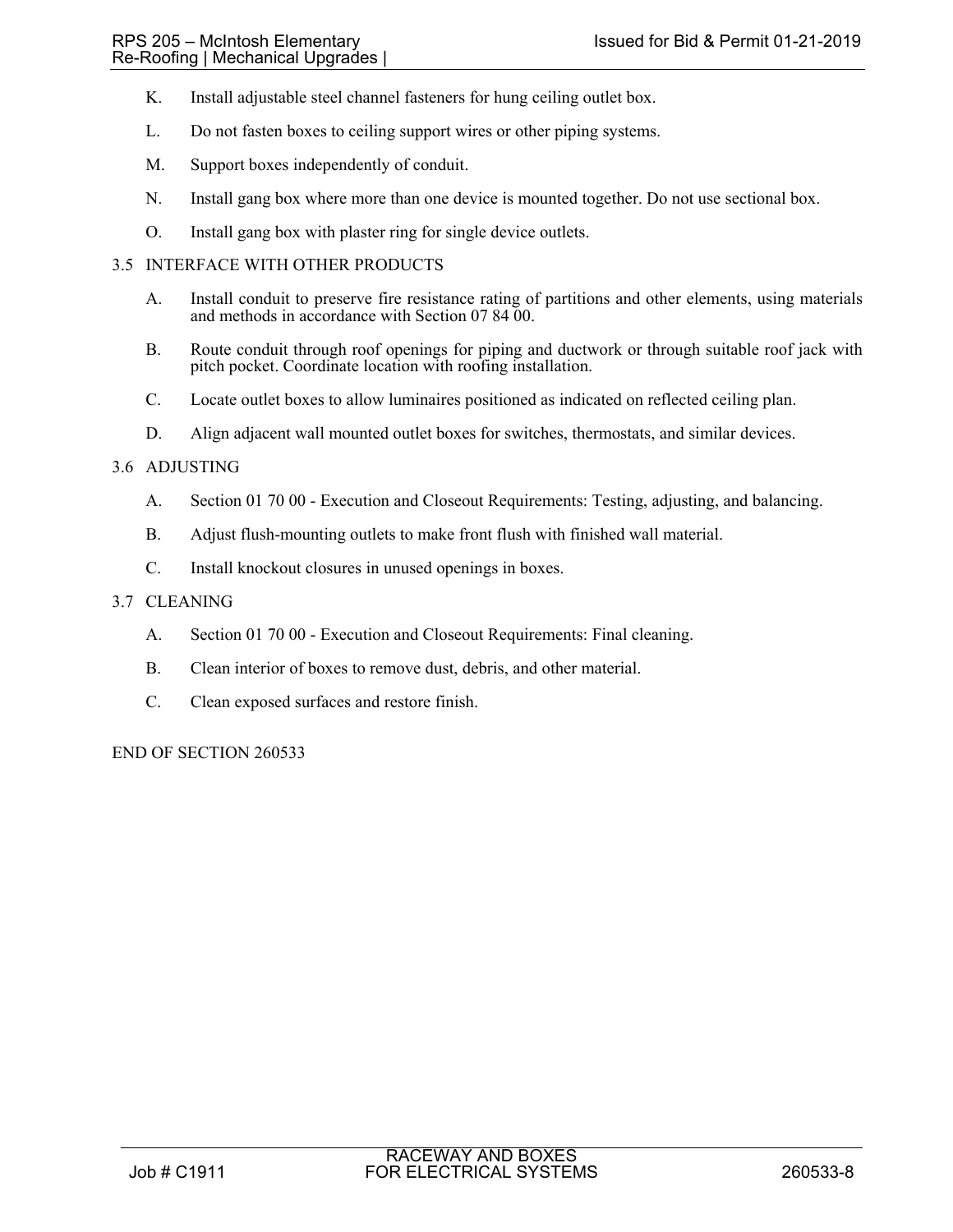K. Install adjustable steel channel fasteners for hung ceiling outlet box.

L. Do not fasten boxes to ceiling support wires or other piping systems.

M. Support boxes independently of conduit.

N. Install gang box where more than one device is mounted together. Do not use sectional box.

O. Install gang box with plaster ring for single device outlets.

## 3.5 INTERFACE WITH OTHER PRODUCTS

A. Install conduit to preserve fire resistance rating of partitions and other elements, using materials and methods in accordance with Section 07 84 00.

B. Route conduit through roof openings for piping and ductwork or through suitable roof jack with pitch pocket. Coordinate location with roofing installation.

C. Locate outlet boxes to allow luminaires positioned as indicated on reflected ceiling plan.

D. Align adjacent wall mounted outlet boxes for switches, thermostats, and similar devices.

## 3.6 ADJUSTING

A. Section 01 70 00 - Execution and Closeout Requirements: Testing, adjusting, and balancing.

B. Adjust flush-mounting outlets to make front flush with finished wall material.

C. Install knockout closures in unused openings in boxes.

## 3.7 CLEANING

A. Section 01 70 00 - Execution and Closeout Requirements: Final cleaning.

B. Clean interior of boxes to remove dust, debris, and other material.

C. Clean exposed surfaces and restore finish.

END OF SECTION 260533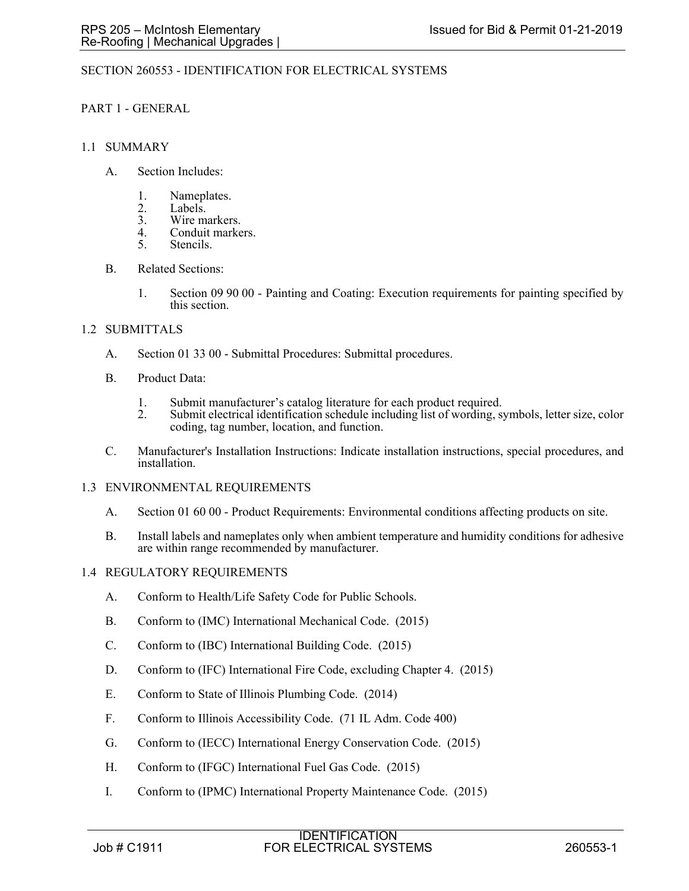# SECTION 260553 - IDENTIFICATION FOR ELECTRICAL SYSTEMS

## PART 1 - GENERAL

### 1.1 SUMMARY

A. Section Includes:

1. Nameplates.
2. Labels.
3. Wire markers.
4. Conduit markers.
5. Stencils.

B. Related Sections:

1. Section 09 90 00 - Painting and Coating: Execution requirements for painting specified by this section.

### 1.2 SUBMITTALS

A. Section 01 33 00 - Submittal Procedures: Submittal procedures.

B. Product Data:

1. Submit manufacturer's catalog literature for each product required.
2. Submit electrical identification schedule including list of wording, symbols, letter size, color coding, tag number, location, and function.

C. Manufacturer's Installation Instructions: Indicate installation instructions, special procedures, and installation.

### 1.3 ENVIRONMENTAL REQUIREMENTS

A. Section 01 60 00 - Product Requirements: Environmental conditions affecting products on site.

B. Install labels and nameplates only when ambient temperature and humidity conditions for adhesive are within range recommended by manufacturer.

### 1.4 REGULATORY REQUIREMENTS

A. Conform to Health/Life Safety Code for Public Schools.

B. Conform to (IMC) International Mechanical Code. (2015)

C. Conform to (IBC) International Building Code. (2015)

D. Conform to (IFC) International Fire Code, excluding Chapter 4. (2015)

E. Conform to State of Illinois Plumbing Code. (2014)

F. Conform to Illinois Accessibility Code. (71 IL Adm. Code 400)

G. Conform to (IECC) International Energy Conservation Code. (2015)

H. Conform to (IFGC) International Fuel Gas Code. (2015)

I. Conform to (IPMC) International Property Maintenance Code. (2015)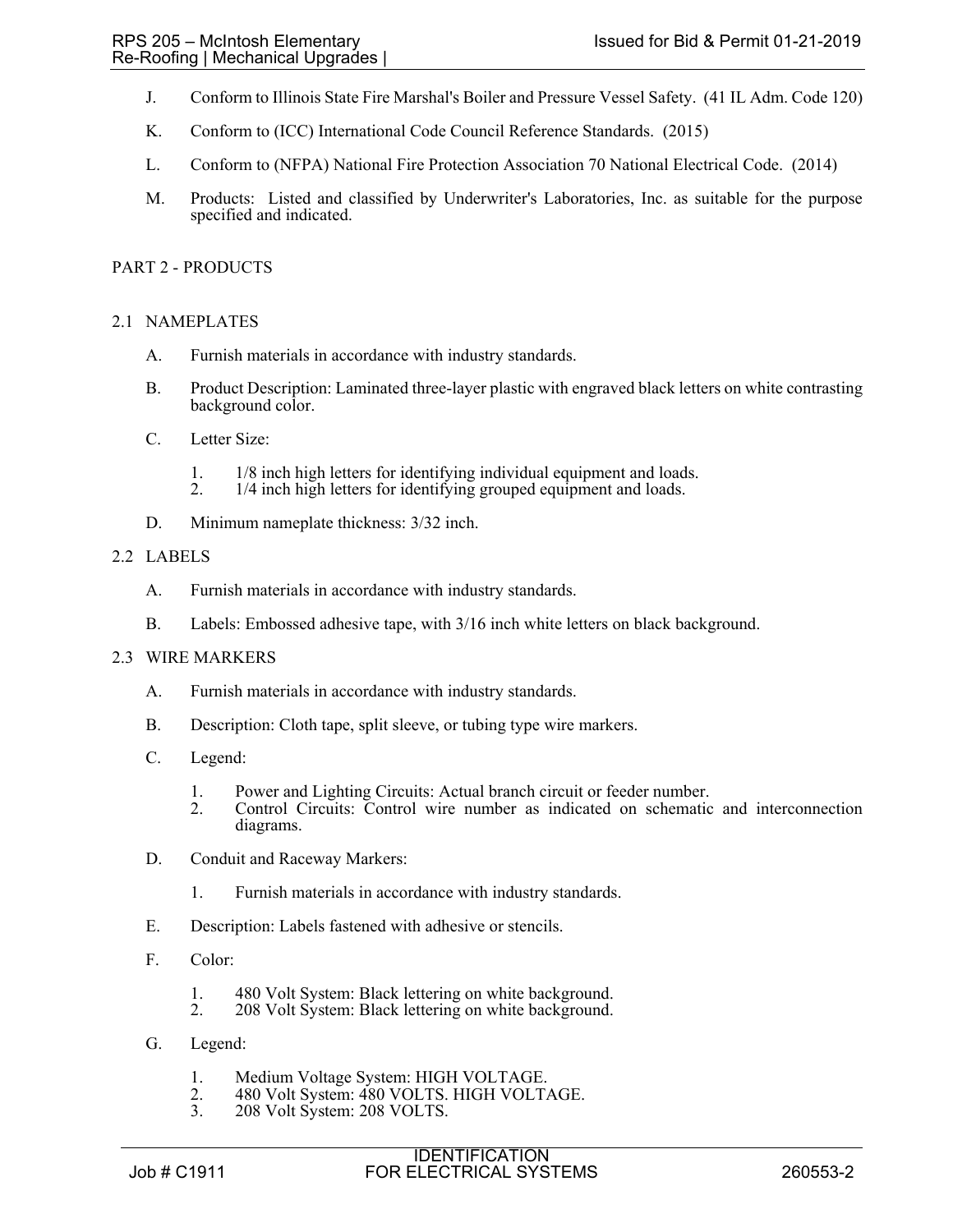J. Conform to Illinois State Fire Marshal's Boiler and Pressure Vessel Safety. (41 IL Adm. Code 120)

K. Conform to (ICC) International Code Council Reference Standards. (2015)

L. Conform to (NFPA) National Fire Protection Association 70 National Electrical Code. (2014)

M. Products: Listed and classified by Underwriter's Laboratories, Inc. as suitable for the purpose specified and indicated.

## PART 2 - PRODUCTS

### 2.1 NAMEPLATES

A. Furnish materials in accordance with industry standards.

B. Product Description: Laminated three-layer plastic with engraved black letters on white contrasting background color.

C. Letter Size:

1. 1/8 inch high letters for identifying individual equipment and loads.
2. 1/4 inch high letters for identifying grouped equipment and loads.

D. Minimum nameplate thickness: 3/32 inch.

### 2.2 LABELS

A. Furnish materials in accordance with industry standards.

B. Labels: Embossed adhesive tape, with 3/16 inch white letters on black background.

### 2.3 WIRE MARKERS

A. Furnish materials in accordance with industry standards.

B. Description: Cloth tape, split sleeve, or tubing type wire markers.

C. Legend:

1. Power and Lighting Circuits: Actual branch circuit or feeder number.
2. Control Circuits: Control wire number as indicated on schematic and interconnection diagrams.

D. Conduit and Raceway Markers:

1. Furnish materials in accordance with industry standards.

E. Description: Labels fastened with adhesive or stencils.

F. Color:

1. 480 Volt System: Black lettering on white background.
2. 208 Volt System: Black lettering on white background.

G. Legend:

1. Medium Voltage System: HIGH VOLTAGE.
2. 480 Volt System: 480 VOLTS. HIGH VOLTAGE.
3. 208 Volt System: 208 VOLTS.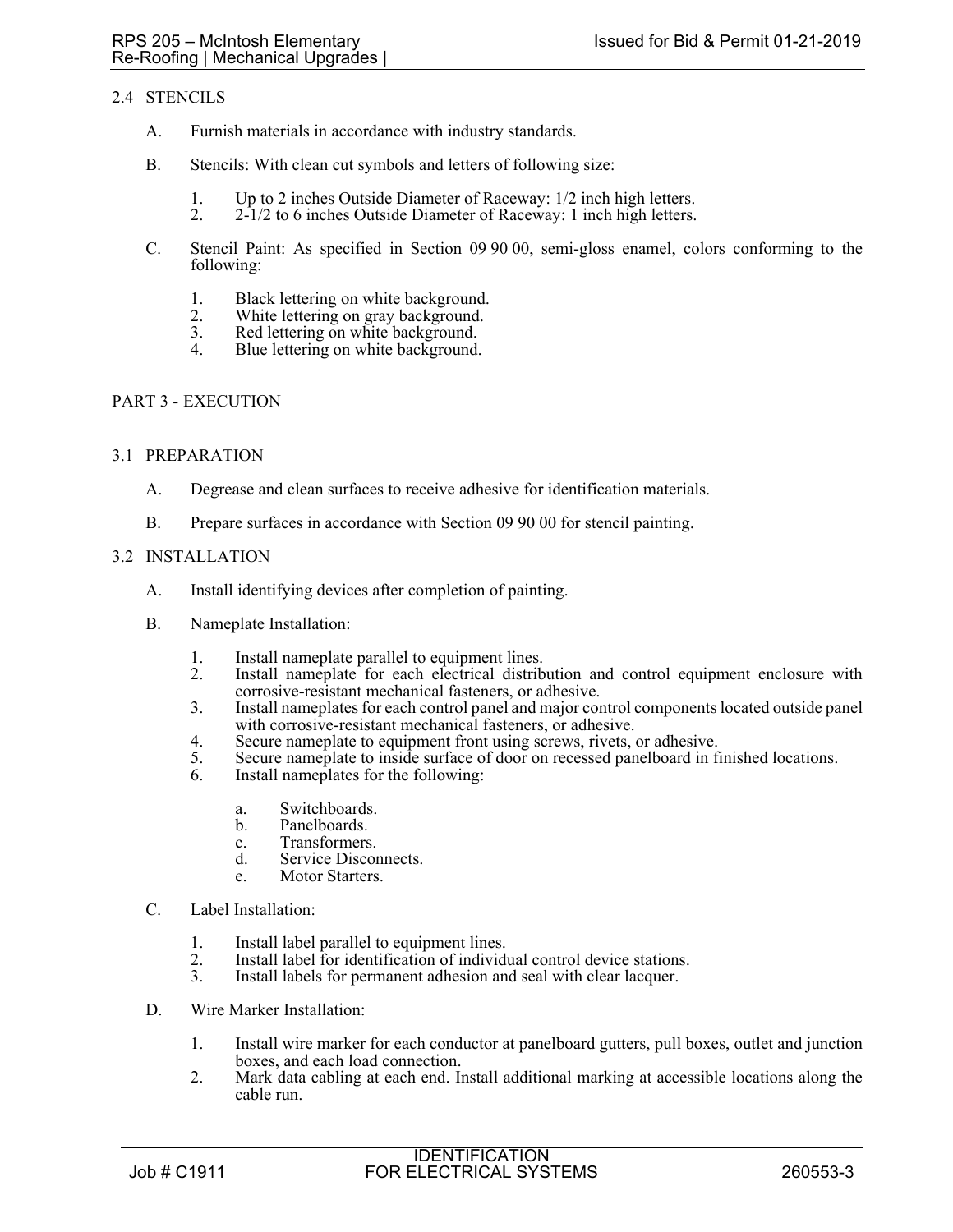### 2.4 STENCILS

A. Furnish materials in accordance with industry standards.

B. Stencils: With clean cut symbols and letters of following size:

1. Up to 2 inches Outside Diameter of Raceway: 1/2 inch high letters.
2. 2-1/2 to 6 inches Outside Diameter of Raceway: 1 inch high letters.

C. Stencil Paint: As specified in Section 09 90 00, semi-gloss enamel, colors conforming to the following:

1. Black lettering on white background.
2. White lettering on gray background.
3. Red lettering on white background.
4. Blue lettering on white background.

## PART 3 - EXECUTION

### 3.1 PREPARATION

A. Degrease and clean surfaces to receive adhesive for identification materials.

B. Prepare surfaces in accordance with Section 09 90 00 for stencil painting.

### 3.2 INSTALLATION

A. Install identifying devices after completion of painting.

B. Nameplate Installation:

1. Install nameplate parallel to equipment lines.
2. Install nameplate for each electrical distribution and control equipment enclosure with corrosive-resistant mechanical fasteners, or adhesive.
3. Install nameplates for each control panel and major control components located outside panel with corrosive-resistant mechanical fasteners, or adhesive.
4. Secure nameplate to equipment front using screws, rivets, or adhesive.
5. Secure nameplate to inside surface of door on recessed panelboard in finished locations.
6. Install nameplates for the following:
   a. Switchboards.
   b. Panelboards.
   c. Transformers.
   d. Service Disconnects.
   e. Motor Starters.

C. Label Installation:

1. Install label parallel to equipment lines.
2. Install label for identification of individual control device stations.
3. Install labels for permanent adhesion and seal with clear lacquer.

D. Wire Marker Installation:

1. Install wire marker for each conductor at panelboard gutters, pull boxes, outlet and junction boxes, and each load connection.
2. Mark data cabling at each end. Install additional marking at accessible locations along the cable run.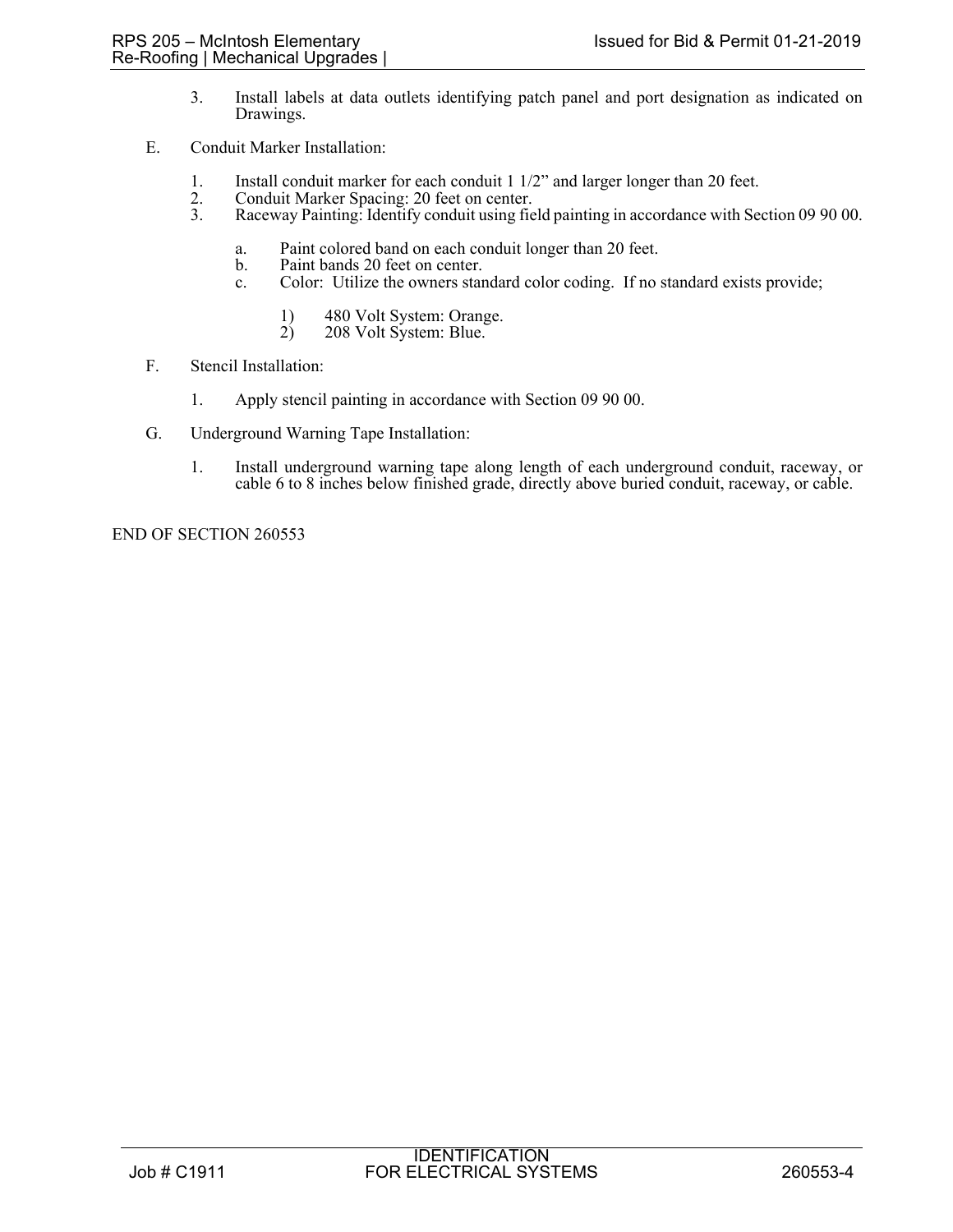3. Install labels at data outlets identifying patch panel and port designation as indicated on Drawings.

E. Conduit Marker Installation:

1. Install conduit marker for each conduit 1 1/2" and larger longer than 20 feet.
2. Conduit Marker Spacing: 20 feet on center.
3. Raceway Painting: Identify conduit using field painting in accordance with Section 09 90 00.

   a. Paint colored band on each conduit longer than 20 feet.
   b. Paint bands 20 feet on center.
   c. Color: Utilize the owners standard color coding. If no standard exists provide;

      1) 480 Volt System: Orange.
      2) 208 Volt System: Blue.

F. Stencil Installation:

1. Apply stencil painting in accordance with Section 09 90 00.

G. Underground Warning Tape Installation:

1. Install underground warning tape along length of each underground conduit, raceway, or cable 6 to 8 inches below finished grade, directly above buried conduit, raceway, or cable.

END OF SECTION 260553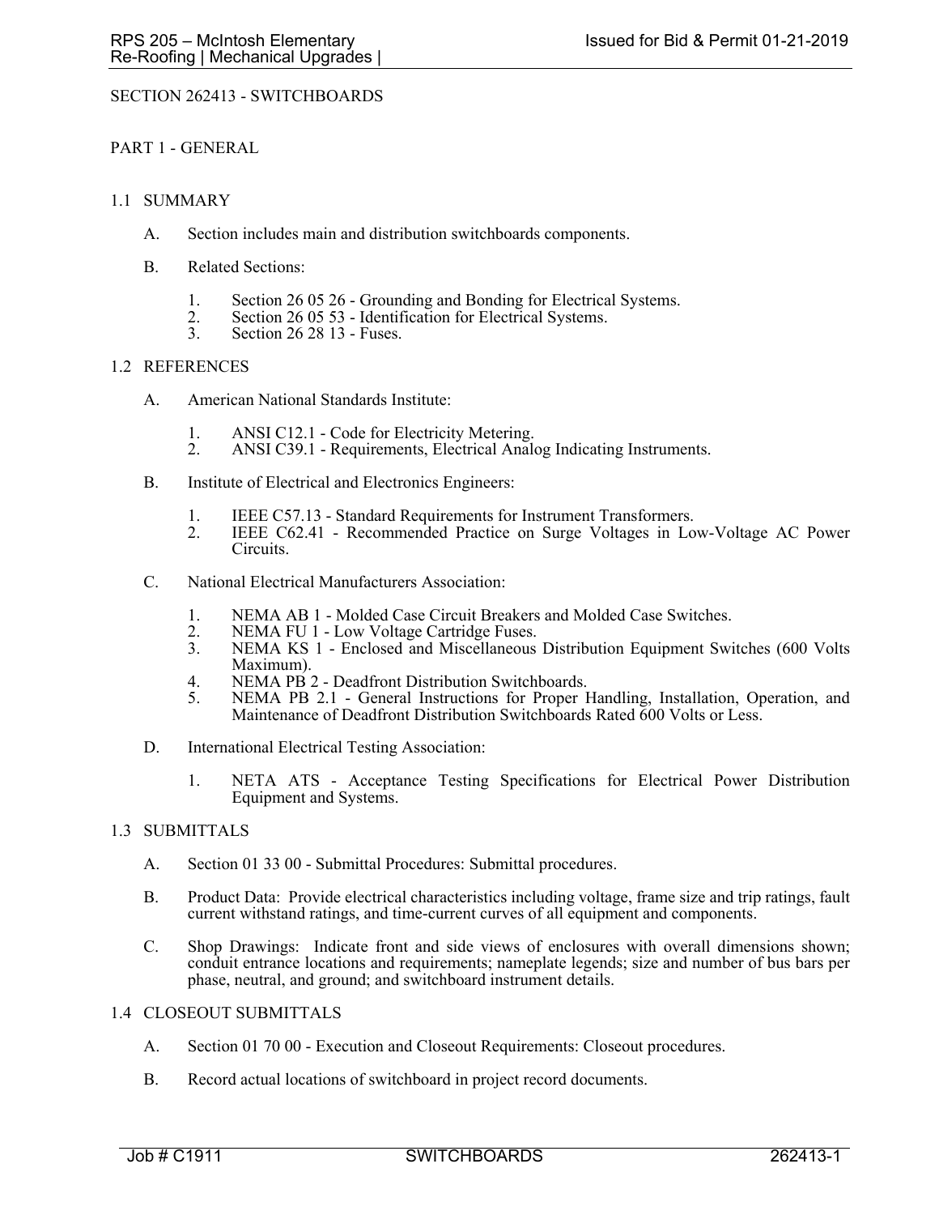# SECTION 262413 - SWITCHBOARDS

## PART 1 - GENERAL

### 1.1 SUMMARY

A. Section includes main and distribution switchboards components.

B. Related Sections:

1. Section 26 05 26 - Grounding and Bonding for Electrical Systems.
2. Section 26 05 53 - Identification for Electrical Systems.
3. Section 26 28 13 - Fuses.

### 1.2 REFERENCES

A. American National Standards Institute:

1. ANSI C12.1 - Code for Electricity Metering.
2. ANSI C39.1 - Requirements, Electrical Analog Indicating Instruments.

B. Institute of Electrical and Electronics Engineers:

1. IEEE C57.13 - Standard Requirements for Instrument Transformers.
2. IEEE C62.41 - Recommended Practice on Surge Voltages in Low-Voltage AC Power Circuits.

C. National Electrical Manufacturers Association:

1. NEMA AB 1 - Molded Case Circuit Breakers and Molded Case Switches.
2. NEMA FU 1 - Low Voltage Cartridge Fuses.
3. NEMA KS 1 - Enclosed and Miscellaneous Distribution Equipment Switches (600 Volts Maximum).
4. NEMA PB 2 - Deadfront Distribution Switchboards.
5. NEMA PB 2.1 - General Instructions for Proper Handling, Installation, Operation, and Maintenance of Deadfront Distribution Switchboards Rated 600 Volts or Less.

D. International Electrical Testing Association:

1. NETA ATS - Acceptance Testing Specifications for Electrical Power Distribution Equipment and Systems.

### 1.3 SUBMITTALS

A. Section 01 33 00 - Submittal Procedures: Submittal procedures.

B. Product Data: Provide electrical characteristics including voltage, frame size and trip ratings, fault current withstand ratings, and time-current curves of all equipment and components.

C. Shop Drawings: Indicate front and side views of enclosures with overall dimensions shown; conduit entrance locations and requirements; nameplate legends; size and number of bus bars per phase, neutral, and ground; and switchboard instrument details.

### 1.4 CLOSEOUT SUBMITTALS

A. Section 01 70 00 - Execution and Closeout Requirements: Closeout procedures.

B. Record actual locations of switchboard in project record documents.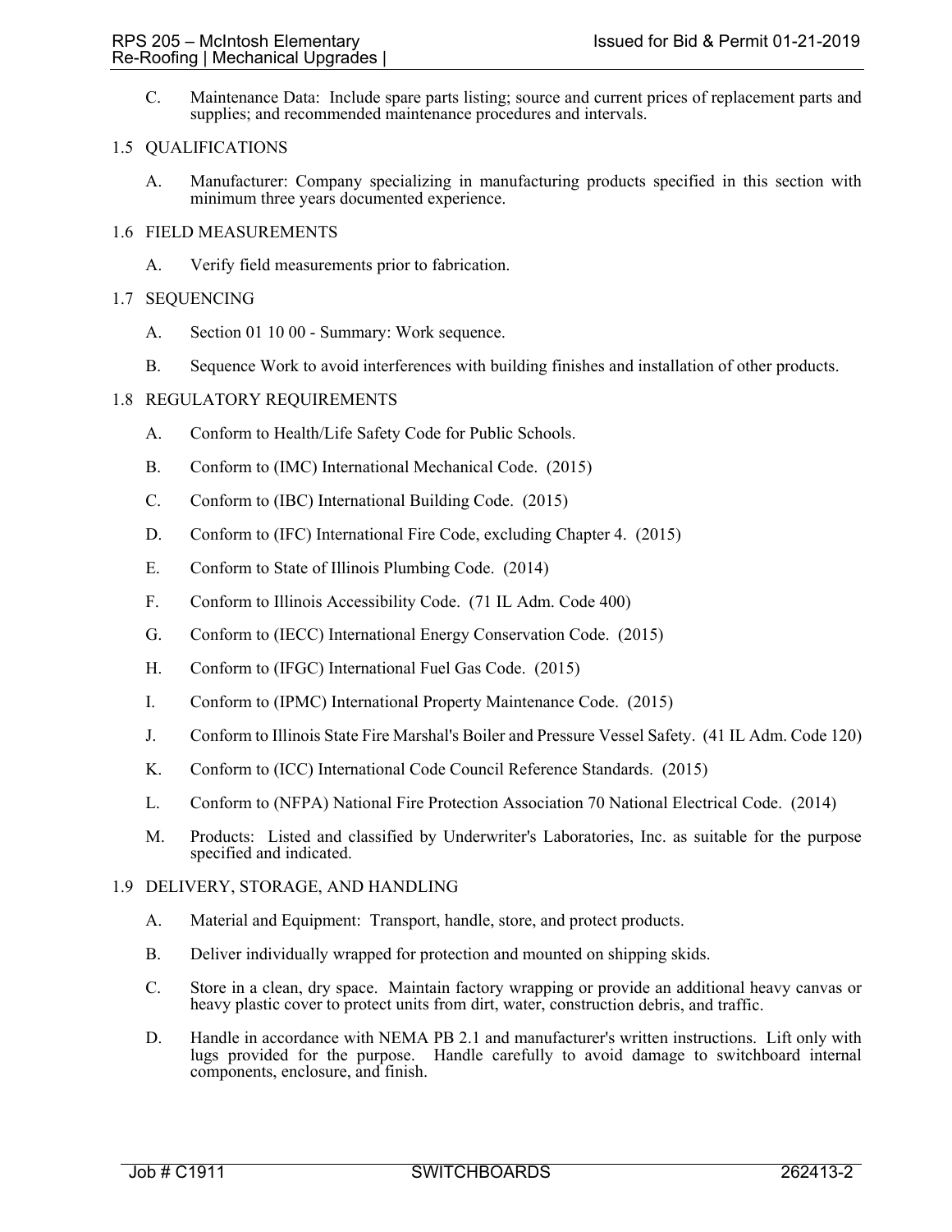C. Maintenance Data: Include spare parts listing; source and current prices of replacement parts and supplies; and recommended maintenance procedures and intervals.

## 1.5 QUALIFICATIONS

A. Manufacturer: Company specializing in manufacturing products specified in this section with minimum three years documented experience.

## 1.6 FIELD MEASUREMENTS

A. Verify field measurements prior to fabrication.

## 1.7 SEQUENCING

A. Section 01 10 00 - Summary: Work sequence.

B. Sequence Work to avoid interferences with building finishes and installation of other products.

## 1.8 REGULATORY REQUIREMENTS

A. Conform to Health/Life Safety Code for Public Schools.

B. Conform to (IMC) International Mechanical Code. (2015)

C. Conform to (IBC) International Building Code. (2015)

D. Conform to (IFC) International Fire Code, excluding Chapter 4. (2015)

E. Conform to State of Illinois Plumbing Code. (2014)

F. Conform to Illinois Accessibility Code. (71 IL Adm. Code 400)

G. Conform to (IECC) International Energy Conservation Code. (2015)

H. Conform to (IFGC) International Fuel Gas Code. (2015)

I. Conform to (IPMC) International Property Maintenance Code. (2015)

J. Conform to Illinois State Fire Marshal's Boiler and Pressure Vessel Safety. (41 IL Adm. Code 120)

K. Conform to (ICC) International Code Council Reference Standards. (2015)

L. Conform to (NFPA) National Fire Protection Association 70 National Electrical Code. (2014)

M. Products: Listed and classified by Underwriter's Laboratories, Inc. as suitable for the purpose specified and indicated.

## 1.9 DELIVERY, STORAGE, AND HANDLING

A. Material and Equipment: Transport, handle, store, and protect products.

B. Deliver individually wrapped for protection and mounted on shipping skids.

C. Store in a clean, dry space. Maintain factory wrapping or provide an additional heavy canvas or heavy plastic cover to protect units from dirt, water, construction debris, and traffic.

D. Handle in accordance with NEMA PB 2.1 and manufacturer's written instructions. Lift only with lugs provided for the purpose. Handle carefully to avoid damage to switchboard internal components, enclosure, and finish.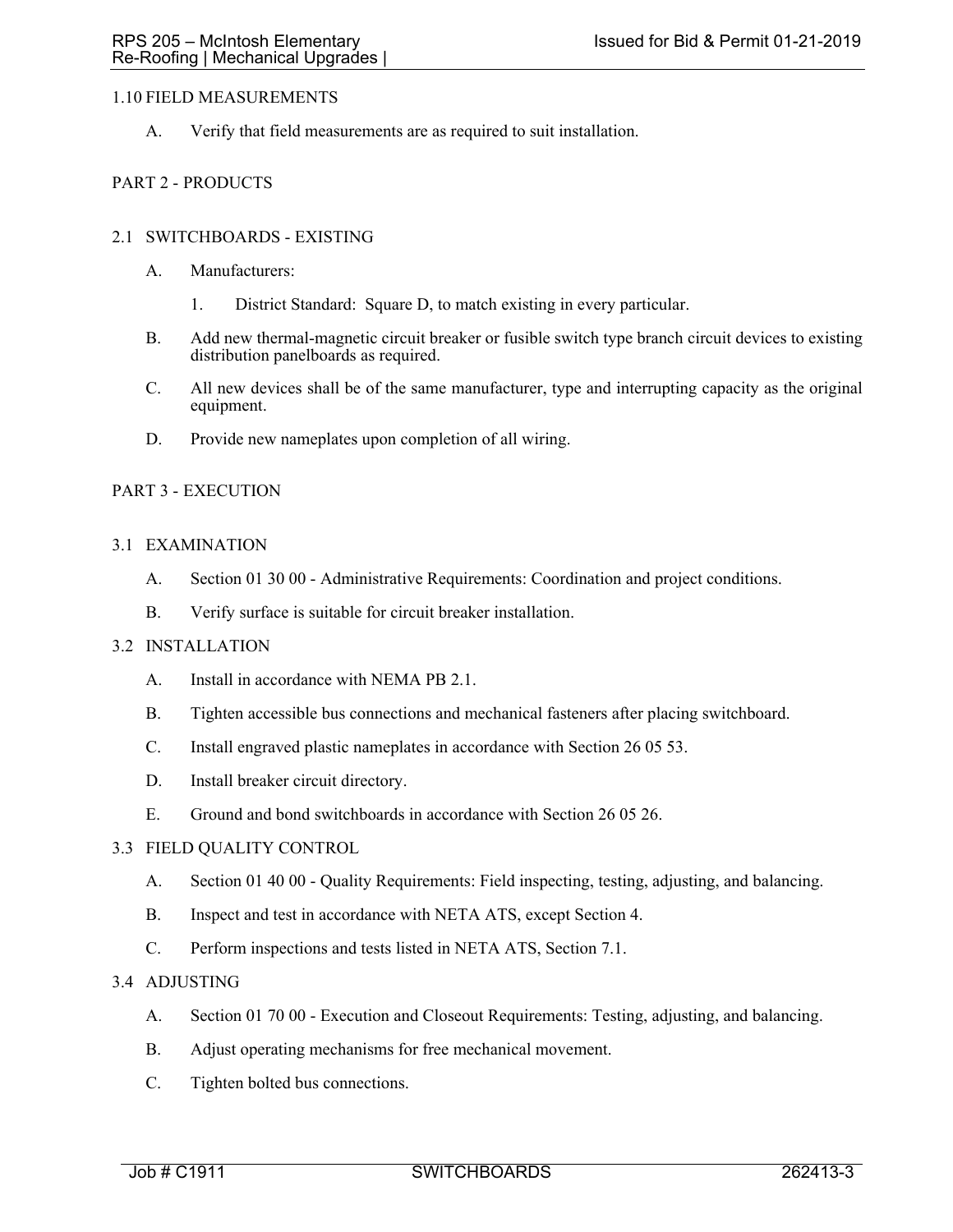## 1.10 FIELD MEASUREMENTS

A. Verify that field measurements are as required to suit installation.

# PART 2 - PRODUCTS

## 2.1 SWITCHBOARDS - EXISTING

A. Manufacturers:

1. District Standard: Square D, to match existing in every particular.

B. Add new thermal-magnetic circuit breaker or fusible switch type branch circuit devices to existing distribution panelboards as required.

C. All new devices shall be of the same manufacturer, type and interrupting capacity as the original equipment.

D. Provide new nameplates upon completion of all wiring.

# PART 3 - EXECUTION

## 3.1 EXAMINATION

A. Section 01 30 00 - Administrative Requirements: Coordination and project conditions.

B. Verify surface is suitable for circuit breaker installation.

## 3.2 INSTALLATION

A. Install in accordance with NEMA PB 2.1.

B. Tighten accessible bus connections and mechanical fasteners after placing switchboard.

C. Install engraved plastic nameplates in accordance with Section 26 05 53.

D. Install breaker circuit directory.

E. Ground and bond switchboards in accordance with Section 26 05 26.

## 3.3 FIELD QUALITY CONTROL

A. Section 01 40 00 - Quality Requirements: Field inspecting, testing, adjusting, and balancing.

B. Inspect and test in accordance with NETA ATS, except Section 4.

C. Perform inspections and tests listed in NETA ATS, Section 7.1.

## 3.4 ADJUSTING

A. Section 01 70 00 - Execution and Closeout Requirements: Testing, adjusting, and balancing.

B. Adjust operating mechanisms for free mechanical movement.

C. Tighten bolted bus connections.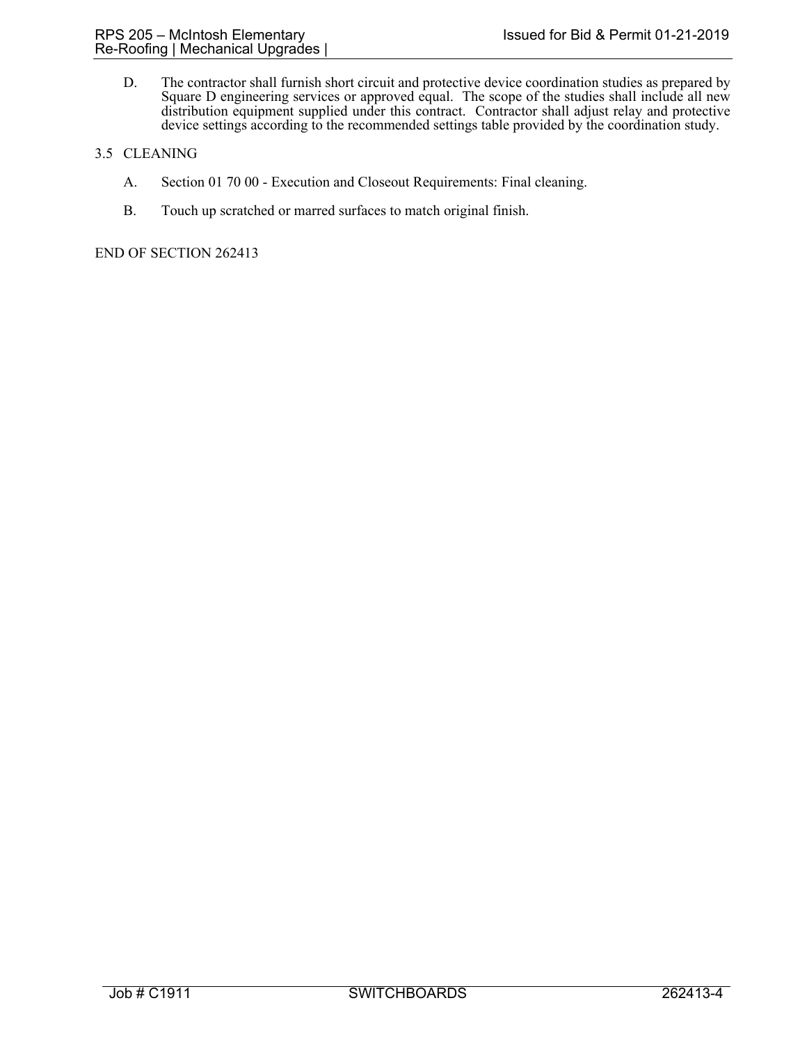D. The contractor shall furnish short circuit and protective device coordination studies as prepared by Square D engineering services or approved equal. The scope of the studies shall include all new distribution equipment supplied under this contract. Contractor shall adjust relay and protective device settings according to the recommended settings table provided by the coordination study.

## 3.5 CLEANING

A. Section 01 70 00 - Execution and Closeout Requirements: Final cleaning.

B. Touch up scratched or marred surfaces to match original finish.

END OF SECTION 262413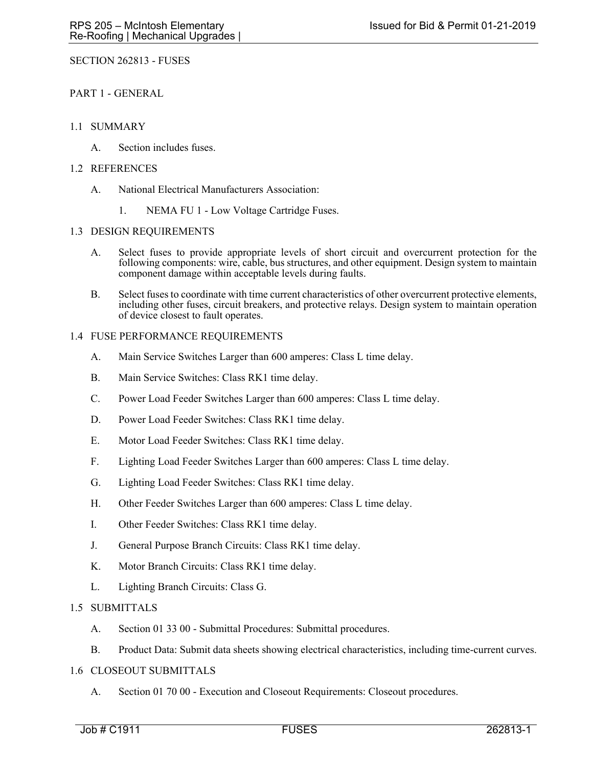SECTION 262813 - FUSES

PART 1 - GENERAL

1.1 SUMMARY

A. Section includes fuses.

1.2 REFERENCES

A. National Electrical Manufacturers Association:

1. NEMA FU 1 - Low Voltage Cartridge Fuses.

1.3 DESIGN REQUIREMENTS

A. Select fuses to provide appropriate levels of short circuit and overcurrent protection for the following components: wire, cable, bus structures, and other equipment. Design system to maintain component damage within acceptable levels during faults.

B. Select fuses to coordinate with time current characteristics of other overcurrent protective elements, including other fuses, circuit breakers, and protective relays. Design system to maintain operation of device closest to fault operates.

1.4 FUSE PERFORMANCE REQUIREMENTS

A. Main Service Switches Larger than 600 amperes: Class L time delay.

B. Main Service Switches: Class RK1 time delay.

C. Power Load Feeder Switches Larger than 600 amperes: Class L time delay.

D. Power Load Feeder Switches: Class RK1 time delay.

E. Motor Load Feeder Switches: Class RK1 time delay.

F. Lighting Load Feeder Switches Larger than 600 amperes: Class L time delay.

G. Lighting Load Feeder Switches: Class RK1 time delay.

H. Other Feeder Switches Larger than 600 amperes: Class L time delay.

I. Other Feeder Switches: Class RK1 time delay.

J. General Purpose Branch Circuits: Class RK1 time delay.

K. Motor Branch Circuits: Class RK1 time delay.

L. Lighting Branch Circuits: Class G.

1.5 SUBMITTALS

A. Section 01 33 00 - Submittal Procedures: Submittal procedures.

B. Product Data: Submit data sheets showing electrical characteristics, including time-current curves.

1.6 CLOSEOUT SUBMITTALS

A. Section 01 70 00 - Execution and Closeout Requirements: Closeout procedures.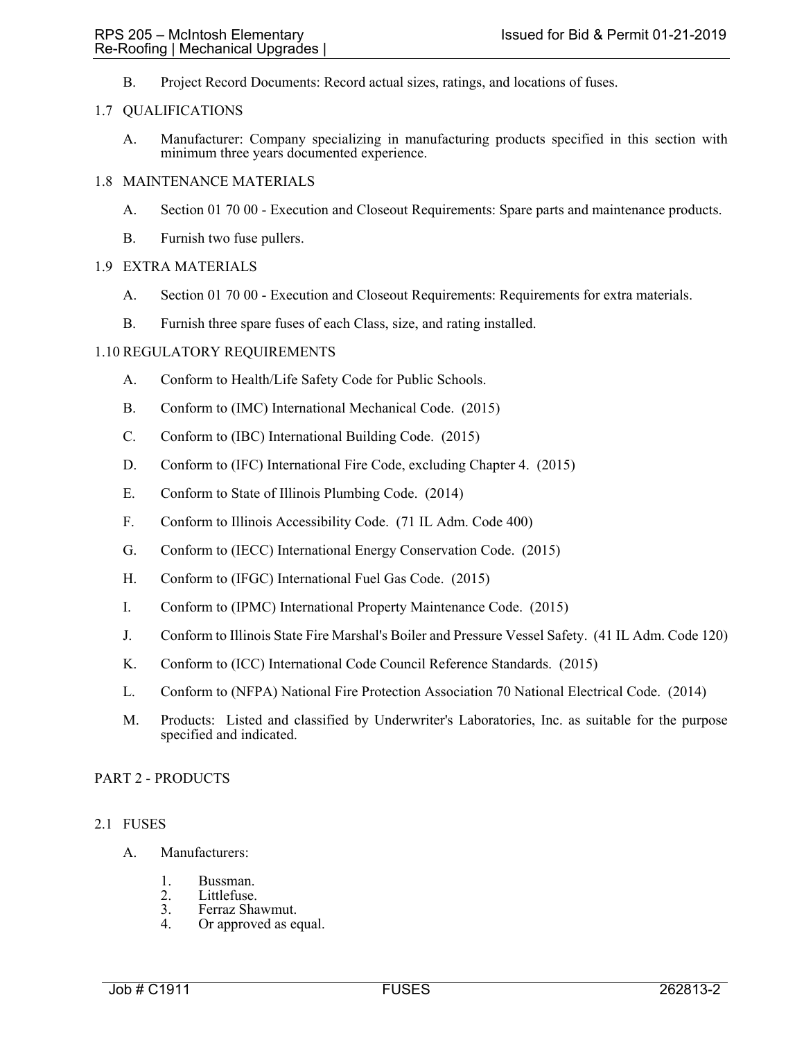B. Project Record Documents: Record actual sizes, ratings, and locations of fuses.

## 1.7 QUALIFICATIONS

A. Manufacturer: Company specializing in manufacturing products specified in this section with minimum three years documented experience.

## 1.8 MAINTENANCE MATERIALS

A. Section 01 70 00 - Execution and Closeout Requirements: Spare parts and maintenance products.

B. Furnish two fuse pullers.

## 1.9 EXTRA MATERIALS

A. Section 01 70 00 - Execution and Closeout Requirements: Requirements for extra materials.

B. Furnish three spare fuses of each Class, size, and rating installed.

## 1.10 REGULATORY REQUIREMENTS

A. Conform to Health/Life Safety Code for Public Schools.

B. Conform to (IMC) International Mechanical Code. (2015)

C. Conform to (IBC) International Building Code. (2015)

D. Conform to (IFC) International Fire Code, excluding Chapter 4. (2015)

E. Conform to State of Illinois Plumbing Code. (2014)

F. Conform to Illinois Accessibility Code. (71 IL Adm. Code 400)

G. Conform to (IECC) International Energy Conservation Code. (2015)

H. Conform to (IFGC) International Fuel Gas Code. (2015)

I. Conform to (IPMC) International Property Maintenance Code. (2015)

J. Conform to Illinois State Fire Marshal's Boiler and Pressure Vessel Safety. (41 IL Adm. Code 120)

K. Conform to (ICC) International Code Council Reference Standards. (2015)

L. Conform to (NFPA) National Fire Protection Association 70 National Electrical Code. (2014)

M. Products: Listed and classified by Underwriter's Laboratories, Inc. as suitable for the purpose specified and indicated.

# PART 2 - PRODUCTS

## 2.1 FUSES

A. Manufacturers:

1. Bussman.
2. Littlefuse.
3. Ferraz Shawmut.
4. Or approved as equal.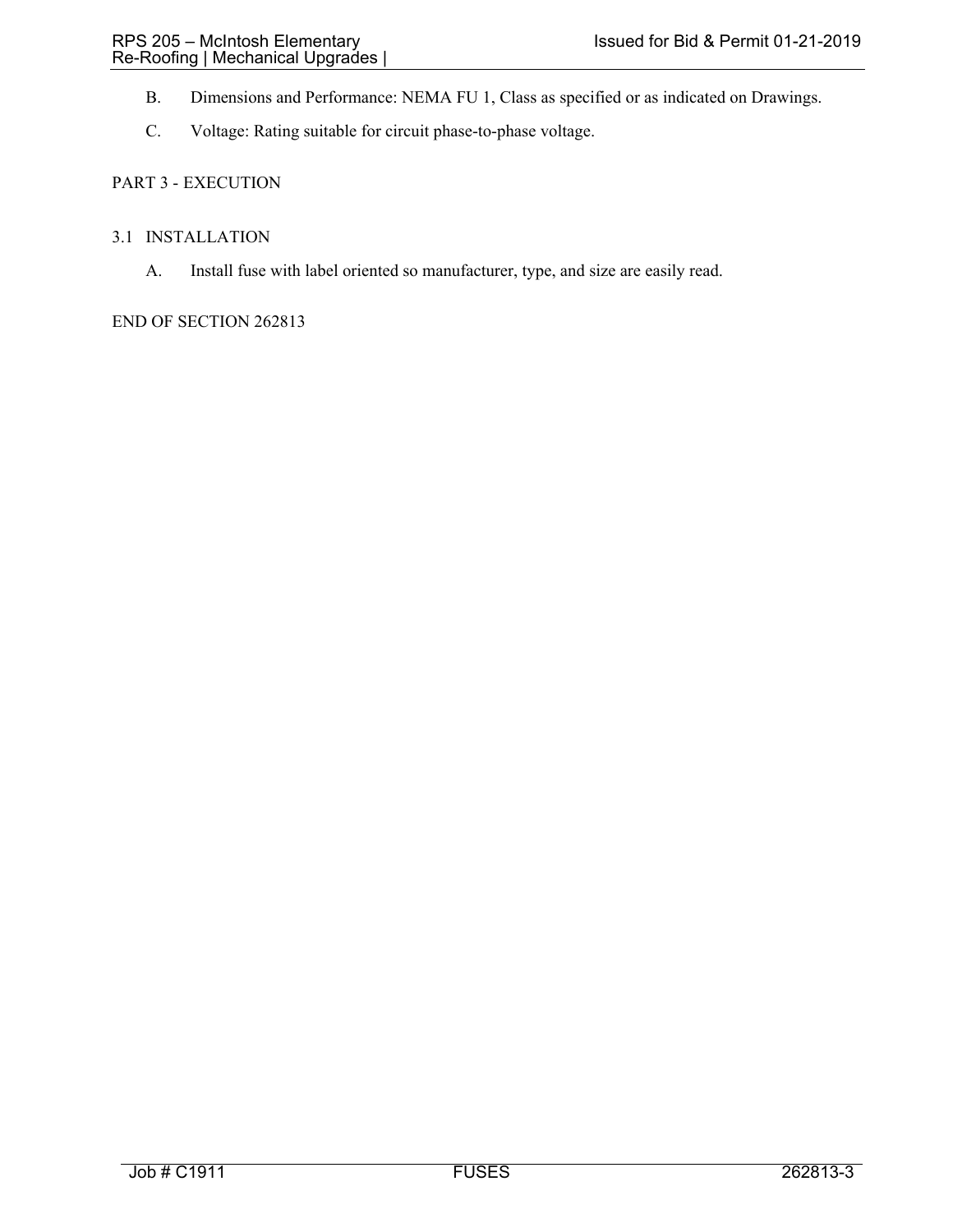B. Dimensions and Performance: NEMA FU 1, Class as specified or as indicated on Drawings.

C. Voltage: Rating suitable for circuit phase-to-phase voltage.

## PART 3 - EXECUTION

### 3.1 INSTALLATION

A. Install fuse with label oriented so manufacturer, type, and size are easily read.

END OF SECTION 262813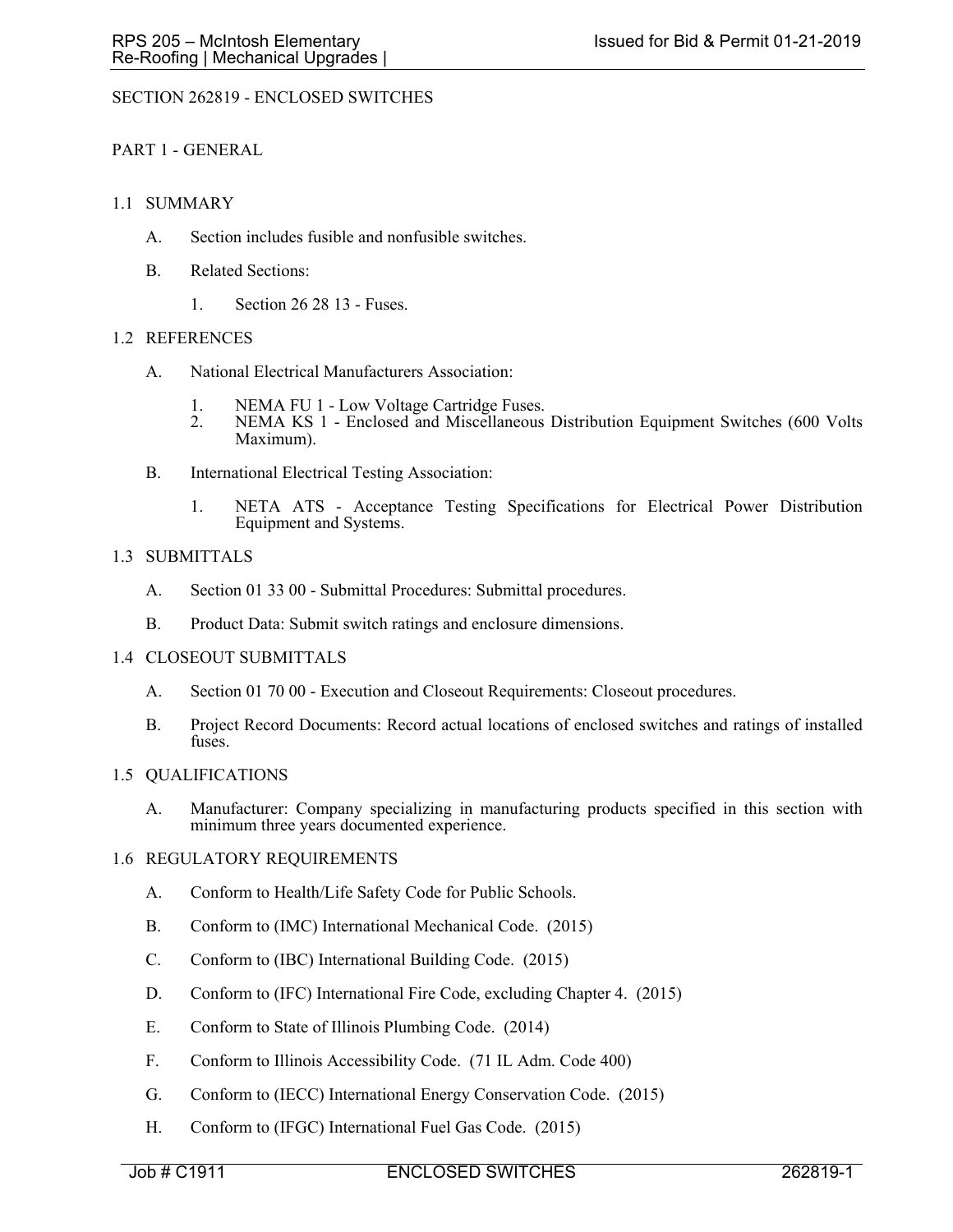# SECTION 262819 - ENCLOSED SWITCHES

## PART 1 - GENERAL

### 1.1 SUMMARY

A. Section includes fusible and nonfusible switches.

B. Related Sections:

1. Section 26 28 13 - Fuses.

### 1.2 REFERENCES

A. National Electrical Manufacturers Association:

1. NEMA FU 1 - Low Voltage Cartridge Fuses.
2. NEMA KS 1 - Enclosed and Miscellaneous Distribution Equipment Switches (600 Volts Maximum).

B. International Electrical Testing Association:

1. NETA ATS - Acceptance Testing Specifications for Electrical Power Distribution Equipment and Systems.

### 1.3 SUBMITTALS

A. Section 01 33 00 - Submittal Procedures: Submittal procedures.

B. Product Data: Submit switch ratings and enclosure dimensions.

### 1.4 CLOSEOUT SUBMITTALS

A. Section 01 70 00 - Execution and Closeout Requirements: Closeout procedures.

B. Project Record Documents: Record actual locations of enclosed switches and ratings of installed fuses.

### 1.5 QUALIFICATIONS

A. Manufacturer: Company specializing in manufacturing products specified in this section with minimum three years documented experience.

### 1.6 REGULATORY REQUIREMENTS

A. Conform to Health/Life Safety Code for Public Schools.

B. Conform to (IMC) International Mechanical Code. (2015)

C. Conform to (IBC) International Building Code. (2015)

D. Conform to (IFC) International Fire Code, excluding Chapter 4. (2015)

E. Conform to State of Illinois Plumbing Code. (2014)

F. Conform to Illinois Accessibility Code. (71 IL Adm. Code 400)

G. Conform to (IECC) International Energy Conservation Code. (2015)

H. Conform to (IFGC) International Fuel Gas Code. (2015)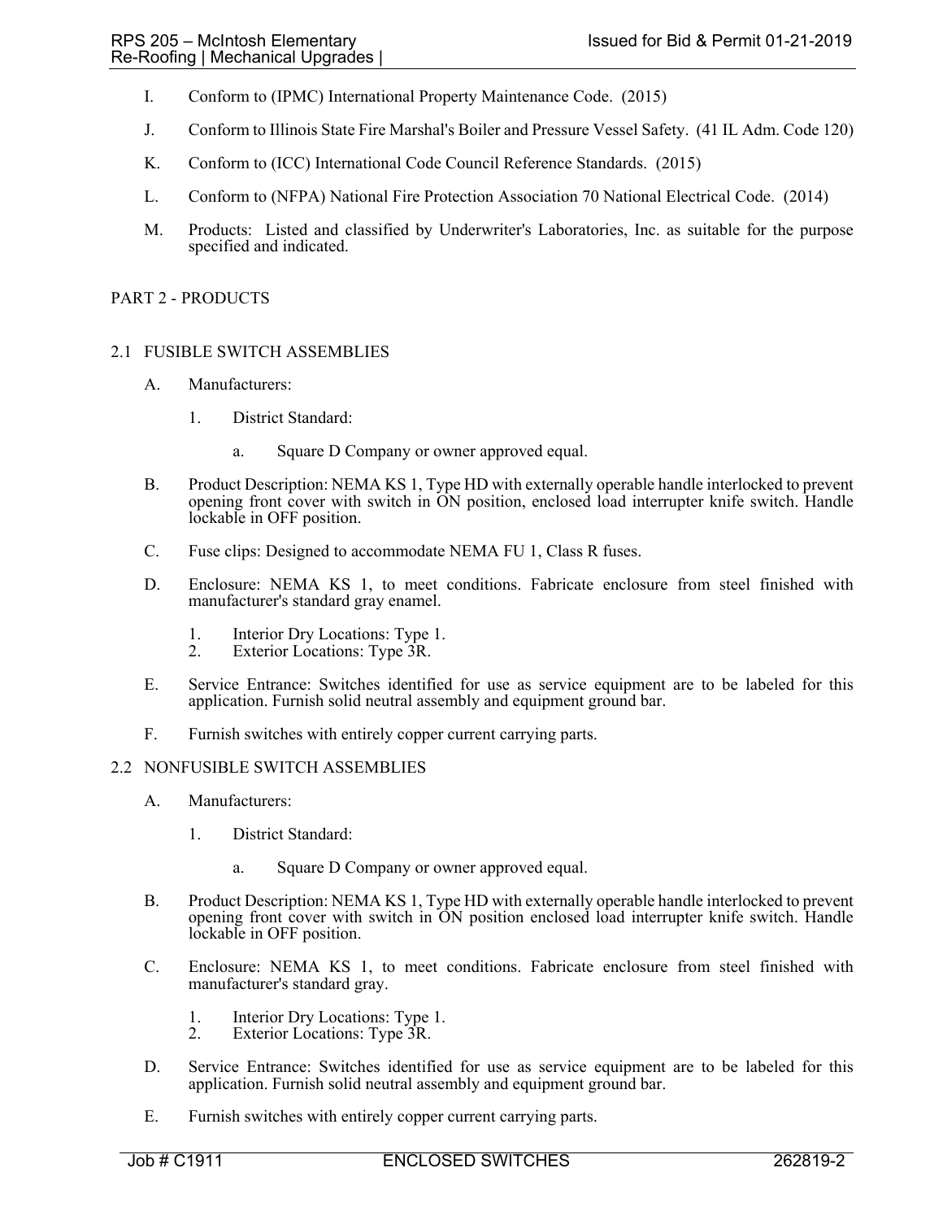I. Conform to (IPMC) International Property Maintenance Code. (2015)

J. Conform to Illinois State Fire Marshal's Boiler and Pressure Vessel Safety. (41 IL Adm. Code 120)

K. Conform to (ICC) International Code Council Reference Standards. (2015)

L. Conform to (NFPA) National Fire Protection Association 70 National Electrical Code. (2014)

M. Products: Listed and classified by Underwriter's Laboratories, Inc. as suitable for the purpose specified and indicated.

## PART 2 - PRODUCTS

### 2.1 FUSIBLE SWITCH ASSEMBLIES

A. Manufacturers:

1. District Standard:

   a. Square D Company or owner approved equal.

B. Product Description: NEMA KS 1, Type HD with externally operable handle interlocked to prevent opening front cover with switch in ON position, enclosed load interrupter knife switch. Handle lockable in OFF position.

C. Fuse clips: Designed to accommodate NEMA FU 1, Class R fuses.

D. Enclosure: NEMA KS 1, to meet conditions. Fabricate enclosure from steel finished with manufacturer's standard gray enamel.

1. Interior Dry Locations: Type 1.
2. Exterior Locations: Type 3R.

E. Service Entrance: Switches identified for use as service equipment are to be labeled for this application. Furnish solid neutral assembly and equipment ground bar.

F. Furnish switches with entirely copper current carrying parts.

### 2.2 NONFUSIBLE SWITCH ASSEMBLIES

A. Manufacturers:

1. District Standard:

   a. Square D Company or owner approved equal.

B. Product Description: NEMA KS 1, Type HD with externally operable handle interlocked to prevent opening front cover with switch in ON position enclosed load interrupter knife switch. Handle lockable in OFF position.

C. Enclosure: NEMA KS 1, to meet conditions. Fabricate enclosure from steel finished with manufacturer's standard gray.

1. Interior Dry Locations: Type 1.
2. Exterior Locations: Type 3R.

D. Service Entrance: Switches identified for use as service equipment are to be labeled for this application. Furnish solid neutral assembly and equipment ground bar.

E. Furnish switches with entirely copper current carrying parts.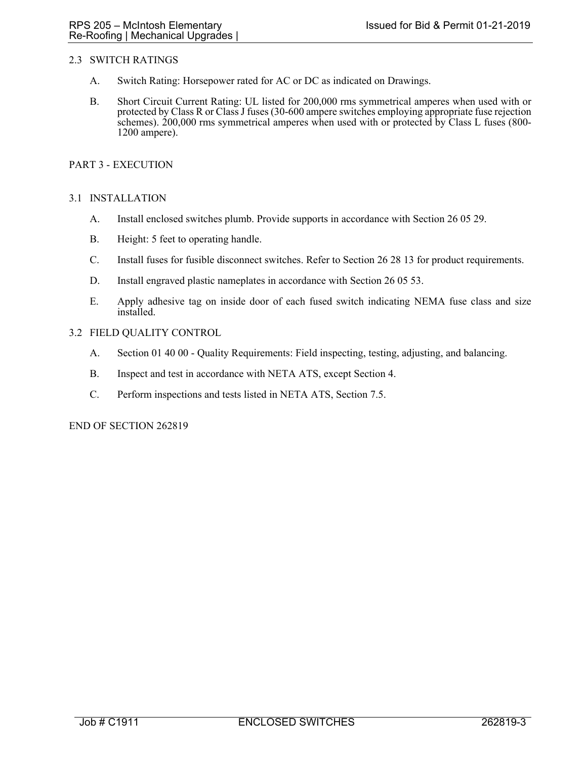## 2.3 SWITCH RATINGS

A. Switch Rating: Horsepower rated for AC or DC as indicated on Drawings.

B. Short Circuit Current Rating: UL listed for 200,000 rms symmetrical amperes when used with or protected by Class R or Class J fuses (30-600 ampere switches employing appropriate fuse rejection schemes). 200,000 rms symmetrical amperes when used with or protected by Class L fuses (800-1200 ampere).

# PART 3 - EXECUTION

## 3.1 INSTALLATION

A. Install enclosed switches plumb. Provide supports in accordance with Section 26 05 29.

B. Height: 5 feet to operating handle.

C. Install fuses for fusible disconnect switches. Refer to Section 26 28 13 for product requirements.

D. Install engraved plastic nameplates in accordance with Section 26 05 53.

E. Apply adhesive tag on inside door of each fused switch indicating NEMA fuse class and size installed.

## 3.2 FIELD QUALITY CONTROL

A. Section 01 40 00 - Quality Requirements: Field inspecting, testing, adjusting, and balancing.

B. Inspect and test in accordance with NETA ATS, except Section 4.

C. Perform inspections and tests listed in NETA ATS, Section 7.5.

END OF SECTION 262819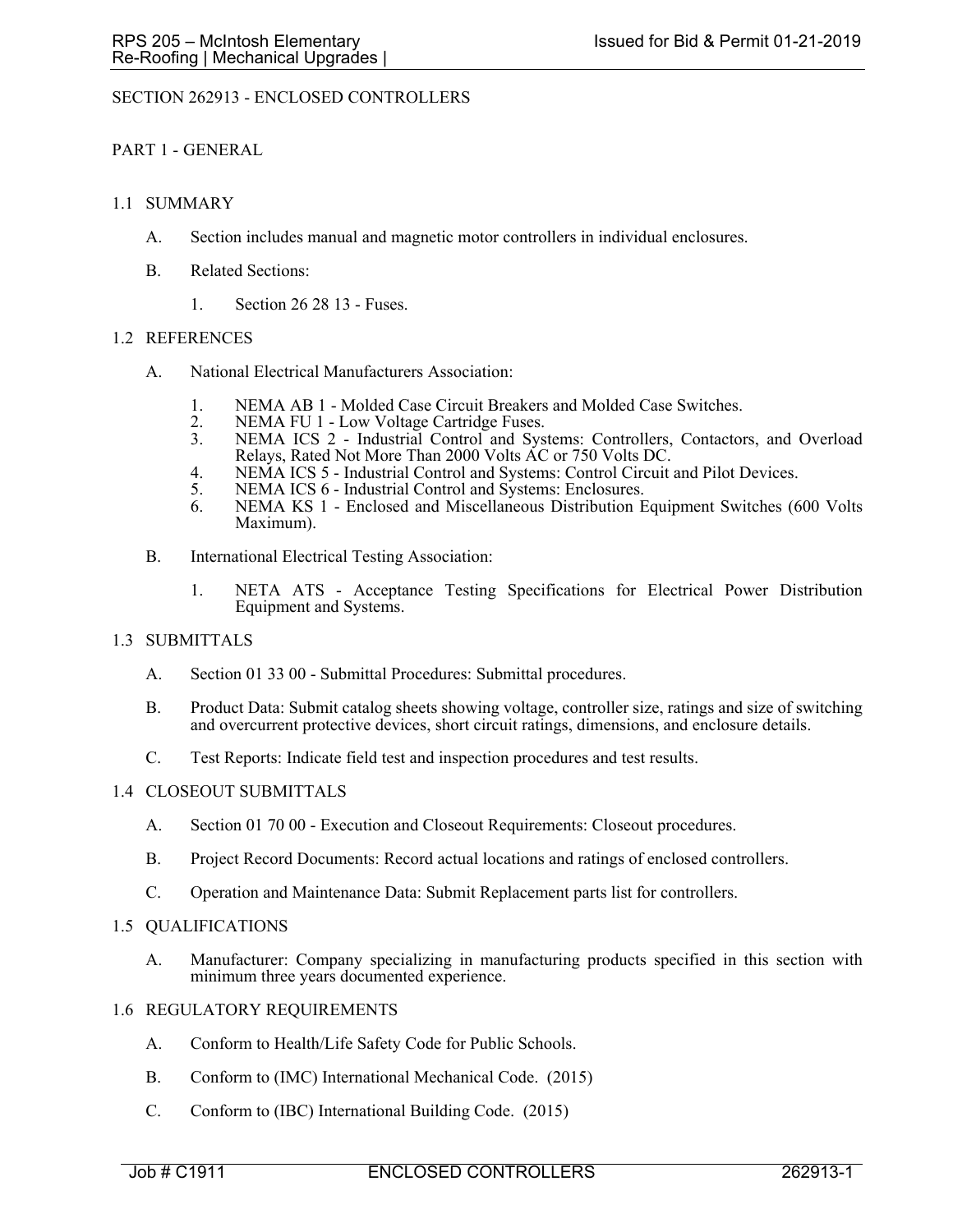# SECTION 262913 - ENCLOSED CONTROLLERS

## PART 1 - GENERAL

### 1.1 SUMMARY

A. Section includes manual and magnetic motor controllers in individual enclosures.

B. Related Sections:

1. Section 26 28 13 - Fuses.

### 1.2 REFERENCES

A. National Electrical Manufacturers Association:

1. NEMA AB 1 - Molded Case Circuit Breakers and Molded Case Switches.
2. NEMA FU 1 - Low Voltage Cartridge Fuses.
3. NEMA ICS 2 - Industrial Control and Systems: Controllers, Contactors, and Overload Relays, Rated Not More Than 2000 Volts AC or 750 Volts DC.
4. NEMA ICS 5 - Industrial Control and Systems: Control Circuit and Pilot Devices.
5. NEMA ICS 6 - Industrial Control and Systems: Enclosures.
6. NEMA KS 1 - Enclosed and Miscellaneous Distribution Equipment Switches (600 Volts Maximum).

B. International Electrical Testing Association:

1. NETA ATS - Acceptance Testing Specifications for Electrical Power Distribution Equipment and Systems.

### 1.3 SUBMITTALS

A. Section 01 33 00 - Submittal Procedures: Submittal procedures.

B. Product Data: Submit catalog sheets showing voltage, controller size, ratings and size of switching and overcurrent protective devices, short circuit ratings, dimensions, and enclosure details.

C. Test Reports: Indicate field test and inspection procedures and test results.

### 1.4 CLOSEOUT SUBMITTALS

A. Section 01 70 00 - Execution and Closeout Requirements: Closeout procedures.

B. Project Record Documents: Record actual locations and ratings of enclosed controllers.

C. Operation and Maintenance Data: Submit Replacement parts list for controllers.

### 1.5 QUALIFICATIONS

A. Manufacturer: Company specializing in manufacturing products specified in this section with minimum three years documented experience.

### 1.6 REGULATORY REQUIREMENTS

A. Conform to Health/Life Safety Code for Public Schools.

B. Conform to (IMC) International Mechanical Code. (2015)

C. Conform to (IBC) International Building Code. (2015)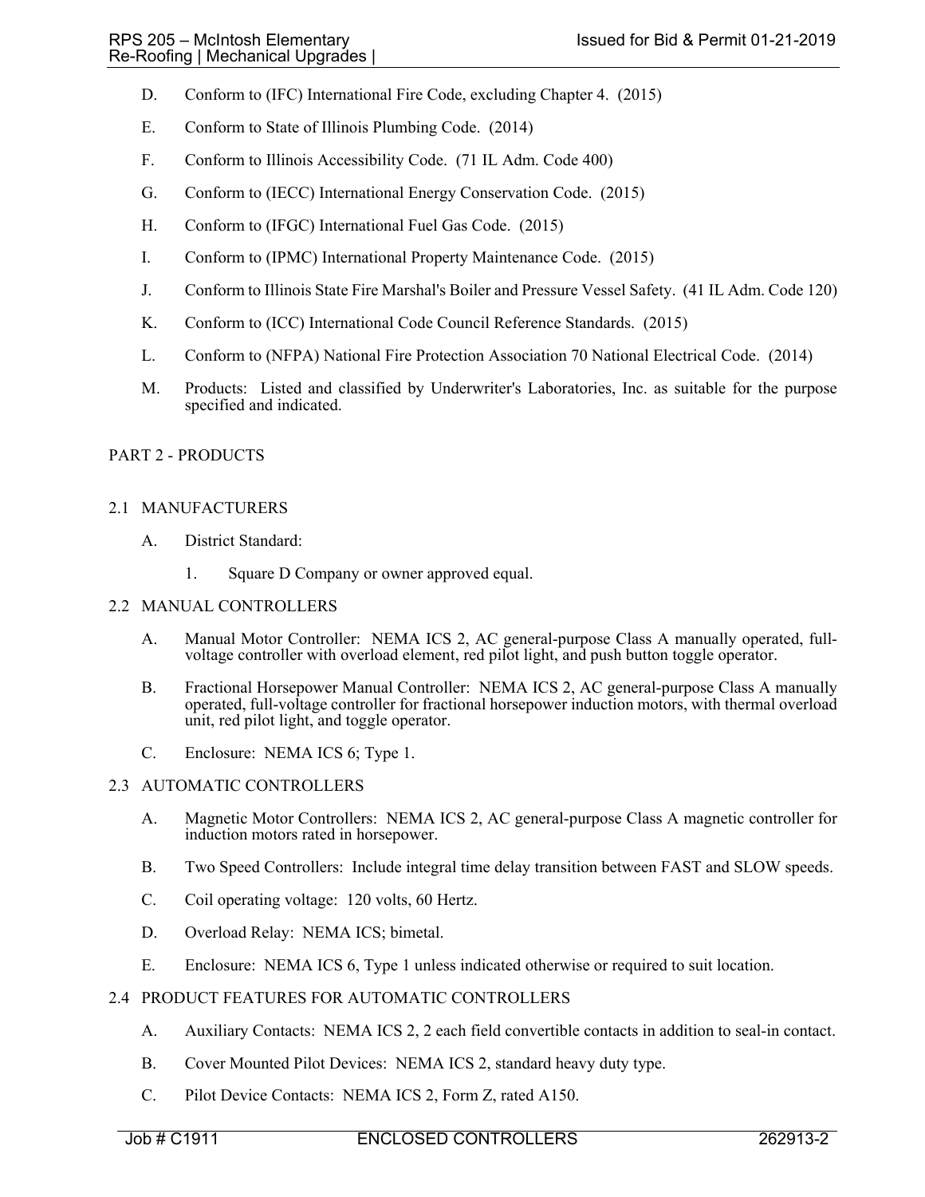D. Conform to (IFC) International Fire Code, excluding Chapter 4. (2015)

E. Conform to State of Illinois Plumbing Code. (2014)

F. Conform to Illinois Accessibility Code. (71 IL Adm. Code 400)

G. Conform to (IECC) International Energy Conservation Code. (2015)

H. Conform to (IFGC) International Fuel Gas Code. (2015)

I. Conform to (IPMC) International Property Maintenance Code. (2015)

J. Conform to Illinois State Fire Marshal's Boiler and Pressure Vessel Safety. (41 IL Adm. Code 120)

K. Conform to (ICC) International Code Council Reference Standards. (2015)

L. Conform to (NFPA) National Fire Protection Association 70 National Electrical Code. (2014)

M. Products: Listed and classified by Underwriter's Laboratories, Inc. as suitable for the purpose specified and indicated.

## PART 2 - PRODUCTS

### 2.1 MANUFACTURERS

A. District Standard:

1. Square D Company or owner approved equal.

### 2.2 MANUAL CONTROLLERS

A. Manual Motor Controller: NEMA ICS 2, AC general-purpose Class A manually operated, full-voltage controller with overload element, red pilot light, and push button toggle operator.

B. Fractional Horsepower Manual Controller: NEMA ICS 2, AC general-purpose Class A manually operated, full-voltage controller for fractional horsepower induction motors, with thermal overload unit, red pilot light, and toggle operator.

C. Enclosure: NEMA ICS 6; Type 1.

### 2.3 AUTOMATIC CONTROLLERS

A. Magnetic Motor Controllers: NEMA ICS 2, AC general-purpose Class A magnetic controller for induction motors rated in horsepower.

B. Two Speed Controllers: Include integral time delay transition between FAST and SLOW speeds.

C. Coil operating voltage: 120 volts, 60 Hertz.

D. Overload Relay: NEMA ICS; bimetal.

E. Enclosure: NEMA ICS 6, Type 1 unless indicated otherwise or required to suit location.

### 2.4 PRODUCT FEATURES FOR AUTOMATIC CONTROLLERS

A. Auxiliary Contacts: NEMA ICS 2, 2 each field convertible contacts in addition to seal-in contact.

B. Cover Mounted Pilot Devices: NEMA ICS 2, standard heavy duty type.

C. Pilot Device Contacts: NEMA ICS 2, Form Z, rated A150.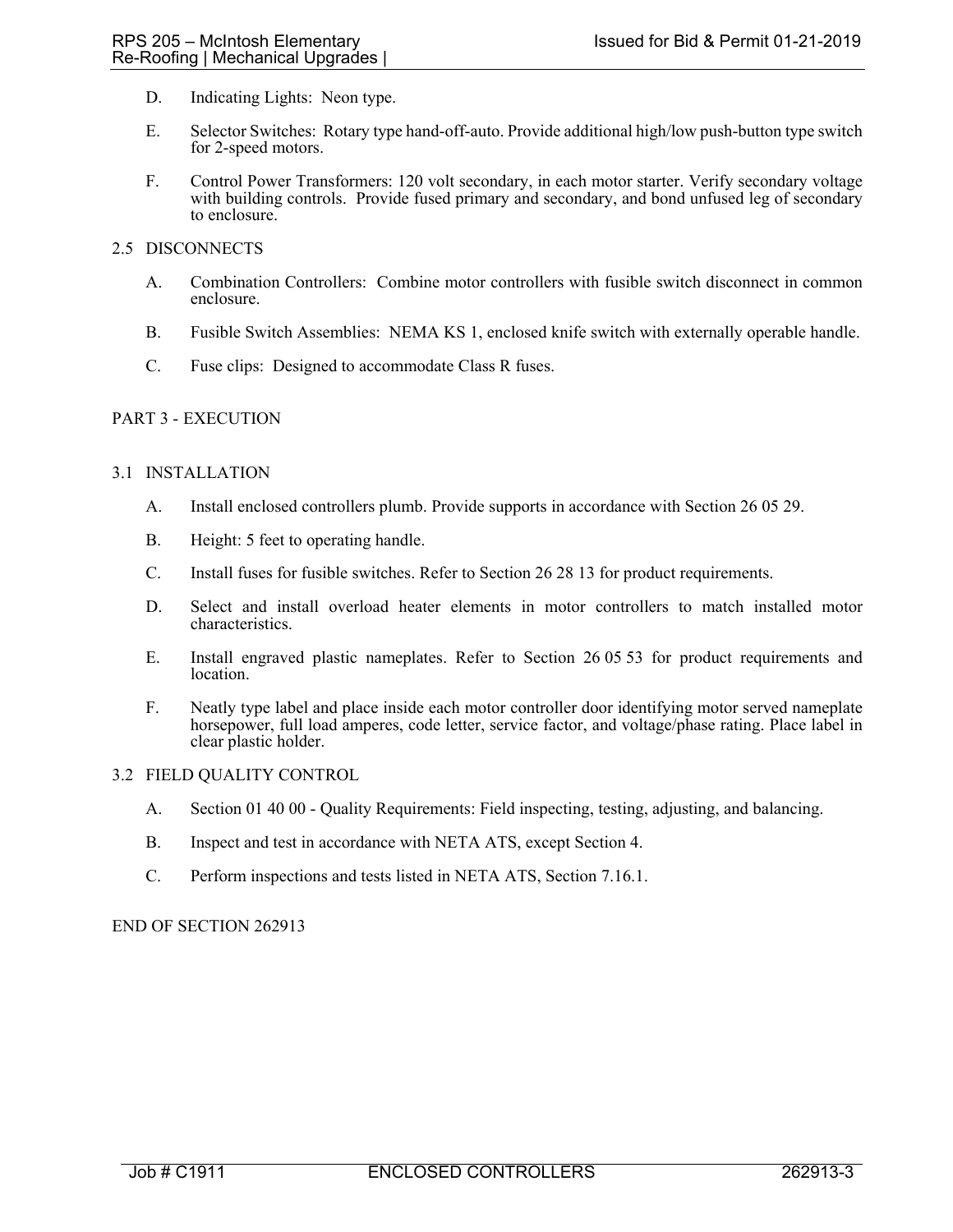D. Indicating Lights: Neon type.

E. Selector Switches: Rotary type hand-off-auto. Provide additional high/low push-button type switch for 2-speed motors.

F. Control Power Transformers: 120 volt secondary, in each motor starter. Verify secondary voltage with building controls. Provide fused primary and secondary, and bond unfused leg of secondary to enclosure.

## 2.5 DISCONNECTS

A. Combination Controllers: Combine motor controllers with fusible switch disconnect in common enclosure.

B. Fusible Switch Assemblies: NEMA KS 1, enclosed knife switch with externally operable handle.

C. Fuse clips: Designed to accommodate Class R fuses.

# PART 3 - EXECUTION

## 3.1 INSTALLATION

A. Install enclosed controllers plumb. Provide supports in accordance with Section 26 05 29.

B. Height: 5 feet to operating handle.

C. Install fuses for fusible switches. Refer to Section 26 28 13 for product requirements.

D. Select and install overload heater elements in motor controllers to match installed motor characteristics.

E. Install engraved plastic nameplates. Refer to Section 26 05 53 for product requirements and location.

F. Neatly type label and place inside each motor controller door identifying motor served nameplate horsepower, full load amperes, code letter, service factor, and voltage/phase rating. Place label in clear plastic holder.

## 3.2 FIELD QUALITY CONTROL

A. Section 01 40 00 - Quality Requirements: Field inspecting, testing, adjusting, and balancing.

B. Inspect and test in accordance with NETA ATS, except Section 4.

C. Perform inspections and tests listed in NETA ATS, Section 7.16.1.

END OF SECTION 262913